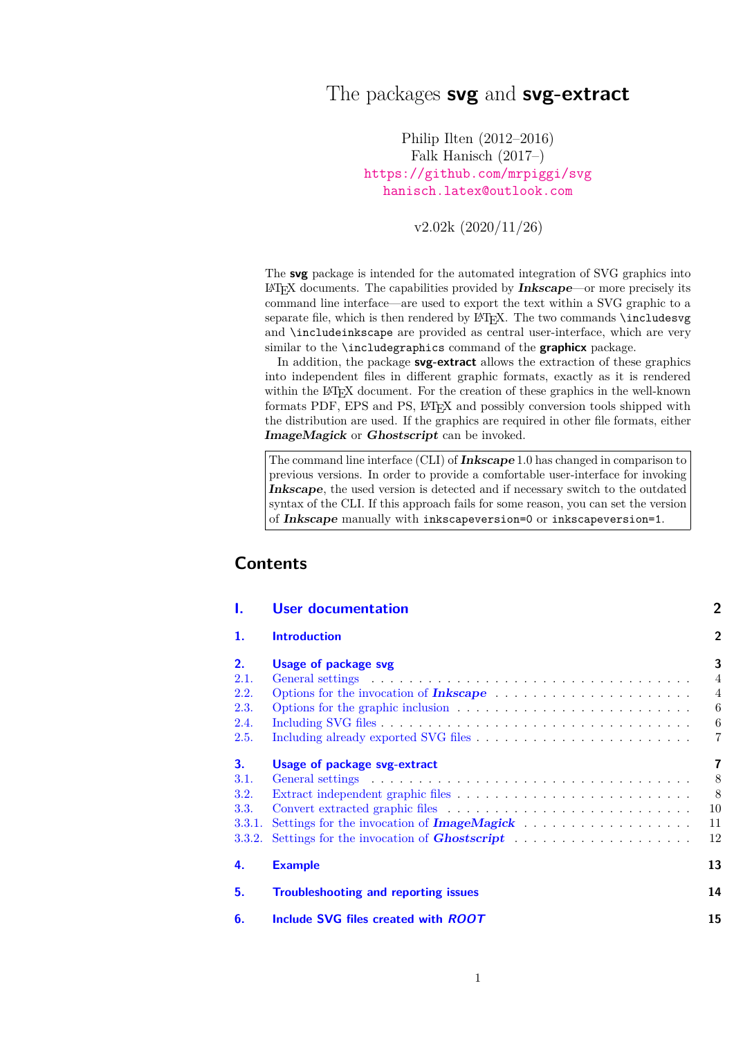# The packages **svg** and **svg-extract**

Philip Ilten (2012–2016)
Falk Hanisch (2017–)
https://github.com/mrpiggi/svg
hanisch.latex@outlook.com

v2.02k (2020/11/26)

The **svg** package is intended for the automated integration of SVG graphics into LaTeX documents. The capabilities provided by ***Inkscape***—or more precisely its command line interface—are used to export the text within a SVG graphic to a separate file, which is then rendered by LaTeX. The two commands `\includesvg` and `\includeinkscape` are provided as central user-interface, which are very similar to the `\includegraphics` command of the **graphicx** package.

In addition, the package **svg-extract** allows the extraction of these graphics into independent files in different graphic formats, exactly as it is rendered within the LaTeX document. For the creation of these graphics in the well-known formats PDF, EPS and PS, LaTeX and possibly conversion tools shipped with the distribution are used. If the graphics are required in other file formats, either ***ImageMagick*** or ***Ghostscript*** can be invoked.

> The command line interface (CLI) of ***Inkscape*** 1.0 has changed in comparison to previous versions. In order to provide a comfortable user-interface for invoking ***Inkscape***, the used version is detected and if necessary switch to the outdated syntax of the CLI. If this approach fails for some reason, you can set the version of ***Inkscape*** manually with `inkscapeversion=0` or `inkscapeversion=1`.

## Contents

**I. User documentation** — 2

**1. Introduction** — 2

**2. Usage of package svg** — 3
- 2.1. General settings — 4
- 2.2. Options for the invocation of ***Inkscape*** — 4
- 2.3. Options for the graphic inclusion — 6
- 2.4. Including SVG files — 6
- 2.5. Including already exported SVG files — 7

**3. Usage of package svg-extract** — 7
- 3.1. General settings — 8
- 3.2. Extract independent graphic files — 8
- 3.3. Convert extracted graphic files — 10
- 3.3.1. Settings for the invocation of ***ImageMagick*** — 11
- 3.3.2. Settings for the invocation of ***Ghostscript*** — 12

**4. Example** — 13

**5. Troubleshooting and reporting issues** — 14

**6. Include SVG files created with *ROOT*** — 15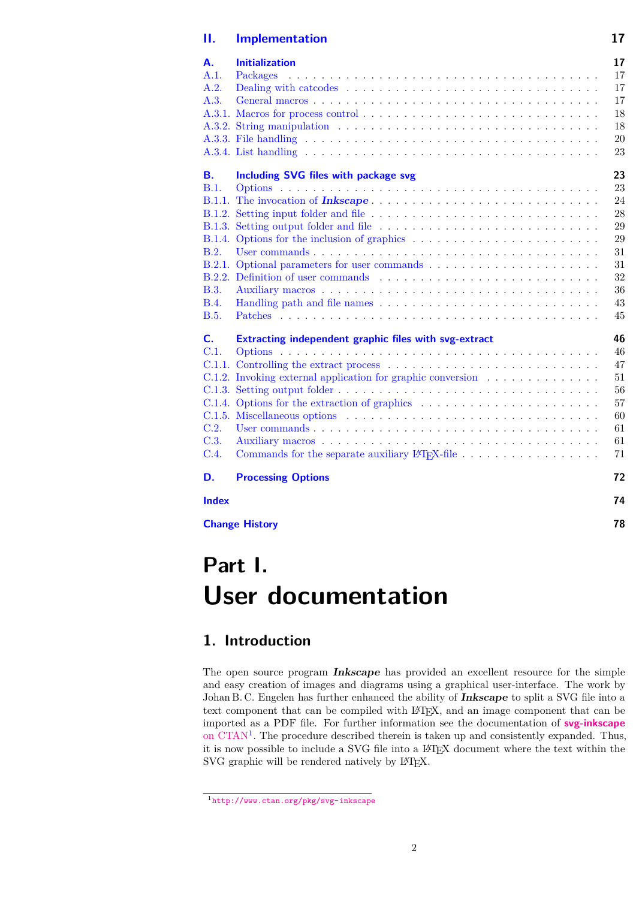**II. Implementation** 17

**A. Initialization** 17

A.1. Packages . . . 17
A.2. Dealing with catcodes . . . 17
A.3. General macros . . . 17
A.3.1. Macros for process control . . . 18
A.3.2. String manipulation . . . 18
A.3.3. File handling . . . 20
A.3.4. List handling . . . 23

**B. Including SVG files with package svg** 23

B.1. Options . . . 23
B.1.1. The invocation of ***Inkscape*** . . . 24
B.1.2. Setting input folder and file . . . 28
B.1.3. Setting output folder and file . . . 29
B.1.4. Options for the inclusion of graphics . . . 29
B.2. User commands . . . 31
B.2.1. Optional parameters for user commands . . . 31
B.2.2. Definition of user commands . . . 32
B.3. Auxiliary macros . . . 36
B.4. Handling path and file names . . . 43
B.5. Patches . . . 45

**C. Extracting independent graphic files with svg-extract** 46

C.1. Options . . . 46
C.1.1. Controlling the extract process . . . 47
C.1.2. Invoking external application for graphic conversion . . . 51
C.1.3. Setting output folder . . . 56
C.1.4. Options for the extraction of graphics . . . 57
C.1.5. Miscellaneous options . . . 60
C.2. User commands . . . 61
C.3. Auxiliary macros . . . 61
C.4. Commands for the separate auxiliary LaTeX-file . . . 71

**D. Processing Options** 72

**Index** 74

**Change History** 78

# Part I. User documentation

## 1. Introduction

The open source program ***Inkscape*** has provided an excellent resource for the simple and easy creation of images and diagrams using a graphical user-interface. The work by Johan B. C. Engelen has further enhanced the ability of ***Inkscape*** to split a SVG file into a text component that can be compiled with LaTeX, and an image component that can be imported as a PDF file. For further information see the documentation of **svg-inkscape** on CTAN[1]. The procedure described therein is taken up and consistently expanded. Thus, it is now possible to include a SVG file into a LaTeX document where the text within the SVG graphic will be rendered natively by LaTeX.

[1] http://www.ctan.org/pkg/svg-inkscape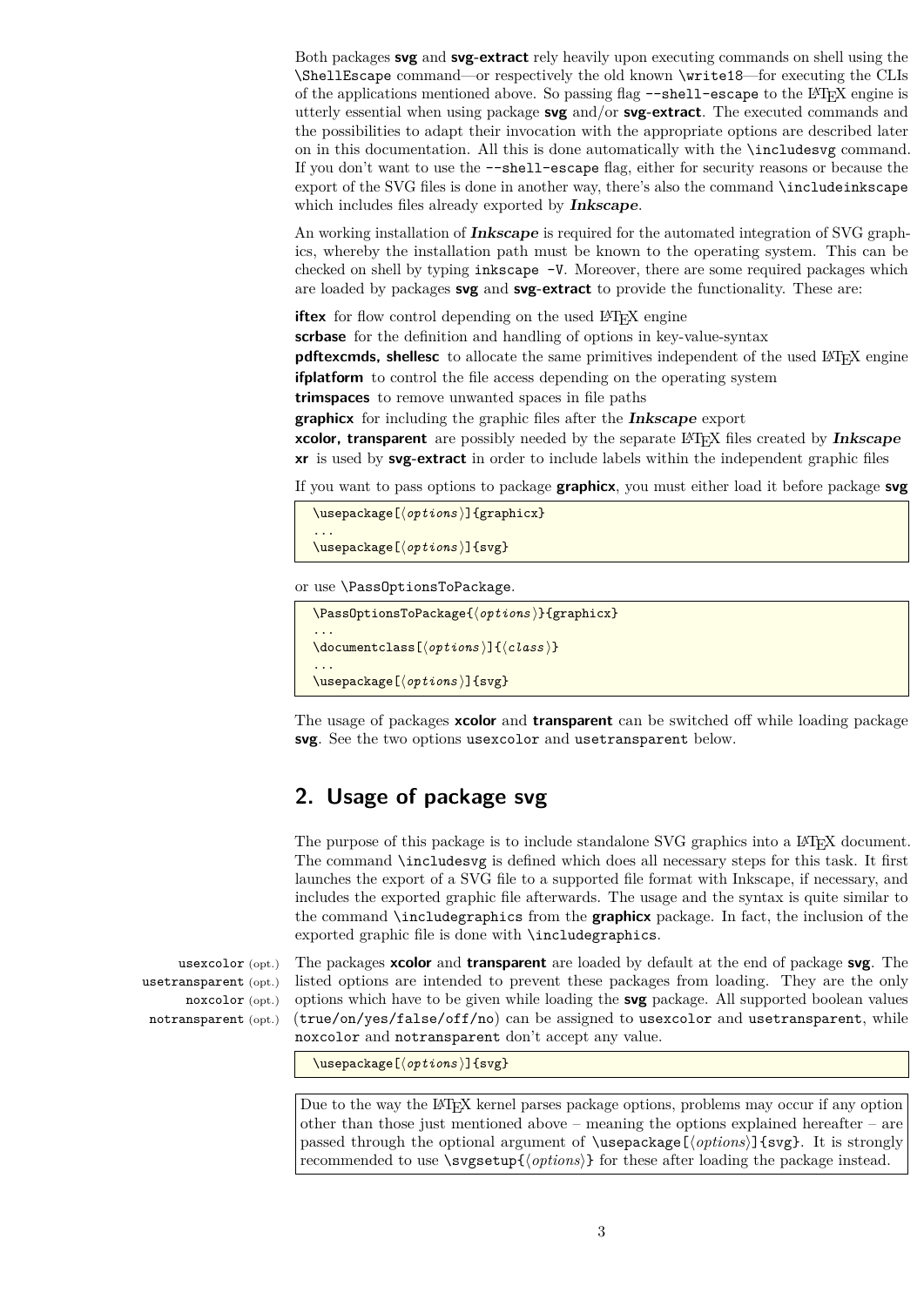Both packages **svg** and **svg-extract** rely heavily upon executing commands on shell using the `\ShellEscape` command—or respectively the old known `\write18`—for executing the CLIs of the applications mentioned above. So passing flag `--shell-escape` to the LaTeX engine is utterly essential when using package **svg** and/or **svg-extract**. The executed commands and the possibilities to adapt their invocation with the appropriate options are described later on in this documentation. All this is done automatically with the `\includesvg` command. If you don't want to use the `--shell-escape` flag, either for security reasons or because the export of the SVG files is done in another way, there's also the command `\includeinkscape` which includes files already exported by ***Inkscape***.

An working installation of ***Inkscape*** is required for the automated integration of SVG graphics, whereby the installation path must be known to the operating system. This can be checked on shell by typing `inkscape -V`. Moreover, there are some required packages which are loaded by packages **svg** and **svg-extract** to provide the functionality. These are:

**iftex** for flow control depending on the used LaTeX engine
**scrbase** for the definition and handling of options in key-value-syntax
**pdftexcmds, shellesc** to allocate the same primitives independent of the used LaTeX engine
**ifplatform** to control the file access depending on the operating system
**trimspaces** to remove unwanted spaces in file paths
**graphicx** for including the graphic files after the ***Inkscape*** export
**xcolor, transparent** are possibly needed by the separate LaTeX files created by ***Inkscape***
**xr** is used by **svg-extract** in order to include labels within the independent graphic files

If you want to pass options to package **graphicx**, you must either load it before package **svg**

```
\usepackage[⟨options⟩]{graphicx}
...
\usepackage[⟨options⟩]{svg}
```

or use `\PassOptionsToPackage`.

```
\PassOptionsToPackage{⟨options⟩}{graphicx}
...
\documentclass[⟨options⟩]{⟨class⟩}
...
\usepackage[⟨options⟩]{svg}
```

The usage of packages **xcolor** and **transparent** can be switched off while loading package **svg**. See the two options `usexcolor` and `usetransparent` below.

## 2. Usage of package svg

The purpose of this package is to include standalone SVG graphics into a LaTeX document. The command `\includesvg` is defined which does all necessary steps for this task. It first launches the export of a SVG file to a supported file format with Inkscape, if necessary, and includes the exported graphic file afterwards. The usage and the syntax is quite similar to the command `\includegraphics` from the **graphicx** package. In fact, the inclusion of the exported graphic file is done with `\includegraphics`.

`usexcolor` (opt.)
`usetransparent` (opt.)
`noxcolor` (opt.)
`notransparent` (opt.)

The packages **xcolor** and **transparent** are loaded by default at the end of package **svg**. The listed options are intended to prevent these packages from loading. They are the only options which have to be given while loading the **svg** package. All supported boolean values (`true/on/yes/false/off/no`) can be assigned to `usexcolor` and `usetransparent`, while `noxcolor` and `notransparent` don't accept any value.

```
\usepackage[⟨options⟩]{svg}
```

Due to the way the LaTeX kernel parses package options, problems may occur if any option other than those just mentioned above – meaning the options explained hereafter – are passed through the optional argument of `\usepackage[⟨options⟩]{svg}`. It is strongly recommended to use `\svgsetup{⟨options⟩}` for these after loading the package instead.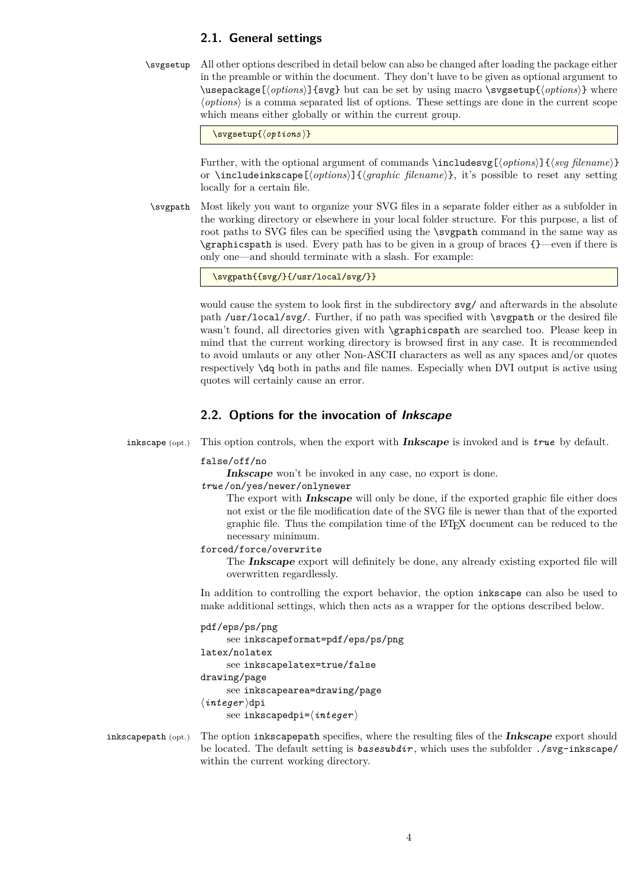## 2.1. General settings

`\svgsetup` All other options described in detail below can also be changed after loading the package either in the preamble or within the document. They don't have to be given as optional argument to `\usepackage[⟨options⟩]{svg}` but can be set by using macro `\svgsetup{⟨options⟩}` where ⟨*options*⟩ is a comma separated list of options. These settings are done in the current scope which means either globally or within the current group.

```
\svgsetup{⟨options⟩}
```

Further, with the optional argument of commands `\includesvg[⟨options⟩]{⟨svg filename⟩}` or `\includeinkscape[⟨options⟩]{⟨graphic filename⟩}`, it's possible to reset any setting locally for a certain file.

`\svgpath` Most likely you want to organize your SVG files in a separate folder either as a subfolder in the working directory or elsewhere in your local folder structure. For this purpose, a list of root paths to SVG files can be specified using the `\svgpath` command in the same way as `\graphicspath` is used. Every path has to be given in a group of braces `{}`—even if there is only one—and should terminate with a slash. For example:

```
\svgpath{{svg/}{/usr/local/svg/}}
```

would cause the system to look first in the subdirectory `svg/` and afterwards in the absolute path `/usr/local/svg/`. Further, if no path was specified with `\svgpath` or the desired file wasn't found, all directories given with `\graphicspath` are searched too. Please keep in mind that the current working directory is browsed first in any case. It is recommended to avoid umlauts or any other Non-ASCII characters as well as any spaces and/or quotes respectively `\dq` both in paths and file names. Especially when DVI output is active using quotes will certainly cause an error.

## 2.2. Options for the invocation of *Inkscape*

`inkscape` (opt.) This option controls, when the export with ***Inkscape*** is invoked and is *true* by default.

`false/off/no`
: ***Inkscape*** won't be invoked in any case, no export is done.

*true*`/on/yes/newer/onlynewer`
: The export with ***Inkscape*** will only be done, if the exported graphic file either does not exist or the file modification date of the SVG file is newer than that of the exported graphic file. Thus the compilation time of the LaTeX document can be reduced to the necessary minimum.

`forced/force/overwrite`
: The ***Inkscape*** export will definitely be done, any already existing exported file will overwritten regardlessly.

In addition to controlling the export behavior, the option `inkscape` can also be used to make additional settings, which then acts as a wrapper for the options described below.

`pdf/eps/ps/png`
: see `inkscapeformat=pdf/eps/ps/png`

`latex/nolatex`
: see `inkscapelatex=true/false`

`drawing/page`
: see `inkscapearea=drawing/page`

`⟨integer⟩dpi`
: see `inkscapedpi=⟨integer⟩`

`inkscapepath` (opt.) The option `inkscapepath` specifies, where the resulting files of the ***Inkscape*** export should be located. The default setting is *basesubdir*, which uses the subfolder `./svg-inkscape/` within the current working directory.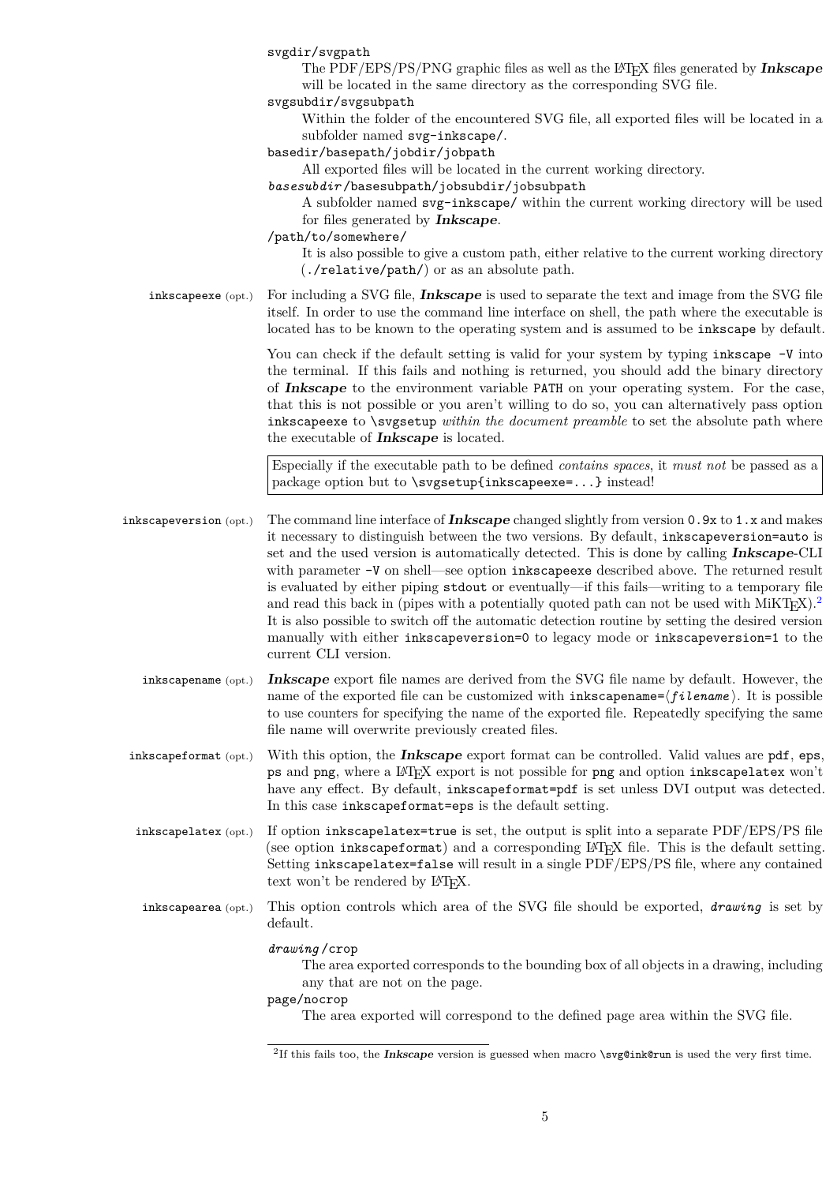`svgdir`/`svgpath`
: The PDF/EPS/PS/PNG graphic files as well as the LaTeX files generated by ***Inkscape*** will be located in the same directory as the corresponding SVG file.

`svgsubdir`/`svgsubpath`
: Within the folder of the encountered SVG file, all exported files will be located in a subfolder named `svg-inkscape/`.

`basedir`/`basepath`/`jobdir`/`jobpath`
: All exported files will be located in the current working directory.

*`basesubdir`*/`basesubpath`/`jobsubdir`/`jobsubpath`
: A subfolder named `svg-inkscape/` within the current working directory will be used for files generated by ***Inkscape***.

`/path/to/somewhere/`
: It is also possible to give a custom path, either relative to the current working directory (`./relative/path/`) or as an absolute path.

`inkscapeexe` (opt.) For including a SVG file, ***Inkscape*** is used to separate the text and image from the SVG file itself. In order to use the command line interface on shell, the path where the executable is located has to be known to the operating system and is assumed to be `inkscape` by default.

You can check if the default setting is valid for your system by typing `inkscape -V` into the terminal. If this fails and nothing is returned, you should add the binary directory of ***Inkscape*** to the environment variable `PATH` on your operating system. For the case, that this is not possible or you aren't willing to do so, you can alternatively pass option `inkscapeexe` to `\svgsetup` *within the document preamble* to set the absolute path where the executable of ***Inkscape*** is located.

> Especially if the executable path to be defined *contains spaces*, it *must not* be passed as a package option but to `\svgsetup{inkscapeexe=...}` instead!

`inkscapeversion` (opt.) The command line interface of ***Inkscape*** changed slightly from version `0.9x` to `1.x` and makes it necessary to distinguish between the two versions. By default, `inkscapeversion=auto` is set and the used version is automatically detected. This is done by calling ***Inkscape***-CLI with parameter `-V` on shell—see option `inkscapeexe` described above. The returned result is evaluated by either piping `stdout` or eventually—if this fails—writing to a temporary file and read this back in (pipes with a potentially quoted path can not be used with MiKTeX).[2] It is also possible to switch off the automatic detection routine by setting the desired version manually with either `inkscapeversion=0` to legacy mode or `inkscapeversion=1` to the current CLI version.

`inkscapename` (opt.) ***Inkscape*** export file names are derived from the SVG file name by default. However, the name of the exported file can be customized with `inkscapename=`⟨*filename*⟩. It is possible to use counters for specifying the name of the exported file. Repeatedly specifying the same file name will overwrite previously created files.

`inkscapeformat` (opt.) With this option, the ***Inkscape*** export format can be controlled. Valid values are `pdf`, `eps`, `ps` and `png`, where a LaTeX export is not possible for `png` and option `inkscapelatex` won't have any effect. By default, `inkscapeformat=pdf` is set unless DVI output was detected. In this case `inkscapeformat=eps` is the default setting.

`inkscapelatex` (opt.) If option `inkscapelatex=true` is set, the output is split into a separate PDF/EPS/PS file (see option `inkscapeformat`) and a corresponding LaTeX file. This is the default setting. Setting `inkscapelatex=false` will result in a single PDF/EPS/PS file, where any contained text won't be rendered by LaTeX.

`inkscapearea` (opt.) This option controls which area of the SVG file should be exported, *`drawing`* is set by default.

*`drawing`*/`crop`
: The area exported corresponds to the bounding box of all objects in a drawing, including any that are not on the page.

`page`/`nocrop`
: The area exported will correspond to the defined page area within the SVG file.

[2] If this fails too, the ***Inkscape*** version is guessed when macro `\svg@ink@run` is used the very first time.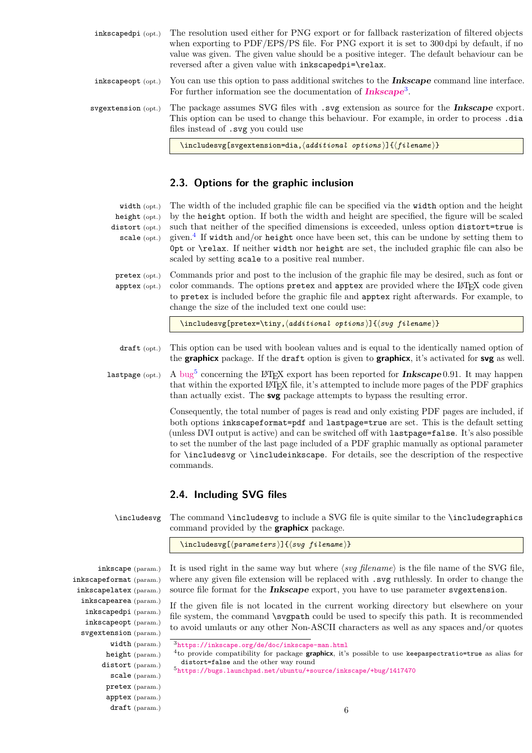`inkscapedpi` (opt.) The resolution used either for PNG export or for fallback rasterization of filtered objects when exporting to PDF/EPS/PS file. For PNG export it is set to 300 dpi by default, if no value was given. The given value should be a positive integer. The default behaviour can be reversed after a given value with `inkscapedpi=\relax`.

`inkscapeopt` (opt.) You can use this option to pass additional switches to the ***Inkscape*** command line interface. For further information see the documentation of ***Inkscape***[3].

`svgextension` (opt.) The package assumes SVG files with `.svg` extension as source for the ***Inkscape*** export. This option can be used to change this behaviour. For example, in order to process `.dia` files instead of `.svg` you could use

```
\includesvg[svgextension=dia,⟨additional options⟩]{⟨filename⟩}
```

## 2.3. Options for the graphic inclusion

`width` (opt.), `height` (opt.), `distort` (opt.), `scale` (opt.) The width of the included graphic file can be specified via the `width` option and the height by the `height` option. If both the width and height are specified, the figure will be scaled such that neither of the specified dimensions is exceeded, unless option `distort=true` is given.[4] If `width` and/or `height` once have been set, this can be undone by setting them to `0pt` or `\relax`. If neither `width` nor `height` are set, the included graphic file can also be scaled by setting `scale` to a positive real number.

`pretex` (opt.), `apptex` (opt.) Commands prior and post to the inclusion of the graphic file may be desired, such as font or color commands. The options `pretex` and `apptex` are provided where the LaTeX code given to `pretex` is included before the graphic file and `apptex` right afterwards. For example, to change the size of the included text one could use:

```
\includesvg[pretex=\tiny,⟨additional options⟩]{⟨svg filename⟩}
```

`draft` (opt.) This option can be used with boolean values and is equal to the identically named option of the **graphicx** package. If the `draft` option is given to **graphicx**, it's activated for **svg** as well.

`lastpage` (opt.) A bug[5] concerning the LaTeX export has been reported for ***Inkscape*** 0.91. It may happen that within the exported LaTeX file, it's attempted to include more pages of the PDF graphics than actually exist. The **svg** package attempts to bypass the resulting error.

Consequently, the total number of pages is read and only existing PDF pages are included, if both options `inkscapeformat=pdf` and `lastpage=true` are set. This is the default setting (unless DVI output is active) and can be switched off with `lastpage=false`. It's also possible to set the number of the last page included of a PDF graphic manually as optional parameter for `\includesvg` or `\includeinkscape`. For details, see the description of the respective commands.

## 2.4. Including SVG files

`\includesvg` The command `\includesvg` to include a SVG file is quite similar to the `\includegraphics` command provided by the **graphicx** package.

```
\includesvg[⟨parameters⟩]{⟨svg filename⟩}
```

`inkscape` (param.), `inkscapeformat` (param.), `inkscapelatex` (param.), `inkscapearea` (param.), `inkscapedpi` (param.), `inkscapeopt` (param.), `svgextension` (param.), `width` (param.), `height` (param.), `distort` (param.), `scale` (param.), `pretex` (param.), `apptex` (param.), `draft` (param.)

It is used right in the same way but where ⟨*svg filename*⟩ is the file name of the SVG file, where any given file extension will be replaced with `.svg` ruthlessly. In order to change the source file format for the ***Inkscape*** export, you have to use parameter `svgextension`.

If the given file is not located in the current working directory but elsewhere on your file system, the command `\svgpath` could be used to specify this path. It is recommended to avoid umlauts or any other Non-ASCII characters as well as any spaces and/or quotes

---

[3] https://inkscape.org/de/doc/inkscape-man.html

[4] to provide compatibility for package **graphicx**, it's possible to use `keepaspectratio=true` as alias for `distort=false` and the other way round

[5] https://bugs.launchpad.net/ubuntu/+source/inkscape/+bug/1417470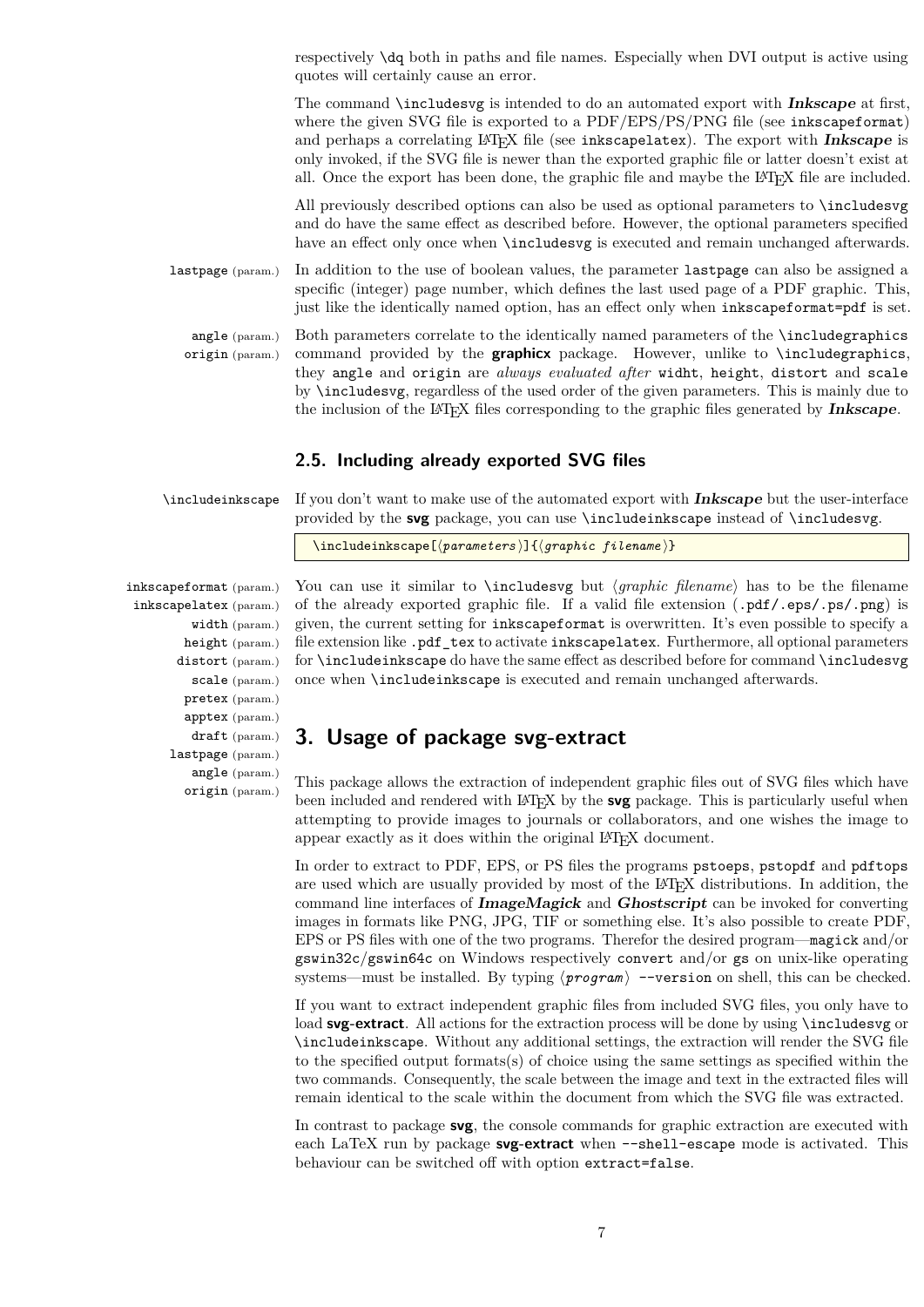respectively \dq both in paths and file names. Especially when DVI output is active using quotes will certainly cause an error.

The command \includesvg is intended to do an automated export with ***Inkscape*** at first, where the given SVG file is exported to a PDF/EPS/PS/PNG file (see inkscapeformat) and perhaps a correlating LaTeX file (see inkscapelatex). The export with ***Inkscape*** is only invoked, if the SVG file is newer than the exported graphic file or latter doesn't exist at all. Once the export has been done, the graphic file and maybe the LaTeX file are included.

All previously described options can also be used as optional parameters to \includesvg and do have the same effect as described before. However, the optional parameters specified have an effect only once when \includesvg is executed and remain unchanged afterwards.

lastpage (param.) In addition to the use of boolean values, the parameter lastpage can also be assigned a specific (integer) page number, which defines the last used page of a PDF graphic. This, just like the identically named option, has an effect only when inkscapeformat=pdf is set.

angle (param.)
origin (param.)

Both parameters correlate to the identically named parameters of the \includegraphics command provided by the **graphicx** package. However, unlike to \includegraphics, they angle and origin are *always evaluated after* widht, height, distort and scale by \includesvg, regardless of the used order of the given parameters. This is mainly due to the inclusion of the LaTeX files corresponding to the graphic files generated by ***Inkscape***.

## 2.5. Including already exported SVG files

\includeinkscape If you don't want to make use of the automated export with ***Inkscape*** but the user-interface provided by the **svg** package, you can use \includeinkscape instead of \includesvg.

```
\includeinkscape[⟨parameters⟩]{⟨graphic filename⟩}
```

inkscapeformat (param.)
inkscapelatex (param.)
width (param.)
height (param.)
distort (param.)
scale (param.)
pretex (param.)
apptex (param.)
draft (param.)
lastpage (param.)
angle (param.)
origin (param.)

You can use it similar to \includesvg but ⟨*graphic filename*⟩ has to be the filename of the already exported graphic file. If a valid file extension (.pdf/.eps/.ps/.png) is given, the current setting for inkscapeformat is overwritten. It's even possible to specify a file extension like .pdf_tex to activate inkscapelatex. Furthermore, all optional parameters for \includeinkscape do have the same effect as described before for command \includesvg once when \includeinkscape is executed and remain unchanged afterwards.

# 3. Usage of package svg-extract

This package allows the extraction of independent graphic files out of SVG files which have been included and rendered with LaTeX by the **svg** package. This is particularly useful when attempting to provide images to journals or collaborators, and one wishes the image to appear exactly as it does within the original LaTeX document.

In order to extract to PDF, EPS, or PS files the programs pstoeps, pstopdf and pdftops are used which are usually provided by most of the LaTeX distributions. In addition, the command line interfaces of ***ImageMagick*** and ***Ghostscript*** can be invoked for converting images in formats like PNG, JPG, TIF or something else. It's also possible to create PDF, EPS or PS files with one of the two programs. Therefor the desired program—magick and/or gswin32c/gswin64c on Windows respectively convert and/or gs on unix-like operating systems—must be installed. By typing ⟨*program*⟩ --version on shell, this can be checked.

If you want to extract independent graphic files from included SVG files, you only have to load **svg-extract**. All actions for the extraction process will be done by using \includesvg or \includeinkscape. Without any additional settings, the extraction will render the SVG file to the specified output formats(s) of choice using the same settings as specified within the two commands. Consequently, the scale between the image and text in the extracted files will remain identical to the scale within the document from which the SVG file was extracted.

In contrast to package **svg**, the console commands for graphic extraction are executed with each LaTeX run by package **svg-extract** when --shell-escape mode is activated. This behaviour can be switched off with option extract=false.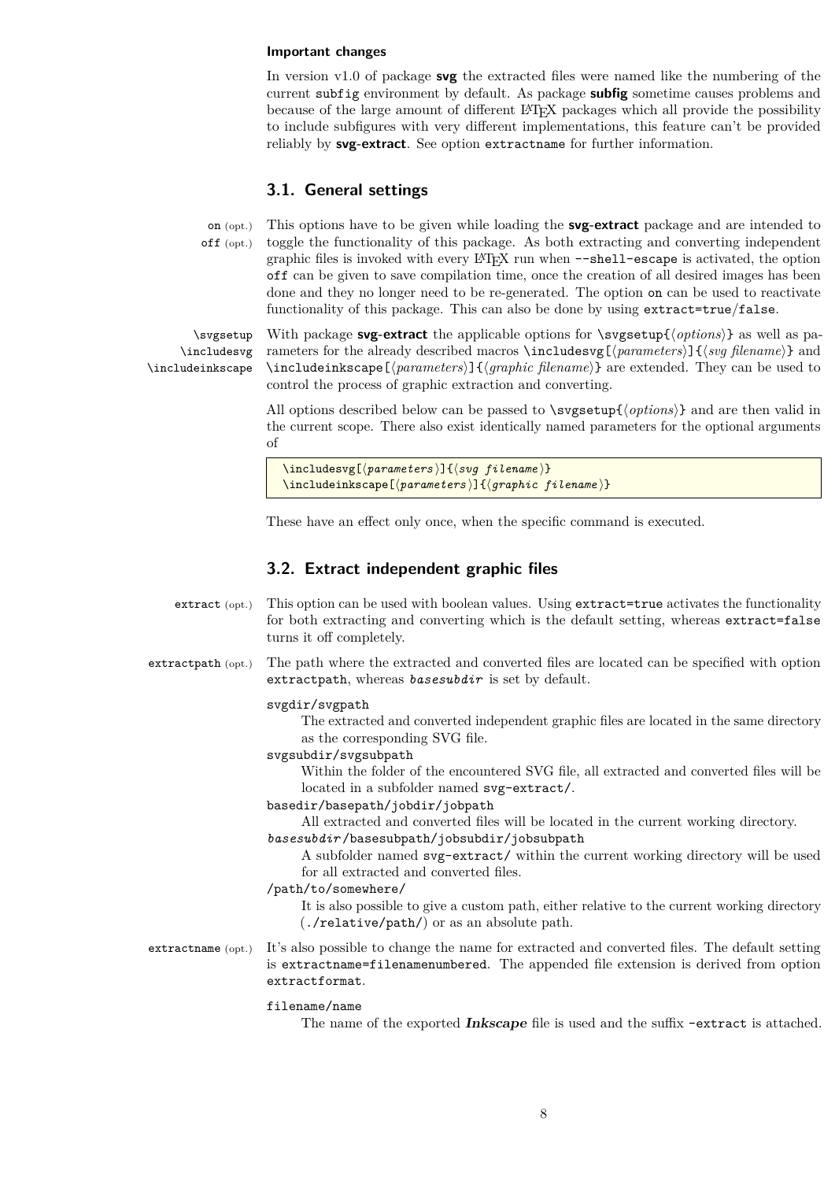**Important changes**

In version v1.0 of package **svg** the extracted files were named like the numbering of the current `subfig` environment by default. As package **subfig** sometime causes problems and because of the large amount of different LaTeX packages which all provide the possibility to include subfigures with very different implementations, this feature can't be provided reliably by **svg-extract**. See option `extractname` for further information.

## 3.1. General settings

`on` (opt.)
`off` (opt.)

This options have to be given while loading the **svg-extract** package and are intended to toggle the functionality of this package. As both extracting and converting independent graphic files is invoked with every LaTeX run when `--shell-escape` is activated, the option `off` can be given to save compilation time, once the creation of all desired images has been done and they no longer need to be re-generated. The option `on` can be used to reactivate functionality of this package. This can also be done by using `extract=true/false`.

`\svgsetup`
`\includesvg`
`\includeinkscape`

With package **svg-extract** the applicable options for `\svgsetup{⟨options⟩}` as well as parameters for the already described macros `\includesvg[⟨parameters⟩]{⟨svg filename⟩}` and `\includeinkscape[⟨parameters⟩]{⟨graphic filename⟩}` are extended. They can be used to control the process of graphic extraction and converting.

All options described below can be passed to `\svgsetup{⟨options⟩}` and are then valid in the current scope. There also exist identically named parameters for the optional arguments of

```
\includesvg[⟨parameters⟩]{⟨svg filename⟩}
\includeinkscape[⟨parameters⟩]{⟨graphic filename⟩}
```

These have an effect only once, when the specific command is executed.

## 3.2. Extract independent graphic files

`extract` (opt.)

This option can be used with boolean values. Using `extract=true` activates the functionality for both extracting and converting which is the default setting, whereas `extract=false` turns it off completely.

`extractpath` (opt.)

The path where the extracted and converted files are located can be specified with option `extractpath`, whereas ***`basesubdir`*** is set by default.

`svgdir/svgpath`
: The extracted and converted independent graphic files are located in the same directory as the corresponding SVG file.

`svgsubdir/svgsubpath`
: Within the folder of the encountered SVG file, all extracted and converted files will be located in a subfolder named `svg-extract/`.

`basedir/basepath/jobdir/jobpath`
: All extracted and converted files will be located in the current working directory.

***`basesubdir`***`/basesubpath/jobsubdir/jobsubpath`
: A subfolder named `svg-extract/` within the current working directory will be used for all extracted and converted files.

`/path/to/somewhere/`
: It is also possible to give a custom path, either relative to the current working directory (`./relative/path/`) or as an absolute path.

`extractname` (opt.)

It's also possible to change the name for extracted and converted files. The default setting is `extractname=filenamenumbered`. The appended file extension is derived from option `extractformat`.

`filename/name`
: The name of the exported ***Inkscape*** file is used and the suffix `-extract` is attached.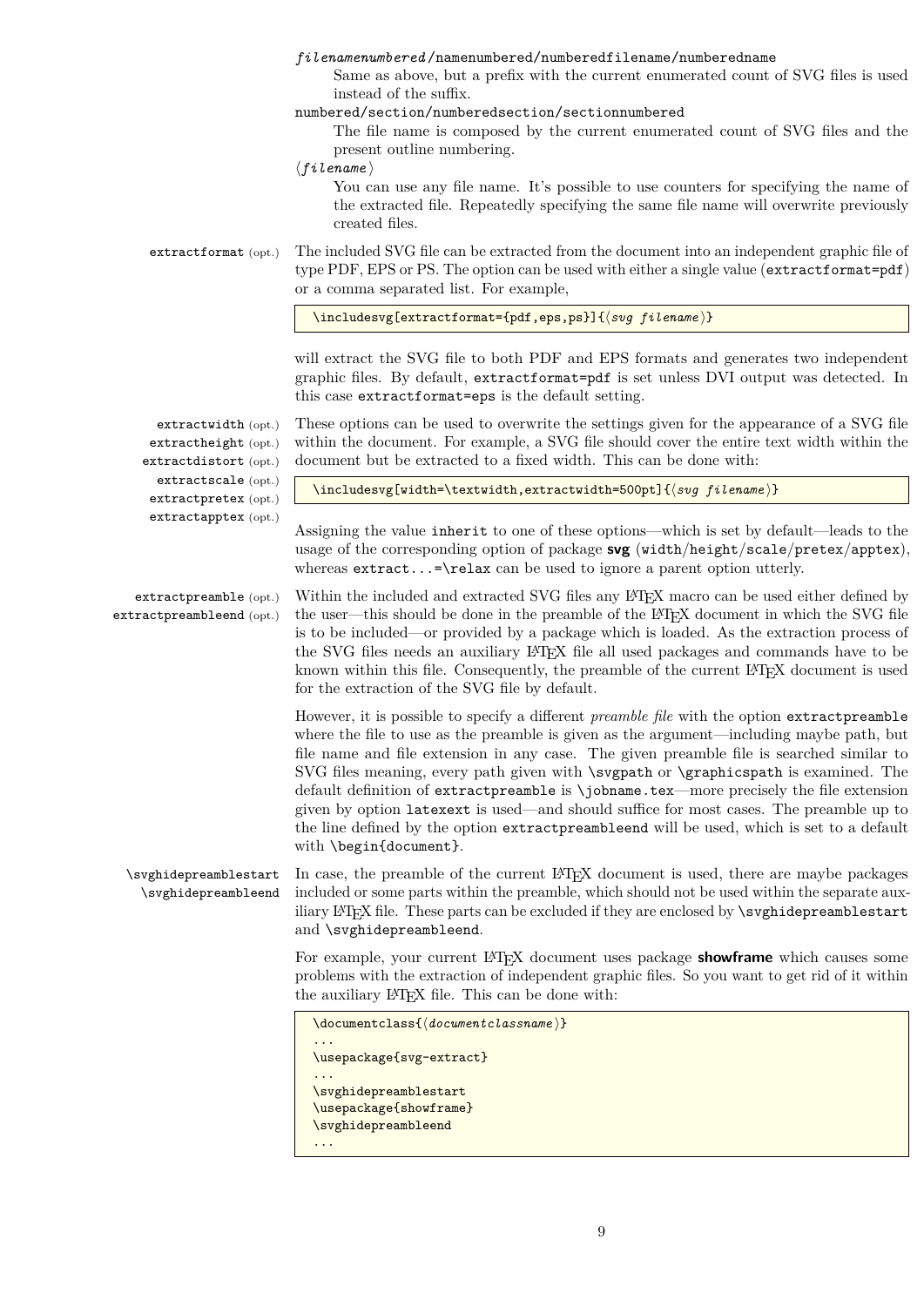*filenamenumbered*/namenumbered/numberedfilename/numberedname

Same as above, but a prefix with the current enumerated count of SVG files is used instead of the suffix.

numbered/section/numberedsection/sectionnumbered

The file name is composed by the current enumerated count of SVG files and the present outline numbering.

⟨*filename*⟩

You can use any file name. It's possible to use counters for specifying the name of the extracted file. Repeatedly specifying the same file name will overwrite previously created files.

`extractformat` (opt.) The included SVG file can be extracted from the document into an independent graphic file of type PDF, EPS or PS. The option can be used with either a single value (`extractformat=pdf`) or a comma separated list. For example,

```
\includesvg[extractformat={pdf,eps,ps}]{⟨svg filename⟩}
```

will extract the SVG file to both PDF and EPS formats and generates two independent graphic files. By default, `extractformat=pdf` is set unless DVI output was detected. In this case `extractformat=eps` is the default setting.

`extractwidth` (opt.)
`extractheight` (opt.)
`extractdistort` (opt.)
`extractscale` (opt.)
`extractpretex` (opt.)
`extractapptex` (opt.)

These options can be used to overwrite the settings given for the appearance of a SVG file within the document. For example, a SVG file should cover the entire text width within the document but be extracted to a fixed width. This can be done with:

```
\includesvg[width=\textwidth,extractwidth=500pt]{⟨svg filename⟩}
```

Assigning the value `inherit` to one of these options—which is set by default—leads to the usage of the corresponding option of package **svg** (`width`/`height`/`scale`/`pretex`/`apptex`), whereas `extract...=\relax` can be used to ignore a parent option utterly.

`extractpreamble` (opt.)
`extractpreambleend` (opt.)

Within the included and extracted SVG files any LaTeX macro can be used either defined by the user—this should be done in the preamble of the LaTeX document in which the SVG file is to be included—or provided by a package which is loaded. As the extraction process of the SVG files needs an auxiliary LaTeX file all used packages and commands have to be known within this file. Consequently, the preamble of the current LaTeX document is used for the extraction of the SVG file by default.

However, it is possible to specify a different *preamble file* with the option `extractpreamble` where the file to use as the preamble is given as the argument—including maybe path, but file name and file extension in any case. The given preamble file is searched similar to SVG files meaning, every path given with `\svgpath` or `\graphicspath` is examined. The default definition of `extractpreamble` is `\jobname.tex`—more precisely the file extension given by option `latexext` is used—and should suffice for most cases. The preamble up to the line defined by the option `extractpreambleend` will be used, which is set to a default with `\begin{document}`.

`\svghidepreamblestart`
`\svghidepreambleend`

In case, the preamble of the current LaTeX document is used, there are maybe packages included or some parts within the preamble, which should not be used within the separate auxiliary LaTeX file. These parts can be excluded if they are enclosed by `\svghidepreamblestart` and `\svghidepreambleend`.

For example, your current LaTeX document uses package **showframe** which causes some problems with the extraction of independent graphic files. So you want to get rid of it within the auxiliary LaTeX file. This can be done with:

```
\documentclass{⟨documentclassname⟩}
...
\usepackage{svg-extract}
...
\svghidepreamblestart
\usepackage{showframe}
\svghidepreambleend
...
```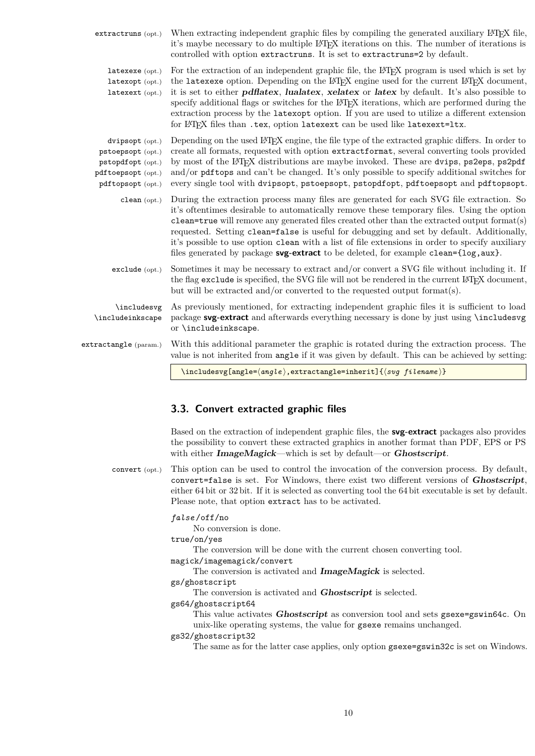`extractruns` (opt.) When extracting independent graphic files by compiling the generated auxiliary LaTeX file, it's maybe necessary to do multiple LaTeX iterations on this. The number of iterations is controlled with option `extractruns`. It is set to `extractruns=2` by default.

`latexexe` (opt.)
`latexopt` (opt.)
`latexext` (opt.) For the extraction of an independent graphic file, the LaTeX program is used which is set by the `latexexe` option. Depending on the LaTeX engine used for the current LaTeX document, it is set to either ***pdflatex***, ***lualatex***, ***xelatex*** or ***latex*** by default. It's also possible to specify additional flags or switches for the LaTeX iterations, which are performed during the extraction process by the `latexopt` option. If you are used to utilize a different extension for LaTeX files than `.tex`, option `latexext` can be used like `latexext=ltx`.

`dvipsopt` (opt.)
`pstoepsopt` (opt.)
`pstopdfopt` (opt.)
`pdftoepsopt` (opt.)
`pdftopsopt` (opt.) Depending on the used LaTeX engine, the file type of the extracted graphic differs. In order to create all formats, requested with option `extractformat`, several converting tools provided by most of the LaTeX distributions are maybe invoked. These are `dvips`, `ps2eps`, `ps2pdf` and/or `pdftops` and can't be changed. It's only possible to specify additional switches for every single tool with `dvipsopt`, `pstoepsopt`, `pstopdfopt`, `pdftoepsopt` and `pdftopsopt`.

`clean` (opt.) During the extraction process many files are generated for each SVG file extraction. So it's oftentimes desirable to automatically remove these temporary files. Using the option `clean=true` will remove any generated files created other than the extracted output format(s) requested. Setting `clean=false` is useful for debugging and set by default. Additionally, it's possible to use option `clean` with a list of file extensions in order to specify auxiliary files generated by package **svg-extract** to be deleted, for example `clean={log,aux}`.

`exclude` (opt.) Sometimes it may be necessary to extract and/or convert a SVG file without including it. If the flag `exclude` is specified, the SVG file will not be rendered in the current LaTeX document, but will be extracted and/or converted to the requested output format(s).

`\includesvg`
`\includeinkscape` As previously mentioned, for extracting independent graphic files it is sufficient to load package **svg-extract** and afterwards everything necessary is done by just using `\includesvg` or `\includeinkscape`.

`extractangle` (param.) With this additional parameter the graphic is rotated during the extraction process. The value is not inherited from `angle` if it was given by default. This can be achieved by setting:

```
\includesvg[angle=⟨angle⟩,extractangle=inherit]{⟨svg filename⟩}
```

## 3.3. Convert extracted graphic files

Based on the extraction of independent graphic files, the **svg-extract** packages also provides the possibility to convert these extracted graphics in another format than PDF, EPS or PS with either ***ImageMagick***—which is set by default—or ***Ghostscript***.

`convert` (opt.) This option can be used to control the invocation of the conversion process. By default, `convert=false` is set. For Windows, there exist two different versions of ***Ghostscript***, either 64 bit or 32 bit. If it is selected as converting tool the 64 bit executable is set by default. Please note, that option `extract` has to be activated.

*`false`*`/off/no`
: No conversion is done.

`true/on/yes`
: The conversion will be done with the current chosen converting tool.

`magick/imagemagick/convert`
: The conversion is activated and ***ImageMagick*** is selected.

`gs/ghostscript`
: The conversion is activated and ***Ghostscript*** is selected.

`gs64/ghostscript64`
: This value activates ***Ghostscript*** as conversion tool and sets `gsexe=gswin64c`. On unix-like operating systems, the value for `gsexe` remains unchanged.

`gs32/ghostscript32`
: The same as for the latter case applies, only option `gsexe=gswin32c` is set on Windows.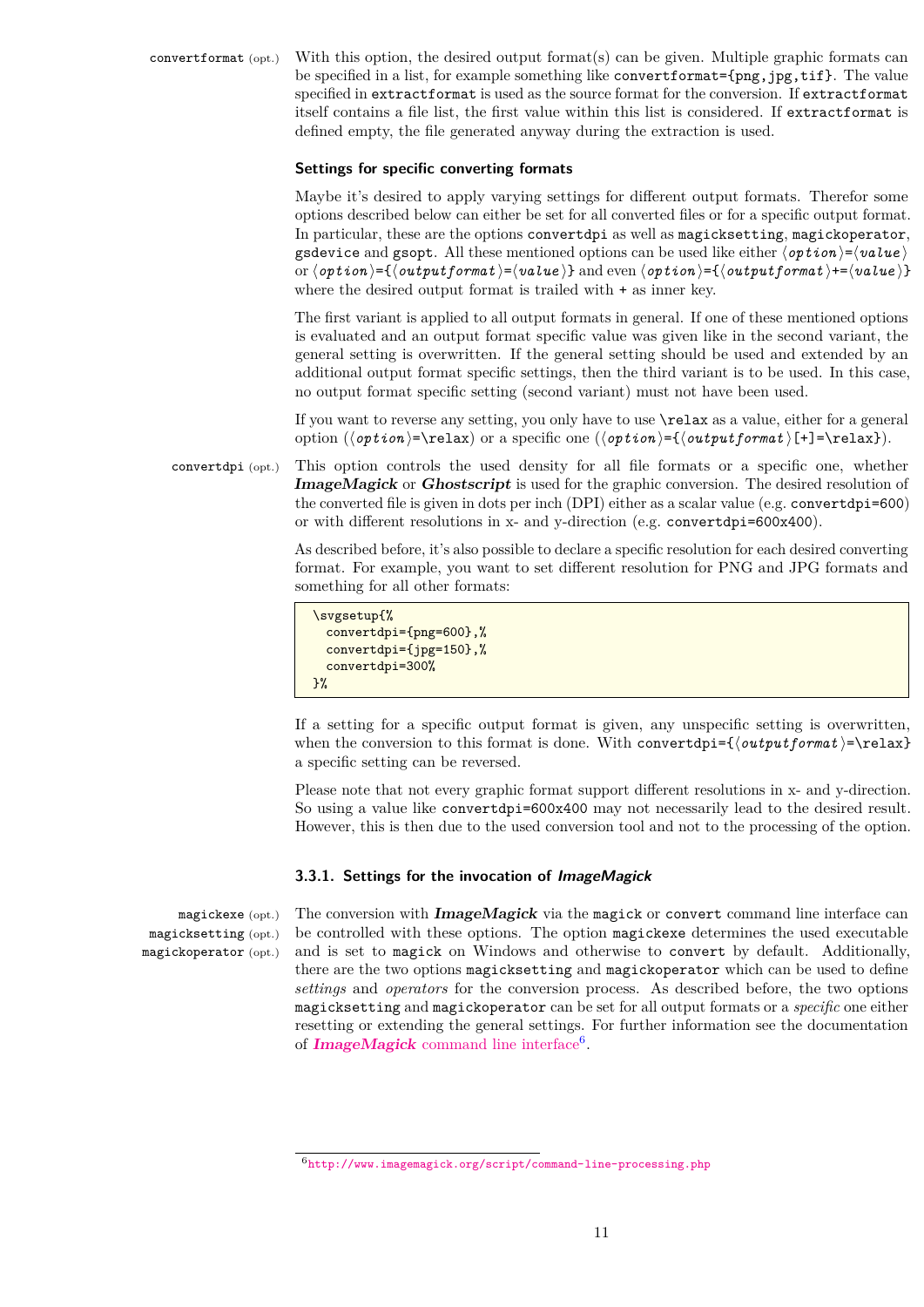`convertformat` (opt.) With this option, the desired output format(s) can be given. Multiple graphic formats can be specified in a list, for example something like `convertformat={png,jpg,tif}`. The value specified in `extractformat` is used as the source format for the conversion. If `extractformat` itself contains a file list, the first value within this list is considered. If `extractformat` is defined empty, the file generated anyway during the extraction is used.

#### Settings for specific converting formats

Maybe it's desired to apply varying settings for different output formats. Therefor some options described below can either be set for all converted files or for a specific output format. In particular, these are the options `convertdpi` as well as `magicksetting`, `magickoperator`, `gsdevice` and `gsopt`. All these mentioned options can be used like either `⟨option⟩=⟨value⟩` or `⟨option⟩={⟨outputformat⟩=⟨value⟩}` and even `⟨option⟩={⟨outputformat⟩+=⟨value⟩}` where the desired output format is trailed with `+` as inner key.

The first variant is applied to all output formats in general. If one of these mentioned options is evaluated and an output format specific value was given like in the second variant, the general setting is overwritten. If the general setting should be used and extended by an additional output format specific settings, then the third variant is to be used. In this case, no output format specific setting (second variant) must not have been used.

If you want to reverse any setting, you only have to use `\relax` as a value, either for a general option (`⟨option⟩=\relax`) or a specific one (`⟨option⟩={⟨outputformat⟩[+]=\relax}`).

`convertdpi` (opt.) This option controls the used density for all file formats or a specific one, whether ***ImageMagick*** or ***Ghostscript*** is used for the graphic conversion. The desired resolution of the converted file is given in dots per inch (DPI) either as a scalar value (e.g. `convertdpi=600`) or with different resolutions in x- and y-direction (e.g. `convertdpi=600x400`).

As described before, it's also possible to declare a specific resolution for each desired converting format. For example, you want to set different resolution for PNG and JPG formats and something for all other formats:

```
\svgsetup{%
  convertdpi={png=600},%
  convertdpi={jpg=150},%
  convertdpi=300%
}%
```

If a setting for a specific output format is given, any unspecific setting is overwritten, when the conversion to this format is done. With `convertdpi={⟨outputformat⟩=\relax}` a specific setting can be reversed.

Please note that not every graphic format support different resolutions in x- and y-direction. So using a value like `convertdpi=600x400` may not necessarily lead to the desired result. However, this is then due to the used conversion tool and not to the processing of the option.

### 3.3.1. Settings for the invocation of *ImageMagick*

`magickexe` (opt.)
`magicksetting` (opt.)
`magickoperator` (opt.)

The conversion with ***ImageMagick*** via the `magick` or `convert` command line interface can be controlled with these options. The option `magickexe` determines the used executable and is set to `magick` on Windows and otherwise to `convert` by default. Additionally, there are the two options `magicksetting` and `magickoperator` which can be used to define *settings* and *operators* for the conversion process. As described before, the two options `magicksetting` and `magickoperator` can be set for all output formats or a *specific* one either resetting or extending the general settings. For further information see the documentation of ***ImageMagick*** command line interface[6].

[6] http://www.imagemagick.org/script/command-line-processing.php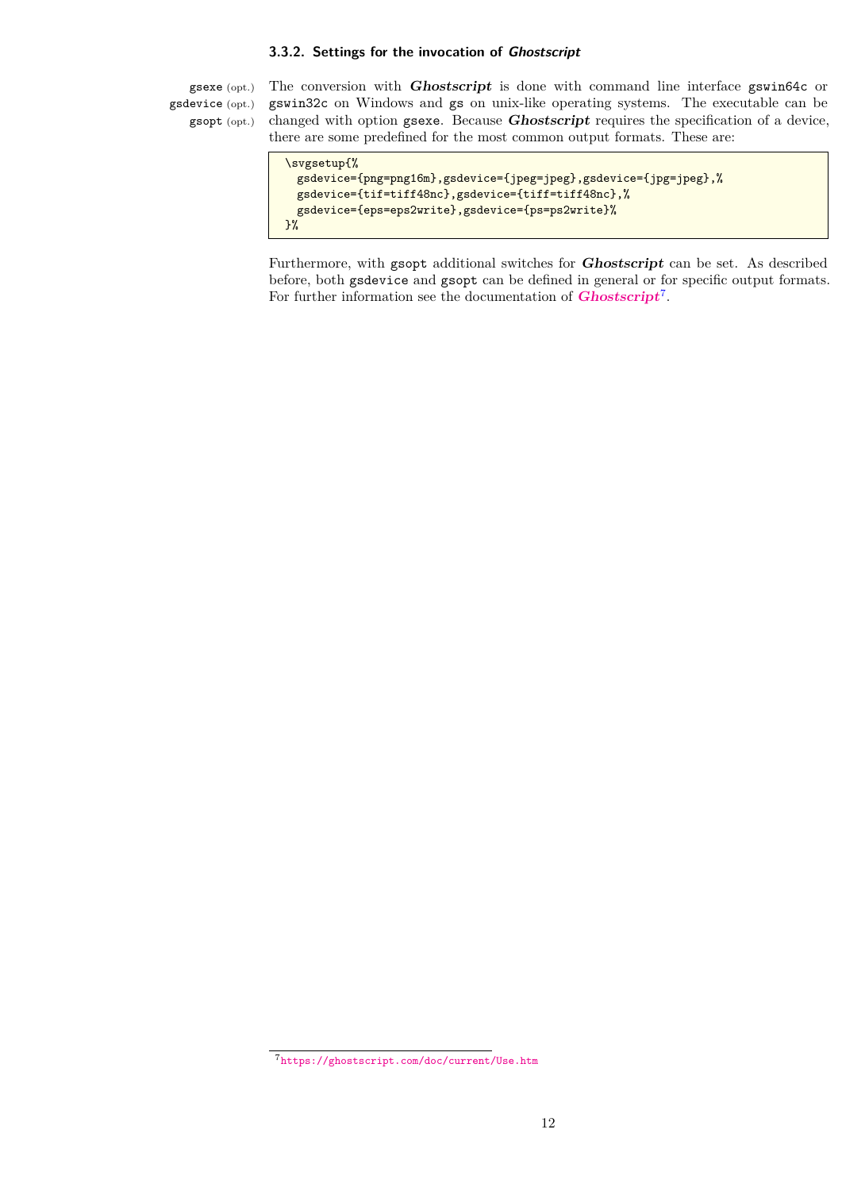### 3.3.2. Settings for the invocation of ***Ghostscript***

gsexe (opt.)
gsdevice (opt.)
gsopt (opt.)

The conversion with ***Ghostscript*** is done with command line interface `gswin64c` or `gswin32c` on Windows and `gs` on unix-like operating systems. The executable can be changed with option `gsexe`. Because ***Ghostscript*** requires the specification of a device, there are some predefined for the most common output formats. These are:

```
\svgsetup{%
  gsdevice={png=png16m},gsdevice={jpeg=jpeg},gsdevice={jpg=jpeg},%
  gsdevice={tif=tiff48nc},gsdevice={tiff=tiff48nc},%
  gsdevice={eps=eps2write},gsdevice={ps=ps2write}%
}%
```

Furthermore, with `gsopt` additional switches for ***Ghostscript*** can be set. As described before, both `gsdevice` and `gsopt` can be defined in general or for specific output formats. For further information see the documentation of ***Ghostscript***[7].

[7] https://ghostscript.com/doc/current/Use.htm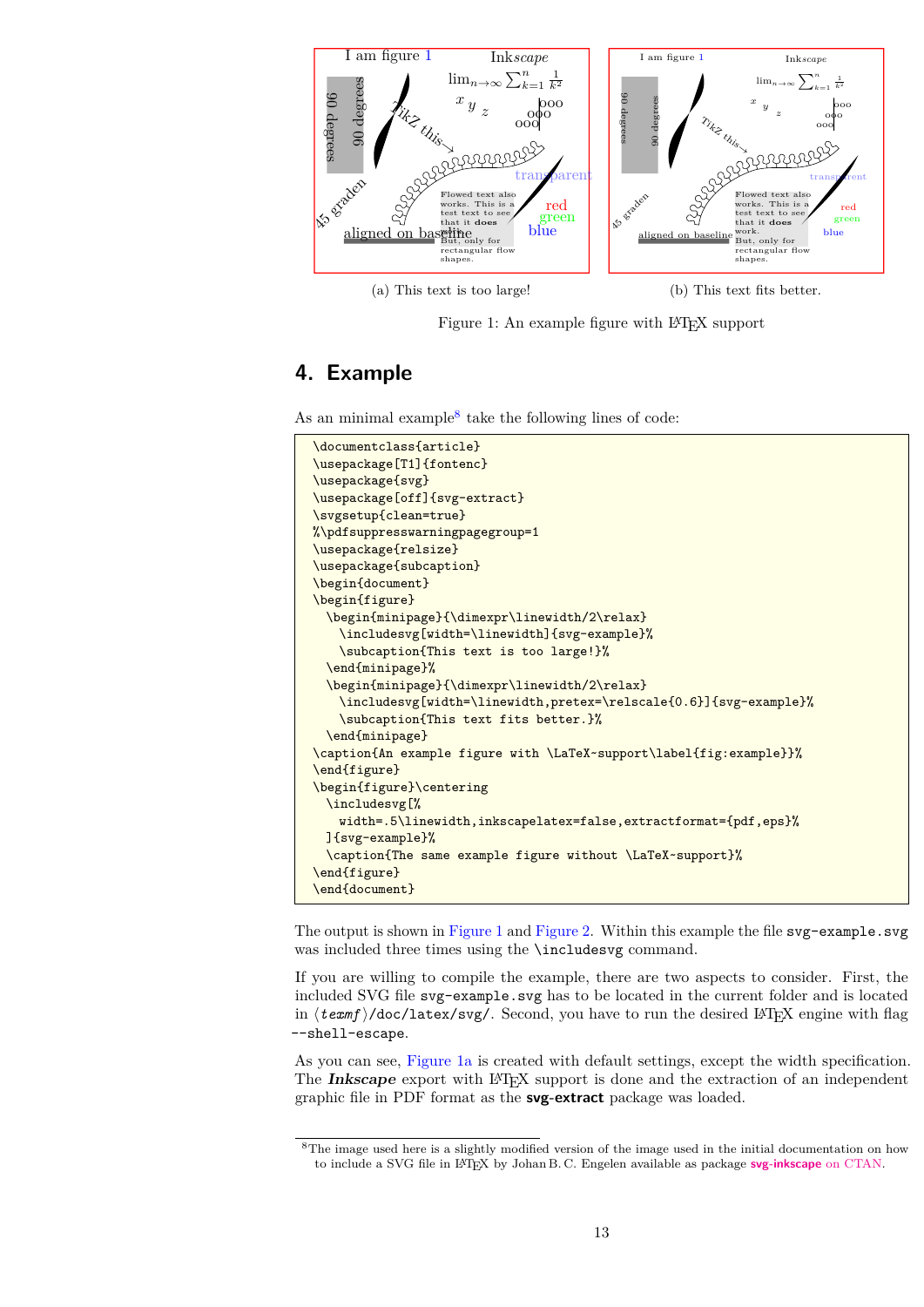(a) This text is too large!

(b) This text fits better.

Figure 1: An example figure with LaTeX support

## 4. Example

As an minimal example[8] take the following lines of code:

```
\documentclass{article}
\usepackage[T1]{fontenc}
\usepackage{svg}
\usepackage[off]{svg-extract}
\svgsetup{clean=true}
%\pdfsuppresswarningpagegroup=1
\usepackage{relsize}
\usepackage{subcaption}
\begin{document}
\begin{figure}
  \begin{minipage}{\dimexpr\linewidth/2\relax}
    \includesvg[width=\linewidth]{svg-example}%
    \subcaption{This text is too large!}%
  \end{minipage}%
  \begin{minipage}{\dimexpr\linewidth/2\relax}
    \includesvg[width=\linewidth,pretex=\relscale{0.6}]{svg-example}%
    \subcaption{This text fits better.}%
  \end{minipage}
\caption{An example figure with \LaTeX~support\label{fig:example}}%
\end{figure}
\begin{figure}\centering
  \includesvg[%
    width=.5\linewidth,inkscapelatex=false,extractformat={pdf,eps}%
  ]{svg-example}%
  \caption{The same example figure without \LaTeX~support}%
\end{figure}
\end{document}
```

The output is shown in Figure 1 and Figure 2. Within this example the file `svg-example.svg` was included three times using the `\includesvg` command.

If you are willing to compile the example, there are two aspects to consider. First, the included SVG file `svg-example.svg` has to be located in the current folder and is located in ⟨*texmf*⟩`/doc/latex/svg/`. Second, you have to run the desired LaTeX engine with flag `--shell-escape`.

As you can see, Figure 1a is created with default settings, except the width specification. The ***Inkscape*** export with LaTeX support is done and the extraction of an independent graphic file in PDF format as the **svg-extract** package was loaded.

[8] The image used here is a slightly modified version of the image used in the initial documentation on how to include a SVG file in LaTeX by Johan B. C. Engelen available as package **svg-inkscape** on CTAN.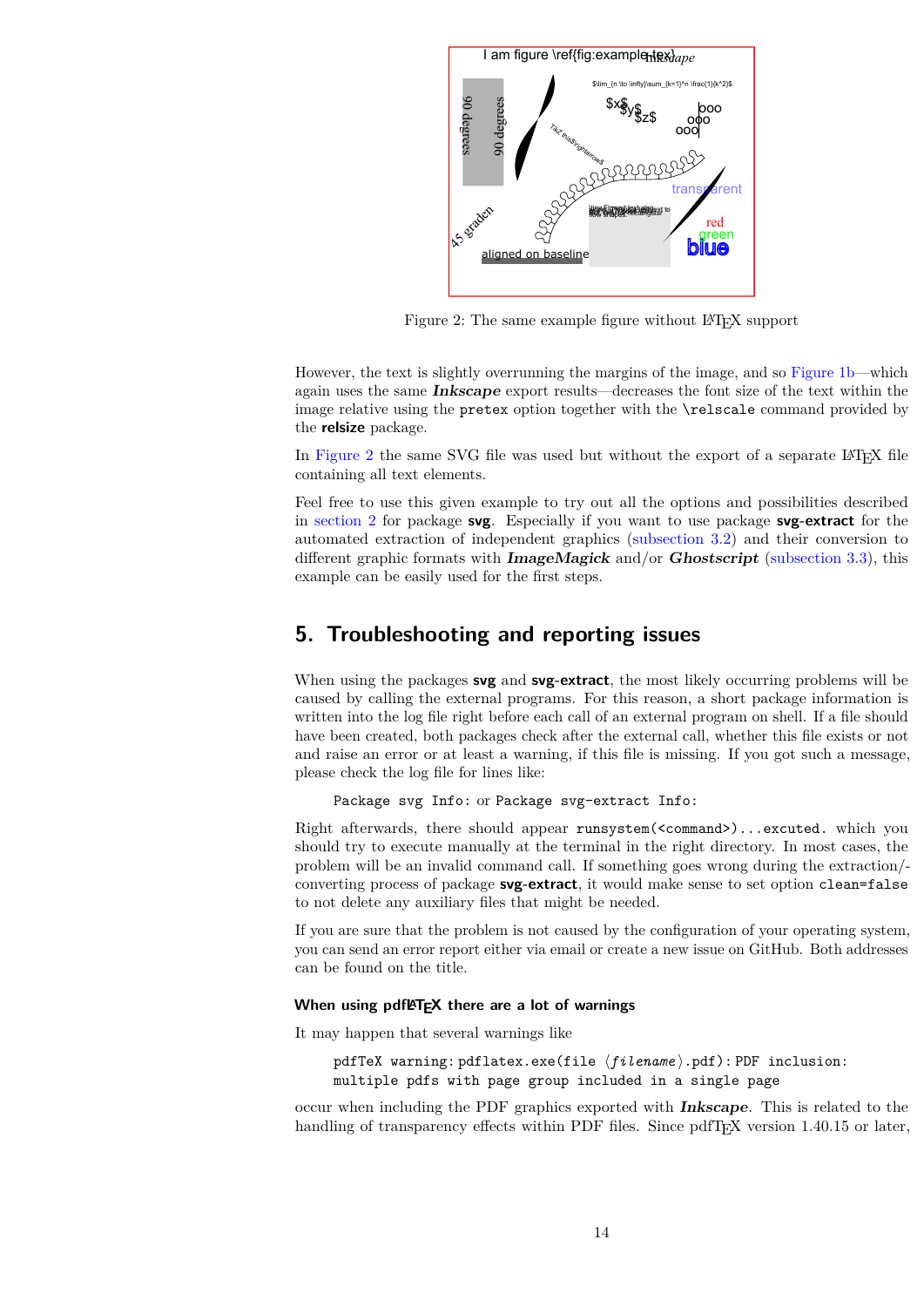Figure 2: The same example figure without LaTeX support

However, the text is slightly overrunning the margins of the image, and so Figure 1b—which again uses the same ***Inkscape*** export results—decreases the font size of the text within the image relative using the `pretex` option together with the `\relscale` command provided by the **relsize** package.

In Figure 2 the same SVG file was used but without the export of a separate LaTeX file containing all text elements.

Feel free to use this given example to try out all the options and possibilities described in section 2 for package **svg**. Especially if you want to use package **svg-extract** for the automated extraction of independent graphics (subsection 3.2) and their conversion to different graphic formats with ***ImageMagick*** and/or ***Ghostscript*** (subsection 3.3), this example can be easily used for the first steps.

## 5. Troubleshooting and reporting issues

When using the packages **svg** and **svg-extract**, the most likely occurring problems will be caused by calling the external programs. For this reason, a short package information is written into the log file right before each call of an external program on shell. If a file should have been created, both packages check after the external call, whether this file exists or not and raise an error or at least a warning, if this file is missing. If you got such a message, please check the log file for lines like:

`Package svg Info:` or `Package svg-extract Info:`

Right afterwards, there should appear `runsystem(<command>)...excuted.` which you should try to execute manually at the terminal in the right directory. In most cases, the problem will be an invalid command call. If something goes wrong during the extraction/converting process of package **svg-extract**, it would make sense to set option `clean=false` to not delete any auxiliary files that might be needed.

If you are sure that the problem is not caused by the configuration of your operating system, you can send an error report either via email or create a new issue on GitHub. Both addresses can be found on the title.

#### When using pdfLaTeX there are a lot of warnings

It may happen that several warnings like

```
pdfTeX warning: pdflatex.exe(file ⟨filename⟩.pdf): PDF inclusion:
multiple pdfs with page group included in a single page
```

occur when including the PDF graphics exported with ***Inkscape***. This is related to the handling of transparency effects within PDF files. Since pdfTeX version 1.40.15 or later,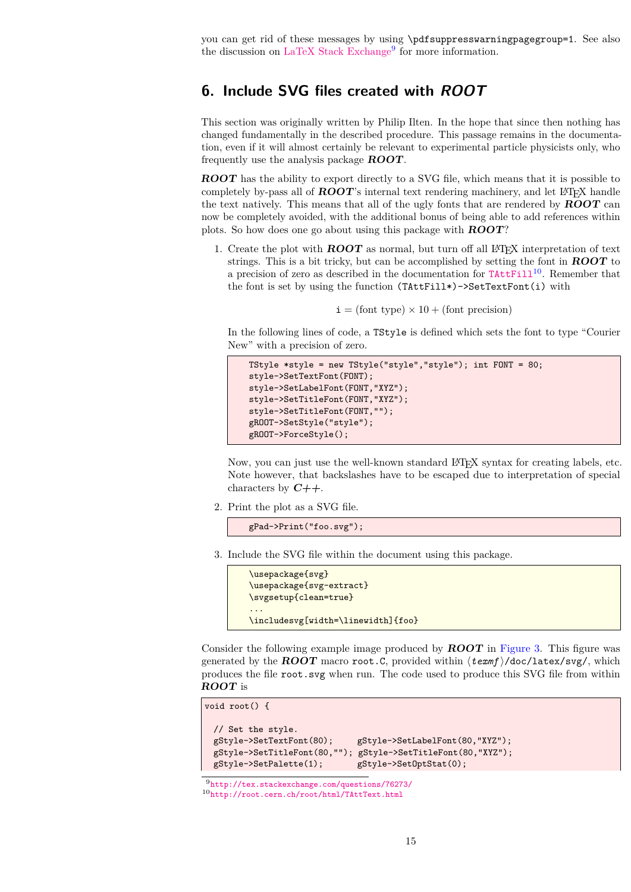you can get rid of these messages by using \pdfsuppresswarningpagegroup=1. See also the discussion on LaTeX Stack Exchange[9] for more information.

## 6. Include SVG files created with *ROOT*

This section was originally written by Philip Ilten. In the hope that since then nothing has changed fundamentally in the described procedure. This passage remains in the documentation, even if it will almost certainly be relevant to experimental particle physicists only, who frequently use the analysis package ***ROOT***.

***ROOT*** has the ability to export directly to a SVG file, which means that it is possible to completely by-pass all of ***ROOT***'s internal text rendering machinery, and let LaTeX handle the text natively. This means that all of the ugly fonts that are rendered by ***ROOT*** can now be completely avoided, with the additional bonus of being able to add references within plots. So how does one go about using this package with ***ROOT***?

1. Create the plot with ***ROOT*** as normal, but turn off all LaTeX interpretation of text strings. This is a bit tricky, but can be accomplished by setting the font in ***ROOT*** to a precision of zero as described in the documentation for `TAttFill`[10]. Remember that the font is set by using the function `(TAttFill*)->SetTextFont(i)` with

$$\mathtt{i} = (\text{font type}) \times 10 + (\text{font precision})$$

   In the following lines of code, a `TStyle` is defined which sets the font to type "Courier New" with a precision of zero.

```
TStyle *style = new TStyle("style","style"); int FONT = 80;
style->SetTextFont(FONT);
style->SetLabelFont(FONT,"XYZ");
style->SetTitleFont(FONT,"XYZ");
style->SetTitleFont(FONT,"");
gROOT->SetStyle("style");
gROOT->ForceStyle();
```

   Now, you can just use the well-known standard LaTeX syntax for creating labels, etc. Note however, that backslashes have to be escaped due to interpretation of special characters by ***C++***.

2. Print the plot as a SVG file.

```
gPad->Print("foo.svg");
```

3. Include the SVG file within the document using this package.

```
\usepackage{svg}
\usepackage{svg-extract}
\svgsetup{clean=true}
...
\includesvg[width=\linewidth]{foo}
```

Consider the following example image produced by ***ROOT*** in Figure 3. This figure was generated by the ***ROOT*** macro `root.C`, provided within ⟨*texmf*⟩`/doc/latex/svg/`, which produces the file `root.svg` when run. The code used to produce this SVG file from within ***ROOT*** is

```
void root() {

  // Set the style.
  gStyle->SetTextFont(80);     gStyle->SetLabelFont(80,"XYZ");
  gStyle->SetTitleFont(80,""); gStyle->SetTitleFont(80,"XYZ");
  gStyle->SetPalette(1);       gStyle->SetOptStat(0);
```

[9] http://tex.stackexchange.com/questions/76273/

[10] http://root.cern.ch/root/html/TAttText.html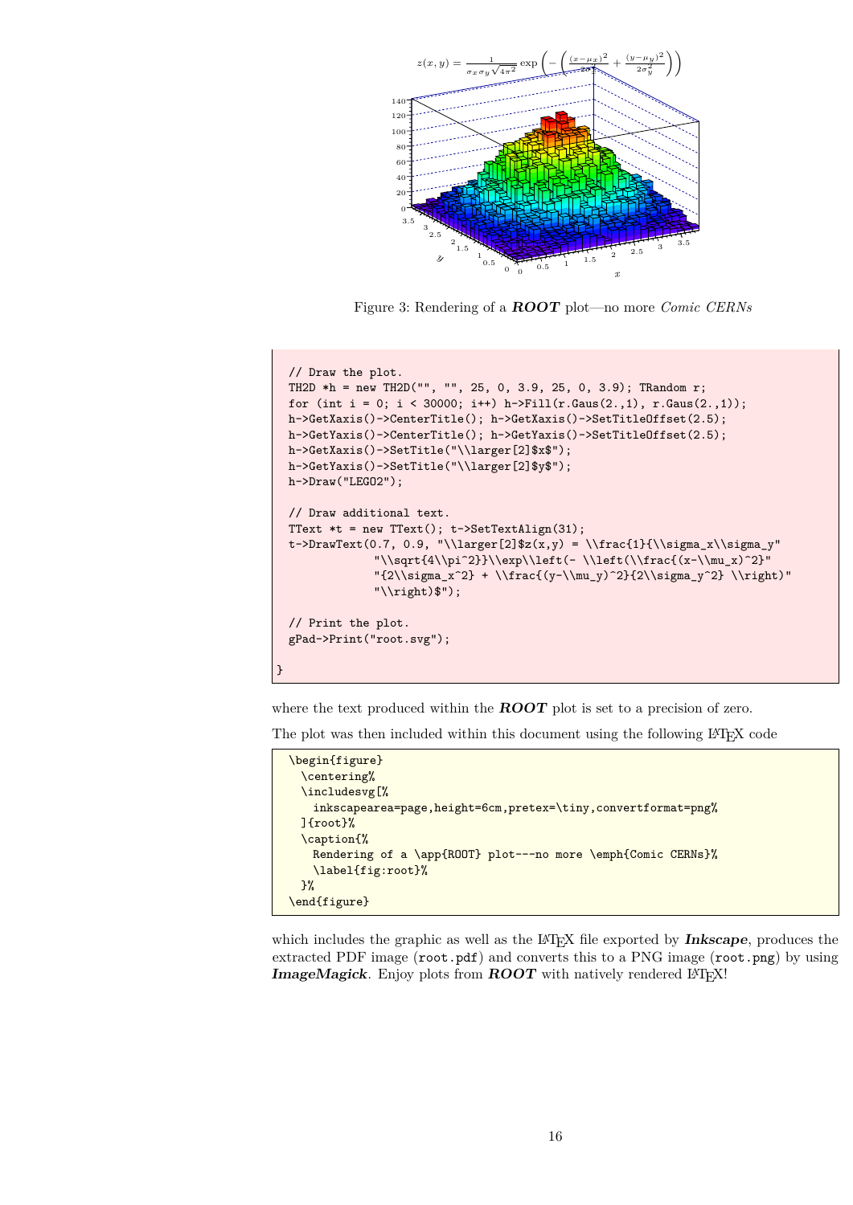Figure 3: Rendering of a ***ROOT*** plot—no more *Comic CERNs*

```
  // Draw the plot.
  TH2D *h = new TH2D("", "", 25, 0, 3.9, 25, 0, 3.9); TRandom r;
  for (int i = 0; i < 30000; i++) h->Fill(r.Gaus(2.,1), r.Gaus(2.,1));
  h->GetXaxis()->CenterTitle(); h->GetXaxis()->SetTitleOffset(2.5);
  h->GetYaxis()->CenterTitle(); h->GetYaxis()->SetTitleOffset(2.5);
  h->GetXaxis()->SetTitle("\\larger[2]$x$");
  h->GetYaxis()->SetTitle("\\larger[2]$y$");
  h->Draw("LEGO2");

  // Draw additional text.
  TText *t = new TText(); t->SetTextAlign(31);
  t->DrawText(0.7, 0.9, "\\larger[2]$z(x,y) = \\frac{1}{\\sigma_x\\sigma_y"
              "\\sqrt{4\\pi^2}}\\exp\\left(- \\left(\\frac{(x-\\mu_x)^2}"
              "{2\\sigma_x^2} + \\frac{(y-\\mu_y)^2}{2\\sigma_y^2} \\right)"
              "\\right)$");

  // Print the plot.
  gPad->Print("root.svg");

}
```

where the text produced within the ***ROOT*** plot is set to a precision of zero.

The plot was then included within this document using the following LaTeX code

```
\begin{figure}
  \centering%
  \includesvg[%
    inkscapearea=page,height=6cm,pretex=\tiny,convertformat=png%
  ]{root}%
  \caption{%
    Rendering of a \app{ROOT} plot---no more \emph{Comic CERNs}%
    \label{fig:root}%
  }%
\end{figure}
```

which includes the graphic as well as the LaTeX file exported by ***Inkscape***, produces the extracted PDF image (`root.pdf`) and converts this to a PNG image (`root.png`) by using ***ImageMagick***. Enjoy plots from ***ROOT*** with natively rendered LaTeX!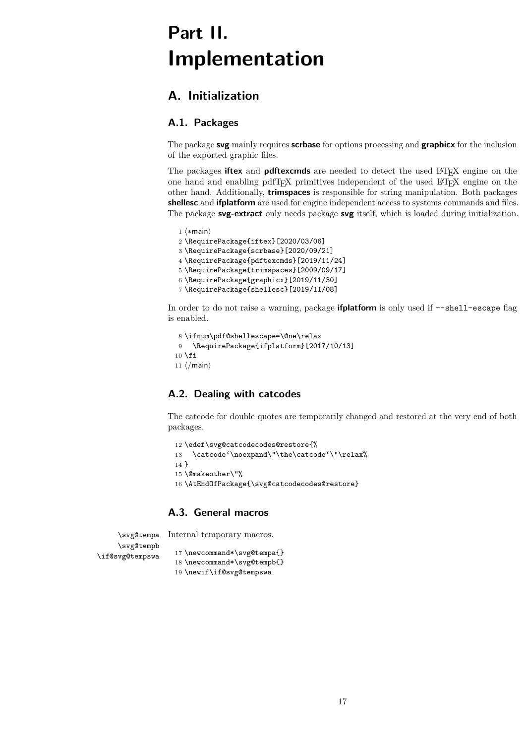# Part II. Implementation

## A. Initialization

### A.1. Packages

The package **svg** mainly requires **scrbase** for options processing and **graphicx** for the inclusion of the exported graphic files.

The packages **iftex** and **pdftexcmds** are needed to detect the used LaTeX engine on the one hand and enabling pdfTeX primitives independent of the used LaTeX engine on the other hand. Additionally, **trimspaces** is responsible for string manipulation. Both packages **shellesc** and **ifplatform** are used for engine independent access to systems commands and files. The package **svg-extract** only needs package **svg** itself, which is loaded during initialization.

```
1 ⟨*main⟩
2 \RequirePackage{iftex}[2020/03/06]
3 \RequirePackage{scrbase}[2020/09/21]
4 \RequirePackage{pdftexcmds}[2019/11/24]
5 \RequirePackage{trimspaces}[2009/09/17]
6 \RequirePackage{graphicx}[2019/11/30]
7 \RequirePackage{shellesc}[2019/11/08]
```

In order to do not raise a warning, package **ifplatform** is only used if `--shell-escape` flag is enabled.

```
8 \ifnum\pdf@shellescape=\@ne\relax
9   \RequirePackage{ifplatform}[2017/10/13]
10 \fi
11 ⟨/main⟩
```

### A.2. Dealing with catcodes

The catcode for double quotes are temporarily changed and restored at the very end of both packages.

```
12 \edef\svg@catcodecodes@restore{%
13   \catcode`\noexpand\"\the\catcode`\"\relax%
14 }
15 \@makeother\"%
16 \AtEndOfPackage{\svg@catcodecodes@restore}
```

### A.3. General macros

`\svg@tempa` `\svg@tempb` `\if@svg@tempswa` Internal temporary macros.

```
17 \newcommand*\svg@tempa{}
18 \newcommand*\svg@tempb{}
19 \newif\if@svg@tempswa
```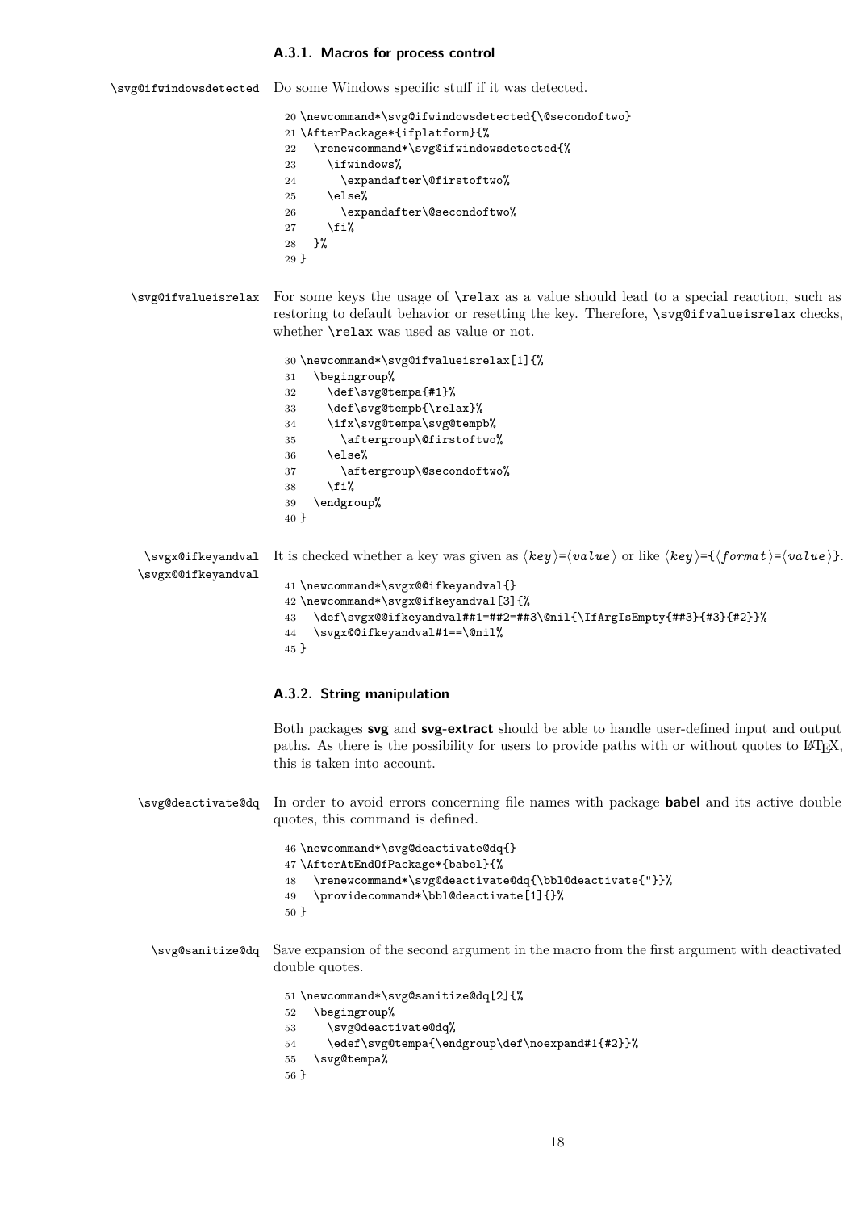### A.3.1. Macros for process control

`\svg@ifwindowsdetected` Do some Windows specific stuff if it was detected.

```
20 \newcommand*\svg@ifwindowsdetected{\@secondoftwo}
21 \AfterPackage*{ifplatform}{%
22   \renewcommand*\svg@ifwindowsdetected{%
23     \ifwindows%
24       \expandafter\@firstoftwo%
25     \else%
26       \expandafter\@secondoftwo%
27     \fi%
28   }%
29 }
```

`\svg@ifvalueisrelax` For some keys the usage of `\relax` as a value should lead to a special reaction, such as restoring to default behavior or resetting the key. Therefore, `\svg@ifvalueisrelax` checks, whether `\relax` was used as value or not.

```
30 \newcommand*\svg@ifvalueisrelax[1]{%
31   \begingroup%
32     \def\svg@tempa{#1}%
33     \def\svg@tempb{\relax}%
34     \ifx\svg@tempa\svg@tempb%
35       \aftergroup\@firstoftwo%
36     \else%
37       \aftergroup\@secondoftwo%
38     \fi%
39   \endgroup%
40 }
```

`\svgx@ifkeyandval` `\svgx@@ifkeyandval` It is checked whether a key was given as ⟨*key*⟩=⟨*value*⟩ or like ⟨*key*⟩={⟨*format*⟩=⟨*value*⟩}.

```
41 \newcommand*\svgx@@ifkeyandval{}
42 \newcommand*\svgx@ifkeyandval[3]{%
43   \def\svgx@@ifkeyandval##1=##2=##3\@nil{\IfArgIsEmpty{##3}{#3}{#2}}%
44   \svgx@@ifkeyandval#1==\@nil%
45 }
```

### A.3.2. String manipulation

Both packages **svg** and **svg-extract** should be able to handle user-defined input and output paths. As there is the possibility for users to provide paths with or without quotes to LaTeX, this is taken into account.

`\svg@deactivate@dq` In order to avoid errors concerning file names with package **babel** and its active double quotes, this command is defined.

```
46 \newcommand*\svg@deactivate@dq{}
47 \AfterAtEndOfPackage*{babel}{%
48   \renewcommand*\svg@deactivate@dq{\bbl@deactivate{"}}%
49   \providecommand*\bbl@deactivate[1]{}%
50 }
```

`\svg@sanitize@dq` Save expansion of the second argument in the macro from the first argument with deactivated double quotes.

```
51 \newcommand*\svg@sanitize@dq[2]{%
52   \begingroup%
53     \svg@deactivate@dq%
54     \edef\svg@tempa{\endgroup\def\noexpand#1{#2}}%
55   \svg@tempa%
56 }
```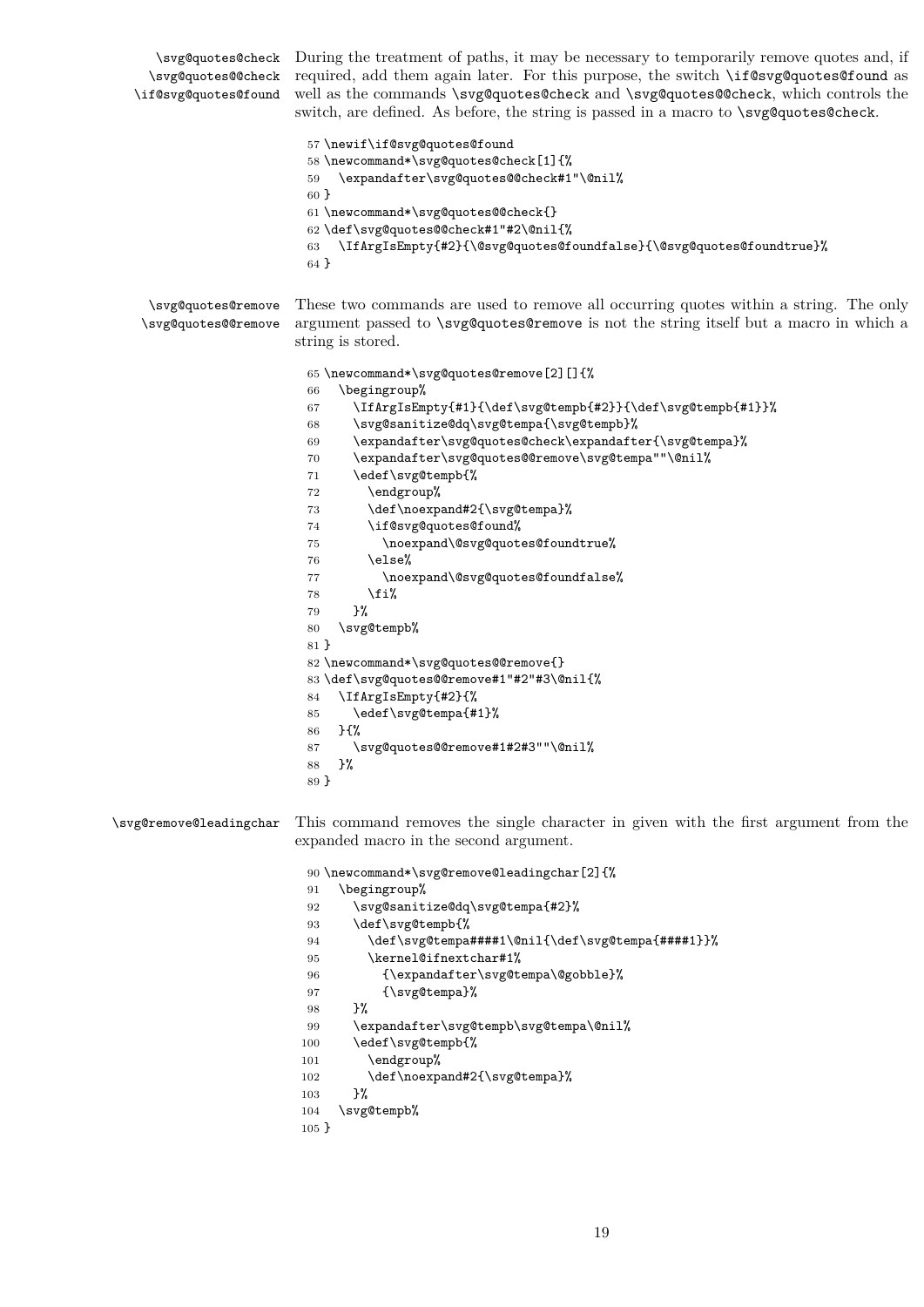\svg@quotes@check
\svg@quotes@@check
\if@svg@quotes@found

During the treatment of paths, it may be necessary to temporarily remove quotes and, if required, add them again later. For this purpose, the switch `\if@svg@quotes@found` as well as the commands `\svg@quotes@check` and `\svg@quotes@@check`, which controls the switch, are defined. As before, the string is passed in a macro to `\svg@quotes@check`.

```
57 \newif\if@svg@quotes@found
58 \newcommand*\svg@quotes@check[1]{%
59   \expandafter\svg@quotes@@check#1"\@nil%
60 }
61 \newcommand*\svg@quotes@@check{}
62 \def\svg@quotes@@check#1"#2\@nil{%
63   \IfArgIsEmpty{#2}{\@svg@quotes@foundfalse}{\@svg@quotes@foundtrue}%
64 }
```

\svg@quotes@remove
\svg@quotes@@remove

These two commands are used to remove all occurring quotes within a string. The only argument passed to `\svg@quotes@remove` is not the string itself but a macro in which a string is stored.

```
65 \newcommand*\svg@quotes@remove[2][]{%
66   \begingroup%
67     \IfArgIsEmpty{#1}{\def\svg@tempb{#2}}{\def\svg@tempb{#1}}%
68     \svg@sanitize@dq\svg@tempa{\svg@tempb}%
69     \expandafter\svg@quotes@check\expandafter{\svg@tempa}%
70     \expandafter\svg@quotes@@remove\svg@tempa""\@nil%
71     \edef\svg@tempb{%
72       \endgroup%
73       \def\noexpand#2{\svg@tempa}%
74       \if@svg@quotes@found%
75         \noexpand\@svg@quotes@foundtrue%
76       \else%
77         \noexpand\@svg@quotes@foundfalse%
78       \fi%
79     }%
80   \svg@tempb%
81 }
82 \newcommand*\svg@quotes@@remove{}
83 \def\svg@quotes@@remove#1"#2"#3\@nil{%
84   \IfArgIsEmpty{#2}{%
85     \edef\svg@tempa{#1}%
86   }{%
87     \svg@quotes@@remove#1#2#3""\@nil%
88   }%
89 }
```

\svg@remove@leadingchar

This command removes the single character in given with the first argument from the expanded macro in the second argument.

```
90 \newcommand*\svg@remove@leadingchar[2]{%
91   \begingroup%
92     \svg@sanitize@dq\svg@tempa{#2}%
93     \def\svg@tempb{%
94       \def\svg@tempa####1\@nil{\def\svg@tempa{####1}}%
95       \kernel@ifnextchar#1%
96         {\expandafter\svg@tempa\@gobble}%
97         {\svg@tempa}%
98     }%
99     \expandafter\svg@tempb\svg@tempa\@nil%
100    \edef\svg@tempb{%
101      \endgroup%
102      \def\noexpand#2{\svg@tempa}%
103    }%
104  \svg@tempb%
105 }
```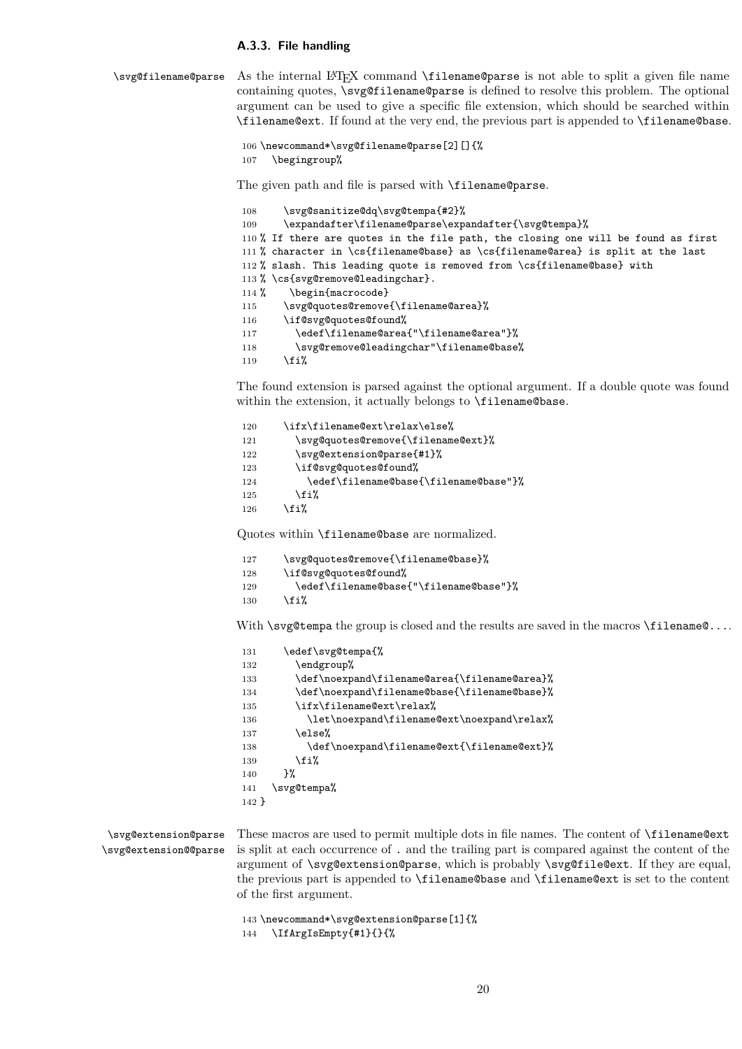### A.3.3. File handling

\svg@filename@parse As the internal LaTeX command \filename@parse is not able to split a given file name containing quotes, \svg@filename@parse is defined to resolve this problem. The optional argument can be used to give a specific file extension, which should be searched within \filename@ext. If found at the very end, the previous part is appended to \filename@base.

```
106 \newcommand*\svg@filename@parse[2][]{%
107   \begingroup%
```

The given path and file is parsed with \filename@parse.

```
108     \svg@sanitize@dq\svg@tempa{#2}%
109     \expandafter\filename@parse\expandafter{\svg@tempa}%
110 % If there are quotes in the file path, the closing one will be found as first
111 % character in \cs{filename@base} as \cs{filename@area} is split at the last
112 % slash. This leading quote is removed from \cs{filename@base} with
113 % \cs{svg@remove@leadingchar}.
114 %    \begin{macrocode}
115     \svg@quotes@remove{\filename@area}%
116     \if@svg@quotes@found%
117       \edef\filename@area{"\filename@area"}%
118       \svg@remove@leadingchar"\filename@base%
119     \fi%
```

The found extension is parsed against the optional argument. If a double quote was found within the extension, it actually belongs to \filename@base.

```
120     \ifx\filename@ext\relax\else%
121       \svg@quotes@remove{\filename@ext}%
122       \svg@extension@parse{#1}%
123       \if@svg@quotes@found%
124         \edef\filename@base{\filename@base"}%
125       \fi%
126     \fi%
```

Quotes within \filename@base are normalized.

```
127     \svg@quotes@remove{\filename@base}%
128     \if@svg@quotes@found%
129       \edef\filename@base{"\filename@base"}%
130     \fi%
```

With \svg@tempa the group is closed and the results are saved in the macros \filename@....

```
131     \edef\svg@tempa{%
132       \endgroup%
133       \def\noexpand\filename@area{\filename@area}%
134       \def\noexpand\filename@base{\filename@base}%
135       \ifx\filename@ext\relax%
136         \let\noexpand\filename@ext\noexpand\relax%
137       \else%
138         \def\noexpand\filename@ext{\filename@ext}%
139       \fi%
140     }%
141   \svg@tempa%
142 }
```

\svg@extension@parse \svg@extension@@parse These macros are used to permit multiple dots in file names. The content of \filename@ext is split at each occurrence of . and the trailing part is compared against the content of the argument of \svg@extension@parse, which is probably \svg@file@ext. If they are equal, the previous part is appended to \filename@base and \filename@ext is set to the content of the first argument.

```
143 \newcommand*\svg@extension@parse[1]{%
144   \IfArgIsEmpty{#1}{}{%
```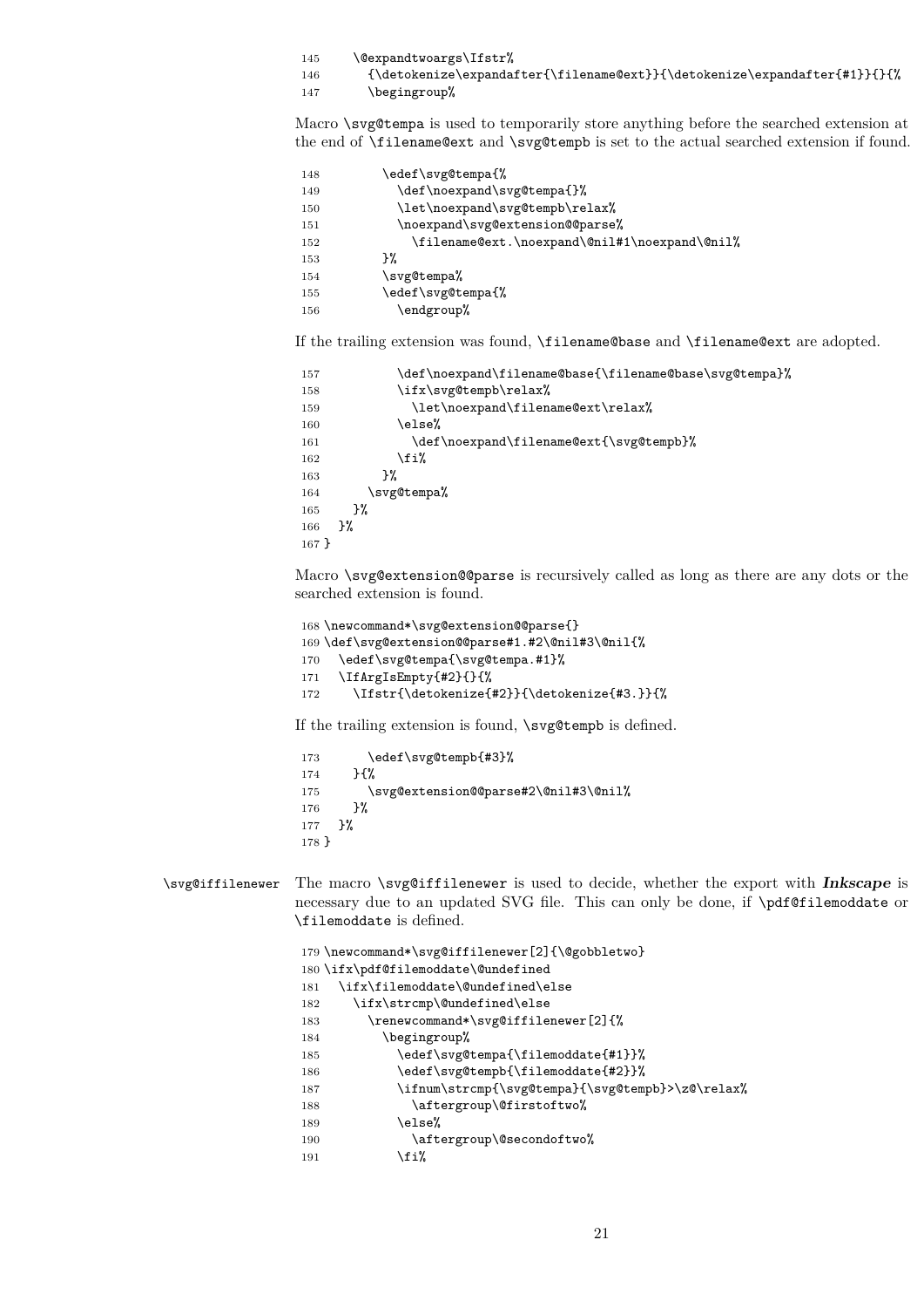```
145     \@expandtwoargs\Ifstr%
146       {\detokenize\expandafter{\filename@ext}}{\detokenize\expandafter{#1}}{}{%
147       \begingroup%
```

Macro `\svg@tempa` is used to temporarily store anything before the searched extension at the end of `\filename@ext` and `\svg@tempb` is set to the actual searched extension if found.

```
148         \edef\svg@tempa{%
149           \def\noexpand\svg@tempa{}%
150           \let\noexpand\svg@tempb\relax%
151           \noexpand\svg@extension@@parse%
152             \filename@ext.\noexpand\@nil#1\noexpand\@nil%
153         }%
154         \svg@tempa%
155         \edef\svg@tempa{%
156           \endgroup%
```

If the trailing extension was found, `\filename@base` and `\filename@ext` are adopted.

```
157           \def\noexpand\filename@base{\filename@base\svg@tempa}%
158           \ifx\svg@tempb\relax%
159             \let\noexpand\filename@ext\relax%
160           \else%
161             \def\noexpand\filename@ext{\svg@tempb}%
162           \fi%
163         }%
164       \svg@tempa%
165     }%
166   }%
167 }
```

Macro `\svg@extension@@parse` is recursively called as long as there are any dots or the searched extension is found.

```
168 \newcommand*\svg@extension@@parse{}
169 \def\svg@extension@@parse#1.#2\@nil#3\@nil{%
170   \edef\svg@tempa{\svg@tempa.#1}%
171   \IfArgIsEmpty{#2}{}{%
172     \Ifstr{\detokenize{#2}}{\detokenize{#3.}}{%
```

If the trailing extension is found, `\svg@tempb` is defined.

```
173       \edef\svg@tempb{#3}%
174     }{%
175       \svg@extension@@parse#2\@nil#3\@nil%
176     }%
177   }%
178 }
```

`\svg@iffilenewer` The macro `\svg@iffilenewer` is used to decide, whether the export with ***Inkscape*** is necessary due to an updated SVG file. This can only be done, if `\pdf@filemoddate` or `\filemoddate` is defined.

```
179 \newcommand*\svg@iffilenewer[2]{\@gobbletwo}
180 \ifx\pdf@filemoddate\@undefined
181   \ifx\filemoddate\@undefined\else
182     \ifx\strcmp\@undefined\else
183       \renewcommand*\svg@iffilenewer[2]{%
184         \begingroup%
185           \edef\svg@tempa{\filemoddate{#1}}%
186           \edef\svg@tempb{\filemoddate{#2}}%
187           \ifnum\strcmp{\svg@tempa}{\svg@tempb}>\z@\relax%
188             \aftergroup\@firstoftwo%
189           \else%
190             \aftergroup\@secondoftwo%
191           \fi%
```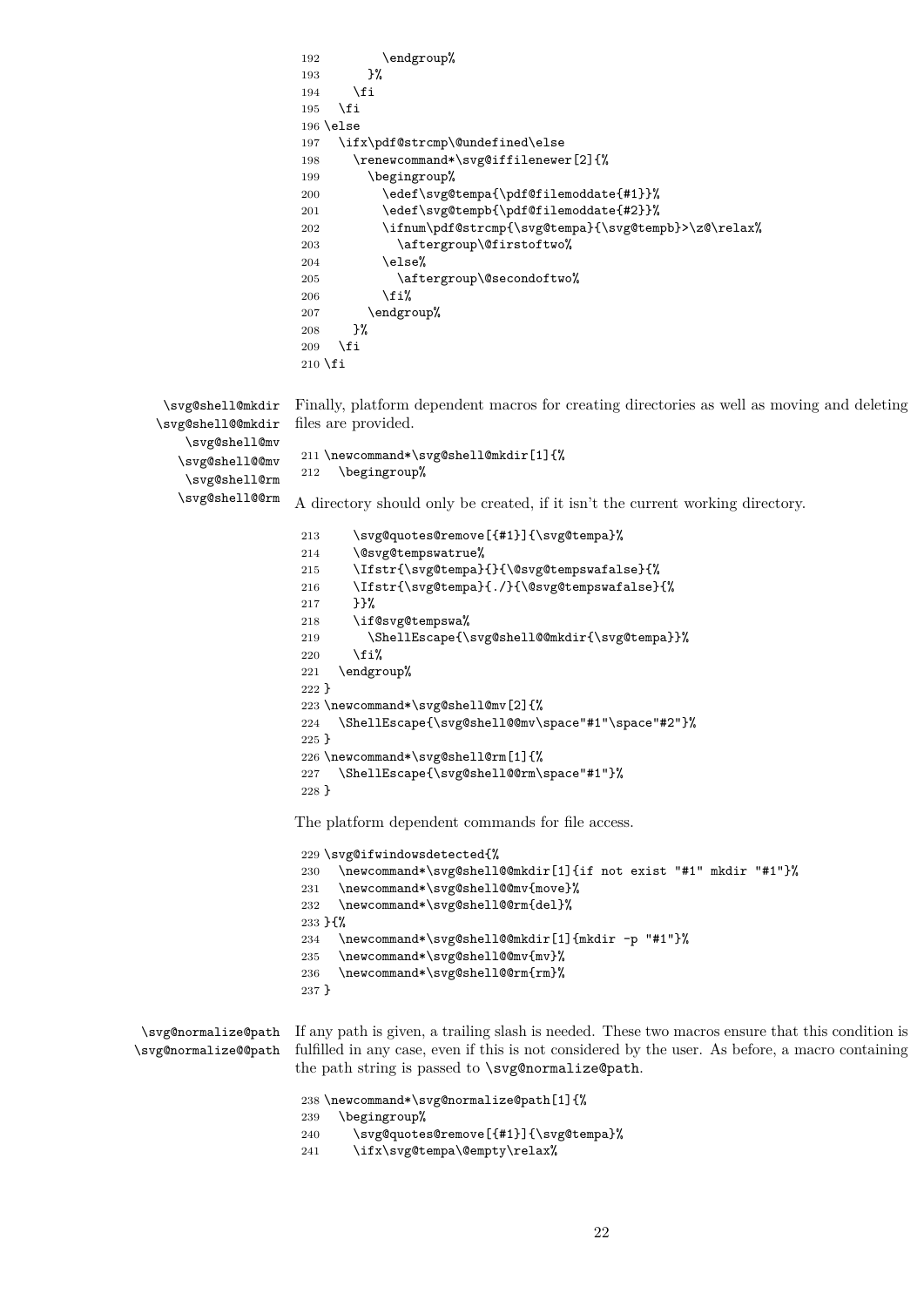```
192         \endgroup%
193       }%
194     \fi
195   \fi
196 \else
197   \ifx\pdf@strcmp\@undefined\else
198     \renewcommand*\svg@iffilenewer[2]{%
199       \begingroup%
200         \edef\svg@tempa{\pdf@filemoddate{#1}}%
201         \edef\svg@tempb{\pdf@filemoddate{#2}}%
202         \ifnum\pdf@strcmp{\svg@tempa}{\svg@tempb}>\z@\relax%
203           \aftergroup\@firstoftwo%
204         \else%
205           \aftergroup\@secondoftwo%
206         \fi%
207       \endgroup%
208     }%
209   \fi
210 \fi
```

`\svg@shell@mkdir` `\svg@shell@@mkdir` `\svg@shell@mv` `\svg@shell@@mv` `\svg@shell@rm` `\svg@shell@@rm`

Finally, platform dependent macros for creating directories as well as moving and deleting files are provided.

```
211 \newcommand*\svg@shell@mkdir[1]{%
212   \begingroup%
```

A directory should only be created, if it isn't the current working directory.

```
213     \svg@quotes@remove[{#1}]{\svg@tempa}%
214     \@svg@tempswatrue%
215     \Ifstr{\svg@tempa}{}{\@svg@tempswafalse}{%
216     \Ifstr{\svg@tempa}{./}{\@svg@tempswafalse}{%
217     }}%
218     \if@svg@tempswa%
219       \ShellEscape{\svg@shell@@mkdir{\svg@tempa}}%
220     \fi%
221   \endgroup%
222 }
223 \newcommand*\svg@shell@mv[2]{%
224   \ShellEscape{\svg@shell@@mv\space"#1"\space"#2"}%
225 }
226 \newcommand*\svg@shell@rm[1]{%
227   \ShellEscape{\svg@shell@@rm\space"#1"}%
228 }
```

The platform dependent commands for file access.

```
229 \svg@ifwindowsdetected{%
230   \newcommand*\svg@shell@@mkdir[1]{if not exist "#1" mkdir "#1"}%
231   \newcommand*\svg@shell@@mv{move}%
232   \newcommand*\svg@shell@@rm{del}%
233 }{%
234   \newcommand*\svg@shell@@mkdir[1]{mkdir -p "#1"}%
235   \newcommand*\svg@shell@@mv{mv}%
236   \newcommand*\svg@shell@@rm{rm}%
237 }
```

`\svg@normalize@path` `\svg@normalize@@path`

If any path is given, a trailing slash is needed. These two macros ensure that this condition is fulfilled in any case, even if this is not considered by the user. As before, a macro containing the path string is passed to `\svg@normalize@path`.

```
238 \newcommand*\svg@normalize@path[1]{%
239   \begingroup%
240     \svg@quotes@remove[{#1}]{\svg@tempa}%
241     \ifx\svg@tempa\@empty\relax%
```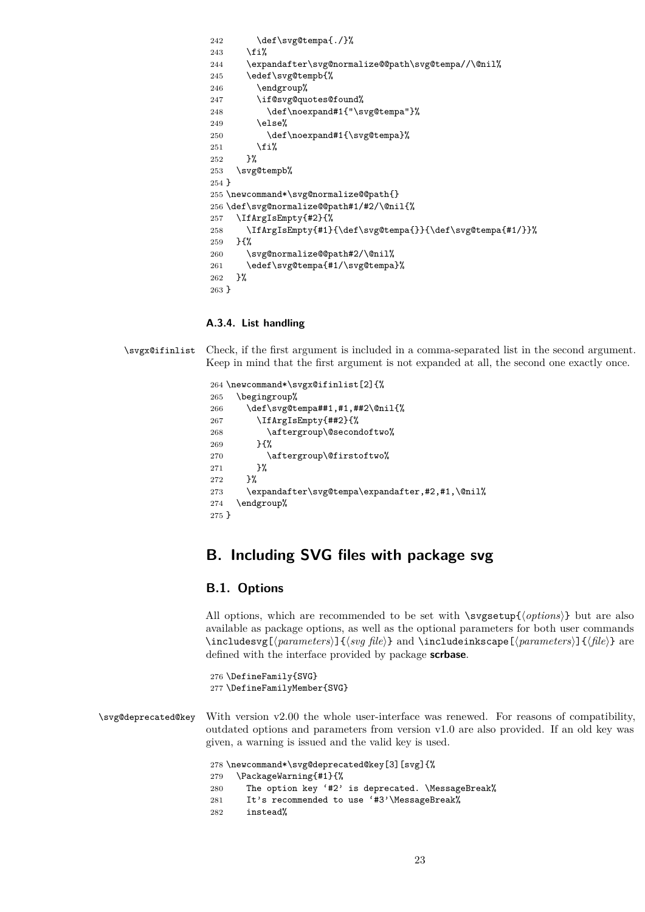```
242       \def\svg@tempa{./}%
243     \fi%
244     \expandafter\svg@normalize@@path\svg@tempa//\@nil%
245     \edef\svg@tempb{%
246       \endgroup%
247       \if@svg@quotes@found%
248         \def\noexpand#1{"\svg@tempa"}%
249       \else%
250         \def\noexpand#1{\svg@tempa}%
251       \fi%
252     }%
253   \svg@tempb%
254 }
255 \newcommand*\svg@normalize@@path{}
256 \def\svg@normalize@@path#1/#2/\@nil{%
257   \IfArgIsEmpty{#2}{%
258     \IfArgIsEmpty{#1}{\def\svg@tempa{}}{\def\svg@tempa{#1/}}%
259   }{%
260     \svg@normalize@@path#2/\@nil%
261     \edef\svg@tempa{#1/\svg@tempa}%
262   }%
263 }
```

### A.3.4. List handling

`\svgx@ifinlist` Check, if the first argument is included in a comma-separated list in the second argument. Keep in mind that the first argument is not expanded at all, the second one exactly once.

```
264 \newcommand*\svgx@ifinlist[2]{%
265   \begingroup%
266     \def\svg@tempa##1,#1,##2\@nil{%
267       \IfArgIsEmpty{##2}{%
268         \aftergroup\@secondoftwo%
269       }{%
270         \aftergroup\@firstoftwo%
271       }%
272     }%
273     \expandafter\svg@tempa\expandafter,#2,#1,\@nil%
274   \endgroup%
275 }
```

# B. Including SVG files with package svg

## B.1. Options

All options, which are recommended to be set with `\svgsetup{⟨options⟩}` but are also available as package options, as well as the optional parameters for both user commands `\includesvg[⟨parameters⟩]{⟨svg file⟩}` and `\includeinkscape[⟨parameters⟩]{⟨file⟩}` are defined with the interface provided by package **scrbase**.

```
276 \DefineFamily{SVG}
277 \DefineFamilyMember{SVG}
```

`\svg@deprecated@key` With version v2.00 the whole user-interface was renewed. For reasons of compatibility, outdated options and parameters from version v1.0 are also provided. If an old key was given, a warning is issued and the valid key is used.

```
278 \newcommand*\svg@deprecated@key[3][svg]{%
279   \PackageWarning{#1}{%
280     The option key '#2' is deprecated. \MessageBreak%
281     It's recommended to use '#3'\MessageBreak%
282     instead%
```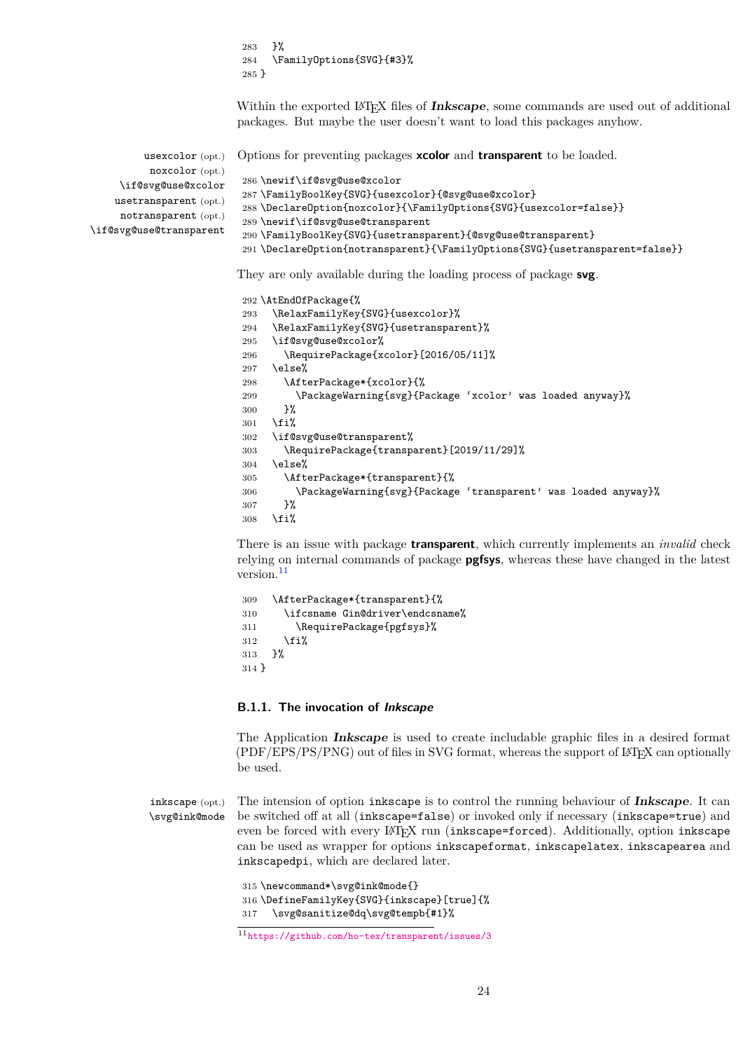```
283   }%
284   \FamilyOptions{SVG}{#3}%
285 }
```

Within the exported LaTeX files of ***Inkscape***, some commands are used out of additional packages. But maybe the user doesn't want to load this packages anyhow.

usexcolor (opt.)
noxcolor (opt.)
\if@svg@use@xcolor
usetransparent (opt.)
notransparent (opt.)
\if@svg@use@transparent

Options for preventing packages **xcolor** and **transparent** to be loaded.

```
286 \newif\if@svg@use@xcolor
287 \FamilyBoolKey{SVG}{usexcolor}{@svg@use@xcolor}
288 \DeclareOption{noxcolor}{\FamilyOptions{SVG}{usexcolor=false}}
289 \newif\if@svg@use@transparent
290 \FamilyBoolKey{SVG}{usetransparent}{@svg@use@transparent}
291 \DeclareOption{notransparent}{\FamilyOptions{SVG}{usetransparent=false}}
```

They are only available during the loading process of package **svg**.

```
292 \AtEndOfPackage{%
293   \RelaxFamilyKey{SVG}{usexcolor}%
294   \RelaxFamilyKey{SVG}{usetransparent}%
295   \if@svg@use@xcolor%
296     \RequirePackage{xcolor}[2016/05/11]%
297   \else%
298     \AfterPackage*{xcolor}{%
299       \PackageWarning{svg}{Package 'xcolor' was loaded anyway}%
300     }%
301   \fi%
302   \if@svg@use@transparent%
303     \RequirePackage{transparent}[2019/11/29]%
304   \else%
305     \AfterPackage*{transparent}{%
306       \PackageWarning{svg}{Package 'transparent' was loaded anyway}%
307     }%
308   \fi%
```

There is an issue with package **transparent**, which currently implements an *invalid* check relying on internal commands of package **pgfsys**, whereas these have changed in the latest version.[11]

```
309   \AfterPackage*{transparent}{%
310     \ifcsname Gin@driver\endcsname%
311       \RequirePackage{pgfsys}%
312     \fi%
313   }%
314 }
```

### B.1.1. The invocation of *Inkscape*

The Application ***Inkscape*** is used to create includable graphic files in a desired format (PDF/EPS/PS/PNG) out of files in SVG format, whereas the support of LaTeX can optionally be used.

inkscape (opt.)
\svg@ink@mode

The intension of option inkscape is to control the running behaviour of ***Inkscape***. It can be switched off at all (inkscape=false) or invoked only if necessary (inkscape=true) and even be forced with every LaTeX run (inkscape=forced). Additionally, option inkscape can be used as wrapper for options inkscapeformat, inkscapelatex, inkscapearea and inkscapedpi, which are declared later.

```
315 \newcommand*\svg@ink@mode{}
316 \DefineFamilyKey{SVG}{inkscape}[true]{%
317   \svg@sanitize@dq\svg@tempb{#1}%
```

[11] https://github.com/ho-tex/transparent/issues/3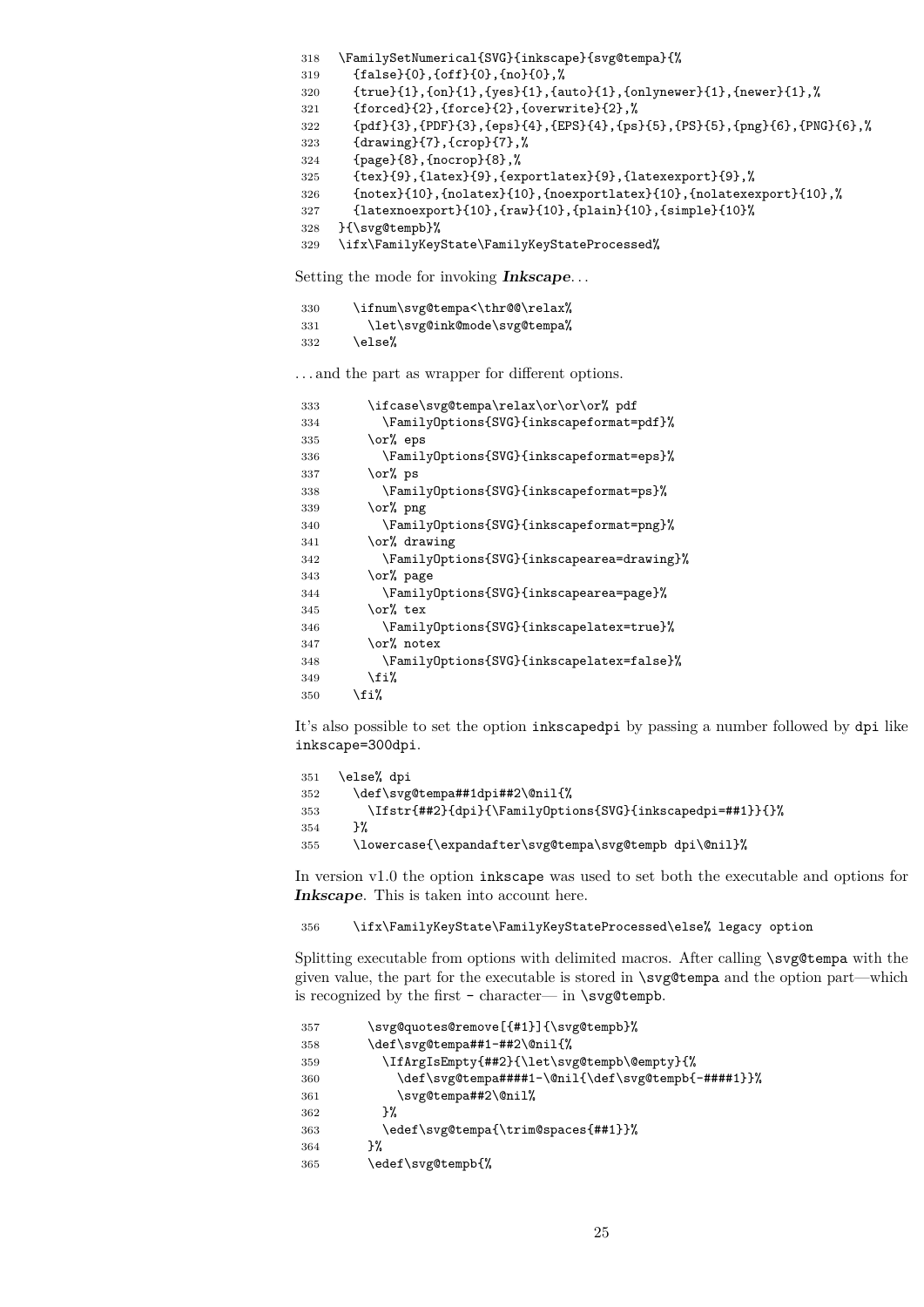```
318 \FamilySetNumerical{SVG}{inkscape}{svg@tempa}{%
319   {false}{0},{off}{0},{no}{0},%
320   {true}{1},{on}{1},{yes}{1},{auto}{1},{onlynewer}{1},{newer}{1},%
321   {forced}{2},{force}{2},{overwrite}{2},%
322   {pdf}{3},{PDF}{3},{eps}{4},{EPS}{4},{ps}{5},{PS}{5},{png}{6},{PNG}{6},%
323   {drawing}{7},{crop}{7},%
324   {page}{8},{nocrop}{8},%
325   {tex}{9},{latex}{9},{exportlatex}{9},{latexexport}{9},%
326   {notex}{10},{nolatex}{10},{noexportlatex}{10},{nolatexexport}{10},%
327   {latexnoexport}{10},{raw}{10},{plain}{10},{simple}{10}%
328 }{\svg@tempb}%
329 \ifx\FamilyKeyState\FamilyKeyStateProcessed%
```

Setting the mode for invoking ***Inkscape***. . .

```
330   \ifnum\svg@tempa<\thr@@\relax%
331     \let\svg@ink@mode\svg@tempa%
332   \else%
```

. . . and the part as wrapper for different options.

```
333     \ifcase\svg@tempa\relax\or\or\or% pdf
334       \FamilyOptions{SVG}{inkscapeformat=pdf}%
335     \or% eps
336       \FamilyOptions{SVG}{inkscapeformat=eps}%
337     \or% ps
338       \FamilyOptions{SVG}{inkscapeformat=ps}%
339     \or% png
340       \FamilyOptions{SVG}{inkscapeformat=png}%
341     \or% drawing
342       \FamilyOptions{SVG}{inkscapearea=drawing}%
343     \or% page
344       \FamilyOptions{SVG}{inkscapearea=page}%
345     \or% tex
346       \FamilyOptions{SVG}{inkscapelatex=true}%
347     \or% notex
348       \FamilyOptions{SVG}{inkscapelatex=false}%
349     \fi%
350   \fi%
```

It's also possible to set the option `inkscapedpi` by passing a number followed by `dpi` like `inkscape=300dpi`.

```
351 \else% dpi
352   \def\svg@tempa##1dpi##2\@nil{%
353     \Ifstr{##2}{dpi}{\FamilyOptions{SVG}{inkscapedpi=##1}}{}%
354   }%
355   \lowercase{\expandafter\svg@tempa\svg@tempb dpi\@nil}%
```

In version v1.0 the option `inkscape` was used to set both the executable and options for ***Inkscape***. This is taken into account here.

```
356   \ifx\FamilyKeyState\FamilyKeyStateProcessed\else% legacy option
```

Splitting executable from options with delimited macros. After calling `\svg@tempa` with the given value, the part for the executable is stored in `\svg@tempa` and the option part—which is recognized by the first `-` character— in `\svg@tempb`.

```
357     \svg@quotes@remove[{#1}]{\svg@tempb}%
358     \def\svg@tempa##1-##2\@nil{%
359       \IfArgIsEmpty{##2}{\let\svg@tempb\@empty}{%
360         \def\svg@tempa####1-\@nil{\def\svg@tempb{-####1}}%
361         \svg@tempa##2\@nil%
362       }%
363       \edef\svg@tempa{\trim@spaces{##1}}%
364     }%
365     \edef\svg@tempb{%
```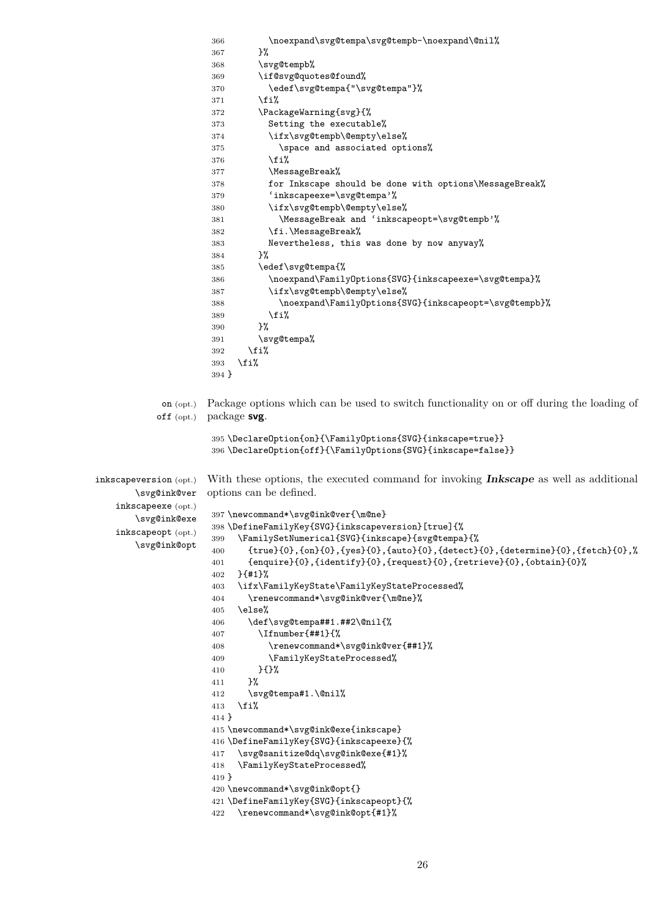```
366         \noexpand\svg@tempa\svg@tempb-\noexpand\@nil%
367       }%
368       \svg@tempb%
369       \if@svg@quotes@found%
370         \edef\svg@tempa{"\svg@tempa"}%
371       \fi%
372       \PackageWarning{svg}{%
373         Setting the executable%
374         \ifx\svg@tempb\@empty\else%
375           \space and associated options%
376         \fi%
377         \MessageBreak%
378         for Inkscape should be done with options\MessageBreak%
379         `inkscapeexe=\svg@tempa'%
380         \ifx\svg@tempb\@empty\else%
381           \MessageBreak and `inkscapeopt=\svg@tempb'%
382         \fi.\MessageBreak%
383         Nevertheless, this was done by now anyway%
384       }%
385       \edef\svg@tempa{%
386         \noexpand\FamilyOptions{SVG}{inkscapeexe=\svg@tempa}%
387         \ifx\svg@tempb\@empty\else%
388           \noexpand\FamilyOptions{SVG}{inkscapeopt=\svg@tempb}%
389         \fi%
390       }%
391       \svg@tempa%
392     \fi%
393   \fi%
394 }
```

on (opt.)
off (opt.)

Package options which can be used to switch functionality on or off during the loading of package **svg**.

```
395 \DeclareOption{on}{\FamilyOptions{SVG}{inkscape=true}}
396 \DeclareOption{off}{\FamilyOptions{SVG}{inkscape=false}}
```

inkscapeversion (opt.)
\svg@ink@ver
inkscapeexe (opt.)
\svg@ink@exe
inkscapeopt (opt.)
\svg@ink@opt

With these options, the executed command for invoking ***Inkscape*** as well as additional options can be defined.

```
397 \newcommand*\svg@ink@ver{\m@ne}
398 \DefineFamilyKey{SVG}{inkscapeversion}[true]{%
399   \FamilySetNumerical{SVG}{inkscape}{svg@tempa}{%
400     {true}{0},{on}{0},{yes}{0},{auto}{0},{detect}{0},{determine}{0},{fetch}{0},%
401     {enquire}{0},{identify}{0},{request}{0},{retrieve}{0},{obtain}{0}%
402   }{#1}%
403   \ifx\FamilyKeyState\FamilyKeyStateProcessed%
404     \renewcommand*\svg@ink@ver{\m@ne}%
405   \else%
406     \def\svg@tempa##1.##2\@nil{%
407       \Ifnumber{##1}{%
408         \renewcommand*\svg@ink@ver{##1}%
409         \FamilyKeyStateProcessed%
410       }{}%
411     }%
412     \svg@tempa#1.\@nil%
413   \fi%
414 }
415 \newcommand*\svg@ink@exe{inkscape}
416 \DefineFamilyKey{SVG}{inkscapeexe}{%
417   \svg@sanitize@dq\svg@ink@exe{#1}%
418   \FamilyKeyStateProcessed%
419 }
420 \newcommand*\svg@ink@opt{}
421 \DefineFamilyKey{SVG}{inkscapeopt}{%
422   \renewcommand*\svg@ink@opt{#1}%
```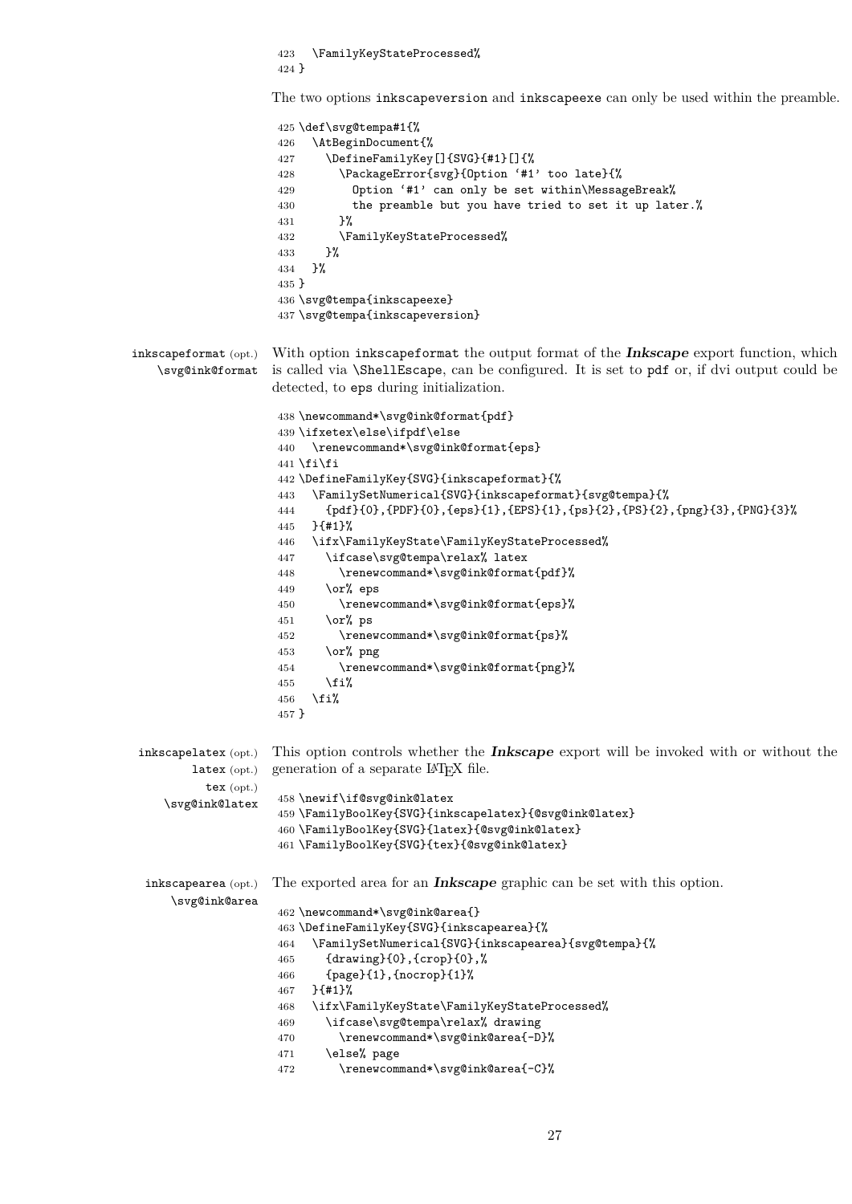```
423   \FamilyKeyStateProcessed%
424 }
```

The two options inkscapeversion and inkscapeexe can only be used within the preamble.

```
425 \def\svg@tempa#1{%
426   \AtBeginDocument{%
427     \DefineFamilyKey[]{SVG}{#1}[]{%
428       \PackageError{svg}{Option '#1' too late}{%
429         Option '#1' can only be set within\MessageBreak%
430         the preamble but you have tried to set it up later.%
431       }%
432       \FamilyKeyStateProcessed%
433     }%
434   }%
435 }
436 \svg@tempa{inkscapeexe}
437 \svg@tempa{inkscapeversion}
```

inkscapeformat (opt.)
\svg@ink@format

With option inkscapeformat the output format of the ***Inkscape*** export function, which is called via \ShellEscape, can be configured. It is set to pdf or, if dvi output could be detected, to eps during initialization.

```
438 \newcommand*\svg@ink@format{pdf}
439 \ifxetex\else\ifpdf\else
440   \renewcommand*\svg@ink@format{eps}
441 \fi\fi
442 \DefineFamilyKey{SVG}{inkscapeformat}{%
443   \FamilySetNumerical{SVG}{inkscapeformat}{svg@tempa}{%
444     {pdf}{0},{PDF}{0},{eps}{1},{EPS}{1},{ps}{2},{PS}{2},{png}{3},{PNG}{3}%
445   }{#1}%
446   \ifx\FamilyKeyState\FamilyKeyStateProcessed%
447     \ifcase\svg@tempa\relax% latex
448       \renewcommand*\svg@ink@format{pdf}%
449     \or% eps
450       \renewcommand*\svg@ink@format{eps}%
451     \or% ps
452       \renewcommand*\svg@ink@format{ps}%
453     \or% png
454       \renewcommand*\svg@ink@format{png}%
455     \fi%
456   \fi%
457 }
```

inkscapelatex (opt.)
latex (opt.)
tex (opt.)
\svg@ink@latex

This option controls whether the ***Inkscape*** export will be invoked with or without the generation of a separate LaTeX file.

```
458 \newif\if@svg@ink@latex
459 \FamilyBoolKey{SVG}{inkscapelatex}{@svg@ink@latex}
460 \FamilyBoolKey{SVG}{latex}{@svg@ink@latex}
461 \FamilyBoolKey{SVG}{tex}{@svg@ink@latex}
```

inkscapearea (opt.)
\svg@ink@area

The exported area for an ***Inkscape*** graphic can be set with this option.

```
462 \newcommand*\svg@ink@area{}
463 \DefineFamilyKey{SVG}{inkscapearea}{%
464   \FamilySetNumerical{SVG}{inkscapearea}{svg@tempa}{%
465     {drawing}{0},{crop}{0},%
466     {page}{1},{nocrop}{1}%
467   }{#1}%
468   \ifx\FamilyKeyState\FamilyKeyStateProcessed%
469     \ifcase\svg@tempa\relax% drawing
470       \renewcommand*\svg@ink@area{-D}%
471     \else% page
472       \renewcommand*\svg@ink@area{-C}%
```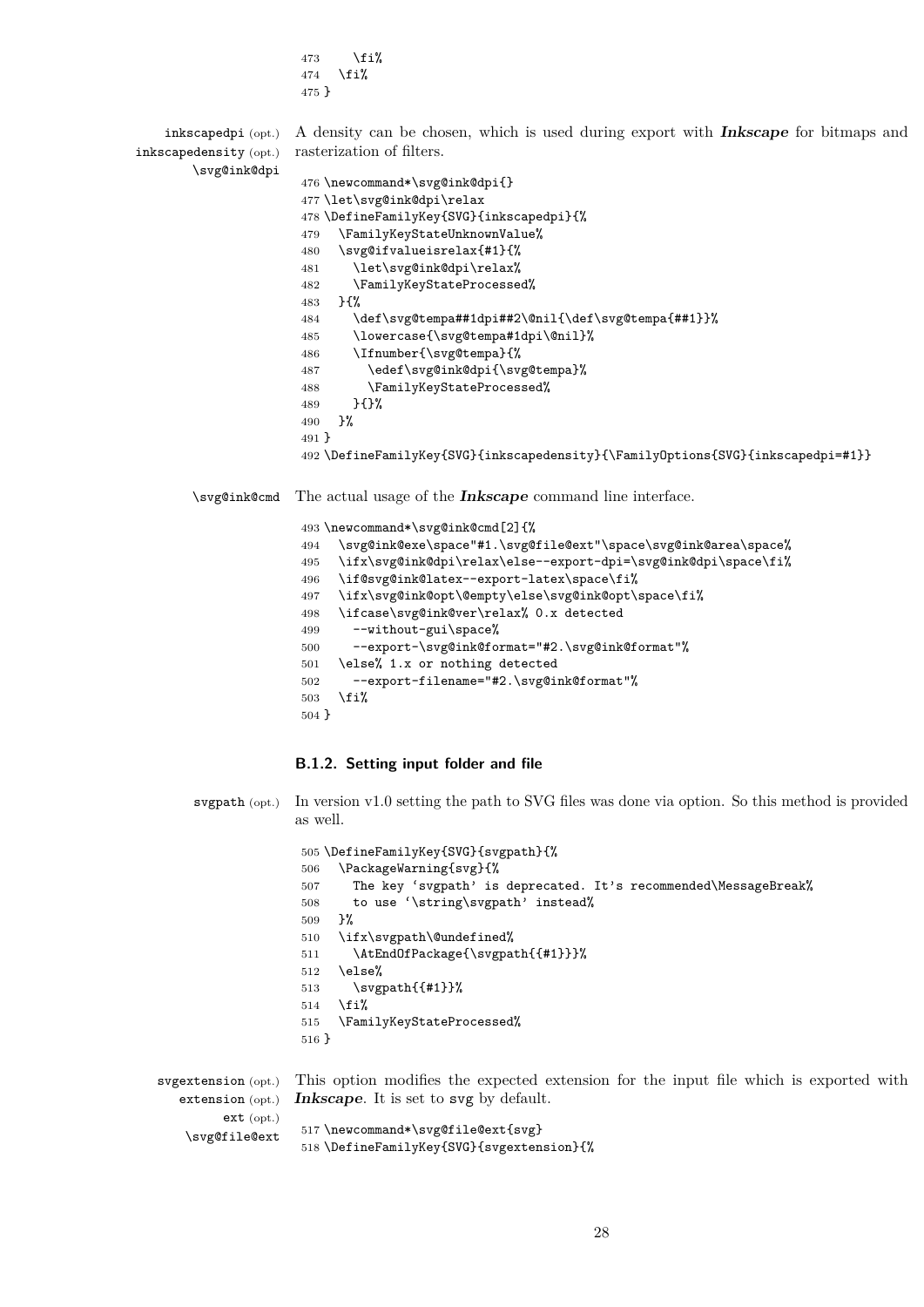```
473     \fi%
474   \fi%
475 }
```

inkscapedpi (opt.) inkscapedensity (opt.) \svg@ink@dpi

A density can be chosen, which is used during export with ***Inkscape*** for bitmaps and rasterization of filters.

```
476 \newcommand*\svg@ink@dpi{}
477 \let\svg@ink@dpi\relax
478 \DefineFamilyKey{SVG}{inkscapedpi}{%
479   \FamilyKeyStateUnknownValue%
480   \svg@ifvalueisrelax{#1}{%
481     \let\svg@ink@dpi\relax%
482     \FamilyKeyStateProcessed%
483   }{%
484     \def\svg@tempa##1dpi##2\@nil{\def\svg@tempa{##1}}%
485     \lowercase{\svg@tempa#1dpi\@nil}%
486     \Ifnumber{\svg@tempa}{%
487       \edef\svg@ink@dpi{\svg@tempa}%
488       \FamilyKeyStateProcessed%
489     }{}%
490   }%
491 }
492 \DefineFamilyKey{SVG}{inkscapedensity}{\FamilyOptions{SVG}{inkscapedpi=#1}}
```

\svg@ink@cmd

The actual usage of the ***Inkscape*** command line interface.

```
493 \newcommand*\svg@ink@cmd[2]{%
494   \svg@ink@exe\space"#1.\svg@file@ext"\space\svg@ink@area\space%
495   \ifx\svg@ink@dpi\relax\else--export-dpi=\svg@ink@dpi\space\fi%
496   \if@svg@ink@latex--export-latex\space\fi%
497   \ifx\svg@ink@opt\@empty\else\svg@ink@opt\space\fi%
498   \ifcase\svg@ink@ver\relax% 0.x detected
499     --without-gui\space%
500     --export-\svg@ink@format="#2.\svg@ink@format"%
501   \else% 1.x or nothing detected
502     --export-filename="#2.\svg@ink@format"%
503   \fi%
504 }
```

### B.1.2. Setting input folder and file

svgpath (opt.)

In version v1.0 setting the path to SVG files was done via option. So this method is provided as well.

```
505 \DefineFamilyKey{SVG}{svgpath}{%
506   \PackageWarning{svg}{%
507     The key `svgpath' is deprecated. It's recommended\MessageBreak%
508     to use `\string\svgpath' instead%
509   }%
510   \ifx\svgpath\@undefined%
511     \AtEndOfPackage{\svgpath{{#1}}}%
512   \else%
513     \svgpath{{#1}}%
514   \fi%
515   \FamilyKeyStateProcessed%
516 }
```

svgextension (opt.) extension (opt.) ext (opt.) \svg@file@ext

This option modifies the expected extension for the input file which is exported with ***Inkscape***. It is set to svg by default.

```
517 \newcommand*\svg@file@ext{svg}
518 \DefineFamilyKey{SVG}{svgextension}{%
```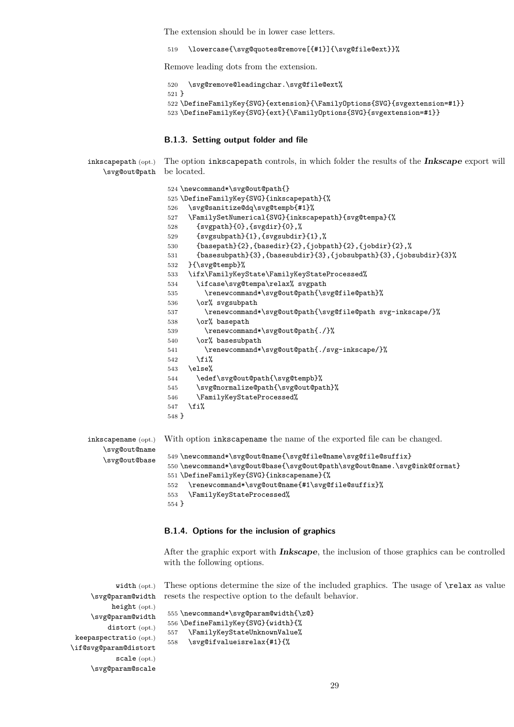The extension should be in lower case letters.

```
519   \lowercase{\svg@quotes@remove[{#1}]{\svg@file@ext}}%
```

Remove leading dots from the extension.

```
520   \svg@remove@leadingchar.\svg@file@ext%
521 }
522 \DefineFamilyKey{SVG}{extension}{\FamilyOptions{SVG}{svgextension=#1}}
523 \DefineFamilyKey{SVG}{ext}{\FamilyOptions{SVG}{svgextension=#1}}
```

### B.1.3. Setting output folder and file

inkscapepath (opt.)
\svg@out@path

The option inkscapepath controls, in which folder the results of the ***Inkscape*** export will be located.

```
524 \newcommand*\svg@out@path{}
525 \DefineFamilyKey{SVG}{inkscapepath}{%
526   \svg@sanitize@dq\svg@tempb{#1}%
527   \FamilySetNumerical{SVG}{inkscapepath}{svg@tempa}{%
528     {svgpath}{0},{svgdir}{0},%
529     {svgsubpath}{1},{svgsubdir}{1},%
530     {basepath}{2},{basedir}{2},{jobpath}{2},{jobdir}{2},%
531     {basesubpath}{3},{basesubdir}{3},{jobsubpath}{3},{jobsubdir}{3}%
532   }{\svg@tempb}%
533   \ifx\FamilyKeyState\FamilyKeyStateProcessed%
534     \ifcase\svg@tempa\relax% svgpath
535       \renewcommand*\svg@out@path{\svg@file@path}%
536     \or% svgsubpath
537       \renewcommand*\svg@out@path{\svg@file@path svg-inkscape/}%
538     \or% basepath
539       \renewcommand*\svg@out@path{./}%
540     \or% basesubpath
541       \renewcommand*\svg@out@path{./svg-inkscape/}%
542     \fi%
543   \else%
544     \edef\svg@out@path{\svg@tempb}%
545     \svg@normalize@path{\svg@out@path}%
546     \FamilyKeyStateProcessed%
547   \fi%
548 }
```

inkscapename (opt.)
\svg@out@name
\svg@out@base

With option inkscapename the name of the exported file can be changed.

```
549 \newcommand*\svg@out@name{\svg@file@name\svg@file@suffix}
550 \newcommand*\svg@out@base{\svg@out@path\svg@out@name.\svg@ink@format}
551 \DefineFamilyKey{SVG}{inkscapename}{%
552   \renewcommand*\svg@out@name{#1\svg@file@suffix}%
553   \FamilyKeyStateProcessed%
554 }
```

### B.1.4. Options for the inclusion of graphics

After the graphic export with ***Inkscape***, the inclusion of those graphics can be controlled with the following options.

width (opt.)
\svg@param@width
height (opt.)
\svg@param@width
distort (opt.)
keepaspectratio (opt.)
\if@svg@param@distort
scale (opt.)
\svg@param@scale

These options determine the size of the included graphics. The usage of \relax as value resets the respective option to the default behavior.

```
555 \newcommand*\svg@param@width{\z@}
556 \DefineFamilyKey{SVG}{width}{%
557   \FamilyKeyStateUnknownValue%
558   \svg@ifvalueisrelax{#1}{%
```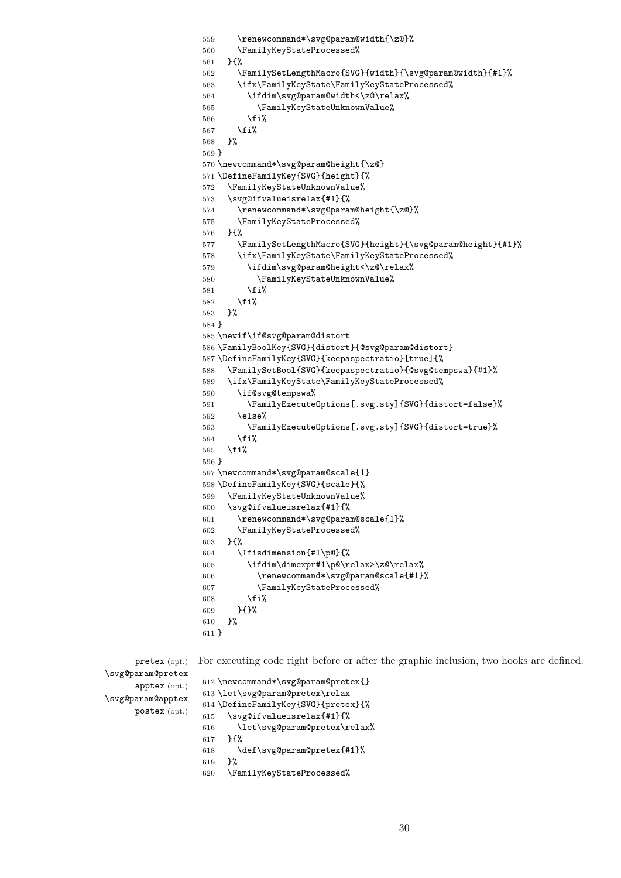```
559     \renewcommand*\svg@param@width{\z@}%
560     \FamilyKeyStateProcessed%
561   }{%
562     \FamilySetLengthMacro{SVG}{width}{\svg@param@width}{#1}%
563     \ifx\FamilyKeyState\FamilyKeyStateProcessed%
564       \ifdim\svg@param@width<\z@\relax%
565         \FamilyKeyStateUnknownValue%
566       \fi%
567     \fi%
568   }%
569 }
570 \newcommand*\svg@param@height{\z@}
571 \DefineFamilyKey{SVG}{height}{%
572   \FamilyKeyStateUnknownValue%
573   \svg@ifvalueisrelax{#1}{%
574     \renewcommand*\svg@param@height{\z@}%
575     \FamilyKeyStateProcessed%
576   }{%
577     \FamilySetLengthMacro{SVG}{height}{\svg@param@height}{#1}%
578     \ifx\FamilyKeyState\FamilyKeyStateProcessed%
579       \ifdim\svg@param@height<\z@\relax%
580         \FamilyKeyStateUnknownValue%
581       \fi%
582     \fi%
583   }%
584 }
585 \newif\if@svg@param@distort
586 \FamilyBoolKey{SVG}{distort}{@svg@param@distort}
587 \DefineFamilyKey{SVG}{keepaspectratio}[true]{%
588   \FamilySetBool{SVG}{keepaspectratio}{@svg@tempswa}{#1}%
589   \ifx\FamilyKeyState\FamilyKeyStateProcessed%
590     \if@svg@tempswa%
591       \FamilyExecuteOptions[.svg.sty]{SVG}{distort=false}%
592     \else%
593       \FamilyExecuteOptions[.svg.sty]{SVG}{distort=true}%
594     \fi%
595   \fi%
596 }
597 \newcommand*\svg@param@scale{1}
598 \DefineFamilyKey{SVG}{scale}{%
599   \FamilyKeyStateUnknownValue%
600   \svg@ifvalueisrelax{#1}{%
601     \renewcommand*\svg@param@scale{1}%
602     \FamilyKeyStateProcessed%
603   }{%
604     \Ifisdimension{#1\p@}{%
605       \ifdim\dimexpr#1\p@\relax>\z@\relax%
606         \renewcommand*\svg@param@scale{#1}%
607         \FamilyKeyStateProcessed%
608       \fi%
609     }{}%
610   }%
611 }
```

pretex (opt.) \svg@param@pretex apptex (opt.) \svg@param@apptex postex (opt.)

For executing code right before or after the graphic inclusion, two hooks are defined.

```
612 \newcommand*\svg@param@pretex{}
613 \let\svg@param@pretex\relax
614 \DefineFamilyKey{SVG}{pretex}{%
615   \svg@ifvalueisrelax{#1}{%
616     \let\svg@param@pretex\relax%
617   }{%
618     \def\svg@param@pretex{#1}%
619   }%
620   \FamilyKeyStateProcessed%
```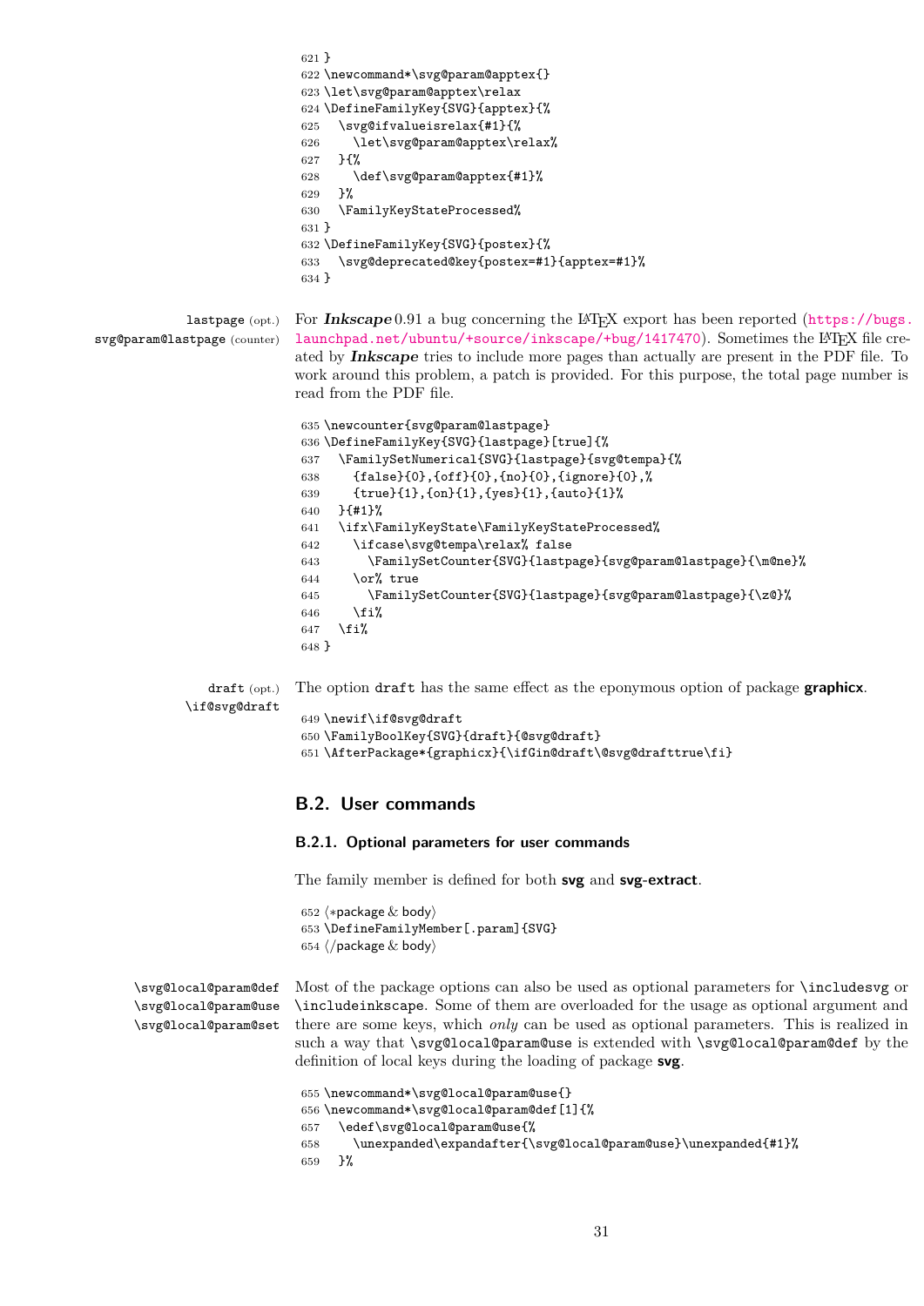```
621 }
622 \newcommand*\svg@param@apptex{}
623 \let\svg@param@apptex\relax
624 \DefineFamilyKey{SVG}{apptex}{%
625   \svg@ifvalueisrelax{#1}{%
626     \let\svg@param@apptex\relax%
627   }{%
628     \def\svg@param@apptex{#1}%
629   }%
630   \FamilyKeyStateProcessed%
631 }
632 \DefineFamilyKey{SVG}{postex}{%
633   \svg@deprecated@key{postex=#1}{apptex=#1}%
634 }
```

lastpage (opt.)
svg@param@lastpage (counter)

For ***Inkscape*** 0.91 a bug concerning the LaTeX export has been reported (https://bugs.launchpad.net/ubuntu/+source/inkscape/+bug/1417470). Sometimes the LaTeX file created by ***Inkscape*** tries to include more pages than actually are present in the PDF file. To work around this problem, a patch is provided. For this purpose, the total page number is read from the PDF file.

```
635 \newcounter{svg@param@lastpage}
636 \DefineFamilyKey{SVG}{lastpage}[true]{%
637   \FamilySetNumerical{SVG}{lastpage}{svg@tempa}{%
638     {false}{0},{off}{0},{no}{0},{ignore}{0},%
639     {true}{1},{on}{1},{yes}{1},{auto}{1}%
640   }{#1}%
641   \ifx\FamilyKeyState\FamilyKeyStateProcessed%
642     \ifcase\svg@tempa\relax% false
643       \FamilySetCounter{SVG}{lastpage}{svg@param@lastpage}{\m@ne}%
644     \or% true
645       \FamilySetCounter{SVG}{lastpage}{svg@param@lastpage}{\z@}%
646     \fi%
647   \fi%
648 }
```

draft (opt.)
\if@svg@draft

The option draft has the same effect as the eponymous option of package **graphicx**.

```
649 \newif\if@svg@draft
650 \FamilyBoolKey{SVG}{draft}{@svg@draft}
651 \AfterPackage*{graphicx}{\ifGin@draft\@svg@drafttrue\fi}
```

## B.2. User commands

### B.2.1. Optional parameters for user commands

The family member is defined for both **svg** and **svg-extract**.

```
652 ⟨*package & body⟩
653 \DefineFamilyMember[.param]{SVG}
654 ⟨/package & body⟩
```

\svg@local@param@def
\svg@local@param@use
\svg@local@param@set

Most of the package options can also be used as optional parameters for \includesvg or \includeinkscape. Some of them are overloaded for the usage as optional argument and there are some keys, which *only* can be used as optional parameters. This is realized in such a way that \svg@local@param@use is extended with \svg@local@param@def by the definition of local keys during the loading of package **svg**.

```
655 \newcommand*\svg@local@param@use{}
656 \newcommand*\svg@local@param@def[1]{%
657   \edef\svg@local@param@use{%
658     \unexpanded\expandafter{\svg@local@param@use}\unexpanded{#1}%
659   }%
```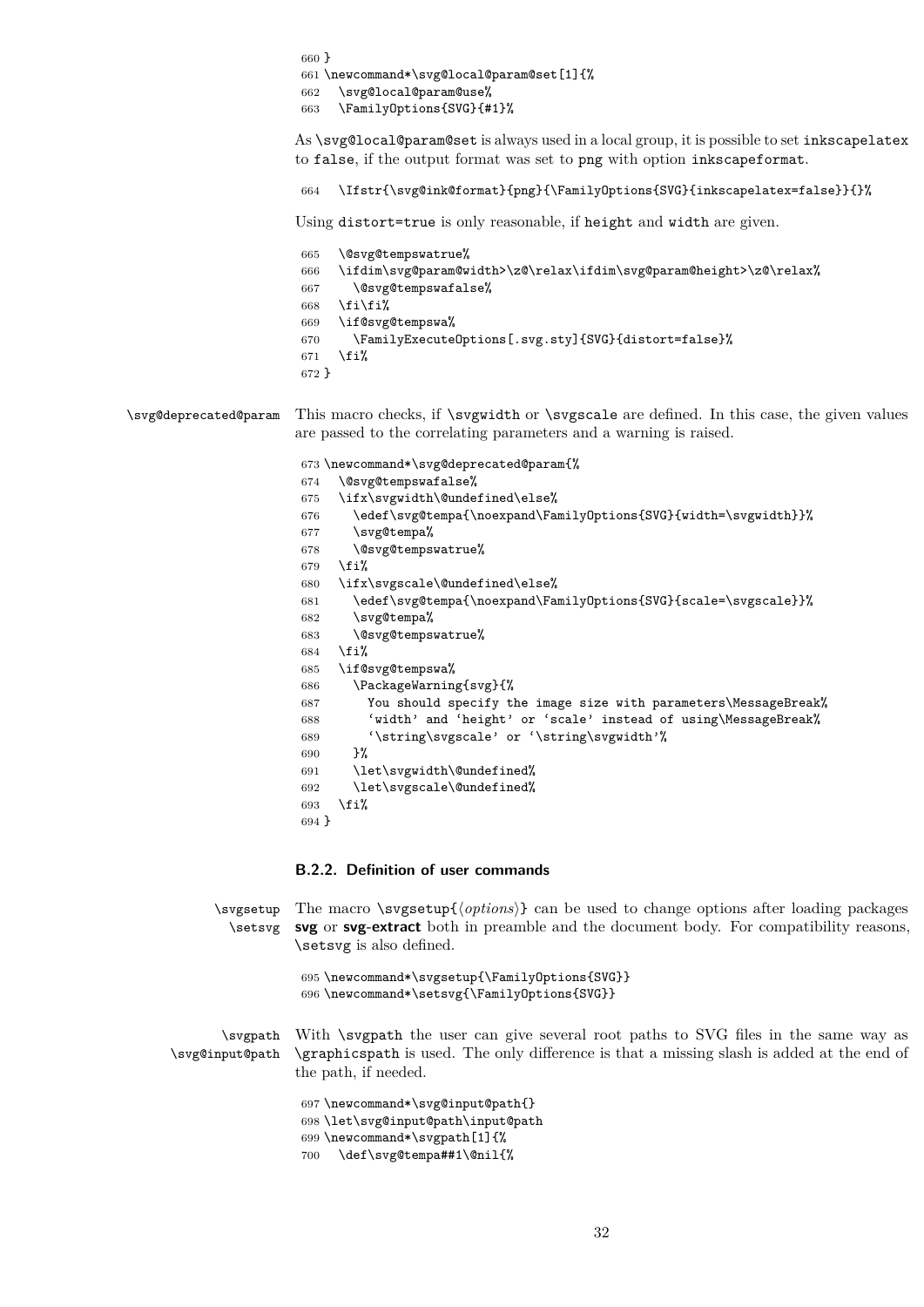```
660 }
661 \newcommand*\svg@local@param@set[1]{%
662   \svg@local@param@use%
663   \FamilyOptions{SVG}{#1}%
```

As `\svg@local@param@set` is always used in a local group, it is possible to set `inkscapelatex` to `false`, if the output format was set to `png` with option `inkscapeformat`.

```
664   \Ifstr{\svg@ink@format}{png}{\FamilyOptions{SVG}{inkscapelatex=false}}{}%
```

Using `distort=true` is only reasonable, if `height` and `width` are given.

```
665   \@svg@tempswatrue%
666   \ifdim\svg@param@width>\z@\relax\ifdim\svg@param@height>\z@\relax%
667     \@svg@tempswafalse%
668   \fi\fi%
669   \if@svg@tempswa%
670     \FamilyExecuteOptions[.svg.sty]{SVG}{distort=false}%
671   \fi%
672 }
```

`\svg@deprecated@param` This macro checks, if `\svgwidth` or `\svgscale` are defined. In this case, the given values are passed to the correlating parameters and a warning is raised.

```
673 \newcommand*\svg@deprecated@param{%
674   \@svg@tempswafalse%
675   \ifx\svgwidth\@undefined\else%
676     \edef\svg@tempa{\noexpand\FamilyOptions{SVG}{width=\svgwidth}}%
677     \svg@tempa%
678     \@svg@tempswatrue%
679   \fi%
680   \ifx\svgscale\@undefined\else%
681     \edef\svg@tempa{\noexpand\FamilyOptions{SVG}{scale=\svgscale}}%
682     \svg@tempa%
683     \@svg@tempswatrue%
684   \fi%
685   \if@svg@tempswa%
686     \PackageWarning{svg}{%
687       You should specify the image size with parameters\MessageBreak%
688       ‘width’ and ‘height’ or ‘scale’ instead of using\MessageBreak%
689       ‘\string\svgscale’ or ‘\string\svgwidth’%
690     }%
691     \let\svgwidth\@undefined%
692     \let\svgscale\@undefined%
693   \fi%
694 }
```

### B.2.2. Definition of user commands

`\svgsetup` `\setsvg` The macro `\svgsetup{⟨options⟩}` can be used to change options after loading packages **svg** or **svg-extract** both in preamble and the document body. For compatibility reasons, `\setsvg` is also defined.

```
695 \newcommand*\svgsetup{\FamilyOptions{SVG}}
696 \newcommand*\setsvg{\FamilyOptions{SVG}}
```

`\svgpath` `\svg@input@path` With `\svgpath` the user can give several root paths to SVG files in the same way as `\graphicspath` is used. The only difference is that a missing slash is added at the end of the path, if needed.

```
697 \newcommand*\svg@input@path{}
698 \let\svg@input@path\input@path
699 \newcommand*\svgpath[1]{%
700   \def\svg@tempa##1\@nil{%
```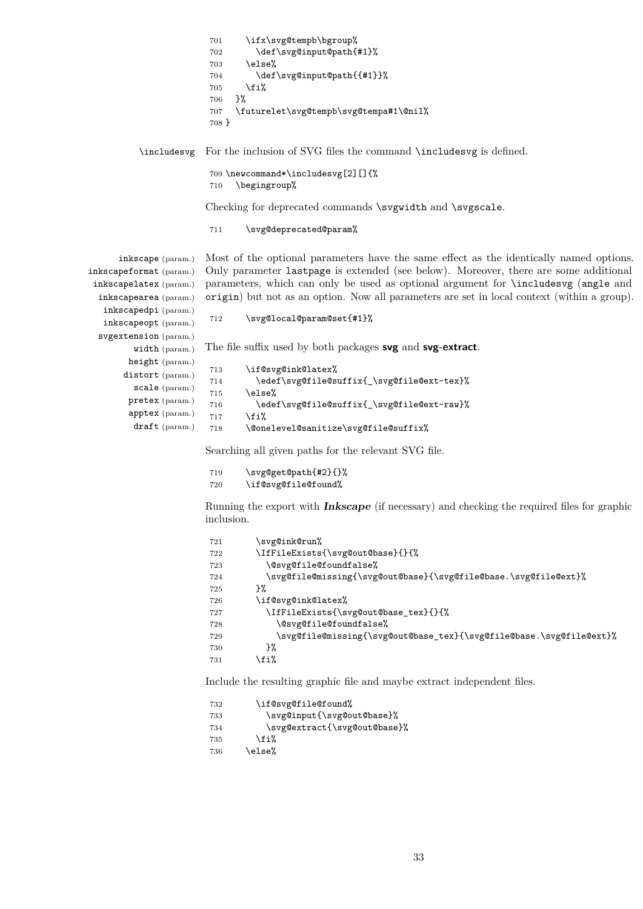```
701     \ifx\svg@tempb\bgroup%
702       \def\svg@input@path{#1}%
703     \else%
704       \def\svg@input@path{{#1}}%
705     \fi%
706   }%
707   \futurelet\svg@tempb\svg@tempa#1\@nil%
708 }
```

\includesvg For the inclusion of SVG files the command `\includesvg` is defined.

```
709 \newcommand*\includesvg[2][]{%
710   \begingroup%
```

Checking for deprecated commands `\svgwidth` and `\svgscale`.

```
711     \svg@deprecated@param%
```

inkscape (param.) inkscapeformat (param.) inkscapelatex (param.) inkscapearea (param.) inkscapedpi (param.) inkscapeopt (param.) svgextension (param.) width (param.) height (param.) distort (param.) scale (param.) pretex (param.) apptex (param.) draft (param.)

Most of the optional parameters have the same effect as the identically named options. Only parameter `lastpage` is extended (see below). Moreover, there are some additional parameters, which can only be used as optional argument for `\includesvg` (`angle` and `origin`) but not as an option. Now all parameters are set in local context (within a group).

```
712     \svg@local@param@set{#1}%
```

The file suffix used by both packages **svg** and **svg-extract**.

```
713     \if@svg@ink@latex%
714       \edef\svg@file@suffix{_\svg@file@ext-tex}%
715     \else%
716       \edef\svg@file@suffix{_\svg@file@ext-raw}%
717     \fi%
718     \@onelevel@sanitize\svg@file@suffix%
```

Searching all given paths for the relevant SVG file.

```
719     \svg@get@path{#2}{}%
720     \if@svg@file@found%
```

Running the export with ***Inkscape*** (if necessary) and checking the required files for graphic inclusion.

```
721       \svg@ink@run%
722       \IfFileExists{\svg@out@base}{}{%
723         \@svg@file@foundfalse%
724         \svg@file@missing{\svg@out@base}{\svg@file@base.\svg@file@ext}%
725       }%
726       \if@svg@ink@latex%
727         \IfFileExists{\svg@out@base_tex}{}{%
728           \@svg@file@foundfalse%
729           \svg@file@missing{\svg@out@base_tex}{\svg@file@base.\svg@file@ext}%
730         }%
731       \fi%
```

Include the resulting graphic file and maybe extract independent files.

```
732       \if@svg@file@found%
733         \svg@input{\svg@out@base}%
734         \svg@extract{\svg@out@base}%
735       \fi%
736     \else%
```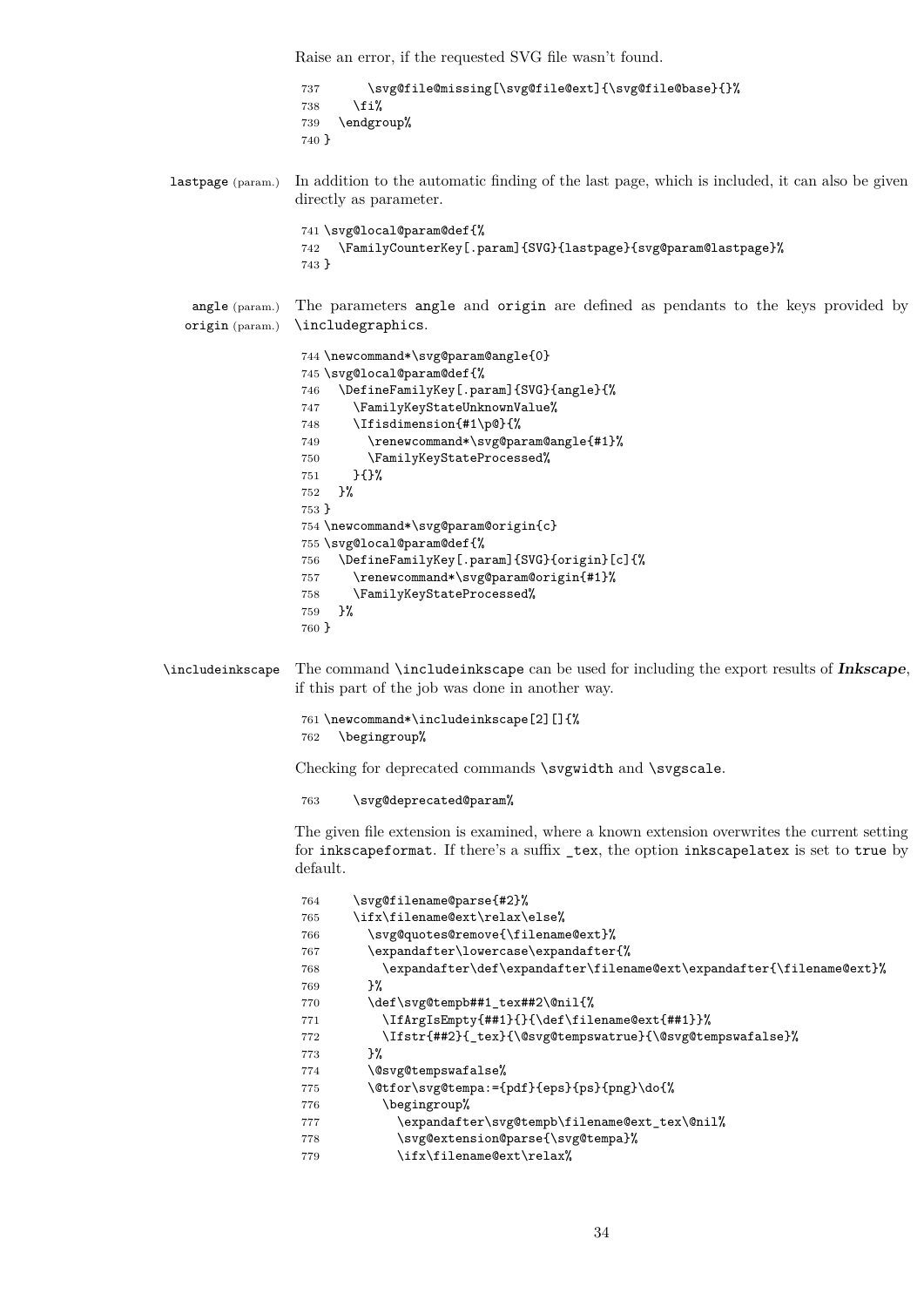Raise an error, if the requested SVG file wasn't found.

```
737       \svg@file@missing[\svg@file@ext]{\svg@file@base}{}%
738     \fi%
739   \endgroup%
740 }
```

lastpage (param.) In addition to the automatic finding of the last page, which is included, it can also be given directly as parameter.

```
741 \svg@local@param@def{%
742   \FamilyCounterKey[.param]{SVG}{lastpage}{svg@param@lastpage}%
743 }
```

angle (param.) origin (param.) The parameters angle and origin are defined as pendants to the keys provided by \includegraphics.

```
744 \newcommand*\svg@param@angle{0}
745 \svg@local@param@def{%
746   \DefineFamilyKey[.param]{SVG}{angle}{%
747     \FamilyKeyStateUnknownValue%
748     \Ifisdimension{#1\p@}{%
749       \renewcommand*\svg@param@angle{#1}%
750       \FamilyKeyStateProcessed%
751     }{}%
752   }%
753 }
754 \newcommand*\svg@param@origin{c}
755 \svg@local@param@def{%
756   \DefineFamilyKey[.param]{SVG}{origin}[c]{%
757     \renewcommand*\svg@param@origin{#1}%
758     \FamilyKeyStateProcessed%
759   }%
760 }
```

\includeinkscape The command \includeinkscape can be used for including the export results of ***Inkscape***, if this part of the job was done in another way.

```
761 \newcommand*\includeinkscape[2][]{%
762   \begingroup%
```

Checking for deprecated commands \svgwidth and \svgscale.

```
763     \svg@deprecated@param%
```

The given file extension is examined, where a known extension overwrites the current setting for inkscapeformat. If there's a suffix _tex, the option inkscapelatex is set to true by default.

```
764     \svg@filename@parse{#2}%
765     \ifx\filename@ext\relax\else%
766       \svg@quotes@remove{\filename@ext}%
767       \expandafter\lowercase\expandafter{%
768         \expandafter\def\expandafter\filename@ext\expandafter{\filename@ext}%
769       }%
770       \def\svg@tempb##1_tex##2\@nil{%
771         \IfArgIsEmpty{##1}{}{\def\filename@ext{##1}}%
772         \Ifstr{##2}{_tex}{\@svg@tempswatrue}{\@svg@tempswafalse}%
773       }%
774       \@svg@tempswafalse%
775       \@tfor\svg@tempa:={pdf}{eps}{ps}{png}\do{%
776         \begingroup%
777           \expandafter\svg@tempb\filename@ext_tex\@nil%
778           \svg@extension@parse{\svg@tempa}%
779           \ifx\filename@ext\relax%
```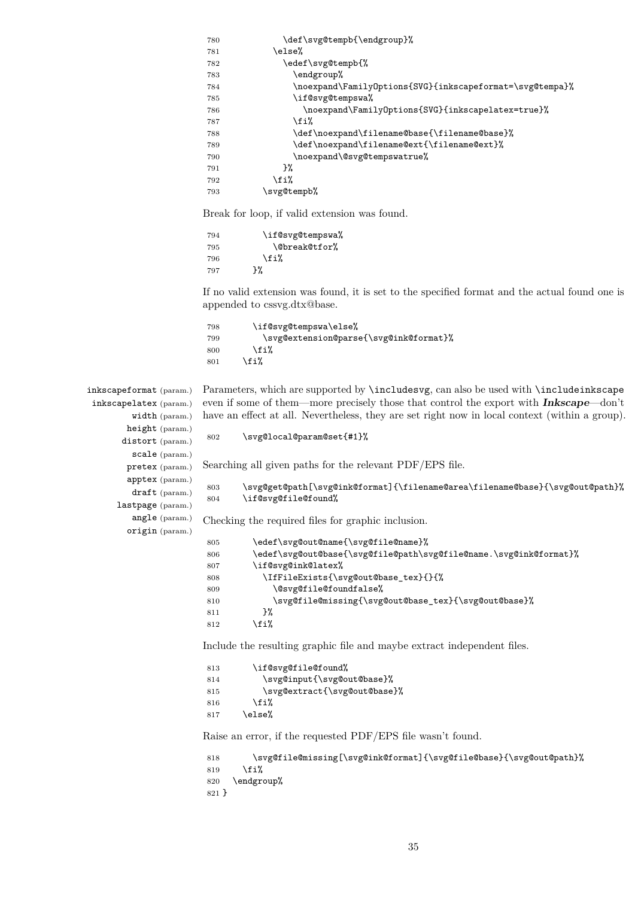```
780             \def\svg@tempb{\endgroup}%
781           \else%
782             \edef\svg@tempb{%
783               \endgroup%
784               \noexpand\FamilyOptions{SVG}{inkscapeformat=\svg@tempa}%
785               \if@svg@tempswa%
786                 \noexpand\FamilyOptions{SVG}{inkscapelatex=true}%
787               \fi%
788               \def\noexpand\filename@base{\filename@base}%
789               \def\noexpand\filename@ext{\filename@ext}%
790               \noexpand\@svg@tempswatrue%
791             }%
792           \fi%
793         \svg@tempb%
```

Break for loop, if valid extension was found.

```
794         \if@svg@tempswa%
795           \@break@tfor%
796         \fi%
797       }%
```

If no valid extension was found, it is set to the specified format and the actual found one is appended to cssvg.dtx@base.

```
798       \if@svg@tempswa\else%
799         \svg@extension@parse{\svg@ink@format}%
800       \fi%
801     \fi%
```

inkscapeformat (param.) inkscapelatex (param.) width (param.) height (param.) distort (param.) scale (param.) pretex (param.) apptex (param.) draft (param.) lastpage (param.) angle (param.) origin (param.)

Parameters, which are supported by `\includesvg`, can also be used with `\includeinkscape` even if some of them—more precisely those that control the export with ***Inkscape***—don't have an effect at all. Nevertheless, they are set right now in local context (within a group).

```
802     \svg@local@param@set{#1}%
```

Searching all given paths for the relevant PDF/EPS file.

```
803     \svg@get@path[\svg@ink@format]{\filename@area\filename@base}{\svg@out@path}%
804     \if@svg@file@found%
```

Checking the required files for graphic inclusion.

```
805       \edef\svg@out@name{\svg@file@name}%
806       \edef\svg@out@base{\svg@file@path\svg@file@name.\svg@ink@format}%
807       \if@svg@ink@latex%
808         \IfFileExists{\svg@out@base_tex}{}{%
809           \@svg@file@foundfalse%
810           \svg@file@missing{\svg@out@base_tex}{\svg@out@base}%
811         }%
812       \fi%
```

Include the resulting graphic file and maybe extract independent files.

```
813       \if@svg@file@found%
814         \svg@input{\svg@out@base}%
815         \svg@extract{\svg@out@base}%
816       \fi%
817     \else%
```

Raise an error, if the requested PDF/EPS file wasn't found.

```
818       \svg@file@missing[\svg@ink@format]{\svg@file@base}{\svg@out@path}%
819     \fi%
820   \endgroup%
821 }
```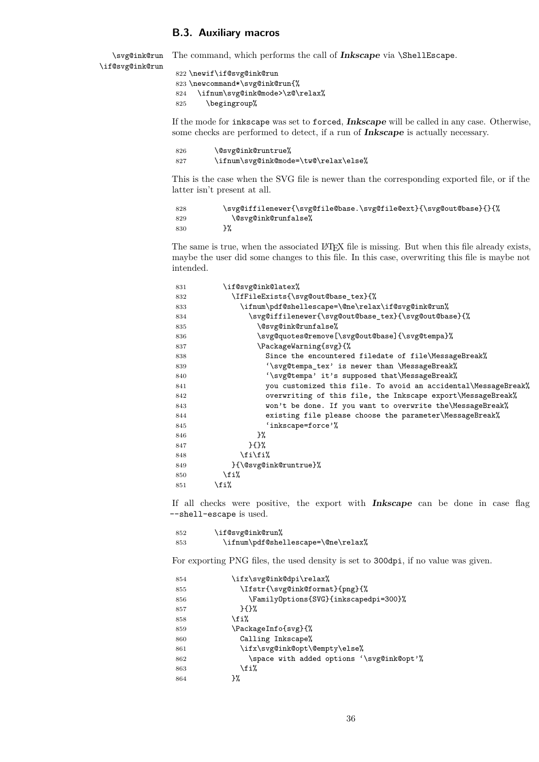### B.3. Auxiliary macros

\svg@ink@run
\if@svg@ink@run

The command, which performs the call of ***Inkscape*** via \ShellEscape.

```
822 \newif\if@svg@ink@run
823 \newcommand*\svg@ink@run{%
824   \ifnum\svg@ink@mode>\z@\relax%
825     \begingroup%
```

If the mode for inkscape was set to forced, ***Inkscape*** will be called in any case. Otherwise, some checks are performed to detect, if a run of ***Inkscape*** is actually necessary.

```
826       \@svg@ink@runtrue%
827       \ifnum\svg@ink@mode=\tw@\relax\else%
```

This is the case when the SVG file is newer than the corresponding exported file, or if the latter isn't present at all.

```
828         \svg@iffilenewer{\svg@file@base.\svg@file@ext}{\svg@out@base}{}{%
829           \@svg@ink@runfalse%
830         }%
```

The same is true, when the associated LaTeX file is missing. But when this file already exists, maybe the user did some changes to this file. In this case, overwriting this file is maybe not intended.

```
831         \if@svg@ink@latex%
832           \IfFileExists{\svg@out@base_tex}{%
833             \ifnum\pdf@shellescape=\@ne\relax\if@svg@ink@run%
834               \svg@iffilenewer{\svg@out@base_tex}{\svg@out@base}{%
835                 \@svg@ink@runfalse%
836                 \svg@quotes@remove[\svg@out@base]{\svg@tempa}%
837                 \PackageWarning{svg}{%
838                   Since the encountered filedate of file\MessageBreak%
839                   '\svg@tempa_tex' is newer than \MessageBreak%
840                   '\svg@tempa' it's supposed that\MessageBreak%
841                   you customized this file. To avoid an accidental\MessageBreak%
842                   overwriting of this file, the Inkscape export\MessageBreak%
843                   won't be done. If you want to overwrite the\MessageBreak%
844                   existing file please choose the parameter\MessageBreak%
845                   'inkscape=force'%
846                 }%
847               }{}%
848             \fi\fi%
849           }{\@svg@ink@runtrue}%
850         \fi%
851       \fi%
```

If all checks were positive, the export with ***Inkscape*** can be done in case flag --shell-escape is used.

```
852       \if@svg@ink@run%
853         \ifnum\pdf@shellescape=\@ne\relax%
```

For exporting PNG files, the used density is set to 300dpi, if no value was given.

```
854           \ifx\svg@ink@dpi\relax%
855             \Ifstr{\svg@ink@format}{png}{%
856               \FamilyOptions{SVG}{inkscapedpi=300}%
857             }{}%
858           \fi%
859           \PackageInfo{svg}{%
860             Calling Inkscape%
861             \ifx\svg@ink@opt\@empty\else%
862               \space with added options '\svg@ink@opt'%
863             \fi%
864           }%
```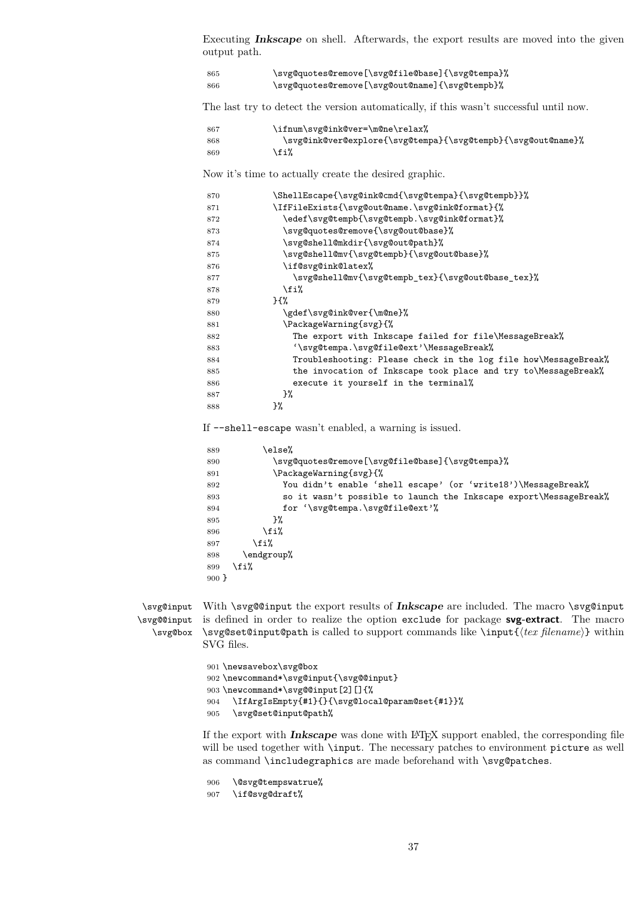Executing ***Inkscape*** on shell. Afterwards, the export results are moved into the given output path.

```
865          \svg@quotes@remove[\svg@file@base]{\svg@tempa}%
866          \svg@quotes@remove[\svg@out@name]{\svg@tempb}%
```

The last try to detect the version automatically, if this wasn't successful until now.

```
867          \ifnum\svg@ink@ver=\m@ne\relax%
868            \svg@ink@ver@explore{\svg@tempa}{\svg@tempb}{\svg@out@name}%
869          \fi%
```

Now it's time to actually create the desired graphic.

```
870          \ShellEscape{\svg@ink@cmd{\svg@tempa}{\svg@tempb}}%
871          \IfFileExists{\svg@out@name.\svg@ink@format}{%
872            \edef\svg@tempb{\svg@tempb.\svg@ink@format}%
873            \svg@quotes@remove{\svg@out@base}%
874            \svg@shell@mkdir{\svg@out@path}%
875            \svg@shell@mv{\svg@tempb}{\svg@out@base}%
876            \if@svg@ink@latex%
877              \svg@shell@mv{\svg@tempb_tex}{\svg@out@base_tex}%
878            \fi%
879          }{%
880            \gdef\svg@ink@ver{\m@ne}%
881            \PackageWarning{svg}{%
882              The export with Inkscape failed for file\MessageBreak%
883              `\svg@tempa.\svg@file@ext'\MessageBreak%
884              Troubleshooting: Please check in the log file how\MessageBreak%
885              the invocation of Inkscape took place and try to\MessageBreak%
886              execute it yourself in the terminal%
887            }%
888          }%
```

If `--shell-escape` wasn't enabled, a warning is issued.

```
889        \else%
890          \svg@quotes@remove[\svg@file@base]{\svg@tempa}%
891          \PackageWarning{svg}{%
892            You didn't enable `shell escape' (or `write18')\MessageBreak%
893            so it wasn't possible to launch the Inkscape export\MessageBreak%
894            for `\svg@tempa.\svg@file@ext'%
895          }%
896        \fi%
897      \fi%
898    \endgroup%
899  \fi%
900 }
```

`\svg@input` `\svg@@input` `\svg@box`

With `\svg@@input` the export results of ***Inkscape*** are included. The macro `\svg@input` is defined in order to realize the option `exclude` for package **svg-extract**. The macro `\svg@set@input@path` is called to support commands like `\input{⟨tex filename⟩}` within SVG files.

```
901 \newsavebox\svg@box
902 \newcommand*\svg@input{\svg@@input}
903 \newcommand*\svg@@input[2][]{%
904   \IfArgIsEmpty{#1}{}{\svg@local@param@set{#1}}%
905   \svg@set@input@path%
```

If the export with ***Inkscape*** was done with LaTeX support enabled, the corresponding file will be used together with `\input`. The necessary patches to environment `picture` as well as command `\includegraphics` are made beforehand with `\svg@patches`.

```
906   \@svg@tempswatrue%
907   \if@svg@draft%
```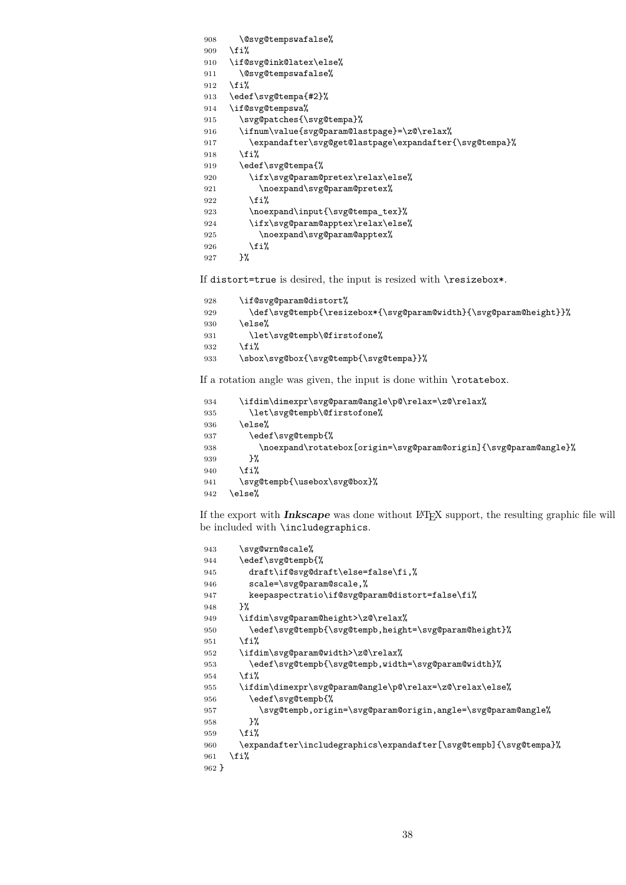```
908     \@svg@tempswafalse%
909   \fi%
910   \if@svg@ink@latex\else%
911     \@svg@tempswafalse%
912   \fi%
913   \edef\svg@tempa{#2}%
914   \if@svg@tempswa%
915     \svg@patches{\svg@tempa}%
916     \ifnum\value{svg@param@lastpage}=\z@\relax%
917       \expandafter\svg@get@lastpage\expandafter{\svg@tempa}%
918     \fi%
919     \edef\svg@tempa{%
920       \ifx\svg@param@pretex\relax\else%
921         \noexpand\svg@param@pretex%
922       \fi%
923       \noexpand\input{\svg@tempa_tex}%
924       \ifx\svg@param@apptex\relax\else%
925         \noexpand\svg@param@apptex%
926       \fi%
927     }%
```

If distort=true is desired, the input is resized with \resizebox*.

```
928     \if@svg@param@distort%
929       \def\svg@tempb{\resizebox*{\svg@param@width}{\svg@param@height}}%
930     \else%
931       \let\svg@tempb\@firstofone%
932     \fi%
933     \sbox\svg@box{\svg@tempb{\svg@tempa}}%
```

If a rotation angle was given, the input is done within \rotatebox.

```
934     \ifdim\dimexpr\svg@param@angle\p@\relax=\z@\relax%
935       \let\svg@tempb\@firstofone%
936     \else%
937       \edef\svg@tempb{%
938         \noexpand\rotatebox[origin=\svg@param@origin]{\svg@param@angle}%
939       }%
940     \fi%
941     \svg@tempb{\usebox\svg@box}%
942   \else%
```

If the export with ***Inkscape*** was done without LaTeX support, the resulting graphic file will be included with \includegraphics.

```
943     \svg@wrn@scale%
944     \edef\svg@tempb{%
945       draft\if@svg@draft\else=false\fi,%
946       scale=\svg@param@scale,%
947       keepaspectratio\if@svg@param@distort=false\fi%
948     }%
949     \ifdim\svg@param@height>\z@\relax%
950       \edef\svg@tempb{\svg@tempb,height=\svg@param@height}%
951     \fi%
952     \ifdim\svg@param@width>\z@\relax%
953       \edef\svg@tempb{\svg@tempb,width=\svg@param@width}%
954     \fi%
955     \ifdim\dimexpr\svg@param@angle\p@\relax=\z@\relax\else%
956       \edef\svg@tempb{%
957         \svg@tempb,origin=\svg@param@origin,angle=\svg@param@angle%
958       }%
959     \fi%
960     \expandafter\includegraphics\expandafter[\svg@tempb]{\svg@tempa}%
961   \fi%
962 }
```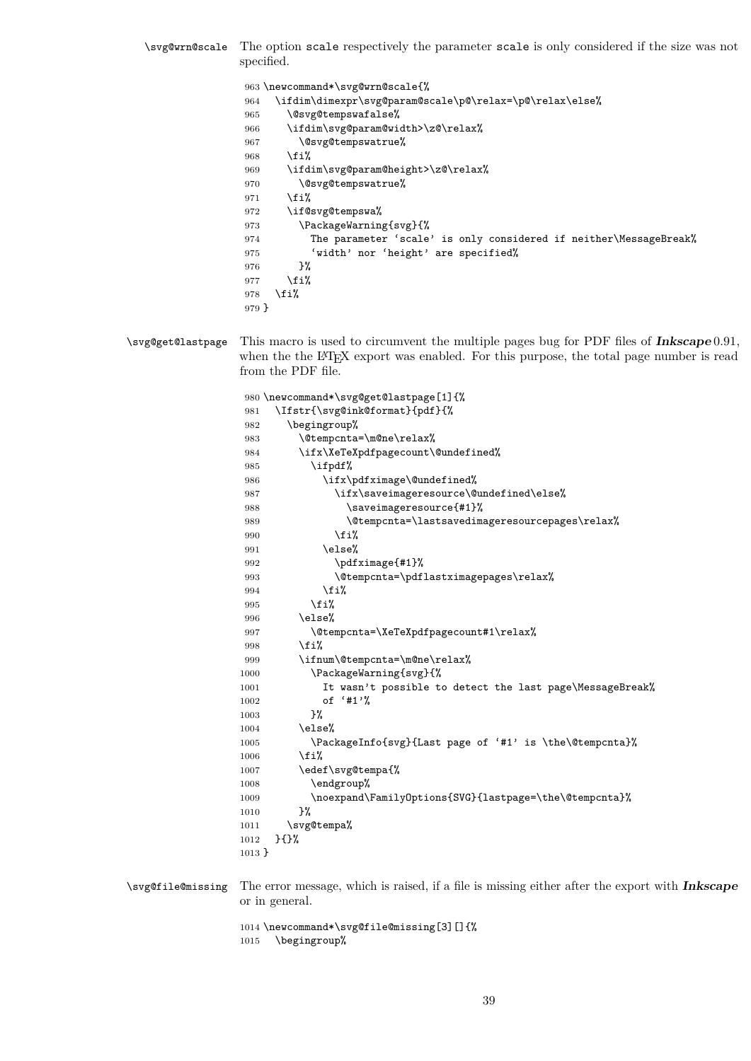`\svg@wrn@scale` The option scale respectively the parameter scale is only considered if the size was not specified.

```
963 \newcommand*\svg@wrn@scale{%
964   \ifdim\dimexpr\svg@param@scale\p@\relax=\p@\relax\else%
965     \@svg@tempswafalse%
966     \ifdim\svg@param@width>\z@\relax%
967       \@svg@tempswatrue%
968     \fi%
969     \ifdim\svg@param@height>\z@\relax%
970       \@svg@tempswatrue%
971     \fi%
972     \if@svg@tempswa%
973       \PackageWarning{svg}{%
974         The parameter `scale' is only considered if neither\MessageBreak%
975         `width' nor `height' are specified%
976       }%
977     \fi%
978   \fi%
979 }
```

`\svg@get@lastpage` This macro is used to circumvent the multiple pages bug for PDF files of ***Inkscape*** 0.91, when the the LaTeX export was enabled. For this purpose, the total page number is read from the PDF file.

```
980 \newcommand*\svg@get@lastpage[1]{%
981   \Ifstr{\svg@ink@format}{pdf}{%
982     \begingroup%
983       \@tempcnta=\m@ne\relax%
984       \ifx\XeTeXpdfpagecount\@undefined%
985         \ifpdf%
986           \ifx\pdfximage\@undefined%
987             \ifx\saveimageresource\@undefined\else%
988               \saveimageresource{#1}%
989               \@tempcnta=\lastsavedimageresourcepages\relax%
990             \fi%
991           \else%
992             \pdfximage{#1}%
993             \@tempcnta=\pdflastximagepages\relax%
994           \fi%
995         \fi%
996       \else%
997         \@tempcnta=\XeTeXpdfpagecount#1\relax%
998       \fi%
999       \ifnum\@tempcnta=\m@ne\relax%
1000        \PackageWarning{svg}{%
1001          It wasn't possible to detect the last page\MessageBreak%
1002          of `#1'%
1003        }%
1004      \else%
1005        \PackageInfo{svg}{Last page of `#1' is \the\@tempcnta}%
1006      \fi%
1007      \edef\svg@tempa{%
1008        \endgroup%
1009        \noexpand\FamilyOptions{SVG}{lastpage=\the\@tempcnta}%
1010      }%
1011    \svg@tempa%
1012  }{}%
1013 }
```

`\svg@file@missing` The error message, which is raised, if a file is missing either after the export with ***Inkscape*** or in general.

```
1014 \newcommand*\svg@file@missing[3][]{%
1015   \begingroup%
```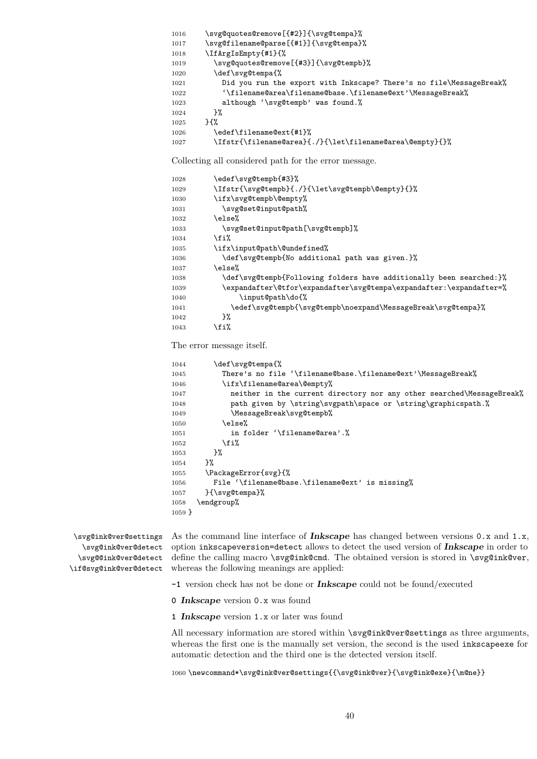```
1016     \svg@quotes@remove[{#2}]{\svg@tempa}%
1017     \svg@filename@parse[{#1}]{\svg@tempa}%
1018     \IfArgIsEmpty{#1}{%
1019       \svg@quotes@remove[{#3}]{\svg@tempb}%
1020       \def\svg@tempa{%
1021         Did you run the export with Inkscape? There's no file\MessageBreak%
1022         `\filename@area\filename@base.\filename@ext'\MessageBreak%
1023         although `\svg@tempb' was found.%
1024       }%
1025     }{%
1026       \edef\filename@ext{#1}%
1027       \Ifstr{\filename@area}{./}{\let\filename@area\@empty}{}%
```

Collecting all considered path for the error message.

```
1028       \edef\svg@tempb{#3}%
1029       \Ifstr{\svg@tempb}{./}{\let\svg@tempb\@empty}{}%
1030       \ifx\svg@tempb\@empty%
1031         \svg@set@input@path%
1032       \else%
1033         \svg@set@input@path[\svg@tempb]%
1034       \fi%
1035       \ifx\input@path\@undefined%
1036         \def\svg@tempb{No additional path was given.}%
1037       \else%
1038         \def\svg@tempb{Following folders have additionally been searched:}%
1039         \expandafter\@tfor\expandafter\svg@tempa\expandafter:\expandafter=%
1040             \input@path\do{%
1041           \edef\svg@tempb{\svg@tempb\noexpand\MessageBreak\svg@tempa}%
1042         }%
1043       \fi%
```

The error message itself.

```
1044       \def\svg@tempa{%
1045         There's no file `\filename@base.\filename@ext'\MessageBreak%
1046         \ifx\filename@area\@empty%
1047           neither in the current directory nor any other searched\MessageBreak%
1048           path given by \string\svgpath\space or \string\graphicspath.%
1049           \MessageBreak\svg@tempb%
1050         \else%
1051           in folder `\filename@area'.%
1052         \fi%
1053       }%
1054     }%
1055     \PackageError{svg}{%
1056       File `\filename@base.\filename@ext' is missing%
1057     }{\svg@tempa}%
1058   \endgroup%
1059 }
```

`\svg@ink@ver@settings` `\svg@ink@ver@detect` `\svg@@ink@ver@detect` `\if@svg@ink@ver@detect`

As the command line interface of ***Inkscape*** has changed between versions `0.x` and `1.x`, option `inkscapeversion=detect` allows to detect the used version of ***Inkscape*** in order to define the calling macro `\svg@ink@cmd`. The obtained version is stored in `\svg@ink@ver`, whereas the following meanings are applied:

`-1` version check has not be done or ***Inkscape*** could not be found/executed

`0` ***Inkscape*** version `0.x` was found

`1` ***Inkscape*** version `1.x` or later was found

All necessary information are stored within `\svg@ink@ver@settings` as three arguments, whereas the first one is the manually set version, the second is the used `inkscapeexe` for automatic detection and the third one is the detected version itself.

```
1060 \newcommand*\svg@ink@ver@settings{{\svg@ink@ver}{\svg@ink@exe}{\m@ne}}
```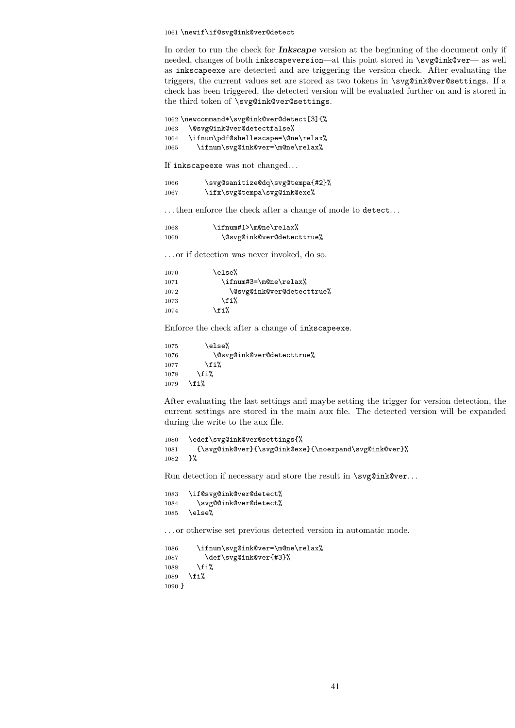```
1061 \newif\if@svg@ink@ver@detect
```

In order to run the check for ***Inkscape*** version at the beginning of the document only if needed, changes of both `inkscapeversion`—at this point stored in `\svg@ink@ver`— as well as `inkscapeexe` are detected and are triggering the version check. After evaluating the triggers, the current values set are stored as two tokens in `\svg@ink@ver@settings`. If a check has been triggered, the detected version will be evaluated further on and is stored in the third token of `\svg@ink@ver@settings`.

```
1062 \newcommand*\svg@ink@ver@detect[3]{%
1063   \@svg@ink@ver@detectfalse%
1064   \ifnum\pdf@shellescape=\@ne\relax%
1065     \ifnum\svg@ink@ver=\m@ne\relax%
```

If `inkscapeexe` was not changed…

```
1066       \svg@sanitize@dq\svg@tempa{#2}%
1067       \ifx\svg@tempa\svg@ink@exe%
```

…then enforce the check after a change of mode to `detect`…

```
1068         \ifnum#1>\m@ne\relax%
1069           \@svg@ink@ver@detecttrue%
```

…or if detection was never invoked, do so.

```
1070         \else%
1071           \ifnum#3=\m@ne\relax%
1072             \@svg@ink@ver@detecttrue%
1073           \fi%
1074         \fi%
```

Enforce the check after a change of `inkscapeexe`.

```
1075       \else%
1076         \@svg@ink@ver@detecttrue%
1077       \fi%
1078     \fi%
1079   \fi%
```

After evaluating the last settings and maybe setting the trigger for version detection, the current settings are stored in the main aux file. The detected version will be expanded during the write to the aux file.

```
1080   \edef\svg@ink@ver@settings{%
1081     {\svg@ink@ver}{\svg@ink@exe}{\noexpand\svg@ink@ver}%
1082   }%
```

Run detection if necessary and store the result in `\svg@ink@ver`…

```
1083   \if@svg@ink@ver@detect%
1084     \svg@@ink@ver@detect%
1085   \else%
```

…or otherwise set previous detected version in automatic mode.

```
1086     \ifnum\svg@ink@ver=\m@ne\relax%
1087       \def\svg@ink@ver{#3}%
1088     \fi%
1089   \fi%
1090 }
```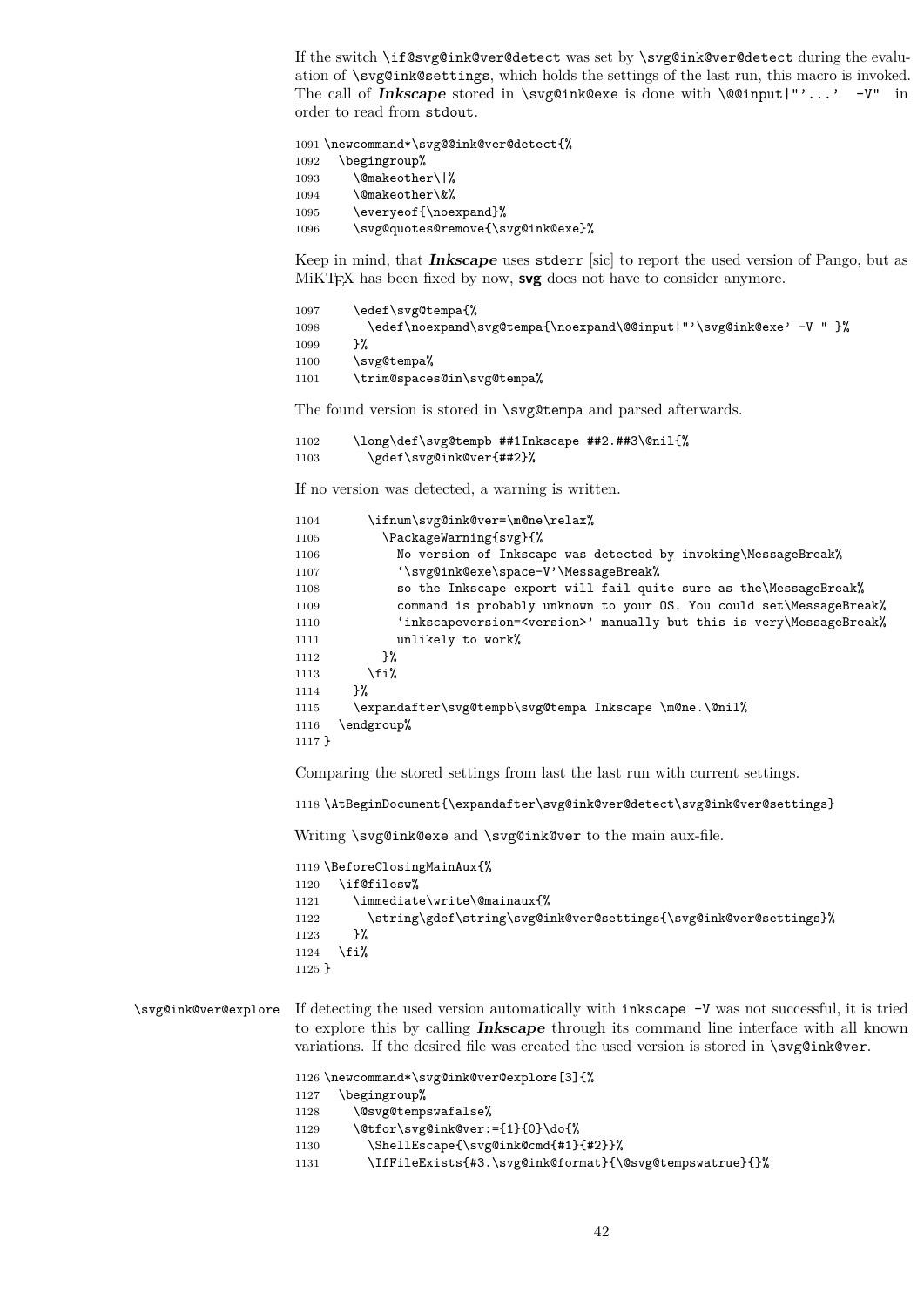If the switch `\if@svg@ink@ver@detect` was set by `\svg@ink@ver@detect` during the evaluation of `\svg@ink@settings`, which holds the settings of the last run, this macro is invoked. The call of ***Inkscape*** stored in `\svg@ink@exe` is done with `\@@input|"'...'  -V"` in order to read from `stdout`.

```
1091 \newcommand*\svg@@ink@ver@detect{%
1092   \begingroup%
1093     \@makeother\|%
1094     \@makeother\&%
1095     \everyeof{\noexpand}%
1096     \svg@quotes@remove{\svg@ink@exe}%
```

Keep in mind, that ***Inkscape*** uses `stderr` [sic] to report the used version of Pango, but as MiKTEX has been fixed by now, **svg** does not have to consider anymore.

```
1097     \edef\svg@tempa{%
1098       \edef\noexpand\svg@tempa{\noexpand\@@input|"'\svg@ink@exe' -V " }%
1099     }%
1100     \svg@tempa%
1101     \trim@spaces@in\svg@tempa%
```

The found version is stored in `\svg@tempa` and parsed afterwards.

```
1102     \long\def\svg@tempb ##1Inkscape ##2.##3\@nil{%
1103       \gdef\svg@ink@ver{##2}%
```

If no version was detected, a warning is written.

```
1104       \ifnum\svg@ink@ver=\m@ne\relax%
1105         \PackageWarning{svg}{%
1106           No version of Inkscape was detected by invoking\MessageBreak%
1107           '\svg@ink@exe\space-V'\MessageBreak%
1108           so the Inkscape export will fail quite sure as the\MessageBreak%
1109           command is probably unknown to your OS. You could set\MessageBreak%
1110           'inkscapeversion=<version>' manually but this is very\MessageBreak%
1111           unlikely to work%
1112         }%
1113       \fi%
1114     }%
1115     \expandafter\svg@tempb\svg@tempa Inkscape \m@ne.\@nil%
1116   \endgroup%
1117 }
```

Comparing the stored settings from last the last run with current settings.

```
1118 \AtBeginDocument{\expandafter\svg@ink@ver@detect\svg@ink@ver@settings}
```

Writing `\svg@ink@exe` and `\svg@ink@ver` to the main aux-file.

```
1119 \BeforeClosingMainAux{%
1120   \if@filesw%
1121     \immediate\write\@mainaux{%
1122       \string\gdef\string\svg@ink@ver@settings{\svg@ink@ver@settings}%
1123     }%
1124   \fi%
1125 }
```

`\svg@ink@ver@explore` If detecting the used version automatically with `inkscape -V` was not successful, it is tried to explore this by calling ***Inkscape*** through its command line interface with all known variations. If the desired file was created the used version is stored in `\svg@ink@ver`.

```
1126 \newcommand*\svg@ink@ver@explore[3]{%
1127   \begingroup%
1128     \@svg@tempswafalse%
1129     \@tfor\svg@ink@ver:={1}{0}\do{%
1130       \ShellEscape{\svg@ink@cmd{#1}{#2}}%
1131       \IfFileExists{#3.\svg@ink@format}{\@svg@tempswatrue}{}%
```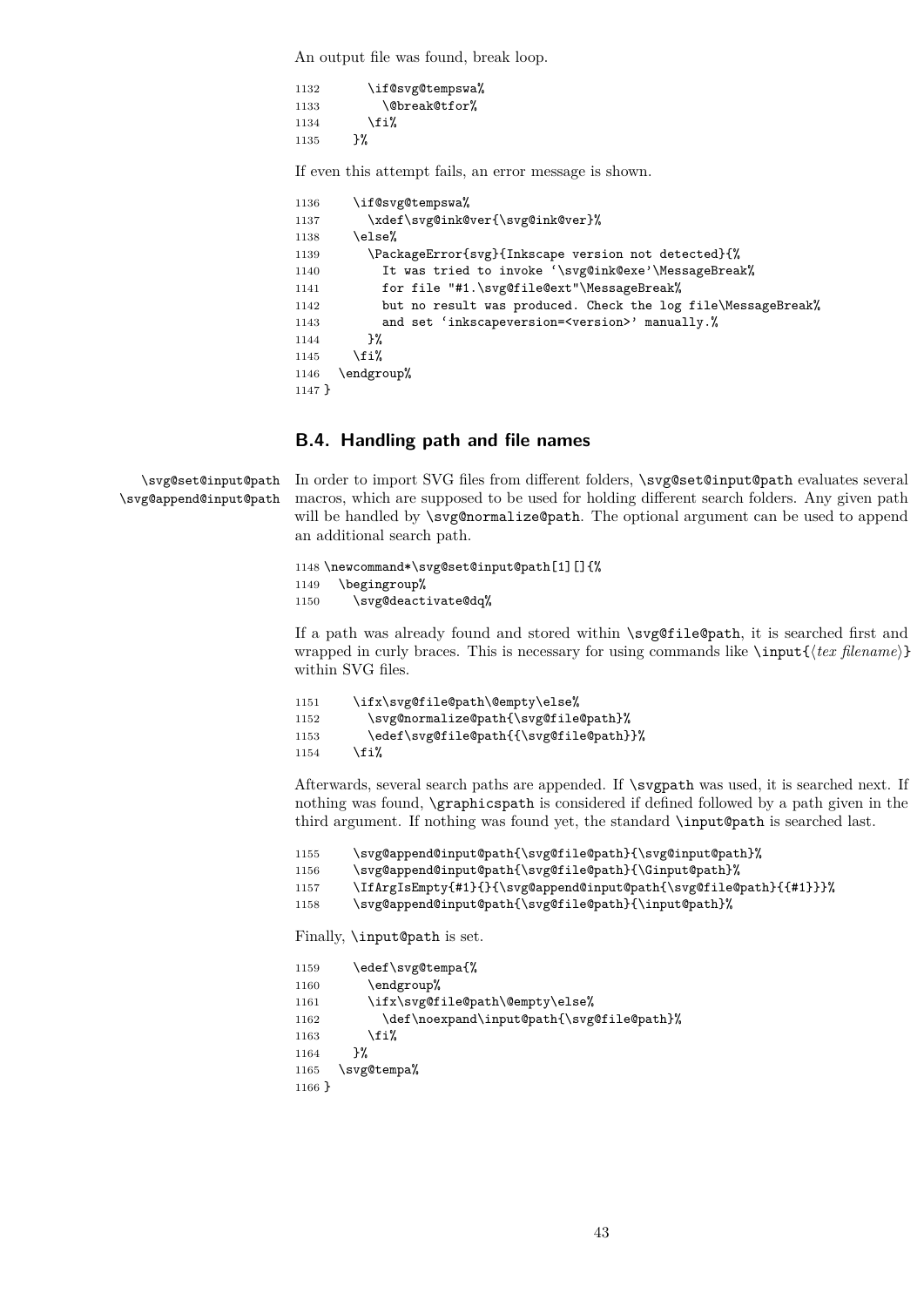An output file was found, break loop.

```
1132      \if@svg@tempswa%
1133        \@break@tfor%
1134      \fi%
1135    }%
```

If even this attempt fails, an error message is shown.

```
1136    \if@svg@tempswa%
1137      \xdef\svg@ink@ver{\svg@ink@ver}%
1138    \else%
1139      \PackageError{svg}{Inkscape version not detected}{%
1140        It was tried to invoke '\svg@ink@exe'\MessageBreak%
1141        for file "#1.\svg@file@ext"\MessageBreak%
1142        but no result was produced. Check the log file\MessageBreak%
1143        and set 'inkscapeversion=<version>' manually.%
1144      }%
1145    \fi%
1146  \endgroup%
1147 }
```

## B.4. Handling path and file names

\svg@set@input@path
\svg@append@input@path

In order to import SVG files from different folders, \svg@set@input@path evaluates several macros, which are supposed to be used for holding different search folders. Any given path will be handled by \svg@normalize@path. The optional argument can be used to append an additional search path.

```
1148 \newcommand*\svg@set@input@path[1][]{%
1149   \begingroup%
1150     \svg@deactivate@dq%
```

If a path was already found and stored within \svg@file@path, it is searched first and wrapped in curly braces. This is necessary for using commands like \input{⟨*tex filename*⟩} within SVG files.

```
1151     \ifx\svg@file@path\@empty\else%
1152       \svg@normalize@path{\svg@file@path}%
1153       \edef\svg@file@path{{\svg@file@path}}%
1154     \fi%
```

Afterwards, several search paths are appended. If \svgpath was used, it is searched next. If nothing was found, \graphicspath is considered if defined followed by a path given in the third argument. If nothing was found yet, the standard \input@path is searched last.

```
1155     \svg@append@input@path{\svg@file@path}{\svg@input@path}%
1156     \svg@append@input@path{\svg@file@path}{\Ginput@path}%
1157     \IfArgIsEmpty{#1}{}{\svg@append@input@path{\svg@file@path}{{#1}}}%
1158     \svg@append@input@path{\svg@file@path}{\input@path}%
```

Finally, \input@path is set.

```
1159     \edef\svg@tempa{%
1160       \endgroup%
1161       \ifx\svg@file@path\@empty\else%
1162         \def\noexpand\input@path{\svg@file@path}%
1163       \fi%
1164     }%
1165   \svg@tempa%
1166 }
```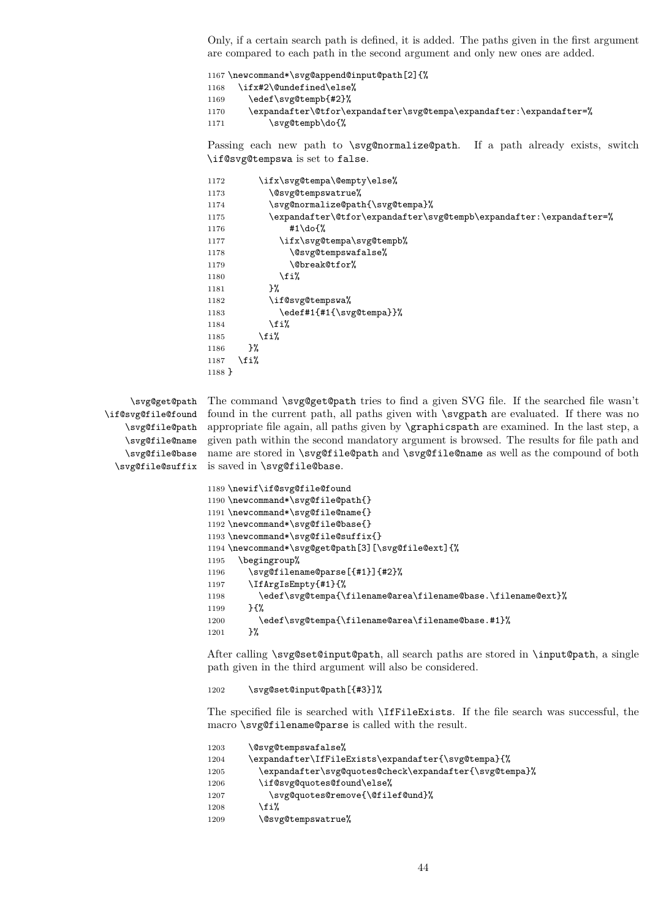Only, if a certain search path is defined, it is added. The paths given in the first argument are compared to each path in the second argument and only new ones are added.

```
1167 \newcommand*\svg@append@input@path[2]{%
1168   \ifx#2\@undefined\else%
1169     \edef\svg@tempb{#2}%
1170     \expandafter\@tfor\expandafter\svg@tempa\expandafter:\expandafter=%
1171         \svg@tempb\do{%
```

Passing each new path to `\svg@normalize@path`. If a path already exists, switch `\if@svg@tempswa` is set to `false`.

```
1172       \ifx\svg@tempa\@empty\else%
1173         \@svg@tempswatrue%
1174         \svg@normalize@path{\svg@tempa}%
1175         \expandafter\@tfor\expandafter\svg@tempb\expandafter:\expandafter=%
1176             #1\do{%
1177           \ifx\svg@tempa\svg@tempb%
1178             \@svg@tempswafalse%
1179             \@break@tfor%
1180           \fi%
1181         }%
1182         \if@svg@tempswa%
1183           \edef#1{#1{\svg@tempa}}%
1184         \fi%
1185       \fi%
1186     }%
1187   \fi%
1188 }
```

`\svg@get@path` `\if@svg@file@found` `\svg@file@path` `\svg@file@name` `\svg@file@base` `\svg@file@suffix`

The command `\svg@get@path` tries to find a given SVG file. If the searched file wasn't found in the current path, all paths given with `\svgpath` are evaluated. If there was no appropriate file again, all paths given by `\graphicspath` are examined. In the last step, a given path within the second mandatory argument is browsed. The results for file path and name are stored in `\svg@file@path` and `\svg@file@name` as well as the compound of both is saved in `\svg@file@base`.

```
1189 \newif\if@svg@file@found
1190 \newcommand*\svg@file@path{}
1191 \newcommand*\svg@file@name{}
1192 \newcommand*\svg@file@base{}
1193 \newcommand*\svg@file@suffix{}
1194 \newcommand*\svg@get@path[3][\svg@file@ext]{%
1195   \begingroup%
1196     \svg@filename@parse[{#1}]{#2}%
1197     \IfArgIsEmpty{#1}{%
1198       \edef\svg@tempa{\filename@area\filename@base.\filename@ext}%
1199     }{%
1200       \edef\svg@tempa{\filename@area\filename@base.#1}%
1201     }%
```

After calling `\svg@set@input@path`, all search paths are stored in `\input@path`, a single path given in the third argument will also be considered.

```
1202     \svg@set@input@path[{#3}]%
```

The specified file is searched with `\IfFileExists`. If the file search was successful, the macro `\svg@filename@parse` is called with the result.

```
1203     \@svg@tempswafalse%
1204     \expandafter\IfFileExists\expandafter{\svg@tempa}{%
1205       \expandafter\svg@quotes@check\expandafter{\svg@tempa}%
1206       \if@svg@quotes@found\else%
1207         \svg@quotes@remove{\@filef@und}%
1208       \fi%
1209       \@svg@tempswatrue%
```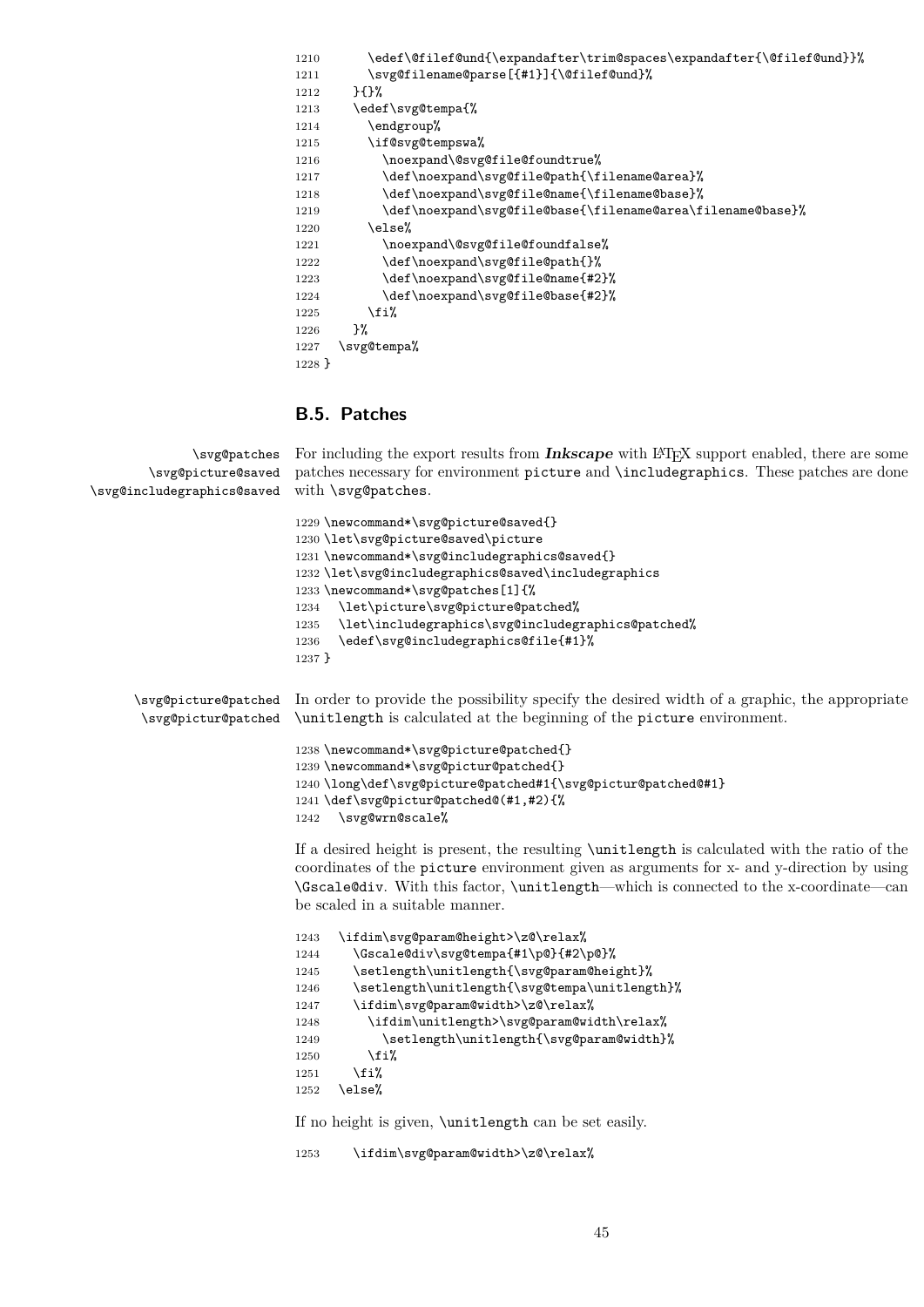```
1210      \edef\@filef@und{\expandafter\trim@spaces\expandafter{\@filef@und}}%
1211      \svg@filename@parse[{#1}]{\@filef@und}%
1212    }{}%
1213    \edef\svg@tempa{%
1214      \endgroup%
1215      \if@svg@tempswa%
1216        \noexpand\@svg@file@foundtrue%
1217        \def\noexpand\svg@file@path{\filename@area}%
1218        \def\noexpand\svg@file@name{\filename@base}%
1219        \def\noexpand\svg@file@base{\filename@area\filename@base}%
1220      \else%
1221        \noexpand\@svg@file@foundfalse%
1222        \def\noexpand\svg@file@path{}%
1223        \def\noexpand\svg@file@name{#2}%
1224        \def\noexpand\svg@file@base{#2}%
1225      \fi%
1226    }%
1227  \svg@tempa%
1228 }
```

## B.5. Patches

\svg@patches \svg@picture@saved \svg@includegraphics@saved

For including the export results from ***Inkscape*** with LaTeX support enabled, there are some patches necessary for environment picture and \includegraphics. These patches are done with \svg@patches.

```
1229 \newcommand*\svg@picture@saved{}
1230 \let\svg@picture@saved\picture
1231 \newcommand*\svg@includegraphics@saved{}
1232 \let\svg@includegraphics@saved\includegraphics
1233 \newcommand*\svg@patches[1]{%
1234   \let\picture\svg@picture@patched%
1235   \let\includegraphics\svg@includegraphics@patched%
1236   \edef\svg@includegraphics@file{#1}%
1237 }
```

\svg@picture@patched \svg@pictur@patched

In order to provide the possibility specify the desired width of a graphic, the appropriate \unitlength is calculated at the beginning of the picture environment.

```
1238 \newcommand*\svg@picture@patched{}
1239 \newcommand*\svg@pictur@patched{}
1240 \long\def\svg@picture@patched#1{\svg@pictur@patched@#1}
1241 \def\svg@pictur@patched@(#1,#2){%
1242   \svg@wrn@scale%
```

If a desired height is present, the resulting \unitlength is calculated with the ratio of the coordinates of the picture environment given as arguments for x- and y-direction by using \Gscale@div. With this factor, \unitlength—which is connected to the x-coordinate—can be scaled in a suitable manner.

```
1243   \ifdim\svg@param@height>\z@\relax%
1244     \Gscale@div\svg@tempa{#1\p@}{#2\p@}%
1245     \setlength\unitlength{\svg@param@height}%
1246     \setlength\unitlength{\svg@tempa\unitlength}%
1247     \ifdim\svg@param@width>\z@\relax%
1248       \ifdim\unitlength>\svg@param@width\relax%
1249         \setlength\unitlength{\svg@param@width}%
1250       \fi%
1251     \fi%
1252   \else%
```

If no height is given, \unitlength can be set easily.

```
1253     \ifdim\svg@param@width>\z@\relax%
```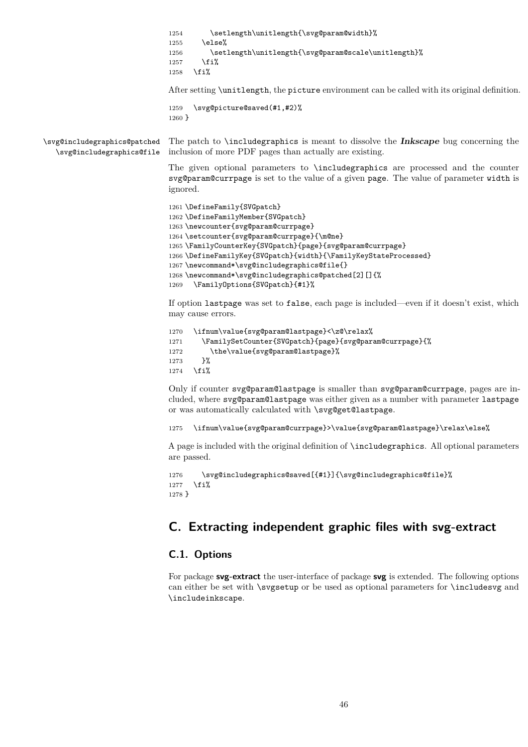```
1254       \setlength\unitlength{\svg@param@width}%
1255     \else%
1256       \setlength\unitlength{\svg@param@scale\unitlength}%
1257     \fi%
1258   \fi%
```

After setting `\unitlength`, the `picture` environment can be called with its original definition.

```
1259   \svg@picture@saved(#1,#2)%
1260 }
```

`\svg@includegraphics@patched` `\svg@includegraphics@file`

The patch to `\includegraphics` is meant to dissolve the ***Inkscape*** bug concerning the inclusion of more PDF pages than actually are existing.

The given optional parameters to `\includegraphics` are processed and the counter `svg@param@currpage` is set to the value of a given `page`. The value of parameter `width` is ignored.

```
1261 \DefineFamily{SVGpatch}
1262 \DefineFamilyMember{SVGpatch}
1263 \newcounter{svg@param@currpage}
1264 \setcounter{svg@param@currpage}{\m@ne}
1265 \FamilyCounterKey{SVGpatch}{page}{svg@param@currpage}
1266 \DefineFamilyKey{SVGpatch}{width}{\FamilyKeyStateProcessed}
1267 \newcommand*\svg@includegraphics@file{}
1268 \newcommand*\svg@includegraphics@patched[2][]{%
1269   \FamilyOptions{SVGpatch}{#1}%
```

If option `lastpage` was set to `false`, each page is included—even if it doesn't exist, which may cause errors.

```
1270   \ifnum\value{svg@param@lastpage}<\z@\relax%
1271     \FamilySetCounter{SVGpatch}{page}{svg@param@currpage}{%
1272       \the\value{svg@param@lastpage}%
1273     }%
1274   \fi%
```

Only if counter `svg@param@lastpage` is smaller than `svg@param@currpage`, pages are included, where `svg@param@lastpage` was either given as a number with parameter `lastpage` or was automatically calculated with `\svg@get@lastpage`.

```
1275   \ifnum\value{svg@param@currpage}>\value{svg@param@lastpage}\relax\else%
```

A page is included with the original definition of `\includegraphics`. All optional parameters are passed.

```
1276     \svg@includegraphics@saved[{#1}]{\svg@includegraphics@file}%
1277   \fi%
1278 }
```

# C. Extracting independent graphic files with svg-extract

## C.1. Options

For package **svg-extract** the user-interface of package **svg** is extended. The following options can either be set with `\svgsetup` or be used as optional parameters for `\includesvg` and `\includeinkscape`.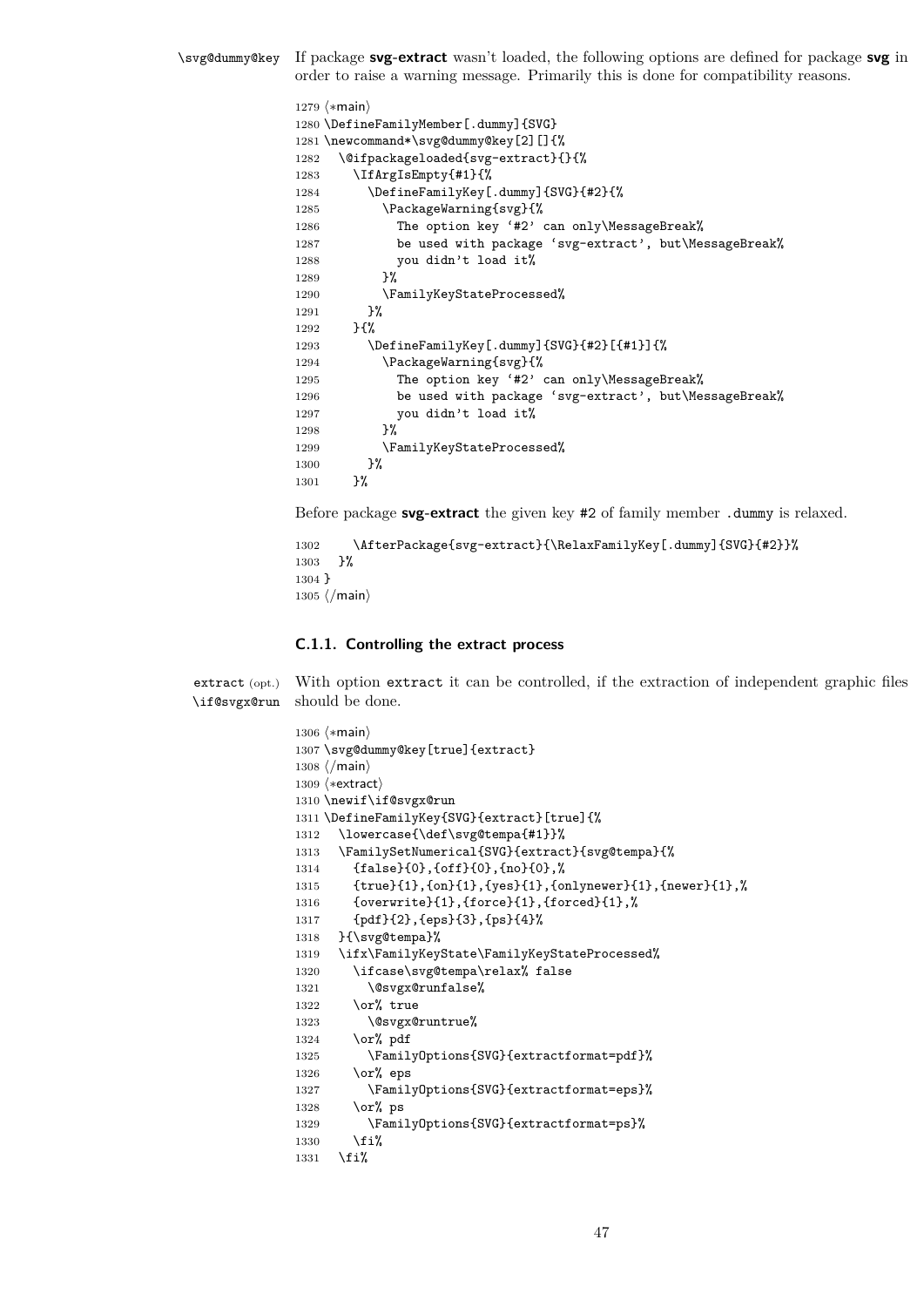`\svg@dummy@key` If package **svg-extract** wasn't loaded, the following options are defined for package **svg** in order to raise a warning message. Primarily this is done for compatibility reasons.

```
1279 ⟨*main⟩
1280 \DefineFamilyMember[.dummy]{SVG}
1281 \newcommand*\svg@dummy@key[2][]{%
1282   \@ifpackageloaded{svg-extract}{}{%
1283     \IfArgIsEmpty{#1}{%
1284       \DefineFamilyKey[.dummy]{SVG}{#2}{%
1285         \PackageWarning{svg}{%
1286           The option key '#2' can only\MessageBreak%
1287           be used with package 'svg-extract', but\MessageBreak%
1288           you didn't load it%
1289         }%
1290         \FamilyKeyStateProcessed%
1291       }%
1292     }{%
1293       \DefineFamilyKey[.dummy]{SVG}{#2}[{#1}]{%
1294         \PackageWarning{svg}{%
1295           The option key '#2' can only\MessageBreak%
1296           be used with package 'svg-extract', but\MessageBreak%
1297           you didn't load it%
1298         }%
1299         \FamilyKeyStateProcessed%
1300       }%
1301     }%
```

Before package **svg-extract** the given key #2 of family member `.dummy` is relaxed.

```
1302     \AfterPackage{svg-extract}{\RelaxFamilyKey[.dummy]{SVG}{#2}}%
1303   }%
1304 }
1305 ⟨/main⟩
```

### C.1.1. Controlling the extract process

`extract` (opt.) `\if@svgx@run` With option `extract` it can be controlled, if the extraction of independent graphic files should be done.

```
1306 ⟨*main⟩
1307 \svg@dummy@key[true]{extract}
1308 ⟨/main⟩
1309 ⟨*extract⟩
1310 \newif\if@svgx@run
1311 \DefineFamilyKey{SVG}{extract}[true]{%
1312   \lowercase{\def\svg@tempa{#1}}%
1313   \FamilySetNumerical{SVG}{extract}{svg@tempa}{%
1314     {false}{0},{off}{0},{no}{0},%
1315     {true}{1},{on}{1},{yes}{1},{onlynewer}{1},{newer}{1},%
1316     {overwrite}{1},{force}{1},{forced}{1},%
1317     {pdf}{2},{eps}{3},{ps}{4}%
1318   }{\svg@tempa}%
1319   \ifx\FamilyKeyState\FamilyKeyStateProcessed%
1320     \ifcase\svg@tempa\relax% false
1321       \@svgx@runfalse%
1322     \or% true
1323       \@svgx@runtrue%
1324     \or% pdf
1325       \FamilyOptions{SVG}{extractformat=pdf}%
1326     \or% eps
1327       \FamilyOptions{SVG}{extractformat=eps}%
1328     \or% ps
1329       \FamilyOptions{SVG}{extractformat=ps}%
1330     \fi%
1331   \fi%
```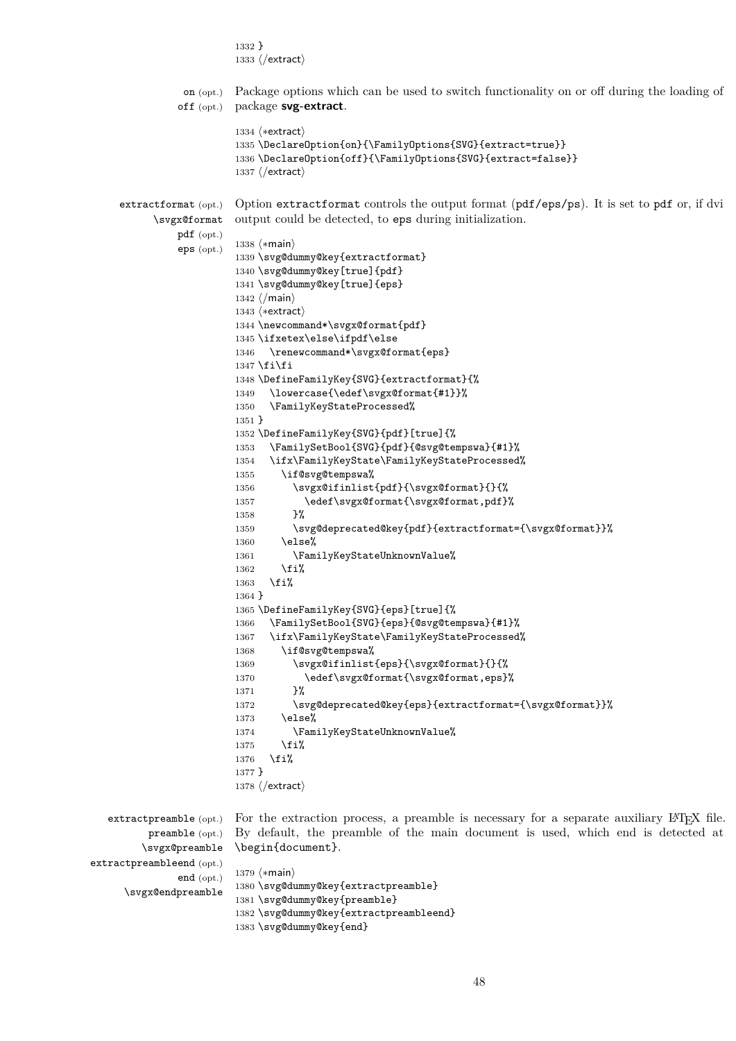```
1332 }
1333 ⟨/extract⟩
```

on (opt.) off (opt.) Package options which can be used to switch functionality on or off during the loading of package **svg-extract**.

```
1334 ⟨*extract⟩
1335 \DeclareOption{on}{\FamilyOptions{SVG}{extract=true}}
1336 \DeclareOption{off}{\FamilyOptions{SVG}{extract=false}}
1337 ⟨/extract⟩
```

extractformat (opt.) \svgx@format pdf (opt.) eps (opt.) Option extractformat controls the output format (pdf/eps/ps). It is set to pdf or, if dvi output could be detected, to eps during initialization.

```
1338 ⟨*main⟩
1339 \svg@dummy@key{extractformat}
1340 \svg@dummy@key[true]{pdf}
1341 \svg@dummy@key[true]{eps}
1342 ⟨/main⟩
1343 ⟨*extract⟩
1344 \newcommand*\svgx@format{pdf}
1345 \ifxetex\else\ifpdf\else
1346   \renewcommand*\svgx@format{eps}
1347 \fi\fi
1348 \DefineFamilyKey{SVG}{extractformat}{%
1349   \lowercase{\edef\svgx@format{#1}}%
1350   \FamilyKeyStateProcessed%
1351 }
1352 \DefineFamilyKey{SVG}{pdf}[true]{%
1353   \FamilySetBool{SVG}{pdf}{@svg@tempswa}{#1}%
1354   \ifx\FamilyKeyState\FamilyKeyStateProcessed%
1355     \if@svg@tempswa%
1356       \svgx@ifinlist{pdf}{\svgx@format}{}{%
1357         \edef\svgx@format{\svgx@format,pdf}%
1358       }%
1359       \svg@deprecated@key{pdf}{extractformat={\svgx@format}}%
1360     \else%
1361       \FamilyKeyStateUnknownValue%
1362     \fi%
1363   \fi%
1364 }
1365 \DefineFamilyKey{SVG}{eps}[true]{%
1366   \FamilySetBool{SVG}{eps}{@svg@tempswa}{#1}%
1367   \ifx\FamilyKeyState\FamilyKeyStateProcessed%
1368     \if@svg@tempswa%
1369       \svgx@ifinlist{eps}{\svgx@format}{}{%
1370         \edef\svgx@format{\svgx@format,eps}%
1371       }%
1372       \svg@deprecated@key{eps}{extractformat={\svgx@format}}%
1373     \else%
1374       \FamilyKeyStateUnknownValue%
1375     \fi%
1376   \fi%
1377 }
1378 ⟨/extract⟩
```

extractpreamble (opt.) preamble (opt.) \svgx@preamble extractpreambleend (opt.) end (opt.) \svgx@endpreamble For the extraction process, a preamble is necessary for a separate auxiliary LaTeX file. By default, the preamble of the main document is used, which end is detected at \begin{document}.

```
1379 ⟨*main⟩
1380 \svg@dummy@key{extractpreamble}
1381 \svg@dummy@key{preamble}
1382 \svg@dummy@key{extractpreambleend}
1383 \svg@dummy@key{end}
```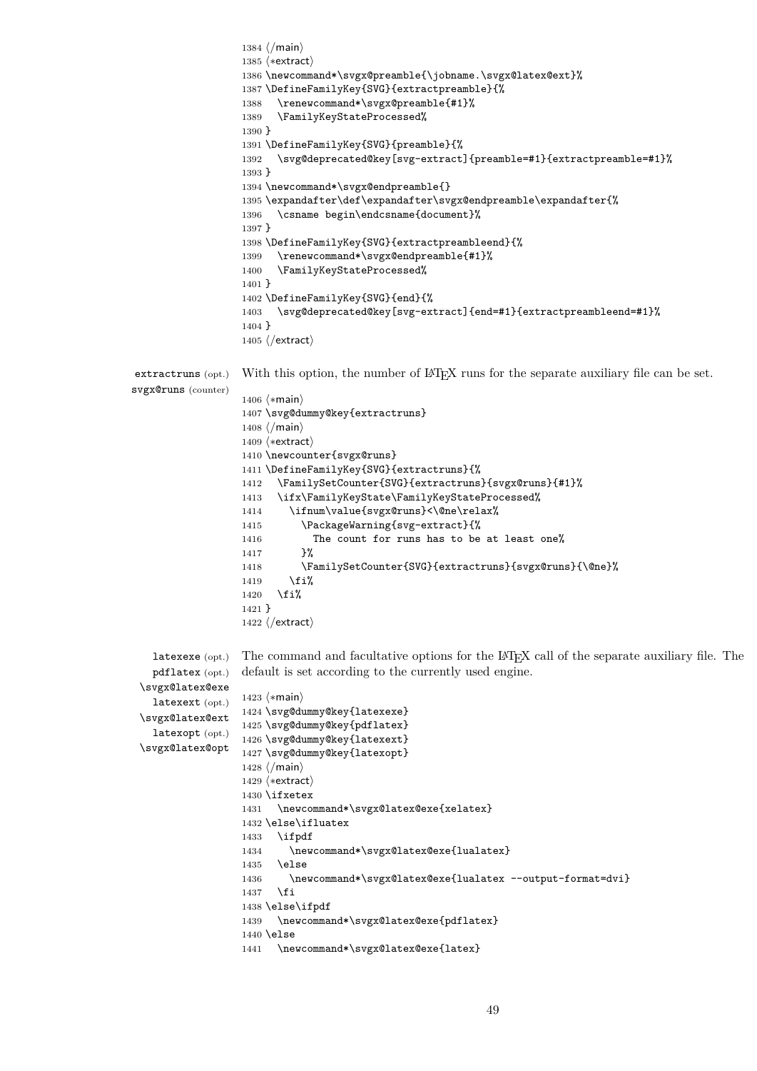```
1384 ⟨/main⟩
1385 ⟨*extract⟩
1386 \newcommand*\svgx@preamble{\jobname.\svgx@latex@ext}%
1387 \DefineFamilyKey{SVG}{extractpreamble}{%
1388   \renewcommand*\svgx@preamble{#1}%
1389   \FamilyKeyStateProcessed%
1390 }
1391 \DefineFamilyKey{SVG}{preamble}{%
1392   \svg@deprecated@key[svg-extract]{preamble=#1}{extractpreamble=#1}%
1393 }
1394 \newcommand*\svgx@endpreamble{}
1395 \expandafter\def\expandafter\svgx@endpreamble\expandafter{%
1396   \csname begin\endcsname{document}%
1397 }
1398 \DefineFamilyKey{SVG}{extractpreambleend}{%
1399   \renewcommand*\svgx@endpreamble{#1}%
1400   \FamilyKeyStateProcessed%
1401 }
1402 \DefineFamilyKey{SVG}{end}{%
1403   \svg@deprecated@key[svg-extract]{end=#1}{extractpreambleend=#1}%
1404 }
1405 ⟨/extract⟩
```

extractruns (opt.)
svgx@runs (counter)

With this option, the number of LaTeX runs for the separate auxiliary file can be set.

```
1406 ⟨*main⟩
1407 \svg@dummy@key{extractruns}
1408 ⟨/main⟩
1409 ⟨*extract⟩
1410 \newcounter{svgx@runs}
1411 \DefineFamilyKey{SVG}{extractruns}{%
1412   \FamilySetCounter{SVG}{extractruns}{svgx@runs}{#1}%
1413   \ifx\FamilyKeyState\FamilyKeyStateProcessed%
1414     \ifnum\value{svgx@runs}<\@ne\relax%
1415       \PackageWarning{svg-extract}{%
1416         The count for runs has to be at least one%
1417       }%
1418       \FamilySetCounter{SVG}{extractruns}{svgx@runs}{\@ne}%
1419     \fi%
1420   \fi%
1421 }
1422 ⟨/extract⟩
```

latexexe (opt.)
pdflatex (opt.)
\svgx@latex@exe
latexext (opt.)
\svgx@latex@ext
latexopt (opt.)
\svgx@latex@opt

The command and facultative options for the LaTeX call of the separate auxiliary file. The default is set according to the currently used engine.

```
1423 ⟨*main⟩
1424 \svg@dummy@key{latexexe}
1425 \svg@dummy@key{pdflatex}
1426 \svg@dummy@key{latexext}
1427 \svg@dummy@key{latexopt}
1428 ⟨/main⟩
1429 ⟨*extract⟩
1430 \ifxetex
1431   \newcommand*\svgx@latex@exe{xelatex}
1432 \else\ifluatex
1433   \ifpdf
1434     \newcommand*\svgx@latex@exe{lualatex}
1435   \else
1436     \newcommand*\svgx@latex@exe{lualatex --output-format=dvi}
1437   \fi
1438 \else\ifpdf
1439   \newcommand*\svgx@latex@exe{pdflatex}
1440 \else
1441   \newcommand*\svgx@latex@exe{latex}
```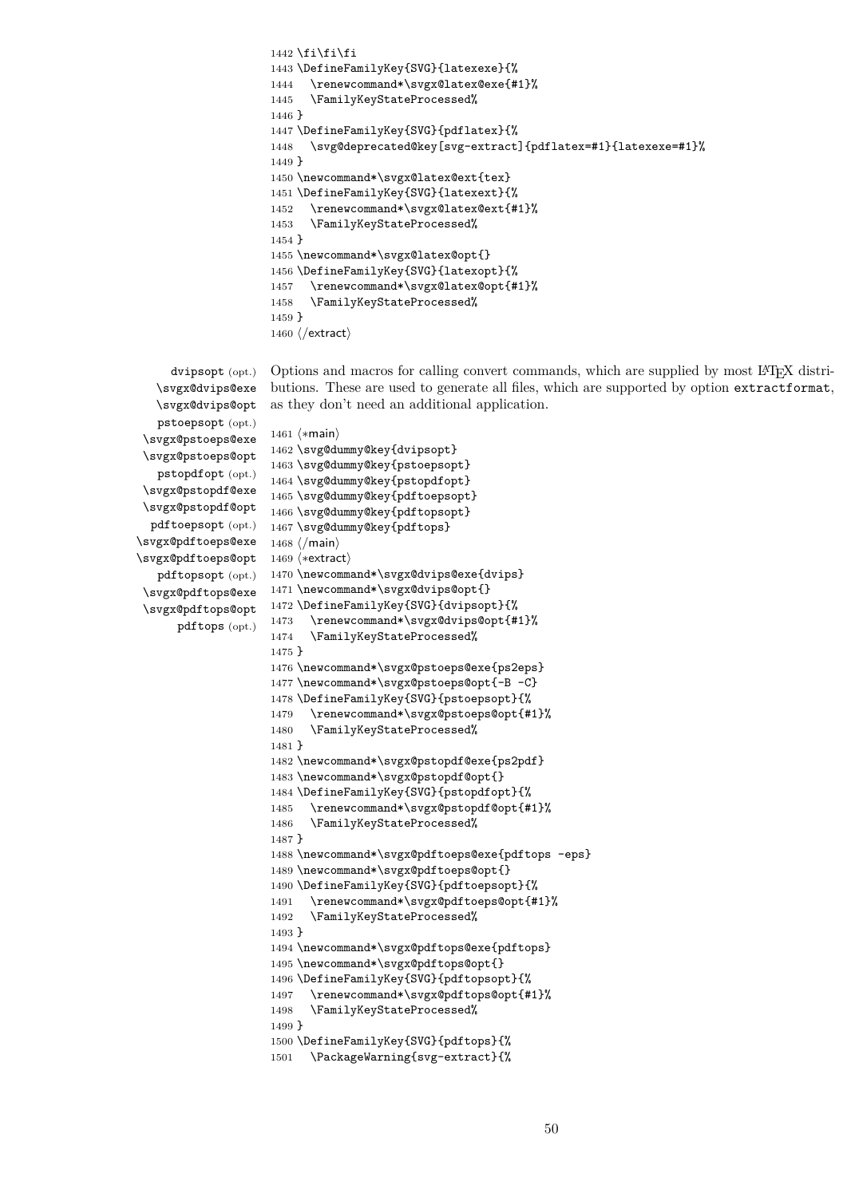```
1442 \fi\fi\fi
1443 \DefineFamilyKey{SVG}{latexexe}{%
1444   \renewcommand*\svgx@latex@exe{#1}%
1445   \FamilyKeyStateProcessed%
1446 }
1447 \DefineFamilyKey{SVG}{pdflatex}{%
1448   \svg@deprecated@key[svg-extract]{pdflatex=#1}{latexexe=#1}%
1449 }
1450 \newcommand*\svgx@latex@ext{tex}
1451 \DefineFamilyKey{SVG}{latexext}{%
1452   \renewcommand*\svgx@latex@ext{#1}%
1453   \FamilyKeyStateProcessed%
1454 }
1455 \newcommand*\svgx@latex@opt{}
1456 \DefineFamilyKey{SVG}{latexopt}{%
1457   \renewcommand*\svgx@latex@opt{#1}%
1458   \FamilyKeyStateProcessed%
1459 }
1460 </extract>
```

dvipsopt (opt.)
\svgx@dvips@exe
\svgx@dvips@opt
pstoepsopt (opt.)
\svgx@pstoeps@exe
\svgx@pstoeps@opt
pstopdfopt (opt.)
\svgx@pstopdf@exe
\svgx@pstopdf@opt
pdftoepsopt (opt.)
\svgx@pdftoeps@exe
\svgx@pdftoeps@opt
pdftopsopt (opt.)
\svgx@pdftops@exe
\svgx@pdftops@opt
pdftops (opt.)

Options and macros for calling convert commands, which are supplied by most LaTeX distributions. These are used to generate all files, which are supported by option extractformat, as they don't need an additional application.

```
1461 <*main>
1462 \svg@dummy@key{dvipsopt}
1463 \svg@dummy@key{pstoepsopt}
1464 \svg@dummy@key{pstopdfopt}
1465 \svg@dummy@key{pdftoepsopt}
1466 \svg@dummy@key{pdftopsopt}
1467 \svg@dummy@key{pdftops}
1468 </main>
1469 <*extract>
1470 \newcommand*\svgx@dvips@exe{dvips}
1471 \newcommand*\svgx@dvips@opt{}
1472 \DefineFamilyKey{SVG}{dvipsopt}{%
1473   \renewcommand*\svgx@dvips@opt{#1}%
1474   \FamilyKeyStateProcessed%
1475 }
1476 \newcommand*\svgx@pstoeps@exe{ps2eps}
1477 \newcommand*\svgx@pstoeps@opt{-B -C}
1478 \DefineFamilyKey{SVG}{pstoepsopt}{%
1479   \renewcommand*\svgx@pstoeps@opt{#1}%
1480   \FamilyKeyStateProcessed%
1481 }
1482 \newcommand*\svgx@pstopdf@exe{ps2pdf}
1483 \newcommand*\svgx@pstopdf@opt{}
1484 \DefineFamilyKey{SVG}{pstopdfopt}{%
1485   \renewcommand*\svgx@pstopdf@opt{#1}%
1486   \FamilyKeyStateProcessed%
1487 }
1488 \newcommand*\svgx@pdftoeps@exe{pdftops -eps}
1489 \newcommand*\svgx@pdftoeps@opt{}
1490 \DefineFamilyKey{SVG}{pdftoepsopt}{%
1491   \renewcommand*\svgx@pdftoeps@opt{#1}%
1492   \FamilyKeyStateProcessed%
1493 }
1494 \newcommand*\svgx@pdftops@exe{pdftops}
1495 \newcommand*\svgx@pdftops@opt{}
1496 \DefineFamilyKey{SVG}{pdftopsopt}{%
1497   \renewcommand*\svgx@pdftops@opt{#1}%
1498   \FamilyKeyStateProcessed%
1499 }
1500 \DefineFamilyKey{SVG}{pdftops}{%
1501   \PackageWarning{svg-extract}{%
```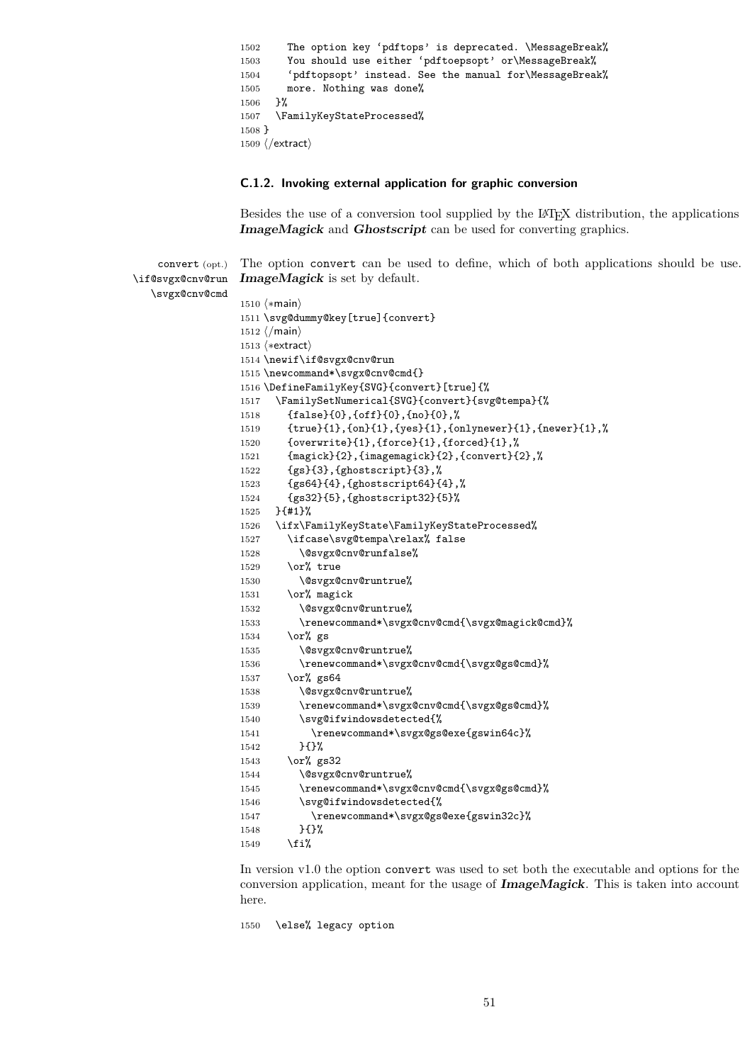```
1502     The option key 'pdftops' is deprecated. \MessageBreak%
1503     You should use either 'pdftoepsopt' or\MessageBreak%
1504     'pdftopsopt' instead. See the manual for\MessageBreak%
1505     more. Nothing was done%
1506   }%
1507   \FamilyKeyStateProcessed%
1508 }
1509 ⟨/extract⟩
```

### C.1.2. Invoking external application for graphic conversion

Besides the use of a conversion tool supplied by the LaTeX distribution, the applications ***ImageMagick*** and ***Ghostscript*** can be used for converting graphics.

convert (opt.) \if@svgx@cnv@run \svgx@cnv@cmd

The option convert can be used to define, which of both applications should be use. ***ImageMagick*** is set by default.

```
1510 ⟨*main⟩
1511 \svg@dummy@key[true]{convert}
1512 ⟨/main⟩
1513 ⟨*extract⟩
1514 \newif\if@svgx@cnv@run
1515 \newcommand*\svgx@cnv@cmd{}
1516 \DefineFamilyKey{SVG}{convert}[true]{%
1517   \FamilySetNumerical{SVG}{convert}{svg@tempa}{%
1518     {false}{0},{off}{0},{no}{0},%
1519     {true}{1},{on}{1},{yes}{1},{onlynewer}{1},{newer}{1},%
1520     {overwrite}{1},{force}{1},{forced}{1},%
1521     {magick}{2},{imagemagick}{2},{convert}{2},%
1522     {gs}{3},{ghostscript}{3},%
1523     {gs64}{4},{ghostscript64}{4},%
1524     {gs32}{5},{ghostscript32}{5}%
1525   }{#1}%
1526   \ifx\FamilyKeyState\FamilyKeyStateProcessed%
1527     \ifcase\svg@tempa\relax% false
1528       \@svgx@cnv@runfalse%
1529     \or% true
1530       \@svgx@cnv@runtrue%
1531     \or% magick
1532       \@svgx@cnv@runtrue%
1533       \renewcommand*\svgx@cnv@cmd{\svgx@magick@cmd}%
1534     \or% gs
1535       \@svgx@cnv@runtrue%
1536       \renewcommand*\svgx@cnv@cmd{\svgx@gs@cmd}%
1537     \or% gs64
1538       \@svgx@cnv@runtrue%
1539       \renewcommand*\svgx@cnv@cmd{\svgx@gs@cmd}%
1540       \svg@ifwindowsdetected{%
1541         \renewcommand*\svgx@gs@exe{gswin64c}%
1542       }{}%
1543     \or% gs32
1544       \@svgx@cnv@runtrue%
1545       \renewcommand*\svgx@cnv@cmd{\svgx@gs@cmd}%
1546       \svg@ifwindowsdetected{%
1547         \renewcommand*\svgx@gs@exe{gswin32c}%
1548       }{}%
1549     \fi%
```

In version v1.0 the option convert was used to set both the executable and options for the conversion application, meant for the usage of ***ImageMagick***. This is taken into account here.

```
1550   \else% legacy option
```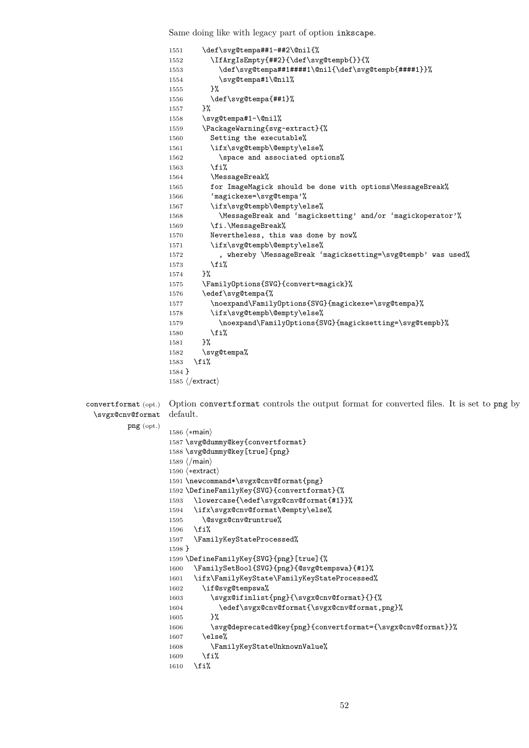Same doing like with legacy part of option inkscape.

```
1551     \def\svg@tempa##1-##2\@nil{%
1552       \IfArgIsEmpty{##2}{\def\svg@tempb{}}{%
1553         \def\svg@tempa##1####1\@nil{\def\svg@tempb{####1}}%
1554         \svg@tempa#1\@nil%
1555       }%
1556       \def\svg@tempa{##1}%
1557     }%
1558     \svg@tempa#1-\@nil%
1559     \PackageWarning{svg-extract}{%
1560       Setting the executable%
1561       \ifx\svg@tempb\@empty\else%
1562         \space and associated options%
1563       \fi%
1564       \MessageBreak%
1565       for ImageMagick should be done with options\MessageBreak%
1566       `magickexe=\svg@tempa'%
1567       \ifx\svg@tempb\@empty\else%
1568         \MessageBreak and `magicksetting' and/or `magickoperator'%
1569       \fi.\MessageBreak%
1570       Nevertheless, this was done by now%
1571       \ifx\svg@tempb\@empty\else%
1572         , whereby \MessageBreak `magicksetting=\svg@tempb' was used%
1573       \fi%
1574     }%
1575     \FamilyOptions{SVG}{convert=magick}%
1576     \edef\svg@tempa{%
1577       \noexpand\FamilyOptions{SVG}{magickexe=\svg@tempa}%
1578       \ifx\svg@tempb\@empty\else%
1579         \noexpand\FamilyOptions{SVG}{magicksetting=\svg@tempb}%
1580       \fi%
1581     }%
1582     \svg@tempa%
1583   \fi%
1584 }
1585 ⟨/extract⟩
```

convertformat (opt.) \svgx@cnv@format png (opt.)

Option convertformat controls the output format for converted files. It is set to png by default.

```
1586 ⟨*main⟩
1587 \svg@dummy@key{convertformat}
1588 \svg@dummy@key[true]{png}
1589 ⟨/main⟩
1590 ⟨*extract⟩
1591 \newcommand*\svgx@cnv@format{png}
1592 \DefineFamilyKey{SVG}{convertformat}{%
1593   \lowercase{\edef\svgx@cnv@format{#1}}%
1594   \ifx\svgx@cnv@format\@empty\else%
1595     \@svgx@cnv@runtrue%
1596   \fi%
1597   \FamilyKeyStateProcessed%
1598 }
1599 \DefineFamilyKey{SVG}{png}[true]{%
1600   \FamilySetBool{SVG}{png}{@svg@tempswa}{#1}%
1601   \ifx\FamilyKeyState\FamilyKeyStateProcessed%
1602     \if@svg@tempswa%
1603       \svgx@ifinlist{png}{\svgx@cnv@format}{}{%
1604         \edef\svgx@cnv@format{\svgx@cnv@format,png}%
1605       }%
1606       \svg@deprecated@key{png}{convertformat={\svgx@cnv@format}}%
1607     \else%
1608       \FamilyKeyStateUnknownValue%
1609     \fi%
1610   \fi%
```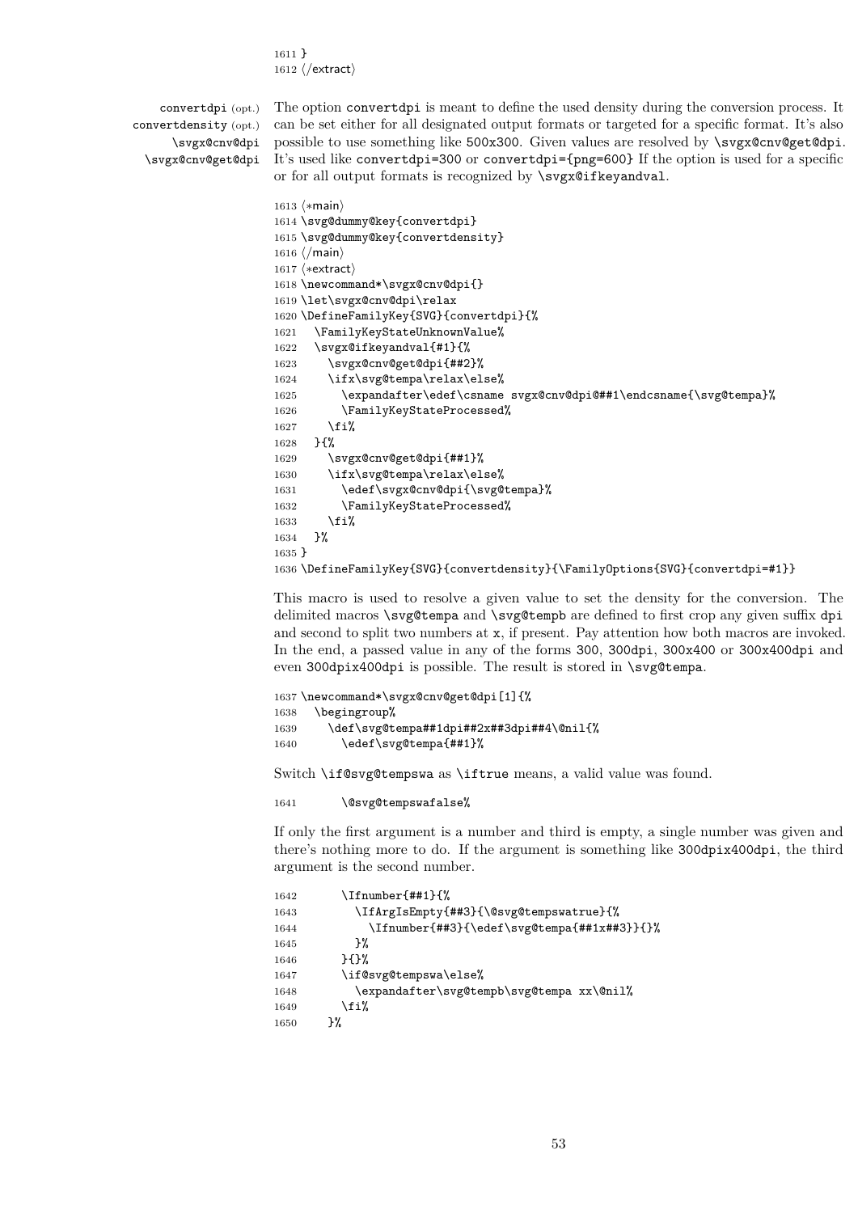```
1611 }
1612 ⟨/extract⟩
```

convertdpi (opt.) convertdensity (opt.) \svgx@cnv@dpi \svgx@cnv@get@dpi

The option convertdpi is meant to define the used density during the conversion process. It can be set either for all designated output formats or targeted for a specific format. It's also possible to use something like 500x300. Given values are resolved by \svgx@cnv@get@dpi. It's used like convertdpi=300 or convertdpi={png=600} If the option is used for a specific or for all output formats is recognized by \svgx@ifkeyandval.

```
1613 ⟨*main⟩
1614 \svg@dummy@key{convertdpi}
1615 \svg@dummy@key{convertdensity}
1616 ⟨/main⟩
1617 ⟨*extract⟩
1618 \newcommand*\svgx@cnv@dpi{}
1619 \let\svgx@cnv@dpi\relax
1620 \DefineFamilyKey{SVG}{convertdpi}{%
1621   \FamilyKeyStateUnknownValue%
1622   \svgx@ifkeyandval{#1}{%
1623     \svgx@cnv@get@dpi{##2}%
1624     \ifx\svg@tempa\relax\else%
1625       \expandafter\edef\csname svgx@cnv@dpi@##1\endcsname{\svg@tempa}%
1626       \FamilyKeyStateProcessed%
1627     \fi%
1628   }{%
1629     \svgx@cnv@get@dpi{##1}%
1630     \ifx\svg@tempa\relax\else%
1631       \edef\svgx@cnv@dpi{\svg@tempa}%
1632       \FamilyKeyStateProcessed%
1633     \fi%
1634   }%
1635 }
1636 \DefineFamilyKey{SVG}{convertdensity}{\FamilyOptions{SVG}{convertdpi=#1}}
```

This macro is used to resolve a given value to set the density for the conversion. The delimited macros \svg@tempa and \svg@tempb are defined to first crop any given suffix dpi and second to split two numbers at x, if present. Pay attention how both macros are invoked. In the end, a passed value in any of the forms 300, 300dpi, 300x400 or 300x400dpi and even 300dpix400dpi is possible. The result is stored in \svg@tempa.

```
1637 \newcommand*\svgx@cnv@get@dpi[1]{%
1638   \begingroup%
1639     \def\svg@tempa##1dpi##2x##3dpi##4\@nil{%
1640       \edef\svg@tempa{##1}%
```

Switch \if@svg@tempswa as \iftrue means, a valid value was found.

```
1641       \@svg@tempswafalse%
```

If only the first argument is a number and third is empty, a single number was given and there's nothing more to do. If the argument is something like 300dpix400dpi, the third argument is the second number.

```
1642       \Ifnumber{##1}{%
1643         \IfArgIsEmpty{##3}{\@svg@tempswatrue}{%
1644           \Ifnumber{##3}{\edef\svg@tempa{##1x##3}}{}%
1645         }%
1646       }{}%
1647       \if@svg@tempswa\else%
1648         \expandafter\svg@tempb\svg@tempa xx\@nil%
1649       \fi%
1650     }%
```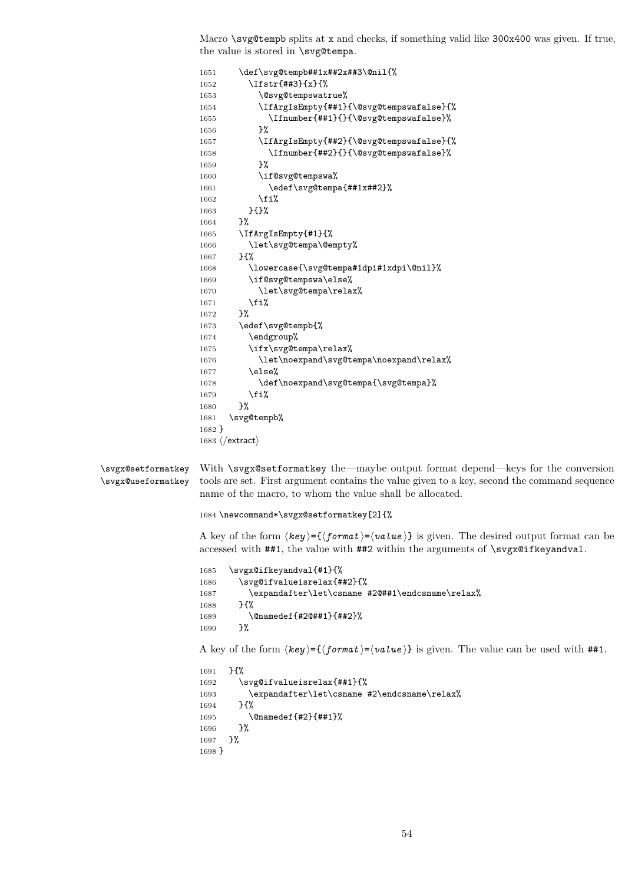Macro `\svg@tempb` splits at `x` and checks, if something valid like `300x400` was given. If true, the value is stored in `\svg@tempa`.

```
1651     \def\svg@tempb##1x##2x##3\@nil{%
1652       \Ifstr{##3}{x}{%
1653         \@svg@tempswatrue%
1654         \IfArgIsEmpty{##1}{\@svg@tempswafalse}{%
1655           \Ifnumber{##1}{}{\@svg@tempswafalse}%
1656         }%
1657         \IfArgIsEmpty{##2}{\@svg@tempswafalse}{%
1658           \Ifnumber{##2}{}{\@svg@tempswafalse}%
1659         }%
1660         \if@svg@tempswa%
1661           \edef\svg@tempa{##1x##2}%
1662         \fi%
1663       }{}%
1664     }%
1665     \IfArgIsEmpty{#1}{%
1666       \let\svg@tempa\@empty%
1667     }{%
1668       \lowercase{\svg@tempa#1dpi#1xdpi\@nil}%
1669       \if@svg@tempswa\else%
1670         \let\svg@tempa\relax%
1671       \fi%
1672     }%
1673     \edef\svg@tempb{%
1674       \endgroup%
1675       \ifx\svg@tempa\relax%
1676         \let\noexpand\svg@tempa\noexpand\relax%
1677       \else%
1678         \def\noexpand\svg@tempa{\svg@tempa}%
1679       \fi%
1680     }%
1681   \svg@tempb%
1682 }
1683 </extract>
```

`\svgx@setformatkey` `\svgx@useformatkey`

With `\svgx@setformatkey` the—maybe output format depend—keys for the conversion tools are set. First argument contains the value given to a key, second the command sequence name of the macro, to whom the value shall be allocated.

```
1684 \newcommand*\svgx@setformatkey[2]{%
```

A key of the form ⟨*key*⟩=\{⟨*format*⟩=⟨*value*⟩\} is given. The desired output format can be accessed with `##1`, the value with `##2` within the arguments of `\svgx@ifkeyandval`.

```
1685   \svgx@ifkeyandval{#1}{%
1686     \svg@ifvalueisrelax{##2}{%
1687       \expandafter\let\csname #2@##1\endcsname\relax%
1688     }{%
1689       \@namedef{#2@##1}{##2}%
1690     }%
```

A key of the form ⟨*key*⟩=\{⟨*format*⟩=⟨*value*⟩\} is given. The value can be used with `##1`.

```
1691   }{%
1692     \svg@ifvalueisrelax{##1}{%
1693       \expandafter\let\csname #2\endcsname\relax%
1694     }{%
1695       \@namedef{#2}{##1}%
1696     }%
1697   }%
1698 }
```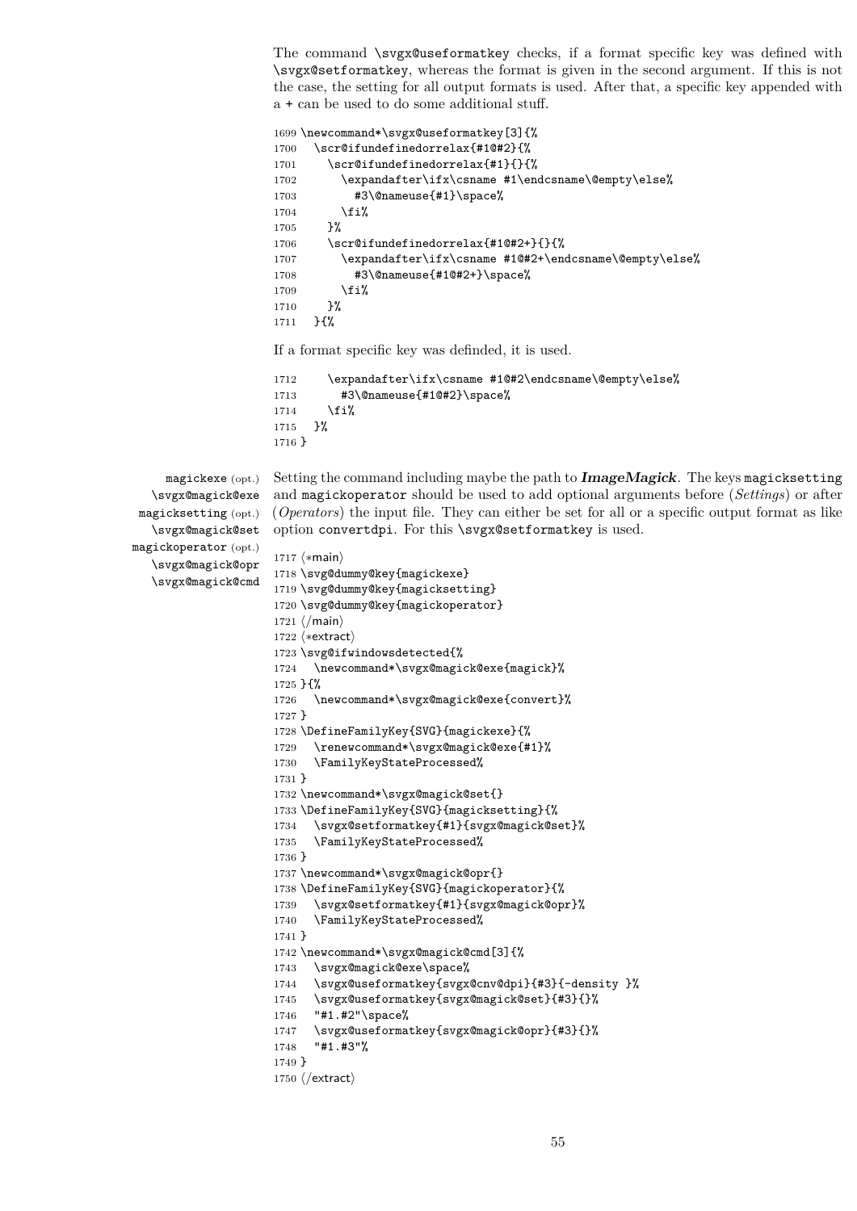The command `\svgx@useformatkey` checks, if a format specific key was defined with `\svgx@setformatkey`, whereas the format is given in the second argument. If this is not the case, the setting for all output formats is used. After that, a specific key appended with a `+` can be used to do some additional stuff.

```
1699 \newcommand*\svgx@useformatkey[3]{%
1700   \scr@ifundefinedorrelax{#1@#2}{%
1701     \scr@ifundefinedorrelax{#1}{}{%
1702       \expandafter\ifx\csname #1\endcsname\@empty\else%
1703         #3\@nameuse{#1}\space%
1704       \fi%
1705     }%
1706     \scr@ifundefinedorrelax{#1@#2+}{}{%
1707       \expandafter\ifx\csname #1@#2+\endcsname\@empty\else%
1708         #3\@nameuse{#1@#2+}\space%
1709       \fi%
1710     }%
1711   }{%
```

If a format specific key was definded, it is used.

```
1712     \expandafter\ifx\csname #1@#2\endcsname\@empty\else%
1713       #3\@nameuse{#1@#2}\space%
1714     \fi%
1715   }%
1716 }
```

magickexe (opt.)
\svgx@magick@exe
magicksetting (opt.)
\svgx@magick@set
magickoperator (opt.)
\svgx@magick@opr
\svgx@magick@cmd

Setting the command including maybe the path to ***ImageMagick***. The keys `magicksetting` and `magickoperator` should be used to add optional arguments before (*Settings*) or after (*Operators*) the input file. They can either be set for all or a specific output format as like option `convertdpi`. For this `\svgx@setformatkey` is used.

```
1717 ⟨*main⟩
1718 \svg@dummy@key{magickexe}
1719 \svg@dummy@key{magicksetting}
1720 \svg@dummy@key{magickoperator}
1721 ⟨/main⟩
1722 ⟨*extract⟩
1723 \svg@ifwindowsdetected{%
1724   \newcommand*\svgx@magick@exe{magick}%
1725 }{%
1726   \newcommand*\svgx@magick@exe{convert}%
1727 }
1728 \DefineFamilyKey{SVG}{magickexe}{%
1729   \renewcommand*\svgx@magick@exe{#1}%
1730   \FamilyKeyStateProcessed%
1731 }
1732 \newcommand*\svgx@magick@set{}
1733 \DefineFamilyKey{SVG}{magicksetting}{%
1734   \svgx@setformatkey{#1}{svgx@magick@set}%
1735   \FamilyKeyStateProcessed%
1736 }
1737 \newcommand*\svgx@magick@opr{}
1738 \DefineFamilyKey{SVG}{magickoperator}{%
1739   \svgx@setformatkey{#1}{svgx@magick@opr}%
1740   \FamilyKeyStateProcessed%
1741 }
1742 \newcommand*\svgx@magick@cmd[3]{%
1743   \svgx@magick@exe\space%
1744   \svgx@useformatkey{svgx@cnv@dpi}{#3}{-density }%
1745   \svgx@useformatkey{svgx@magick@set}{#3}{}%
1746   "#1.#2"\space%
1747   \svgx@useformatkey{svgx@magick@opr}{#3}{}%
1748   "#1.#3"%
1749 }
1750 ⟨/extract⟩
```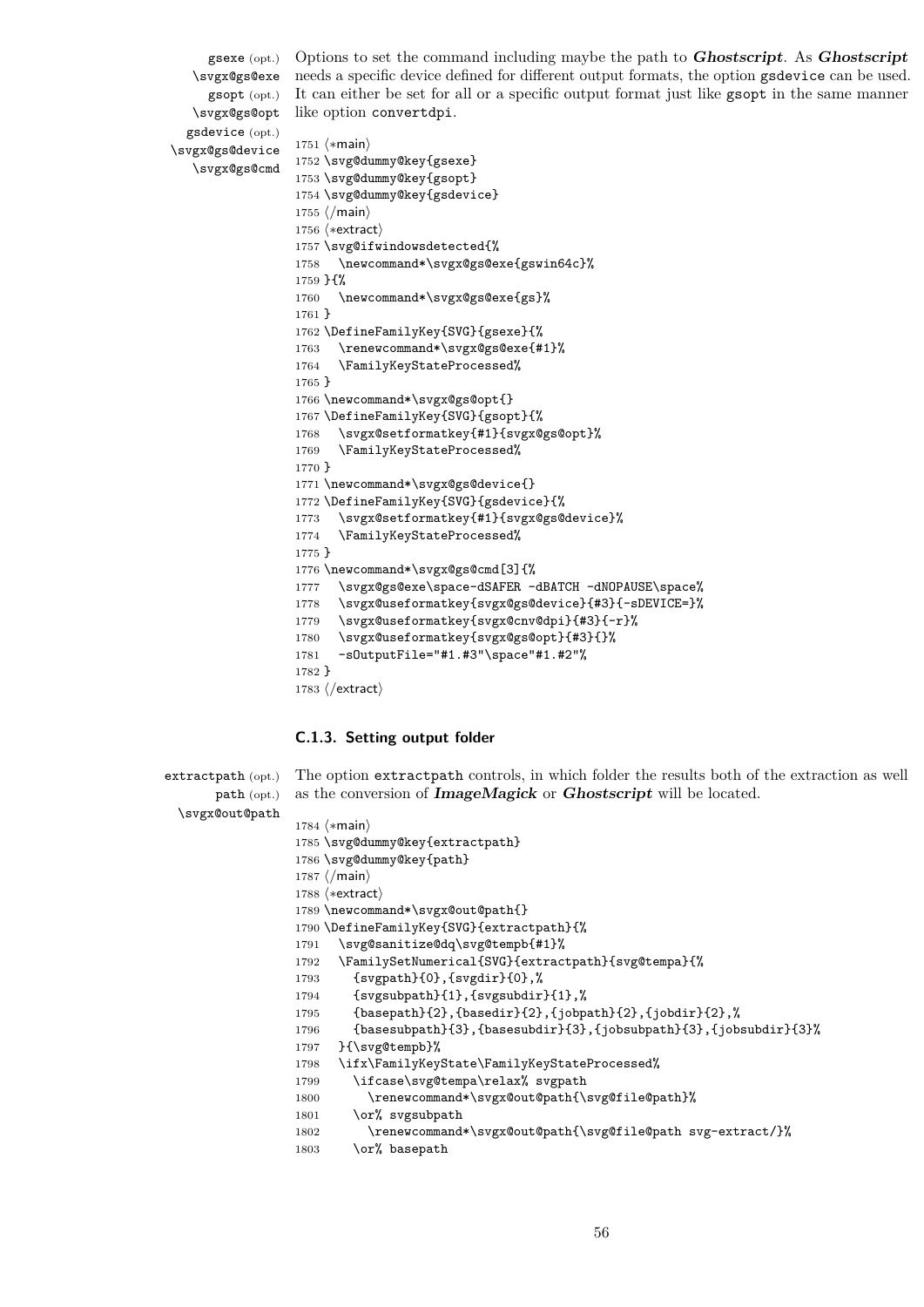gsexe (opt.) \svgx@gs@exe gsopt (opt.) \svgx@gs@opt gsdevice (opt.) \svgx@gs@device \svgx@gs@cmd

Options to set the command including maybe the path to ***Ghostscript***. As ***Ghostscript*** needs a specific device defined for different output formats, the option gsdevice can be used. It can either be set for all or a specific output format just like gsopt in the same manner like option convertdpi.

```
1751 ⟨*main⟩
1752 \svg@dummy@key{gsexe}
1753 \svg@dummy@key{gsopt}
1754 \svg@dummy@key{gsdevice}
1755 ⟨/main⟩
1756 ⟨*extract⟩
1757 \svg@ifwindowsdetected{%
1758   \newcommand*\svgx@gs@exe{gswin64c}%
1759 }{%
1760   \newcommand*\svgx@gs@exe{gs}%
1761 }
1762 \DefineFamilyKey{SVG}{gsexe}{%
1763   \renewcommand*\svgx@gs@exe{#1}%
1764   \FamilyKeyStateProcessed%
1765 }
1766 \newcommand*\svgx@gs@opt{}
1767 \DefineFamilyKey{SVG}{gsopt}{%
1768   \svgx@setformatkey{#1}{svgx@gs@opt}%
1769   \FamilyKeyStateProcessed%
1770 }
1771 \newcommand*\svgx@gs@device{}
1772 \DefineFamilyKey{SVG}{gsdevice}{%
1773   \svgx@setformatkey{#1}{svgx@gs@device}%
1774   \FamilyKeyStateProcessed%
1775 }
1776 \newcommand*\svgx@gs@cmd[3]{%
1777   \svgx@gs@exe\space-dSAFER -dBATCH -dNOPAUSE\space%
1778   \svgx@useformatkey{svgx@gs@device}{#3}{-sDEVICE=}%
1779   \svgx@useformatkey{svgx@cnv@dpi}{#3}{-r}%
1780   \svgx@useformatkey{svgx@gs@opt}{#3}{}%
1781   -sOutputFile="#1.#3"\space"#1.#2"%
1782 }
1783 ⟨/extract⟩
```

### C.1.3. Setting output folder

extractpath (opt.) path (opt.) \svgx@out@path

The option extractpath controls, in which folder the results both of the extraction as well as the conversion of ***ImageMagick*** or ***Ghostscript*** will be located.

```
1784 ⟨*main⟩
1785 \svg@dummy@key{extractpath}
1786 \svg@dummy@key{path}
1787 ⟨/main⟩
1788 ⟨*extract⟩
1789 \newcommand*\svgx@out@path{}
1790 \DefineFamilyKey{SVG}{extractpath}{%
1791   \svg@sanitize@dq\svg@tempb{#1}%
1792   \FamilySetNumerical{SVG}{extractpath}{svg@tempa}{%
1793     {svgpath}{0},{svgdir}{0},%
1794     {svgsubpath}{1},{svgsubdir}{1},%
1795     {basepath}{2},{basedir}{2},{jobpath}{2},{jobdir}{2},%
1796     {basesubpath}{3},{basesubdir}{3},{jobsubpath}{3},{jobsubdir}{3}%
1797   }{\svg@tempb}%
1798   \ifx\FamilyKeyState\FamilyKeyStateProcessed%
1799     \ifcase\svg@tempa\relax% svgpath
1800       \renewcommand*\svgx@out@path{\svg@file@path}%
1801     \or% svgsubpath
1802       \renewcommand*\svgx@out@path{\svg@file@path svg-extract/}%
1803     \or% basepath
```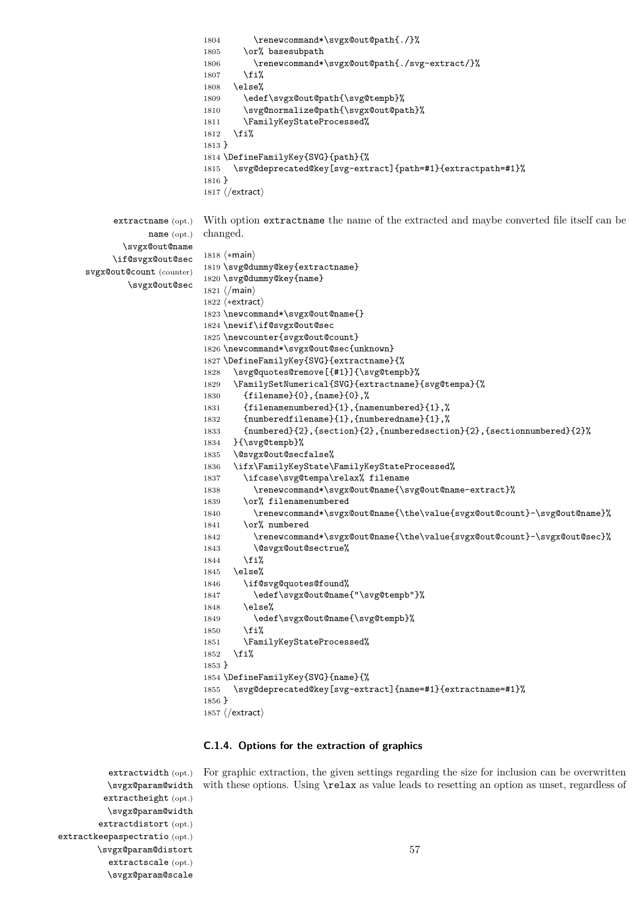```
1804        \renewcommand*\svgx@out@path{./}%
1805      \or% basesubpath
1806        \renewcommand*\svgx@out@path{./svg-extract/}%
1807      \fi%
1808    \else%
1809      \edef\svgx@out@path{\svg@tempb}%
1810      \svg@normalize@path{\svgx@out@path}%
1811      \FamilyKeyStateProcessed%
1812    \fi%
1813 }
1814 \DefineFamilyKey{SVG}{path}{%
1815    \svg@deprecated@key[svg-extract]{path=#1}{extractpath=#1}%
1816 }
1817 ⟨/extract⟩
```

extractname (opt.)
name (opt.)
\svgx@out@name
\if@svgx@out@sec
svgx@out@count (counter)
\svgx@out@sec

With option extractname the name of the extracted and maybe converted file itself can be changed.

```
1818 ⟨*main⟩
1819 \svg@dummy@key{extractname}
1820 \svg@dummy@key{name}
1821 ⟨/main⟩
1822 ⟨*extract⟩
1823 \newcommand*\svgx@out@name{}
1824 \newif\if@svgx@out@sec
1825 \newcounter{svgx@out@count}
1826 \newcommand*\svgx@out@sec{unknown}
1827 \DefineFamilyKey{SVG}{extractname}{%
1828    \svg@quotes@remove[{#1}]{\svg@tempb}%
1829    \FamilySetNumerical{SVG}{extractname}{svg@tempa}{%
1830      {filename}{0},{name}{0},%
1831      {filenamenumbered}{1},{namenumbered}{1},%
1832      {numberedfilename}{1},{numberedname}{1},%
1833      {numbered}{2},{section}{2},{numberedsection}{2},{sectionnumbered}{2}%
1834    }{\svg@tempb}%
1835    \@svgx@out@secfalse%
1836    \ifx\FamilyKeyState\FamilyKeyStateProcessed%
1837      \ifcase\svg@tempa\relax% filename
1838        \renewcommand*\svgx@out@name{\svg@out@name-extract}%
1839      \or% filenamenumbered
1840        \renewcommand*\svgx@out@name{\the\value{svgx@out@count}-\svg@out@name}%
1841      \or% numbered
1842        \renewcommand*\svgx@out@name{\the\value{svgx@out@count}-\svgx@out@sec}%
1843        \@svgx@out@sectrue%
1844      \fi%
1845    \else%
1846      \if@svg@quotes@found%
1847        \edef\svgx@out@name{"\svg@tempb"}%
1848      \else%
1849        \edef\svgx@out@name{\svg@tempb}%
1850      \fi%
1851      \FamilyKeyStateProcessed%
1852    \fi%
1853 }
1854 \DefineFamilyKey{SVG}{name}{%
1855    \svg@deprecated@key[svg-extract]{name=#1}{extractname=#1}%
1856 }
1857 ⟨/extract⟩
```

### C.1.4. Options for the extraction of graphics

extractwidth (opt.)
\svgx@param@width
extractheight (opt.)
\svgx@param@width
extractdistort (opt.)
extractkeepaspectratio (opt.)
\svgx@param@distort
extractscale (opt.)
\svgx@param@scale

For graphic extraction, the given settings regarding the size for inclusion can be overwritten with these options. Using \relax as value leads to resetting an option as unset, regardless of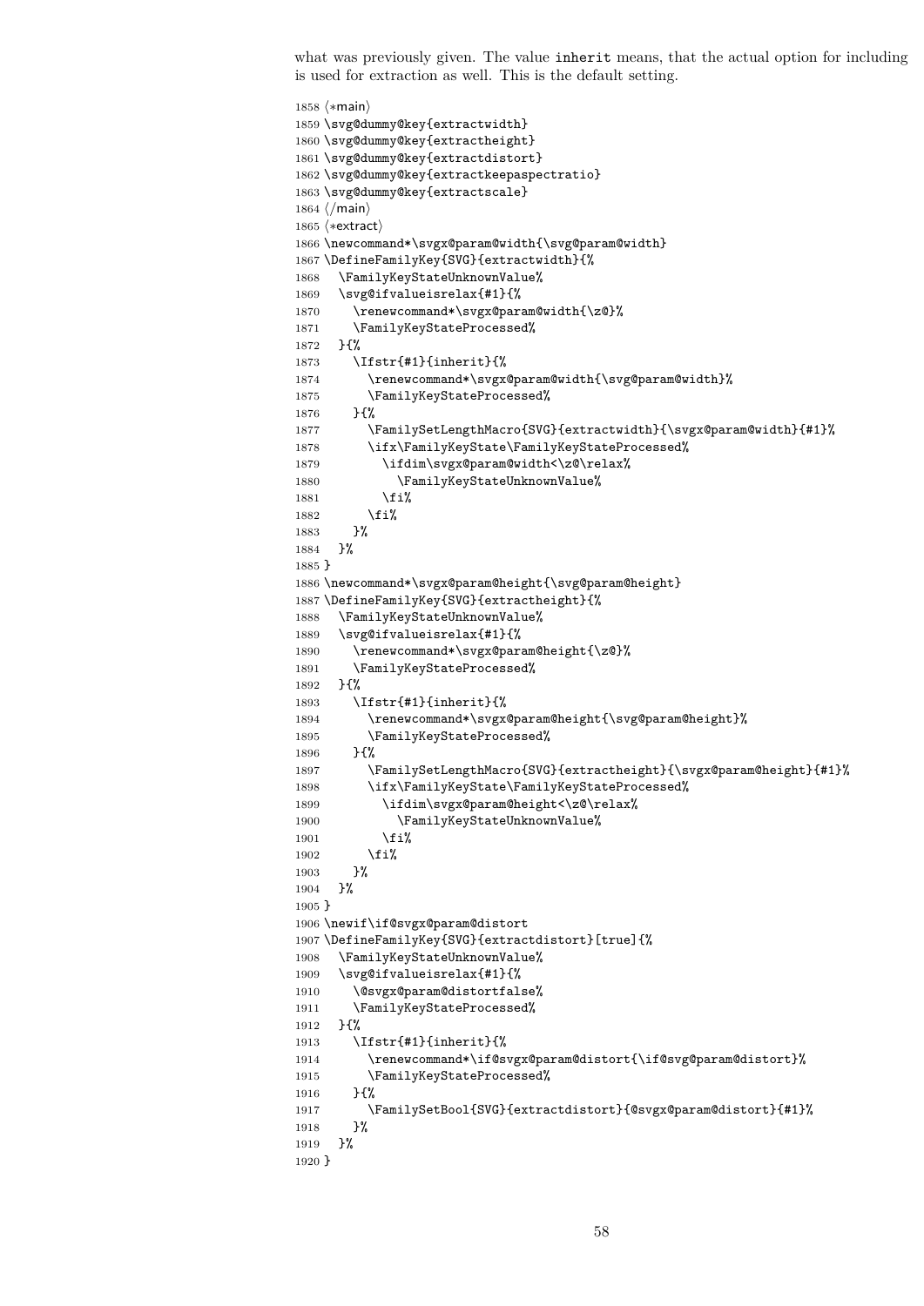what was previously given. The value inherit means, that the actual option for including is used for extraction as well. This is the default setting.

```
1858 ⟨*main⟩
1859 \svg@dummy@key{extractwidth}
1860 \svg@dummy@key{extractheight}
1861 \svg@dummy@key{extractdistort}
1862 \svg@dummy@key{extractkeepaspectratio}
1863 \svg@dummy@key{extractscale}
1864 ⟨/main⟩
1865 ⟨*extract⟩
1866 \newcommand*\svgx@param@width{\svg@param@width}
1867 \DefineFamilyKey{SVG}{extractwidth}{%
1868   \FamilyKeyStateUnknownValue%
1869   \svg@ifvalueisrelax{#1}{%
1870     \renewcommand*\svgx@param@width{\z@}%
1871     \FamilyKeyStateProcessed%
1872   }{%
1873     \Ifstr{#1}{inherit}{%
1874       \renewcommand*\svgx@param@width{\svg@param@width}%
1875       \FamilyKeyStateProcessed%
1876     }{%
1877       \FamilySetLengthMacro{SVG}{extractwidth}{\svgx@param@width}{#1}%
1878       \ifx\FamilyKeyState\FamilyKeyStateProcessed%
1879         \ifdim\svgx@param@width<\z@\relax%
1880           \FamilyKeyStateUnknownValue%
1881         \fi%
1882       \fi%
1883     }%
1884   }%
1885 }
1886 \newcommand*\svgx@param@height{\svg@param@height}
1887 \DefineFamilyKey{SVG}{extractheight}{%
1888   \FamilyKeyStateUnknownValue%
1889   \svg@ifvalueisrelax{#1}{%
1890     \renewcommand*\svgx@param@height{\z@}%
1891     \FamilyKeyStateProcessed%
1892   }{%
1893     \Ifstr{#1}{inherit}{%
1894       \renewcommand*\svgx@param@height{\svg@param@height}%
1895       \FamilyKeyStateProcessed%
1896     }{%
1897       \FamilySetLengthMacro{SVG}{extractheight}{\svgx@param@height}{#1}%
1898       \ifx\FamilyKeyState\FamilyKeyStateProcessed%
1899         \ifdim\svgx@param@height<\z@\relax%
1900           \FamilyKeyStateUnknownValue%
1901         \fi%
1902       \fi%
1903     }%
1904   }%
1905 }
1906 \newif\if@svgx@param@distort
1907 \DefineFamilyKey{SVG}{extractdistort}[true]{%
1908   \FamilyKeyStateUnknownValue%
1909   \svg@ifvalueisrelax{#1}{%
1910     \@svgx@param@distortfalse%
1911     \FamilyKeyStateProcessed%
1912   }{%
1913     \Ifstr{#1}{inherit}{%
1914       \renewcommand*\if@svgx@param@distort{\if@svg@param@distort}%
1915       \FamilyKeyStateProcessed%
1916     }{%
1917       \FamilySetBool{SVG}{extractdistort}{@svgx@param@distort}{#1}%
1918     }%
1919   }%
1920 }
```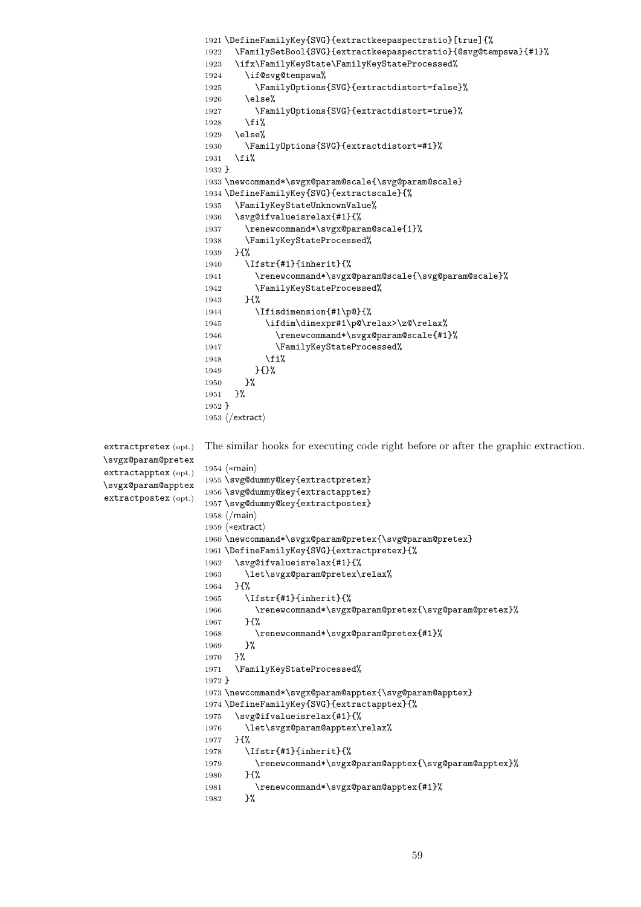```
1921 \DefineFamilyKey{SVG}{extractkeepaspectratio}[true]{%
1922   \FamilySetBool{SVG}{extractkeepaspectratio}{@svg@tempswa}{#1}%
1923   \ifx\FamilyKeyState\FamilyKeyStateProcessed%
1924     \if@svg@tempswa%
1925       \FamilyOptions{SVG}{extractdistort=false}%
1926     \else%
1927       \FamilyOptions{SVG}{extractdistort=true}%
1928     \fi%
1929   \else%
1930     \FamilyOptions{SVG}{extractdistort=#1}%
1931   \fi%
1932 }
1933 \newcommand*\svgx@param@scale{\svg@param@scale}
1934 \DefineFamilyKey{SVG}{extractscale}{%
1935   \FamilyKeyStateUnknownValue%
1936   \svg@ifvalueisrelax{#1}{%
1937     \renewcommand*\svgx@param@scale{1}%
1938     \FamilyKeyStateProcessed%
1939   }{%
1940     \Ifstr{#1}{inherit}{%
1941       \renewcommand*\svgx@param@scale{\svg@param@scale}%
1942       \FamilyKeyStateProcessed%
1943     }{%
1944       \Ifisdimension{#1\p@}{%
1945         \ifdim\dimexpr#1\p@\relax>\z@\relax%
1946           \renewcommand*\svgx@param@scale{#1}%
1947           \FamilyKeyStateProcessed%
1948         \fi%
1949       }{}%
1950     }%
1951   }%
1952 }
1953 </extract>
```

extractpretex (opt.)
\svgx@param@pretex
extractapptex (opt.)
\svgx@param@apptex
extractpostex (opt.)

The similar hooks for executing code right before or after the graphic extraction.

```
1954 <*main>
1955 \svg@dummy@key{extractpretex}
1956 \svg@dummy@key{extractapptex}
1957 \svg@dummy@key{extractpostex}
1958 </main>
1959 <*extract>
1960 \newcommand*\svgx@param@pretex{\svg@param@pretex}
1961 \DefineFamilyKey{SVG}{extractpretex}{%
1962   \svg@ifvalueisrelax{#1}{%
1963     \let\svgx@param@pretex\relax%
1964   }{%
1965     \Ifstr{#1}{inherit}{%
1966       \renewcommand*\svgx@param@pretex{\svg@param@pretex}%
1967     }{%
1968       \renewcommand*\svgx@param@pretex{#1}%
1969     }%
1970   }%
1971   \FamilyKeyStateProcessed%
1972 }
1973 \newcommand*\svgx@param@apptex{\svg@param@apptex}
1974 \DefineFamilyKey{SVG}{extractapptex}{%
1975   \svg@ifvalueisrelax{#1}{%
1976     \let\svgx@param@apptex\relax%
1977   }{%
1978     \Ifstr{#1}{inherit}{%
1979       \renewcommand*\svgx@param@apptex{\svg@param@apptex}%
1980     }{%
1981       \renewcommand*\svgx@param@apptex{#1}%
1982     }%
```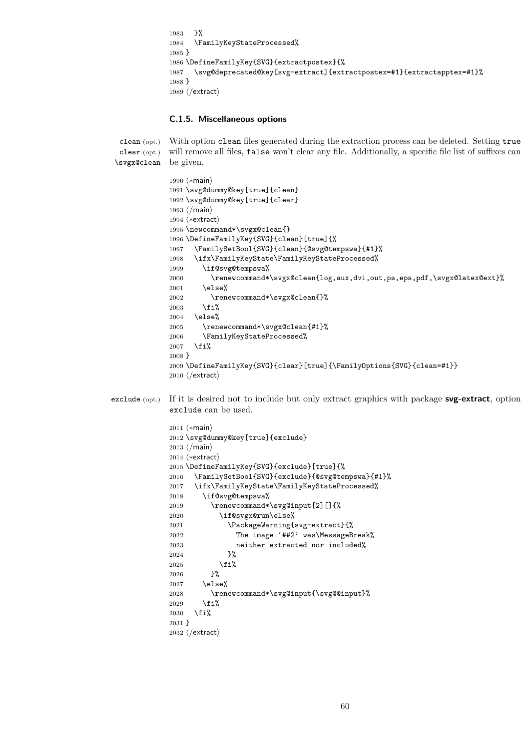```
1983   }%
1984   \FamilyKeyStateProcessed%
1985 }
1986 \DefineFamilyKey{SVG}{extractpostex}{%
1987   \svg@deprecated@key[svg-extract]{extractpostex=#1}{extractapptex=#1}%
1988 }
1989 ⟨/extract⟩
```

### C.1.5. Miscellaneous options

clean (opt.) clear (opt.) \svgx@clean

With option clean files generated during the extraction process can be deleted. Setting true will remove all files, false won't clear any file. Additionally, a specific file list of suffixes can be given.

```
1990 ⟨*main⟩
1991 \svg@dummy@key[true]{clean}
1992 \svg@dummy@key[true]{clear}
1993 ⟨/main⟩
1994 ⟨*extract⟩
1995 \newcommand*\svgx@clean{}
1996 \DefineFamilyKey{SVG}{clean}[true]{%
1997   \FamilySetBool{SVG}{clean}{@svg@tempswa}{#1}%
1998   \ifx\FamilyKeyState\FamilyKeyStateProcessed%
1999     \if@svg@tempswa%
2000       \renewcommand*\svgx@clean{log,aux,dvi,out,ps,eps,pdf,\svgx@latex@ext}%
2001     \else%
2002       \renewcommand*\svgx@clean{}%
2003     \fi%
2004   \else%
2005     \renewcommand*\svgx@clean{#1}%
2006     \FamilyKeyStateProcessed%
2007   \fi%
2008 }
2009 \DefineFamilyKey{SVG}{clear}[true]{\FamilyOptions{SVG}{clean=#1}}
2010 ⟨/extract⟩
```

exclude (opt.)

If it is desired not to include but only extract graphics with package **svg-extract**, option exclude can be used.

```
2011 ⟨*main⟩
2012 \svg@dummy@key[true]{exclude}
2013 ⟨/main⟩
2014 ⟨*extract⟩
2015 \DefineFamilyKey{SVG}{exclude}[true]{%
2016   \FamilySetBool{SVG}{exclude}{@svg@tempswa}{#1}%
2017   \ifx\FamilyKeyState\FamilyKeyStateProcessed%
2018     \if@svg@tempswa%
2019       \renewcommand*\svg@input[2][]{%
2020         \if@svgx@run\else%
2021           \PackageWarning{svg-extract}{%
2022             The image '##2' was\MessageBreak%
2023             neither extracted nor included%
2024           }%
2025         \fi%
2026       }%
2027     \else%
2028       \renewcommand*\svg@input{\svg@@input}%
2029     \fi%
2030   \fi%
2031 }
2032 ⟨/extract⟩
```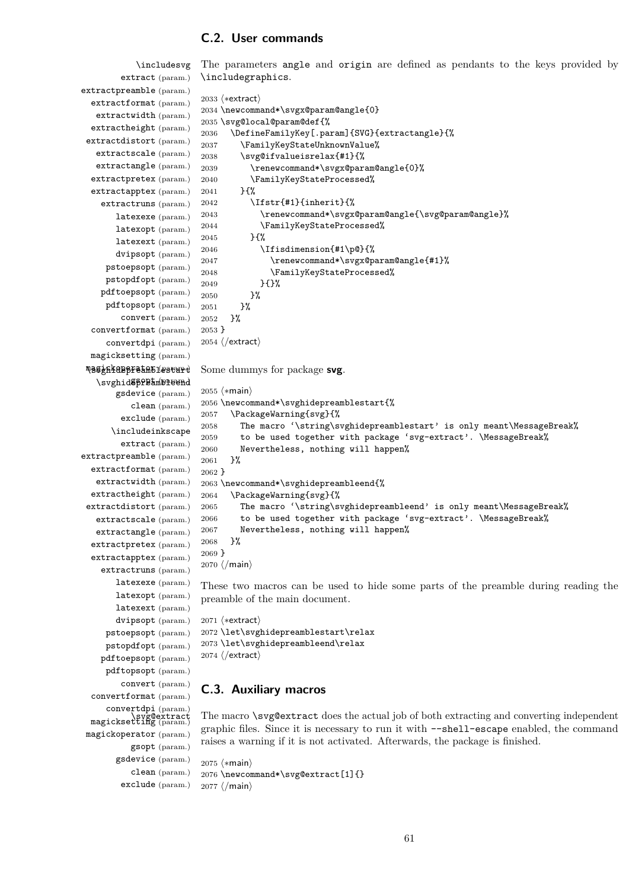## C.2. User commands

The parameters angle and origin are defined as pendants to the keys provided by \includegraphics.

```
2033 ⟨*extract⟩
2034 \newcommand*\svgx@param@angle{0}
2035 \svg@local@param@def{%
2036   \DefineFamilyKey[.param]{SVG}{extractangle}{%
2037     \FamilyKeyStateUnknownValue%
2038     \svg@ifvalueisrelax{#1}{%
2039       \renewcommand*\svgx@param@angle{0}%
2040       \FamilyKeyStateProcessed%
2041     }{%
2042       \Ifstr{#1}{inherit}{%
2043         \renewcommand*\svgx@param@angle{\svg@param@angle}%
2044         \FamilyKeyStateProcessed%
2045       }{%
2046         \Ifisdimension{#1\p@}{%
2047           \renewcommand*\svgx@param@angle{#1}%
2048           \FamilyKeyStateProcessed%
2049         }{}%
2050       }%
2051     }%
2052   }%
2053 }
2054 ⟨/extract⟩
```

Some dummys for package **svg**.

```
2055 ⟨*main⟩
2056 \newcommand*\svghidepreamblestart{%
2057   \PackageWarning{svg}{%
2058     The macro `\string\svghidepreamblestart' is only meant\MessageBreak%
2059     to be used together with package `svg-extract'. \MessageBreak%
2060     Nevertheless, nothing will happen%
2061   }%
2062 }
2063 \newcommand*\svghidepreambleend{%
2064   \PackageWarning{svg}{%
2065     The macro `\string\svghidepreambleend' is only meant\MessageBreak%
2066     to be used together with package `svg-extract'. \MessageBreak%
2067     Nevertheless, nothing will happen%
2068   }%
2069 }
2070 ⟨/main⟩
```

These two macros can be used to hide some parts of the preamble during reading the preamble of the main document.

```
2071 ⟨*extract⟩
2072 \let\svghidepreamblestart\relax
2073 \let\svghidepreambleend\relax
2074 ⟨/extract⟩
```

## C.3. Auxiliary macros

The macro \svg@extract does the actual job of both extracting and converting independent graphic files. Since it is necessary to run it with --shell-escape enabled, the command raises a warning if it is not activated. Afterwards, the package is finished.

```
2075 ⟨*main⟩
2076 \newcommand*\svg@extract[1]{}
2077 ⟨/main⟩
```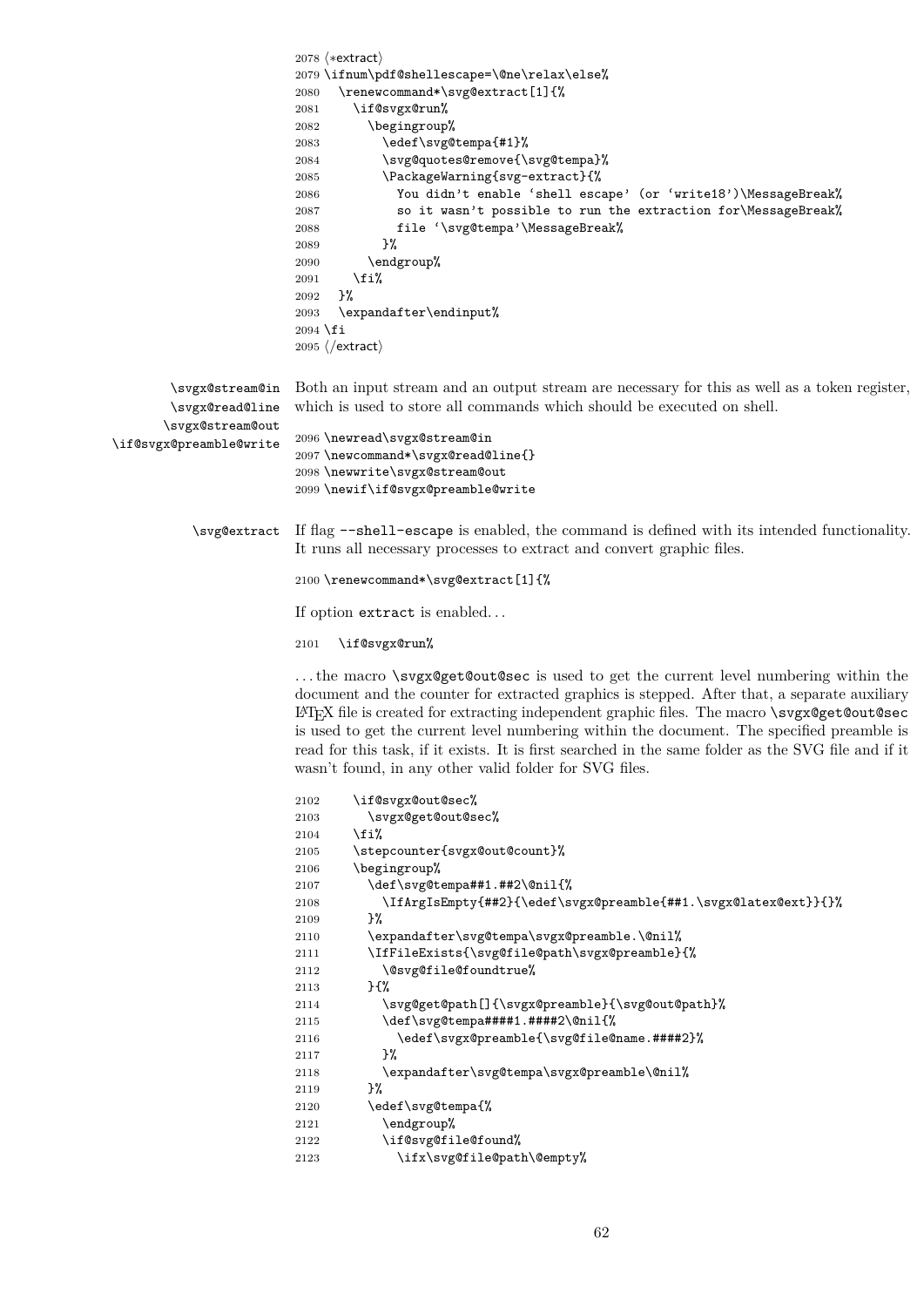```
2078 ⟨*extract⟩
2079 \ifnum\pdf@shellescape=\@ne\relax\else%
2080   \renewcommand*\svg@extract[1]{%
2081     \if@svgx@run%
2082       \begingroup%
2083         \edef\svg@tempa{#1}%
2084         \svg@quotes@remove{\svg@tempa}%
2085         \PackageWarning{svg-extract}{%
2086           You didn't enable `shell escape' (or `write18')\MessageBreak%
2087           so it wasn't possible to run the extraction for\MessageBreak%
2088           file `\svg@tempa'\MessageBreak%
2089         }%
2090       \endgroup%
2091     \fi%
2092   }%
2093   \expandafter\endinput%
2094 \fi
2095 ⟨/extract⟩
```

\svgx@stream@in \svgx@read@line \svgx@stream@out \if@svgx@preamble@write

Both an input stream and an output stream are necessary for this as well as a token register, which is used to store all commands which should be executed on shell.

```
2096 \newread\svgx@stream@in
2097 \newcommand*\svgx@read@line{}
2098 \newwrite\svgx@stream@out
2099 \newif\if@svgx@preamble@write
```

\svg@extract

If flag `--shell-escape` is enabled, the command is defined with its intended functionality. It runs all necessary processes to extract and convert graphic files.

```
2100 \renewcommand*\svg@extract[1]{%
```

If option `extract` is enabled…

```
2101   \if@svgx@run%
```

…the macro `\svgx@get@out@sec` is used to get the current level numbering within the document and the counter for extracted graphics is stepped. After that, a separate auxiliary LaTeX file is created for extracting independent graphic files. The macro `\svgx@get@out@sec` is used to get the current level numbering within the document. The specified preamble is read for this task, if it exists. It is first searched in the same folder as the SVG file and if it wasn't found, in any other valid folder for SVG files.

```
2102     \if@svgx@out@sec%
2103       \svgx@get@out@sec%
2104     \fi%
2105     \stepcounter{svgx@out@count}%
2106     \begingroup%
2107       \def\svg@tempa##1.##2\@nil{%
2108         \IfArgIsEmpty{##2}{\edef\svgx@preamble{##1.\svgx@latex@ext}}{}%
2109       }%
2110       \expandafter\svg@tempa\svgx@preamble.\@nil%
2111       \IfFileExists{\svg@file@path\svgx@preamble}{%
2112         \@svg@file@foundtrue%
2113       }{%
2114         \svg@get@path[]{\svgx@preamble}{\svg@out@path}%
2115         \def\svg@tempa####1.####2\@nil{%
2116           \edef\svgx@preamble{\svg@file@name.####2}%
2117         }%
2118         \expandafter\svg@tempa\svgx@preamble\@nil%
2119       }%
2120       \edef\svg@tempa{%
2121         \endgroup%
2122         \if@svg@file@found%
2123           \ifx\svg@file@path\@empty%
```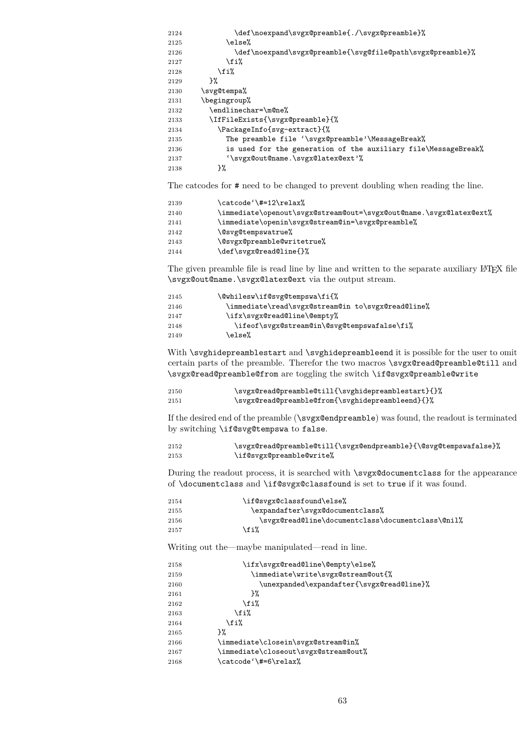```
2124            \def\noexpand\svgx@preamble{./\svgx@preamble}%
2125          \else%
2126            \def\noexpand\svgx@preamble{\svg@file@path\svgx@preamble}%
2127          \fi%
2128        \fi%
2129      }%
2130    \svg@tempa%
2131    \begingroup%
2132      \endlinechar=\m@ne%
2133      \IfFileExists{\svgx@preamble}{%
2134        \PackageInfo{svg-extract}{%
2135          The preamble file '\svgx@preamble'\MessageBreak%
2136          is used for the generation of the auxiliary file\MessageBreak%
2137          '\svgx@out@name.\svgx@latex@ext'%
2138        }%
```

The catcodes for # need to be changed to prevent doubling when reading the line.

```
2139        \catcode'\#=12\relax%
2140        \immediate\openout\svgx@stream@out=\svgx@out@name.\svgx@latex@ext%
2141        \immediate\openin\svgx@stream@in=\svgx@preamble%
2142        \@svg@tempswatrue%
2143        \@svgx@preamble@writetrue%
2144        \def\svgx@read@line{}%
```

The given preamble file is read line by line and written to the separate auxiliary LaTeX file `\svgx@out@name.\svgx@latex@ext` via the output stream.

```
2145        \@whilesw\if@svg@tempswa\fi{%
2146          \immediate\read\svgx@stream@in to\svgx@read@line%
2147          \ifx\svgx@read@line\@empty%
2148            \ifeof\svgx@stream@in\@svg@tempswafalse\fi%
2149          \else%
```

With `\svghidepreamblestart` and `\svghidepreambleend` it is possible for the user to omit certain parts of the preamble. Therefor the two macros `\svgx@read@preamble@till` and `\svgx@read@preamble@from` are toggling the switch `\if@svgx@preamble@write`

```
2150            \svgx@read@preamble@till{\svghidepreamblestart}{}%
2151            \svgx@read@preamble@from{\svghidepreambleend}{}%
```

If the desired end of the preamble (`\svgx@endpreamble`) was found, the readout is terminated by switching `\if@svg@tempswa` to `false`.

```
2152            \svgx@read@preamble@till{\svgx@endpreamble}{\@svg@tempswafalse}%
2153            \if@svgx@preamble@write%
```

During the readout process, it is searched with `\svgx@documentclass` for the appearance of `\documentclass` and `\if@svgx@classfound` is set to `true` if it was found.

```
2154              \if@svgx@classfound\else%
2155                \expandafter\svgx@documentclass%
2156                  \svgx@read@line\documentclass\documentclass\@nil%
2157              \fi%
```

Writing out the—maybe manipulated—read in line.

```
2158              \ifx\svgx@read@line\@empty\else%
2159                \immediate\write\svgx@stream@out{%
2160                  \unexpanded\expandafter{\svgx@read@line}%
2161                }%
2162              \fi%
2163            \fi%
2164          \fi%
2165        }%
2166        \immediate\closein\svgx@stream@in%
2167        \immediate\closeout\svgx@stream@out%
2168        \catcode'\#=6\relax%
```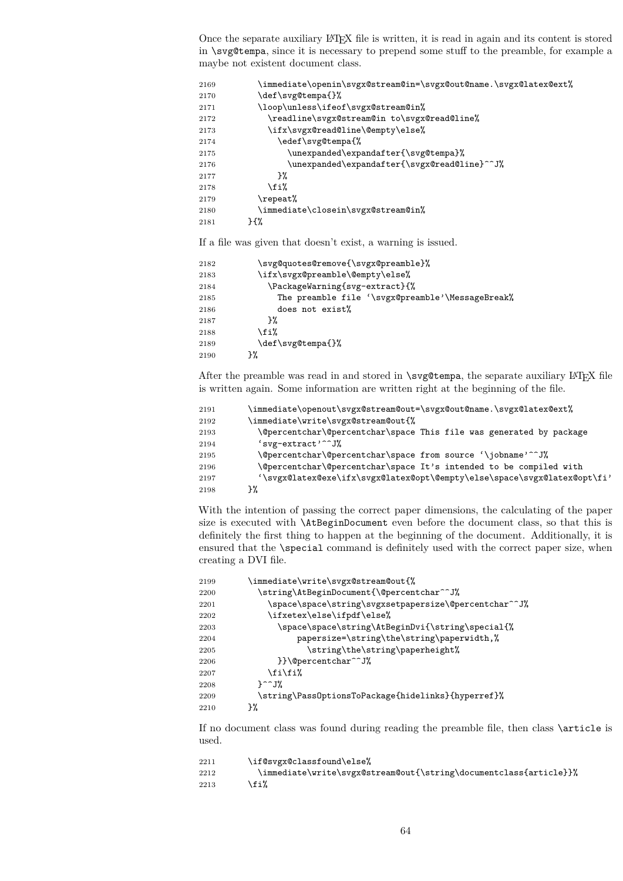Once the separate auxiliary LaTeX file is written, it is read in again and its content is stored in `\svg@tempa`, since it is necessary to prepend some stuff to the preamble, for example a maybe not existent document class.

```
2169        \immediate\openin\svgx@stream@in=\svgx@out@name.\svgx@latex@ext%
2170        \def\svg@tempa{}%
2171        \loop\unless\ifeof\svgx@stream@in%
2172          \readline\svgx@stream@in to\svgx@read@line%
2173          \ifx\svgx@read@line\@empty\else%
2174            \edef\svg@tempa{%
2175              \unexpanded\expandafter{\svg@tempa}%
2176              \unexpanded\expandafter{\svgx@read@line}^^J%
2177            }%
2178          \fi%
2179        \repeat%
2180        \immediate\closein\svgx@stream@in%
2181      }{%
```

If a file was given that doesn't exist, a warning is issued.

```
2182        \svg@quotes@remove{\svgx@preamble}%
2183        \ifx\svgx@preamble\@empty\else%
2184          \PackageWarning{svg-extract}{%
2185            The preamble file `\svgx@preamble'\MessageBreak%
2186            does not exist%
2187          }%
2188        \fi%
2189        \def\svg@tempa{}%
2190      }%
```

After the preamble was read in and stored in `\svg@tempa`, the separate auxiliary LaTeX file is written again. Some information are written right at the beginning of the file.

```
2191      \immediate\openout\svgx@stream@out=\svgx@out@name.\svgx@latex@ext%
2192      \immediate\write\svgx@stream@out{%
2193        \@percentchar\@percentchar\space This file was generated by package
2194        `svg-extract'^^J%
2195        \@percentchar\@percentchar\space from source `\jobname'^^J%
2196        \@percentchar\@percentchar\space It's intended to be compiled with
2197        `\svgx@latex@exe\ifx\svgx@latex@opt\@empty\else\space\svgx@latex@opt\fi'
2198      }%
```

With the intention of passing the correct paper dimensions, the calculating of the paper size is executed with `\AtBeginDocument` even before the document class, so that this is definitely the first thing to happen at the beginning of the document. Additionally, it is ensured that the `\special` command is definitely used with the correct paper size, when creating a DVI file.

```
2199      \immediate\write\svgx@stream@out{%
2200        \string\AtBeginDocument{\@percentchar^^J%
2201          \space\space\string\svgxsetpapersize\@percentchar^^J%
2202          \ifxetex\else\ifpdf\else%
2203            \space\space\string\AtBeginDvi{\string\special{%
2204                papersize=\string\the\string\paperwidth,%
2205                  \string\the\string\paperheight%
2206            }}\@percentchar^^J%
2207          \fi\fi%
2208        }^^J%
2209        \string\PassOptionsToPackage{hidelinks}{hyperref}%
2210      }%
```

If no document class was found during reading the preamble file, then class `\article` is used.

```
2211      \if@svgx@classfound\else%
2212        \immediate\write\svgx@stream@out{\string\documentclass{article}}%
2213      \fi%
```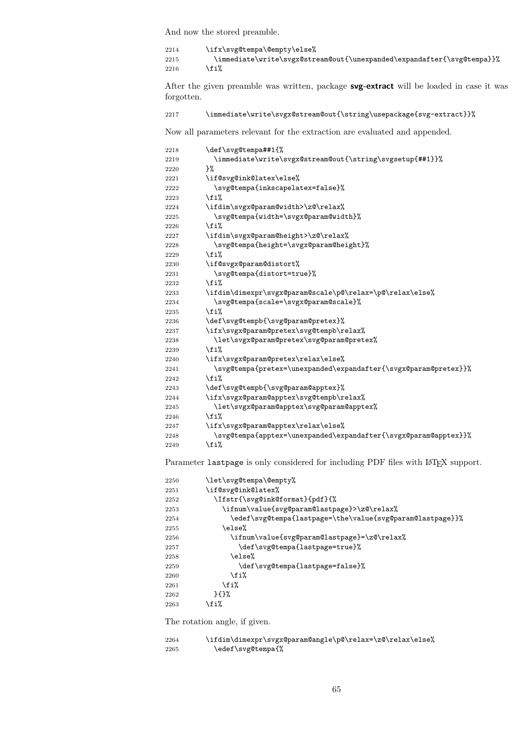And now the stored preamble.

```
2214      \ifx\svg@tempa\@empty\else%
2215        \immediate\write\svgx@stream@out{\unexpanded\expandafter{\svg@tempa}}%
2216      \fi%
```

After the given preamble was written, package **svg-extract** will be loaded in case it was forgotten.

```
2217      \immediate\write\svgx@stream@out{\string\usepackage{svg-extract}}%
```

Now all parameters relevant for the extraction are evaluated and appended.

```
2218      \def\svg@tempa##1{%
2219        \immediate\write\svgx@stream@out{\string\svgsetup{##1}}%
2220      }%
2221      \if@svg@ink@latex\else%
2222        \svg@tempa{inkscapelatex=false}%
2223      \fi%
2224      \ifdim\svgx@param@width>\z@\relax%
2225        \svg@tempa{width=\svgx@param@width}%
2226      \fi%
2227      \ifdim\svgx@param@height>\z@\relax%
2228        \svg@tempa{height=\svgx@param@height}%
2229      \fi%
2230      \if@svgx@param@distort%
2231        \svg@tempa{distort=true}%
2232      \fi%
2233      \ifdim\dimexpr\svgx@param@scale\p@\relax=\p@\relax\else%
2234        \svg@tempa{scale=\svgx@param@scale}%
2235      \fi%
2236      \def\svg@tempb{\svg@param@pretex}%
2237      \ifx\svgx@param@pretex\svg@tempb\relax%
2238        \let\svgx@param@pretex\svg@param@pretex%
2239      \fi%
2240      \ifx\svgx@param@pretex\relax\else%
2241        \svg@tempa{pretex=\unexpanded\expandafter{\svgx@param@pretex}}%
2242      \fi%
2243      \def\svg@tempb{\svg@param@apptex}%
2244      \ifx\svgx@param@apptex\svg@tempb\relax%
2245        \let\svgx@param@apptex\svg@param@apptex%
2246      \fi%
2247      \ifx\svgx@param@apptex\relax\else%
2248        \svg@tempa{apptex=\unexpanded\expandafter{\svgx@param@apptex}}%
2249      \fi%
```

Parameter `lastpage` is only considered for including PDF files with LaTeX support.

```
2250      \let\svg@tempa\@empty%
2251      \if@svg@ink@latex%
2252        \Ifstr{\svg@ink@format}{pdf}{%
2253          \ifnum\value{svg@param@lastpage}>\z@\relax%
2254            \edef\svg@tempa{lastpage=\the\value{svg@param@lastpage}}%
2255          \else%
2256            \ifnum\value{svg@param@lastpage}=\z@\relax%
2257              \def\svg@tempa{lastpage=true}%
2258            \else%
2259              \def\svg@tempa{lastpage=false}%
2260            \fi%
2261          \fi%
2262        }{}%
2263      \fi%
```

The rotation angle, if given.

```
2264      \ifdim\dimexpr\svgx@param@angle\p@\relax=\z@\relax\else%
2265        \edef\svg@tempa{%
```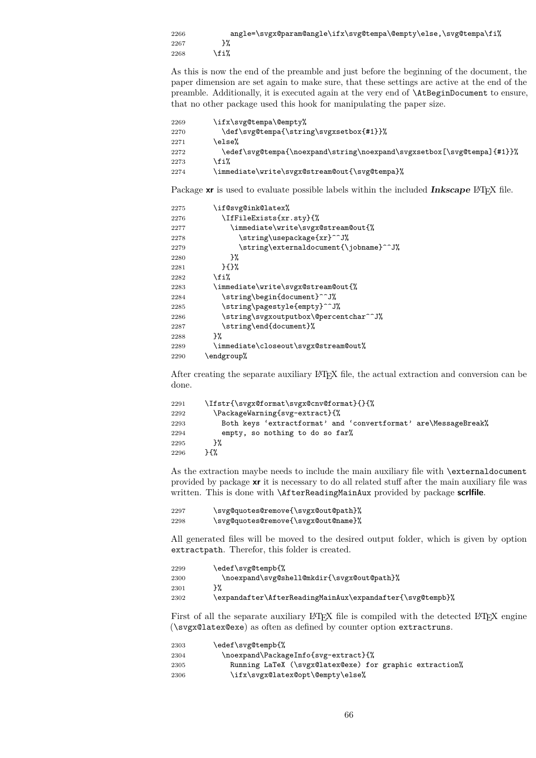```
2266          angle=\svgx@param@angle\ifx\svg@tempa\@empty\else,\svg@tempa\fi%
2267        }%
2268      \fi%
```

As this is now the end of the preamble and just before the beginning of the document, the paper dimension are set again to make sure, that these settings are active at the end of the preamble. Additionally, it is executed again at the very end of `\AtBeginDocument` to ensure, that no other package used this hook for manipulating the paper size.

```
2269      \ifx\svg@tempa\@empty%
2270        \def\svg@tempa{\string\svgxsetbox{#1}}%
2271      \else%
2272        \edef\svg@tempa{\noexpand\string\noexpand\svgxsetbox[\svg@tempa]{#1}}%
2273      \fi%
2274      \immediate\write\svgx@stream@out{\svg@tempa}%
```

Package **xr** is used to evaluate possible labels within the included ***Inkscape*** LaTeX file.

```
2275      \if@svg@ink@latex%
2276        \IfFileExists{xr.sty}{%
2277          \immediate\write\svgx@stream@out{%
2278            \string\usepackage{xr}^^J%
2279            \string\externaldocument{\jobname}^^J%
2280          }%
2281        }{}%
2282      \fi%
2283      \immediate\write\svgx@stream@out{%
2284        \string\begin{document}^^J%
2285        \string\pagestyle{empty}^^J%
2286        \string\svgxoutputbox\@percentchar^^J%
2287        \string\end{document}%
2288      }%
2289      \immediate\closeout\svgx@stream@out%
2290    \endgroup%
```

After creating the separate auxiliary LaTeX file, the actual extraction and conversion can be done.

```
2291    \Ifstr{\svgx@format\svgx@cnv@format}{}{%
2292      \PackageWarning{svg-extract}{%
2293        Both keys 'extractformat' and 'convertformat' are\MessageBreak%
2294        empty, so nothing to do so far%
2295      }%
2296    }{%
```

As the extraction maybe needs to include the main auxiliary file with `\externaldocument` provided by package **xr** it is necessary to do all related stuff after the main auxiliary file was written. This is done with `\AfterReadingMainAux` provided by package **scrlfile**.

```
2297      \svg@quotes@remove{\svgx@out@path}%
2298      \svg@quotes@remove{\svgx@out@name}%
```

All generated files will be moved to the desired output folder, which is given by option `extractpath`. Therefor, this folder is created.

```
2299      \edef\svg@tempb{%
2300        \noexpand\svg@shell@mkdir{\svgx@out@path}%
2301      }%
2302      \expandafter\AfterReadingMainAux\expandafter{\svg@tempb}%
```

First of all the separate auxiliary LaTeX file is compiled with the detected LaTeX engine (`\svgx@latex@exe`) as often as defined by counter option `extractruns`.

```
2303      \edef\svg@tempb{%
2304        \noexpand\PackageInfo{svg-extract}{%
2305          Running LaTeX (\svgx@latex@exe) for graphic extraction%
2306          \ifx\svgx@latex@opt\@empty\else%
```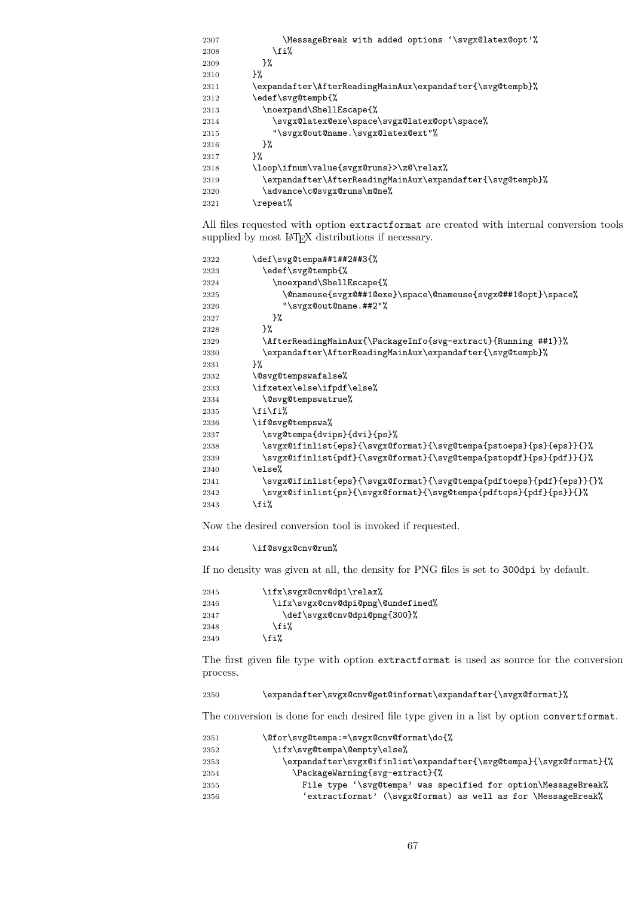```
2307            \MessageBreak with added options `\svgx@latex@opt'%
2308          \fi%
2309        }%
2310      }%
2311      \expandafter\AfterReadingMainAux\expandafter{\svg@tempb}%
2312      \edef\svg@tempb{%
2313        \noexpand\ShellEscape{%
2314          \svgx@latex@exe\space\svgx@latex@opt\space%
2315          "\svgx@out@name.\svgx@latex@ext"%
2316        }%
2317      }%
2318      \loop\ifnum\value{svgx@runs}>\z@\relax%
2319        \expandafter\AfterReadingMainAux\expandafter{\svg@tempb}%
2320        \advance\c@svgx@runs\m@ne%
2321      \repeat%
```

All files requested with option `extractformat` are created with internal conversion tools supplied by most LaTeX distributions if necessary.

```
2322      \def\svg@tempa##1##2##3{%
2323        \edef\svg@tempb{%
2324          \noexpand\ShellEscape{%
2325            \@nameuse{svgx@##1@exe}\space\@nameuse{svgx@##1@opt}\space%
2326            "\svgx@out@name.##2"%
2327          }%
2328        }%
2329        \AfterReadingMainAux{\PackageInfo{svg-extract}{Running ##1}}%
2330        \expandafter\AfterReadingMainAux\expandafter{\svg@tempb}%
2331      }%
2332      \@svg@tempswafalse%
2333      \ifxetex\else\ifpdf\else%
2334        \@svg@tempswatrue%
2335      \fi\fi%
2336      \if@svg@tempswa%
2337        \svg@tempa{dvips}{dvi}{ps}%
2338        \svgx@ifinlist{eps}{\svgx@format}{\svg@tempa{pstoeps}{ps}{eps}}{}%
2339        \svgx@ifinlist{pdf}{\svgx@format}{\svg@tempa{pstopdf}{ps}{pdf}}{}%
2340      \else%
2341        \svgx@ifinlist{eps}{\svgx@format}{\svg@tempa{pdftoeps}{pdf}{eps}}{}%
2342        \svgx@ifinlist{ps}{\svgx@format}{\svg@tempa{pdftops}{pdf}{ps}}{}%
2343      \fi%
```

Now the desired conversion tool is invoked if requested.

```
2344      \if@svgx@cnv@run%
```

If no density was given at all, the density for PNG files is set to `300dpi` by default.

```
2345        \ifx\svgx@cnv@dpi\relax%
2346          \ifx\svgx@cnv@dpi@png\@undefined%
2347            \def\svgx@cnv@dpi@png{300}%
2348          \fi%
2349        \fi%
```

The first given file type with option `extractformat` is used as source for the conversion process.

```
2350        \expandafter\svgx@cnv@get@informat\expandafter{\svgx@format}%
```

The conversion is done for each desired file type given in a list by option `convertformat`.

```
2351        \@for\svg@tempa:=\svgx@cnv@format\do{%
2352          \ifx\svg@tempa\@empty\else%
2353            \expandafter\svgx@ifinlist\expandafter{\svg@tempa}{\svgx@format}{%
2354              \PackageWarning{svg-extract}{%
2355                File type `\svg@tempa' was specified for option\MessageBreak%
2356                `extractformat' (\svgx@format) as well as for \MessageBreak%
```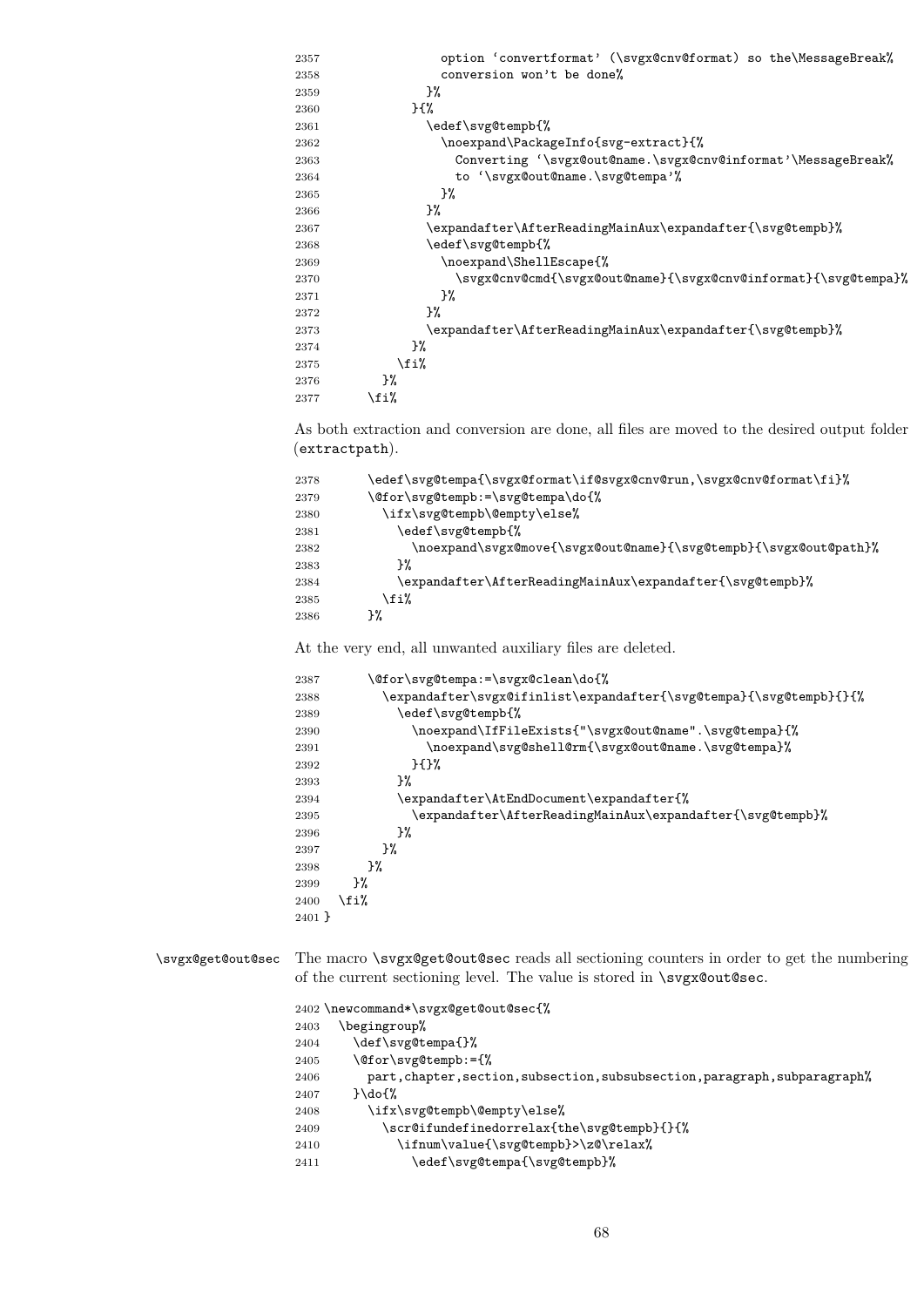```
2357                option ‘convertformat’ (\svgx@cnv@format) so the\MessageBreak%
2358                conversion won’t be done%
2359              }%
2360            }{%
2361              \edef\svg@tempb{%
2362                \noexpand\PackageInfo{svg-extract}{%
2363                  Converting ‘\svgx@out@name.\svgx@cnv@informat’\MessageBreak%
2364                  to ‘\svgx@out@name.\svg@tempa’%
2365                }%
2366              }%
2367              \expandafter\AfterReadingMainAux\expandafter{\svg@tempb}%
2368              \edef\svg@tempb{%
2369                \noexpand\ShellEscape{%
2370                  \svgx@cnv@cmd{\svgx@out@name}{\svgx@cnv@informat}{\svg@tempa}%
2371                }%
2372              }%
2373              \expandafter\AfterReadingMainAux\expandafter{\svg@tempb}%
2374            }%
2375          \fi%
2376        }%
2377      \fi%
```

As both extraction and conversion are done, all files are moved to the desired output folder (extractpath).

```
2378      \edef\svg@tempa{\svgx@format\if@svgx@cnv@run,\svgx@cnv@format\fi}%
2379      \@for\svg@tempb:=\svg@tempa\do{%
2380        \ifx\svg@tempb\@empty\else%
2381          \edef\svg@tempb{%
2382            \noexpand\svgx@move{\svgx@out@name}{\svg@tempb}{\svgx@out@path}%
2383          }%
2384          \expandafter\AfterReadingMainAux\expandafter{\svg@tempb}%
2385        \fi%
2386      }%
```

At the very end, all unwanted auxiliary files are deleted.

```
2387      \@for\svg@tempa:=\svgx@clean\do{%
2388        \expandafter\svgx@ifinlist\expandafter{\svg@tempa}{\svg@tempb}{}{%
2389          \edef\svg@tempb{%
2390            \noexpand\IfFileExists{"\svgx@out@name".\svg@tempa}{%
2391              \noexpand\svg@shell@rm{\svgx@out@name.\svg@tempa}%
2392            }{}%
2393          }%
2394          \expandafter\AtEndDocument\expandafter{%
2395            \expandafter\AfterReadingMainAux\expandafter{\svg@tempb}%
2396          }%
2397        }%
2398      }%
2399    }%
2400  \fi%
2401 }
```

\svgx@get@out@sec The macro \svgx@get@out@sec reads all sectioning counters in order to get the numbering of the current sectioning level. The value is stored in \svgx@out@sec.

```
2402 \newcommand*\svgx@get@out@sec{%
2403   \begingroup%
2404     \def\svg@tempa{}%
2405     \@for\svg@tempb:={%
2406       part,chapter,section,subsection,subsubsection,paragraph,subparagraph%
2407     }\do{%
2408       \ifx\svg@tempb\@empty\else%
2409         \scr@ifundefinedorrelax{the\svg@tempb}{}{%
2410           \ifnum\value{\svg@tempb}>\z@\relax%
2411             \edef\svg@tempa{\svg@tempb}%
```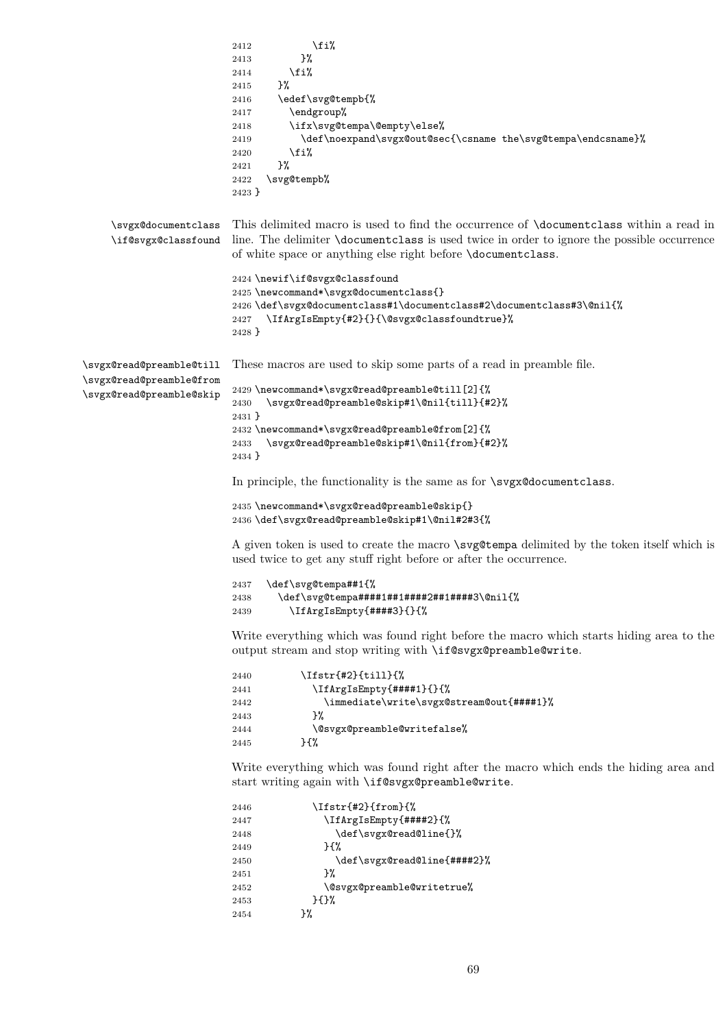```
2412          \fi%
2413        }%
2414      \fi%
2415    }%
2416    \edef\svg@tempb{%
2417      \endgroup%
2418      \ifx\svg@tempa\@empty\else%
2419        \def\noexpand\svgx@out@sec{\csname the\svg@tempa\endcsname}%
2420      \fi%
2421    }%
2422  \svg@tempb%
2423 }
```

\svgx@documentclass \if@svgx@classfound

This delimited macro is used to find the occurrence of `\documentclass` within a read in line. The delimiter `\documentclass` is used twice in order to ignore the possible occurrence of white space or anything else right before `\documentclass`.

```
2424 \newif\if@svgx@classfound
2425 \newcommand*\svgx@documentclass{}
2426 \def\svgx@documentclass#1\documentclass#2\documentclass#3\@nil{%
2427   \IfArgIsEmpty{#2}{}{\@svgx@classfoundtrue}%
2428 }
```

\svgx@read@preamble@till \svgx@read@preamble@from \svgx@read@preamble@skip

These macros are used to skip some parts of a read in preamble file.

```
2429 \newcommand*\svgx@read@preamble@till[2]{%
2430   \svgx@read@preamble@skip#1\@nil{till}{#2}%
2431 }
2432 \newcommand*\svgx@read@preamble@from[2]{%
2433   \svgx@read@preamble@skip#1\@nil{from}{#2}%
2434 }
```

In principle, the functionality is the same as for `\svgx@documentclass`.

```
2435 \newcommand*\svgx@read@preamble@skip{}
2436 \def\svgx@read@preamble@skip#1\@nil#2#3{%
```

A given token is used to create the macro `\svg@tempa` delimited by the token itself which is used twice to get any stuff right before or after the occurrence.

```
2437   \def\svg@tempa##1{%
2438     \def\svg@tempa####1##1####2##1####3\@nil{%
2439       \IfArgIsEmpty{####3}{}{%
```

Write everything which was found right before the macro which starts hiding area to the output stream and stop writing with `\if@svgx@preamble@write`.

```
2440         \Ifstr{#2}{till}{%
2441           \IfArgIsEmpty{####1}{}{%
2442             \immediate\write\svgx@stream@out{####1}%
2443           }%
2444           \@svgx@preamble@writefalse%
2445         }{%
```

Write everything which was found right after the macro which ends the hiding area and start writing again with `\if@svgx@preamble@write`.

```
2446           \Ifstr{#2}{from}{%
2447             \IfArgIsEmpty{####2}{%
2448               \def\svgx@read@line{}%
2449             }{%
2450               \def\svgx@read@line{####2}%
2451             }%
2452             \@svgx@preamble@writetrue%
2453           }{}%
2454         }%
```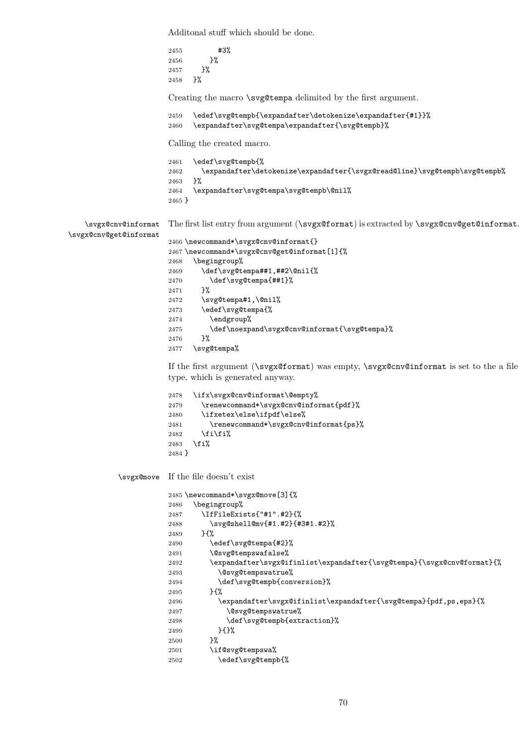Additonal stuff which should be done.

```
2455          #3%
2456        }%
2457      }%
2458    }%
```

Creating the macro `\svg@tempa` delimited by the first argument.

```
2459    \edef\svg@tempb{\expandafter\detokenize\expandafter{#1}}%
2460    \expandafter\svg@tempa\expandafter{\svg@tempb}%
```

Calling the created macro.

```
2461    \edef\svg@tempb{%
2462      \expandafter\detokenize\expandafter{\svgx@read@line}\svg@tempb\svg@tempb%
2463    }%
2464    \expandafter\svg@tempa\svg@tempb\@nil%
2465 }
```

`\svgx@cnv@informat` `\svgx@cnv@get@informat` The first list entry from argument (`\svgx@format`) is extracted by `\svgx@cnv@get@informat`.

```
2466 \newcommand*\svgx@cnv@informat{}
2467 \newcommand*\svgx@cnv@get@informat[1]{%
2468    \begingroup%
2469      \def\svg@tempa##1,##2\@nil{%
2470        \def\svg@tempa{##1}%
2471      }%
2472      \svg@tempa#1,\@nil%
2473      \edef\svg@tempa{%
2474        \endgroup%
2475        \def\noexpand\svgx@cnv@informat{\svg@tempa}%
2476      }%
2477    \svg@tempa%
```

If the first argument (`\svgx@format`) was empty, `\svgx@cnv@informat` is set to the a file type, which is generated anyway.

```
2478    \ifx\svgx@cnv@informat\@empty%
2479      \renewcommand*\svgx@cnv@informat{pdf}%
2480      \ifxetex\else\ifpdf\else%
2481        \renewcommand*\svgx@cnv@informat{ps}%
2482      \fi\fi%
2483    \fi%
2484 }
```

`\svgx@move` If the file doesn't exist

```
2485 \newcommand*\svgx@move[3]{%
2486    \begingroup%
2487      \IfFileExists{"#1".#2}{%
2488        \svg@shell@mv{#1.#2}{#3#1.#2}%
2489      }{%
2490        \edef\svg@tempa{#2}%
2491        \@svg@tempswafalse%
2492        \expandafter\svgx@ifinlist\expandafter{\svg@tempa}{\svgx@cnv@format}{%
2493          \@svg@tempswatrue%
2494          \def\svg@tempb{conversion}%
2495        }{%
2496          \expandafter\svgx@ifinlist\expandafter{\svg@tempa}{pdf,ps,eps}{%
2497            \@svg@tempswatrue%
2498            \def\svg@tempb{extraction}%
2499          }{}%
2500        }%
2501        \if@svg@tempswa%
2502          \edef\svg@tempb{%
```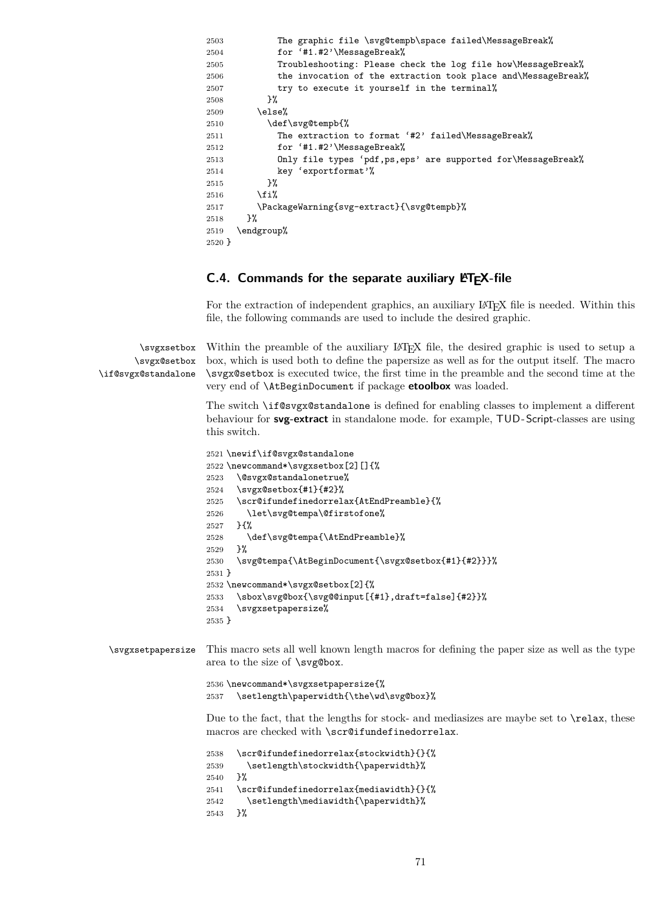```
2503          The graphic file \svg@tempb\space failed\MessageBreak%
2504          for '#1.#2'\MessageBreak%
2505          Troubleshooting: Please check the log file how\MessageBreak%
2506          the invocation of the extraction took place and\MessageBreak%
2507          try to execute it yourself in the terminal%
2508        }%
2509      \else%
2510        \def\svg@tempb{%
2511          The extraction to format '#2' failed\MessageBreak%
2512          for '#1.#2'\MessageBreak%
2513          Only file types 'pdf,ps,eps' are supported for\MessageBreak%
2514          key 'exportformat'%
2515        }%
2516      \fi%
2517      \PackageWarning{svg-extract}{\svg@tempb}%
2518    }%
2519  \endgroup%
2520 }
```

## C.4. Commands for the separate auxiliary LaTeX-file

For the extraction of independent graphics, an auxiliary LaTeX file is needed. Within this file, the following commands are used to include the desired graphic.

\svgxsetbox
\svgx@setbox
\if@svgx@standalone

Within the preamble of the auxiliary LaTeX file, the desired graphic is used to setup a box, which is used both to define the papersize as well as for the output itself. The macro \svgx@setbox is executed twice, the first time in the preamble and the second time at the very end of \AtBeginDocument if package **etoolbox** was loaded.

The switch \if@svgx@standalone is defined for enabling classes to implement a different behaviour for **svg-extract** in standalone mode. for example, TUD-Script-classes are using this switch.

```
2521 \newif\if@svgx@standalone
2522 \newcommand*\svgxsetbox[2][]{%
2523   \@svgx@standalonetrue%
2524   \svgx@setbox{#1}{#2}%
2525   \scr@ifundefinedorrelax{AtEndPreamble}{%
2526     \let\svg@tempa\@firstofone%
2527   }{%
2528     \def\svg@tempa{\AtEndPreamble}%
2529   }%
2530   \svg@tempa{\AtBeginDocument{\svgx@setbox{#1}{#2}}}%
2531 }
2532 \newcommand*\svgx@setbox[2]{%
2533   \sbox\svg@box{\svg@@input[{#1},draft=false]{#2}}%
2534   \svgxsetpapersize%
2535 }
```

\svgxsetpapersize

This macro sets all well known length macros for defining the paper size as well as the type area to the size of \svg@box.

```
2536 \newcommand*\svgxsetpapersize{%
2537   \setlength\paperwidth{\the\wd\svg@box}%
```

Due to the fact, that the lengths for stock- and mediasizes are maybe set to \relax, these macros are checked with \scr@ifundefinedorrelax.

```
2538   \scr@ifundefinedorrelax{stockwidth}{}{%
2539     \setlength\stockwidth{\paperwidth}%
2540   }%
2541   \scr@ifundefinedorrelax{mediawidth}{}{%
2542     \setlength\mediawidth{\paperwidth}%
2543   }%
```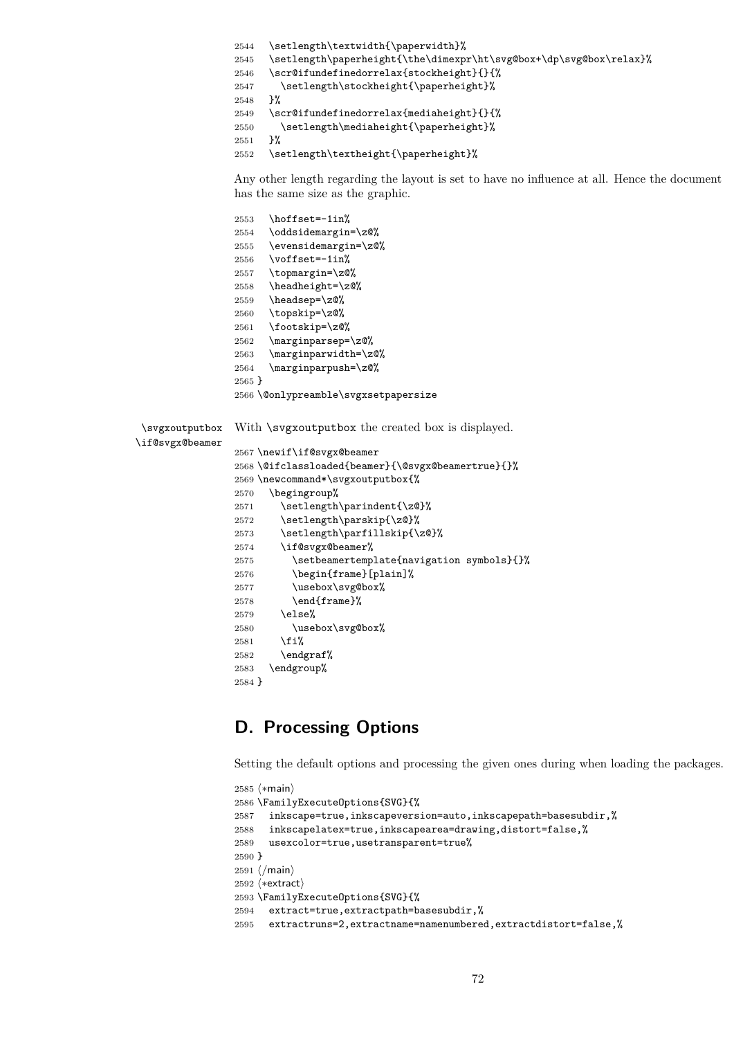```
2544   \setlength\textwidth{\paperwidth}%
2545   \setlength\paperheight{\the\dimexpr\ht\svg@box+\dp\svg@box\relax}%
2546   \scr@ifundefinedorrelax{stockheight}{}{%
2547     \setlength\stockheight{\paperheight}%
2548   }%
2549   \scr@ifundefinedorrelax{mediaheight}{}{%
2550     \setlength\mediaheight{\paperheight}%
2551   }%
2552   \setlength\textheight{\paperheight}%
```

Any other length regarding the layout is set to have no influence at all. Hence the document has the same size as the graphic.

```
2553   \hoffset=-1in%
2554   \oddsidemargin=\z@%
2555   \evensidemargin=\z@%
2556   \voffset=-1in%
2557   \topmargin=\z@%
2558   \headheight=\z@%
2559   \headsep=\z@%
2560   \topskip=\z@%
2561   \footskip=\z@%
2562   \marginparsep=\z@%
2563   \marginparwidth=\z@%
2564   \marginparpush=\z@%
2565 }
2566 \@onlypreamble\svgxsetpapersize
```

\svgxoutputbox \if@svgx@beamer

With \svgxoutputbox the created box is displayed.

```
2567 \newif\if@svgx@beamer
2568 \@ifclassloaded{beamer}{\@svgx@beamertrue}{}%
2569 \newcommand*\svgxoutputbox{%
2570   \begingroup%
2571     \setlength\parindent{\z@}%
2572     \setlength\parskip{\z@}%
2573     \setlength\parfillskip{\z@}%
2574     \if@svgx@beamer%
2575       \setbeamertemplate{navigation symbols}{}%
2576       \begin{frame}[plain]%
2577       \usebox\svg@box%
2578       \end{frame}%
2579     \else%
2580       \usebox\svg@box%
2581     \fi%
2582     \endgraf%
2583   \endgroup%
2584 }
```

## D. Processing Options

Setting the default options and processing the given ones during when loading the packages.

```
2585 ⟨*main⟩
2586 \FamilyExecuteOptions{SVG}{%
2587   inkscape=true,inkscapeversion=auto,inkscapepath=basesubdir,%
2588   inkscapelatex=true,inkscapearea=drawing,distort=false,%
2589   usexcolor=true,usetransparent=true%
2590 }
2591 ⟨/main⟩
2592 ⟨*extract⟩
2593 \FamilyExecuteOptions{SVG}{%
2594   extract=true,extractpath=basesubdir,%
2595   extractruns=2,extractname=namenumbered,extractdistort=false,%
```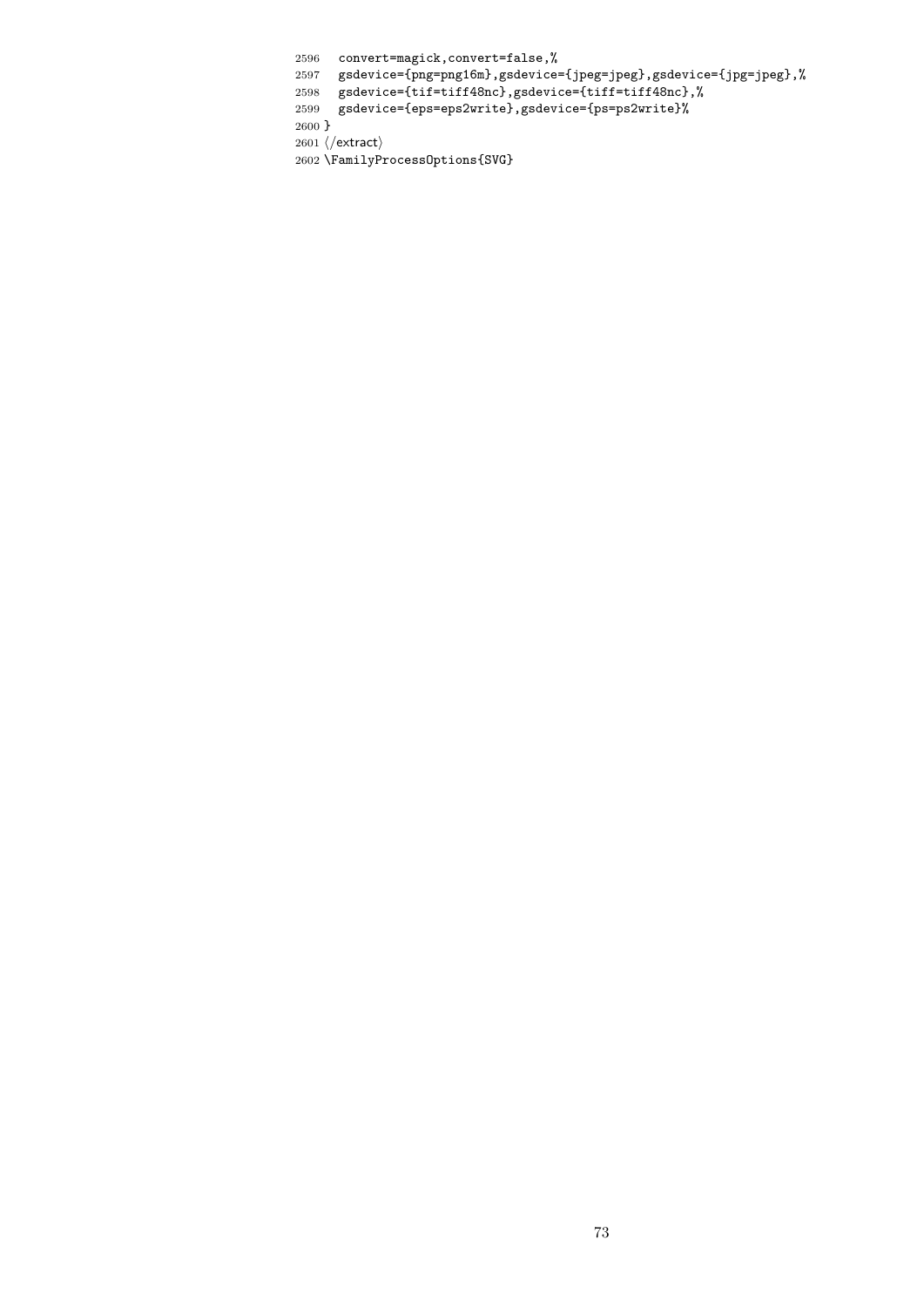```
2596   convert=magick,convert=false,%
2597   gsdevice={png=png16m},gsdevice={jpeg=jpeg},gsdevice={jpg=jpeg},%
2598   gsdevice={tif=tiff48nc},gsdevice={tiff=tiff48nc},%
2599   gsdevice={eps=eps2write},gsdevice={ps=ps2write}%
2600 }
2601 ⟨/extract⟩
2602 \FamilyProcessOptions{SVG}
```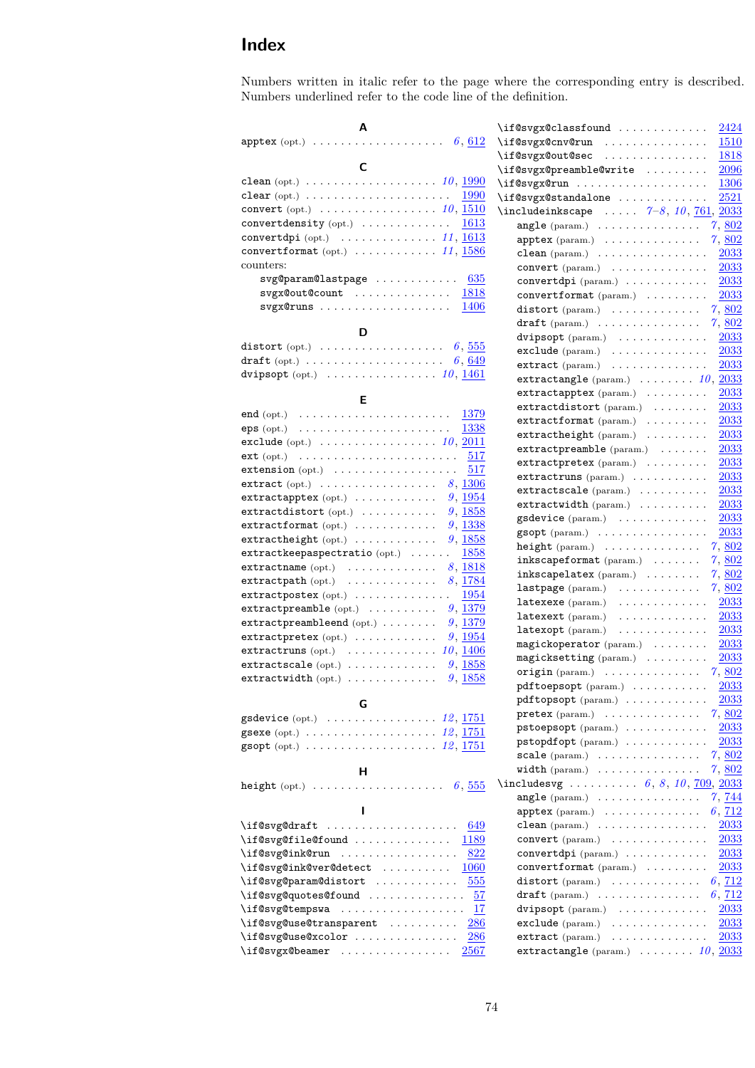# Index

Numbers written in italic refer to the page where the corresponding entry is described. Numbers underlined refer to the code line of the definition.

**A**

apptex (opt.) . . . . . . . . . . *6*, 612

**C**

clean (opt.) . . . . . . . . . . *10*, 1990
clear (opt.) . . . . . . . . . . 1990
convert (opt.) . . . . . . . . . . *10*, 1510
convertdensity (opt.) . . . . . . . . . . 1613
convertdpi (opt.) . . . . . . . . . . *11*, 1613
convertformat (opt.) . . . . . . . . . . *11*, 1586
counters:
- svg@param@lastpage . . . . . . . . . . 635
- svgx@out@count . . . . . . . . . . 1818
- svgx@runs . . . . . . . . . . 1406

**D**

distort (opt.) . . . . . . . . . . *6*, 555
draft (opt.) . . . . . . . . . . *6*, 649
dvipsopt (opt.) . . . . . . . . . . *10*, 1461

**E**

end (opt.) . . . . . . . . . . 1379
eps (opt.) . . . . . . . . . . 1338
exclude (opt.) . . . . . . . . . . *10*, 2011
ext (opt.) . . . . . . . . . . 517
extension (opt.) . . . . . . . . . . 517
extract (opt.) . . . . . . . . . . *8*, 1306
extractapptex (opt.) . . . . . . . . . . *9*, 1954
extractdistort (opt.) . . . . . . . . . . *9*, 1858
extractformat (opt.) . . . . . . . . . . *9*, 1338
extractheight (opt.) . . . . . . . . . . *9*, 1858
extractkeepaspectratio (opt.) . . . . . . . . . . 1858
extractname (opt.) . . . . . . . . . . *8*, 1818
extractpath (opt.) . . . . . . . . . . *8*, 1784
extractpostex (opt.) . . . . . . . . . . 1954
extractpreamble (opt.) . . . . . . . . . . *9*, 1379
extractpreambleend (opt.) . . . . . . . . . . *9*, 1379
extractpretex (opt.) . . . . . . . . . . *9*, 1954
extractruns (opt.) . . . . . . . . . . *10*, 1406
extractscale (opt.) . . . . . . . . . . *9*, 1858
extractwidth (opt.) . . . . . . . . . . *9*, 1858

**G**

gsdevice (opt.) . . . . . . . . . . *12*, 1751
gsexe (opt.) . . . . . . . . . . *12*, 1751
gsopt (opt.) . . . . . . . . . . *12*, 1751

**H**

height (opt.) . . . . . . . . . . *6*, 555

**I**

\if@svg@draft . . . . . . . . . . 649
\if@svg@file@found . . . . . . . . . . 1189
\if@svg@ink@run . . . . . . . . . . 822
\if@svg@ink@ver@detect . . . . . . . . . . 1060
\if@svg@param@distort . . . . . . . . . . 555
\if@svg@quotes@found . . . . . . . . . . 57
\if@svg@tempswa . . . . . . . . . . 17
\if@svg@use@transparent . . . . . . . . . . 286
\if@svg@use@xcolor . . . . . . . . . . 286
\if@svgx@beamer . . . . . . . . . . 2567
\if@svgx@classfound . . . . . . . . . . 2424
\if@svgx@cnv@run . . . . . . . . . . 1510
\if@svgx@out@sec . . . . . . . . . . 1818
\if@svgx@preamble@write . . . . . . . . . . 2096
\if@svgx@run . . . . . . . . . . 1306
\if@svgx@standalone . . . . . . . . . . 2521
\includeinkscape . . . . . . . . . . *7–8*, *10*, 761, 2033
- angle (param.) . . . . . . . . . . *7*, 802
- apptex (param.) . . . . . . . . . . *7*, 802
- clean (param.) . . . . . . . . . . 2033
- convert (param.) . . . . . . . . . . 2033
- convertdpi (param.) . . . . . . . . . . 2033
- convertformat (param.) . . . . . . . . . . 2033
- distort (param.) . . . . . . . . . . *7*, 802
- draft (param.) . . . . . . . . . . *7*, 802
- dvipsopt (param.) . . . . . . . . . . 2033
- exclude (param.) . . . . . . . . . . 2033
- extract (param.) . . . . . . . . . . 2033
- extractangle (param.) . . . . . . . . . . *10*, 2033
- extractapptex (param.) . . . . . . . . . . 2033
- extractdistort (param.) . . . . . . . . . . 2033
- extractformat (param.) . . . . . . . . . . 2033
- extractheight (param.) . . . . . . . . . . 2033
- extractpreamble (param.) . . . . . . . . . . 2033
- extractpretex (param.) . . . . . . . . . . 2033
- extractruns (param.) . . . . . . . . . . 2033
- extractscale (param.) . . . . . . . . . . 2033
- extractwidth (param.) . . . . . . . . . . 2033
- gsdevice (param.) . . . . . . . . . . 2033
- gsopt (param.) . . . . . . . . . . 2033
- height (param.) . . . . . . . . . . *7*, 802
- inkscapeformat (param.) . . . . . . . . . . *7*, 802
- inkscapelatex (param.) . . . . . . . . . . *7*, 802
- lastpage (param.) . . . . . . . . . . *7*, 802
- latexexe (param.) . . . . . . . . . . 2033
- latexext (param.) . . . . . . . . . . 2033
- latexopt (param.) . . . . . . . . . . 2033
- magickoperator (param.) . . . . . . . . . . 2033
- magicksetting (param.) . . . . . . . . . . 2033
- origin (param.) . . . . . . . . . . *7*, 802
- pdftoepsopt (param.) . . . . . . . . . . 2033
- pdftopsopt (param.) . . . . . . . . . . 2033
- pretex (param.) . . . . . . . . . . *7*, 802
- pstoepsopt (param.) . . . . . . . . . . 2033
- pstopdfopt (param.) . . . . . . . . . . 2033
- scale (param.) . . . . . . . . . . *7*, 802
- width (param.) . . . . . . . . . . *7*, 802

\includesvg . . . . . . . . . . *6*, *8*, *10*, 709, 2033
- angle (param.) . . . . . . . . . . *7*, 744
- apptex (param.) . . . . . . . . . . *6*, 712
- clean (param.) . . . . . . . . . . 2033
- convert (param.) . . . . . . . . . . 2033
- convertdpi (param.) . . . . . . . . . . 2033
- convertformat (param.) . . . . . . . . . . 2033
- distort (param.) . . . . . . . . . . *6*, 712
- draft (param.) . . . . . . . . . . *6*, 712
- dvipsopt (param.) . . . . . . . . . . 2033
- exclude (param.) . . . . . . . . . . 2033
- extract (param.) . . . . . . . . . . 2033
- extractangle (param.) . . . . . . . . . . *10*, 2033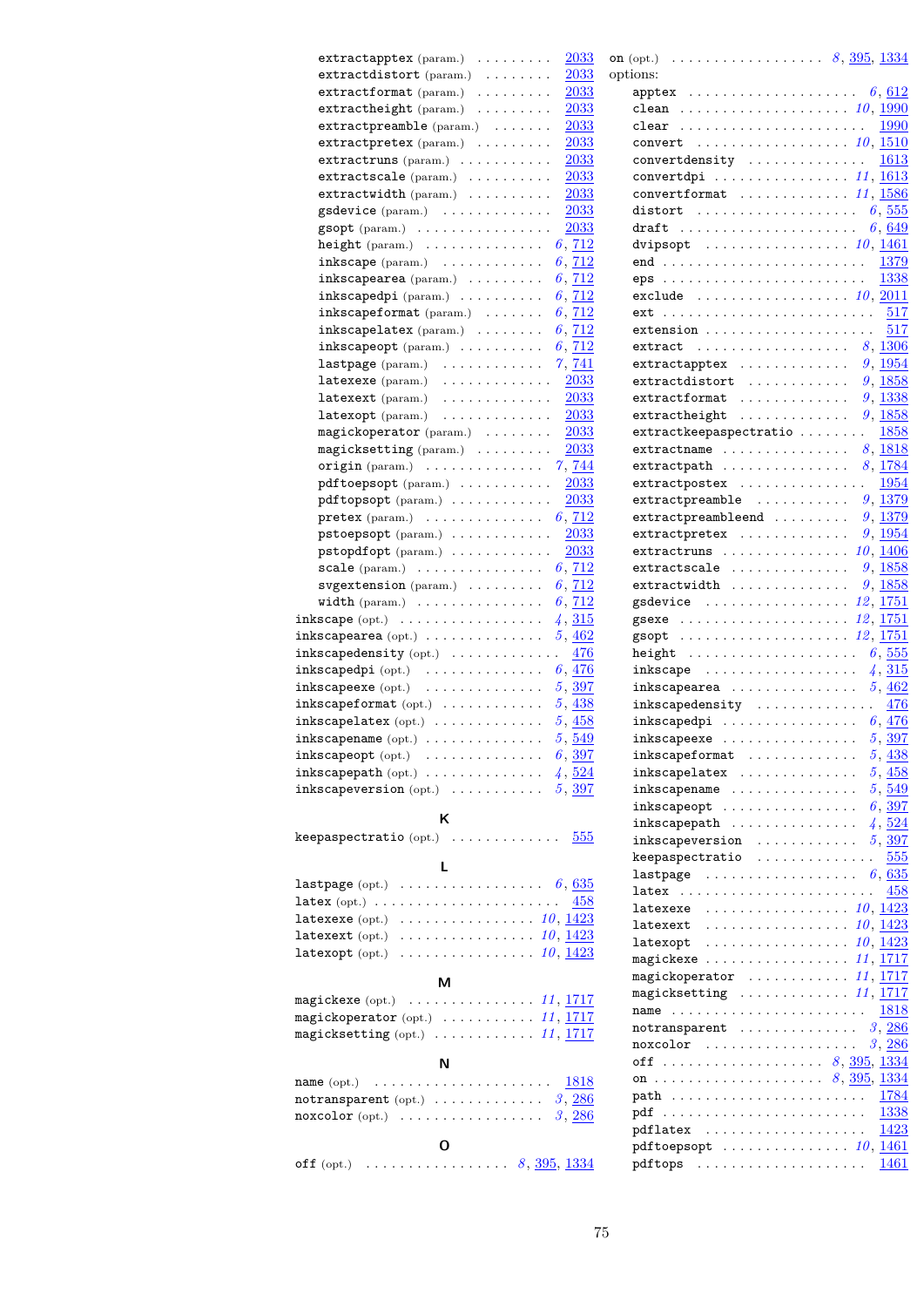extractapptex (param.) . . . . . . . . . 2033
extractdistort (param.) . . . . . . . . 2033
extractformat (param.) . . . . . . . . . 2033
extractheight (param.) . . . . . . . . . 2033
extractpreamble (param.) . . . . . . . 2033
extractpretex (param.) . . . . . . . . . 2033
extractruns (param.) . . . . . . . . . . 2033
extractscale (param.) . . . . . . . . . 2033
extractwidth (param.) . . . . . . . . . 2033
gsdevice (param.) . . . . . . . . . . . . 2033
gsopt (param.) . . . . . . . . . . . . . . . 2033
height (param.) . . . . . . . . . . . . . *6*, 712
inkscape (param.) . . . . . . . . . . . . *6*, 712
inkscapearea (param.) . . . . . . . . . *6*, 712
inkscapedpi (param.) . . . . . . . . . . *6*, 712
inkscapeformat (param.) . . . . . . . *6*, 712
inkscapelatex (param.) . . . . . . . . *6*, 712
inkscapeopt (param.) . . . . . . . . . . *6*, 712
lastpage (param.) . . . . . . . . . . . . *7*, 741
latexexe (param.) . . . . . . . . . . . . 2033
latexext (param.) . . . . . . . . . . . . 2033
latexopt (param.) . . . . . . . . . . . . 2033
magickoperator (param.) . . . . . . . 2033
magicksetting (param.) . . . . . . . . 2033
origin (param.) . . . . . . . . . . . . . . *7*, 744
pdftoepsopt (param.) . . . . . . . . . . 2033
pdftopsopt (param.) . . . . . . . . . . . 2033
pretex (param.) . . . . . . . . . . . . . . *6*, 712
pstoepsopt (param.) . . . . . . . . . . . 2033
pstopdfopt (param.) . . . . . . . . . . . 2033
scale (param.) . . . . . . . . . . . . . . . *6*, 712
svgextension (param.) . . . . . . . . . *6*, 712
width (param.) . . . . . . . . . . . . . . . *6*, 712

inkscape (opt.) . . . . . . . . . . . . . . . *4*, 315
inkscapearea (opt.) . . . . . . . . . . . . *5*, 462
inkscapedensity (opt.) . . . . . . . . . . 476
inkscapedpi (opt.) . . . . . . . . . . . . . *6*, 476
inkscapeexe (opt.) . . . . . . . . . . . . . *5*, 397
inkscapeformat (opt.) . . . . . . . . . . *5*, 438
inkscapelatex (opt.) . . . . . . . . . . . *5*, 458
inkscapename (opt.) . . . . . . . . . . . *5*, 549
inkscapeopt (opt.) . . . . . . . . . . . . . *6*, 397
inkscapepath (opt.) . . . . . . . . . . . . *4*, 524
inkscapeversion (opt.) . . . . . . . . . *5*, 397

## K

keepaspectratio (opt.) . . . . . . . . . . . . 555

## L

lastpage (opt.) . . . . . . . . . . . . . . . . *6*, 635
latex (opt.) . . . . . . . . . . . . . . . . . . . . 458
latexexe (opt.) . . . . . . . . . . . . . . . *10*, 1423
latexext (opt.) . . . . . . . . . . . . . . . *10*, 1423
latexopt (opt.) . . . . . . . . . . . . . . . *10*, 1423

## M

magickexe (opt.) . . . . . . . . . . . . . . *11*, 1717
magickoperator (opt.) . . . . . . . . . . *11*, 1717
magicksetting (opt.) . . . . . . . . . . . *11*, 1717

## N

name (opt.) . . . . . . . . . . . . . . . . . . . . 1818
notransparent (opt.) . . . . . . . . . . . . *3*, 286
noxcolor (opt.) . . . . . . . . . . . . . . . . *3*, 286

## O

off (opt.) . . . . . . . . . . . . . . . . . *8*, 395, 1334
on (opt.) . . . . . . . . . . . . . . . . . . *8*, 395, 1334

options:

apptex . . . . . . . . . . . . . . . . . . . . *6*, 612
clean . . . . . . . . . . . . . . . . . . . . *10*, 1990
clear . . . . . . . . . . . . . . . . . . . . . . . 1990
convert . . . . . . . . . . . . . . . . . . . *10*, 1510
convertdensity . . . . . . . . . . . . . . . 1613
convertdpi . . . . . . . . . . . . . . . . . *11*, 1613
convertformat . . . . . . . . . . . . . . . *11*, 1586
distort . . . . . . . . . . . . . . . . . . . . *6*, 555
draft . . . . . . . . . . . . . . . . . . . . . . *6*, 649
dvipsopt . . . . . . . . . . . . . . . . . . *10*, 1461
end . . . . . . . . . . . . . . . . . . . . . . . . . 1379
eps . . . . . . . . . . . . . . . . . . . . . . . . . 1338
exclude . . . . . . . . . . . . . . . . . . . *10*, 2011
ext . . . . . . . . . . . . . . . . . . . . . . . . . . 517
extension . . . . . . . . . . . . . . . . . . . . . 517
extract . . . . . . . . . . . . . . . . . . . . *8*, 1306
extractapptex . . . . . . . . . . . . . . . *9*, 1954
extractdistort . . . . . . . . . . . . . . . *9*, 1858
extractformat . . . . . . . . . . . . . . . *9*, 1338
extractheight . . . . . . . . . . . . . . . *9*, 1858
extractkeepaspectratio . . . . . . . . . 1858
extractname . . . . . . . . . . . . . . . . *8*, 1818
extractpath . . . . . . . . . . . . . . . . . *8*, 1784
extractpostex . . . . . . . . . . . . . . . . . 1954
extractpreamble . . . . . . . . . . . . . *9*, 1379
extractpreambleend . . . . . . . . . . *9*, 1379
extractpretex . . . . . . . . . . . . . . . *9*, 1954
extractruns . . . . . . . . . . . . . . . . *10*, 1406
extractscale . . . . . . . . . . . . . . . . *9*, 1858
extractwidth . . . . . . . . . . . . . . . . *9*, 1858
gsdevice . . . . . . . . . . . . . . . . . . *12*, 1751
gsexe . . . . . . . . . . . . . . . . . . . . *12*, 1751
gsopt . . . . . . . . . . . . . . . . . . . . . *12*, 1751
height . . . . . . . . . . . . . . . . . . . . . *6*, 555
inkscape . . . . . . . . . . . . . . . . . . . *4*, 315
inkscapearea . . . . . . . . . . . . . . . *5*, 462
inkscapedensity . . . . . . . . . . . . . . . 476
inkscapedpi . . . . . . . . . . . . . . . . *6*, 476
inkscapeexe . . . . . . . . . . . . . . . . *5*, 397
inkscapeformat . . . . . . . . . . . . . . *5*, 438
inkscapelatex . . . . . . . . . . . . . . . *5*, 458
inkscapename . . . . . . . . . . . . . . . *5*, 549
inkscapeopt . . . . . . . . . . . . . . . . *6*, 397
inkscapepath . . . . . . . . . . . . . . . *4*, 524
inkscapeversion . . . . . . . . . . . . . *5*, 397
keepaspectratio . . . . . . . . . . . . . . . 555
lastpage . . . . . . . . . . . . . . . . . . *6*, 635
latex . . . . . . . . . . . . . . . . . . . . . . . . 458
latexexe . . . . . . . . . . . . . . . . . . *10*, 1423
latexext . . . . . . . . . . . . . . . . . . *10*, 1423
latexopt . . . . . . . . . . . . . . . . . . *10*, 1423
magickexe . . . . . . . . . . . . . . . . . *11*, 1717
magickoperator . . . . . . . . . . . . . *11*, 1717
magicksetting . . . . . . . . . . . . . . *11*, 1717
name . . . . . . . . . . . . . . . . . . . . . . . . 1818
notransparent . . . . . . . . . . . . . . . *3*, 286
noxcolor . . . . . . . . . . . . . . . . . . . *3*, 286
off . . . . . . . . . . . . . . . . . . . . *8*, 395, 1334
on . . . . . . . . . . . . . . . . . . . . . *8*, 395, 1334
path . . . . . . . . . . . . . . . . . . . . . . . . 1784
pdf . . . . . . . . . . . . . . . . . . . . . . . . . 1338
pdflatex . . . . . . . . . . . . . . . . . . . . . 1423
pdftoepsopt . . . . . . . . . . . . . . . *10*, 1461
pdftops . . . . . . . . . . . . . . . . . . . . . 1461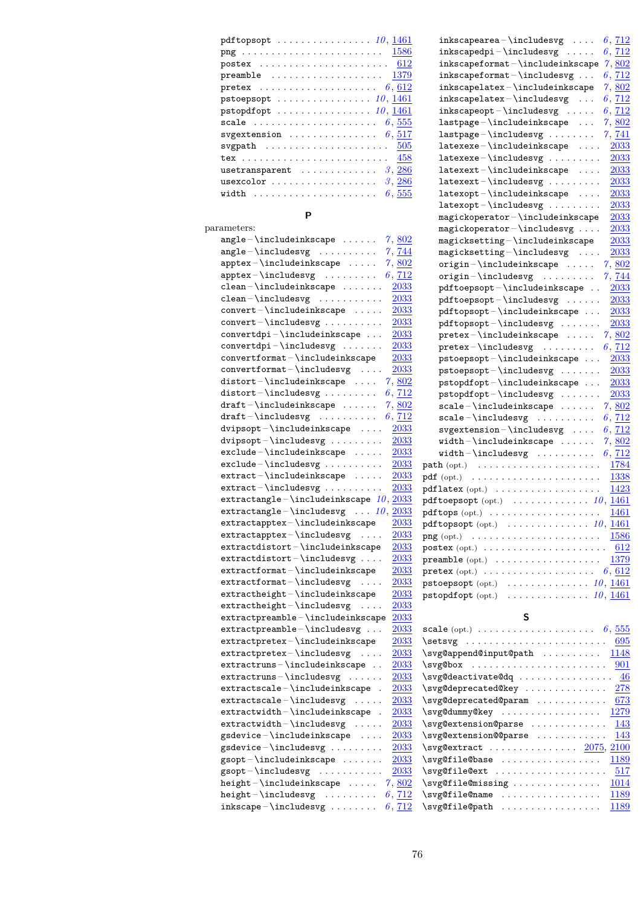pdftopsopt ................ *10*, 1461
png ........................ 1586
postex ...................... 612
preamble .................. 1379
pretex ...................... *6*, 612
pstoepsopt ................ *10*, 1461
pstopdfopt ................ *10*, 1461
scale ...................... *6*, 555
svgextension ................ *6*, 517
svgpath .................... 505
tex ........................ 458
usetransparent ............ *3*, 286
usexcolor .................. *3*, 286
width ...................... *6*, 555

## P

parameters:
- angle – \includeinkscape ...... *7*, 802
- angle – \includesvg .......... *7*, 744
- apptex – \includeinkscape ..... *7*, 802
- apptex – \includesvg ......... *6*, 712
- clean – \includeinkscape ....... 2033
- clean – \includesvg .......... 2033
- convert – \includeinkscape ..... 2033
- convert – \includesvg ......... 2033
- convertdpi – \includeinkscape ... 2033
- convertdpi – \includesvg ....... 2033
- convertformat – \includeinkscape 2033
- convertformat – \includesvg .... 2033
- distort – \includeinkscape .... *7*, 802
- distort – \includesvg ......... *6*, 712
- draft – \includeinkscape ...... *7*, 802
- draft – \includesvg .......... *6*, 712
- dvipsopt – \includeinkscape .... 2033
- dvipsopt – \includesvg ......... 2033
- exclude – \includeinkscape ..... 2033
- exclude – \includesvg .......... 2033
- extract – \includeinkscape ..... 2033
- extract – \includesvg .......... 2033
- extractangle – \includeinkscape *10*, 2033
- extractangle – \includesvg ... *10*, 2033
- extractapptex – \includeinkscape 2033
- extractapptex – \includesvg .... 2033
- extractdistort – \includeinkscape 2033
- extractdistort – \includesvg .... 2033
- extractformat – \includeinkscape 2033
- extractformat – \includesvg .... 2033
- extractheight – \includeinkscape 2033
- extractheight – \includesvg .... 2033
- extractpreamble – \includeinkscape 2033
- extractpreamble – \includesvg ... 2033
- extractpretex – \includeinkscape 2033
- extractpretex – \includesvg .... 2033
- extractruns – \includeinkscape .. 2033
- extractruns – \includesvg ...... 2033
- extractscale – \includeinkscape . 2033
- extractscale – \includesvg ..... 2033
- extractwidth – \includeinkscape . 2033
- extractwidth – \includesvg ..... 2033
- gsdevice – \includeinkscape .... 2033
- gsdevice – \includesvg ......... 2033
- gsopt – \includeinkscape ....... 2033
- gsopt – \includesvg ........... 2033
- height – \includeinkscape ..... *7*, 802
- height – \includesvg ......... *6*, 712
- inkscape – \includesvg ........ *6*, 712
- inkscapearea – \includesvg .... *6*, 712
- inkscapedpi – \includesvg ..... *6*, 712
- inkscapeformat – \includeinkscape *7*, 802
- inkscapeformat – \includesvg ... *6*, 712
- inkscapelatex – \includeinkscape *7*, 802
- inkscapelatex – \includesvg ... *6*, 712
- inkscapeopt – \includesvg ..... *6*, 712
- lastpage – \includeinkscape ... *7*, 802
- lastpage – \includesvg ........ *7*, 741
- latexexe – \includeinkscape .... 2033
- latexexe – \includesvg ......... 2033
- latexext – \includeinkscape .... 2033
- latexext – \includesvg ......... 2033
- latexopt – \includeinkscape .... 2033
- latexopt – \includesvg ......... 2033
- magickoperator – \includeinkscape 2033
- magickoperator – \includesvg .... 2033
- magicksetting – \includeinkscape 2033
- magicksetting – \includesvg .... 2033
- origin – \includeinkscape ..... *7*, 802
- origin – \includesvg .......... *7*, 744
- pdftoepsopt – \includeinkscape .. 2033
- pdftoepsopt – \includesvg ...... 2033
- pdftopsopt – \includeinkscape ... 2033
- pdftopsopt – \includesvg ....... 2033
- pretex – \includeinkscape ..... *7*, 802
- pretex – \includesvg ......... *6*, 712
- pstoepsopt – \includeinkscape ... 2033
- pstoepsopt – \includesvg ....... 2033
- pstopdfopt – \includeinkscape ... 2033
- pstopdfopt – \includesvg ....... 2033
- scale – \includeinkscape ...... *7*, 802
- scale – \includesvg .......... *6*, 712
- svgextension – \includesvg .... *6*, 712
- width – \includeinkscape ...... *7*, 802
- width – \includesvg .......... *6*, 712

path (opt.) ..................... 1784
pdf (opt.) ...................... 1338
pdflatex (opt.) ................. 1423
pdftoepsopt (opt.) ........... *10*, 1461
pdftops (opt.) .................. 1461
pdftopsopt (opt.) ............ *10*, 1461
png (opt.) ...................... 1586
postex (opt.) .................... 612
preamble (opt.) ................. 1379
pretex (opt.) .................. *6*, 612
pstoepsopt (opt.) ............ *10*, 1461
pstopdfopt (opt.) ............ *10*, 1461

## S

scale (opt.) ................... *6*, 555
\setsvg ......................... 695
\svg@append@input@path .......... 1148
\svg@box ......................... 901
\svg@deactivate@dq ................ 46
\svg@deprecated@key .............. 278
\svg@deprecated@param ............ 673
\svg@dummy@key .................. 1279
\svg@extension@parse ............. 143
\svg@extension@@parse ............ 143
\svg@extract ............... 2075, 2100
\svg@file@base .................. 1189
\svg@file@ext .................... 517
\svg@file@missing ............... 1014
\svg@file@name .................. 1189
\svg@file@path .................. 1189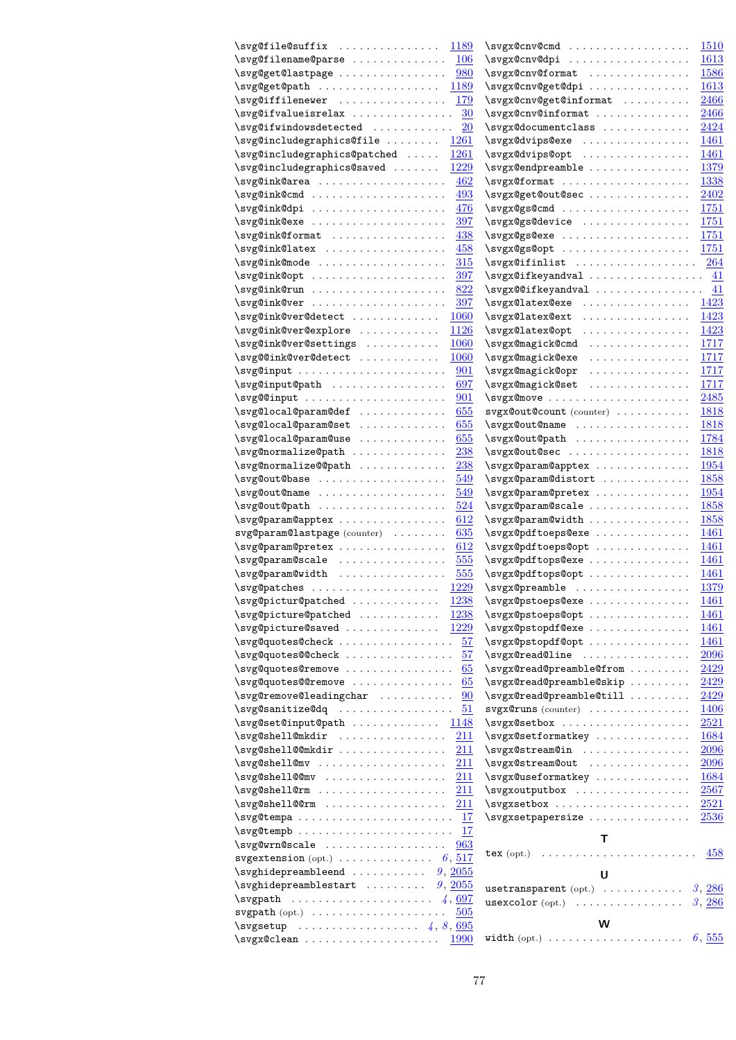\svg@file@suffix . . . . . . . . . . . . . . 1189
\svg@filename@parse . . . . . . . . . . . . 106
\svg@get@lastpage . . . . . . . . . . . . . 980
\svg@get@path . . . . . . . . . . . . . . . 1189
\svg@iffilenewer . . . . . . . . . . . . . 179
\svg@ifvalueisrelax . . . . . . . . . . . . 30
\svg@ifwindowsdetected . . . . . . . . . . 20
\svg@includegraphics@file . . . . . . . . 1261
\svg@includegraphics@patched . . . . . 1261
\svg@includegraphics@saved . . . . . . . 1229
\svg@ink@area . . . . . . . . . . . . . . . 462
\svg@ink@cmd . . . . . . . . . . . . . . . 493
\svg@ink@dpi . . . . . . . . . . . . . . . 476
\svg@ink@exe . . . . . . . . . . . . . . . 397
\svg@ink@format . . . . . . . . . . . . . 438
\svg@ink@latex . . . . . . . . . . . . . . 458
\svg@ink@mode . . . . . . . . . . . . . . 315
\svg@ink@opt . . . . . . . . . . . . . . . 397
\svg@ink@run . . . . . . . . . . . . . . . 822
\svg@ink@ver . . . . . . . . . . . . . . . 397
\svg@ink@ver@detect . . . . . . . . . . . 1060
\svg@ink@ver@explore . . . . . . . . . . 1126
\svg@ink@ver@settings . . . . . . . . . . 1060
\svg@@ink@ver@detect . . . . . . . . . . 1060
\svg@input . . . . . . . . . . . . . . . . 901
\svg@input@path . . . . . . . . . . . . . 697
\svg@@input . . . . . . . . . . . . . . . . 901
\svg@local@param@def . . . . . . . . . . 655
\svg@local@param@set . . . . . . . . . . 655
\svg@local@param@use . . . . . . . . . . 655
\svg@normalize@path . . . . . . . . . . . 238
\svg@normalize@@path . . . . . . . . . . 238
\svg@out@base . . . . . . . . . . . . . . 549
\svg@out@name . . . . . . . . . . . . . . 549
\svg@out@path . . . . . . . . . . . . . . 524
\svg@param@apptex . . . . . . . . . . . . 612
svg@param@lastpage (counter) . . . . . . . 635
\svg@param@pretex . . . . . . . . . . . . 612
\svg@param@scale . . . . . . . . . . . . 555
\svg@param@width . . . . . . . . . . . . 555
\svg@patches . . . . . . . . . . . . . . . 1229
\svg@pictur@patched . . . . . . . . . . . 1238
\svg@picture@patched . . . . . . . . . . 1238
\svg@picture@saved . . . . . . . . . . . 1229
\svg@quotes@check . . . . . . . . . . . . 57
\svg@quotes@@check . . . . . . . . . . . 57
\svg@quotes@remove . . . . . . . . . . . 65
\svg@quotes@@remove . . . . . . . . . . 65
\svg@remove@leadingchar . . . . . . . . . 90
\svg@sanitize@dq . . . . . . . . . . . . . 51
\svg@set@input@path . . . . . . . . . . . 1148
\svg@shell@mkdir . . . . . . . . . . . . . 211
\svg@shell@@mkdir . . . . . . . . . . . . 211
\svg@shell@mv . . . . . . . . . . . . . . . 211
\svg@shell@@mv . . . . . . . . . . . . . . 211
\svg@shell@rm . . . . . . . . . . . . . . . 211
\svg@shell@@rm . . . . . . . . . . . . . . 211
\svg@tempa . . . . . . . . . . . . . . . . 17
\svg@tempb . . . . . . . . . . . . . . . . 17
\svg@wrn@scale . . . . . . . . . . . . . . 963
svgextension (opt.) . . . . . . . . . . . . *6*, 517
\svghidepreambleend . . . . . . . . . . . *9*, 2055
\svghidepreamblestart . . . . . . . . . . *9*, 2055
\svgpath . . . . . . . . . . . . . . . . . . *4*, 697
svgpath (opt.) . . . . . . . . . . . . . . . 505
\svgsetup . . . . . . . . . . . . . . . . *4*, *8*, 695
\svgx@clean . . . . . . . . . . . . . . . . 1990
\svgx@cnv@cmd . . . . . . . . . . . . . . 1510
\svgx@cnv@dpi . . . . . . . . . . . . . . 1613
\svgx@cnv@format . . . . . . . . . . . . 1586
\svgx@cnv@get@dpi . . . . . . . . . . . . 1613
\svgx@cnv@get@informat . . . . . . . . . 2466
\svgx@cnv@informat . . . . . . . . . . . 2466
\svgx@documentclass . . . . . . . . . . . 2424
\svgx@dvips@exe . . . . . . . . . . . . . 1461
\svgx@dvips@opt . . . . . . . . . . . . . 1461
\svgx@endpreamble . . . . . . . . . . . . 1379
\svgx@format . . . . . . . . . . . . . . . 1338
\svgx@get@out@sec . . . . . . . . . . . . 2402
\svgx@gs@cmd . . . . . . . . . . . . . . . 1751
\svgx@gs@device . . . . . . . . . . . . . 1751
\svgx@gs@exe . . . . . . . . . . . . . . . 1751
\svgx@gs@opt . . . . . . . . . . . . . . . 1751
\svgx@ifinlist . . . . . . . . . . . . . . 264
\svgx@ifkeyandval . . . . . . . . . . . . 41
\svgx@@ifkeyandval . . . . . . . . . . . . 41
\svgx@latex@exe . . . . . . . . . . . . . 1423
\svgx@latex@ext . . . . . . . . . . . . . 1423
\svgx@latex@opt . . . . . . . . . . . . . 1423
\svgx@magick@cmd . . . . . . . . . . . . 1717
\svgx@magick@exe . . . . . . . . . . . . 1717
\svgx@magick@opr . . . . . . . . . . . . 1717
\svgx@magick@set . . . . . . . . . . . . 1717
\svgx@move . . . . . . . . . . . . . . . . 2485
svgx@out@count (counter) . . . . . . . . . 1818
\svgx@out@name . . . . . . . . . . . . . 1818
\svgx@out@path . . . . . . . . . . . . . 1784
\svgx@out@sec . . . . . . . . . . . . . . 1818
\svgx@param@apptex . . . . . . . . . . . 1954
\svgx@param@distort . . . . . . . . . . . 1858
\svgx@param@pretex . . . . . . . . . . . 1954
\svgx@param@scale . . . . . . . . . . . . 1858
\svgx@param@width . . . . . . . . . . . . 1858
\svgx@pdftoeps@exe . . . . . . . . . . . 1461
\svgx@pdftoeps@opt . . . . . . . . . . . 1461
\svgx@pdftops@exe . . . . . . . . . . . . 1461
\svgx@pdftops@opt . . . . . . . . . . . . 1461
\svgx@preamble . . . . . . . . . . . . . . 1379
\svgx@pstoeps@exe . . . . . . . . . . . . 1461
\svgx@pstoeps@opt . . . . . . . . . . . . 1461
\svgx@pstopdf@exe . . . . . . . . . . . . 1461
\svgx@pstopdf@opt . . . . . . . . . . . . 1461
\svgx@read@line . . . . . . . . . . . . . 2096
\svgx@read@preamble@from . . . . . . . . 2429
\svgx@read@preamble@skip . . . . . . . . 2429
\svgx@read@preamble@till . . . . . . . . 2429
svgx@runs (counter) . . . . . . . . . . . . 1406
\svgx@setbox . . . . . . . . . . . . . . . 2521
\svgx@setformatkey . . . . . . . . . . . 1684
\svgx@stream@in . . . . . . . . . . . . . 2096
\svgx@stream@out . . . . . . . . . . . . 2096
\svgx@useformatkey . . . . . . . . . . . 1684
\svgxoutputbox . . . . . . . . . . . . . . 2567
\svgxsetbox . . . . . . . . . . . . . . . . 2521
\svgxsetpapersize . . . . . . . . . . . . 2536

**T**

tex (opt.) . . . . . . . . . . . . . . . . . 458

**U**

usetransparent (opt.) . . . . . . . . . . . *3*, 286
usexcolor (opt.) . . . . . . . . . . . . . . *3*, 286

**W**

width (opt.) . . . . . . . . . . . . . . . . *6*, 555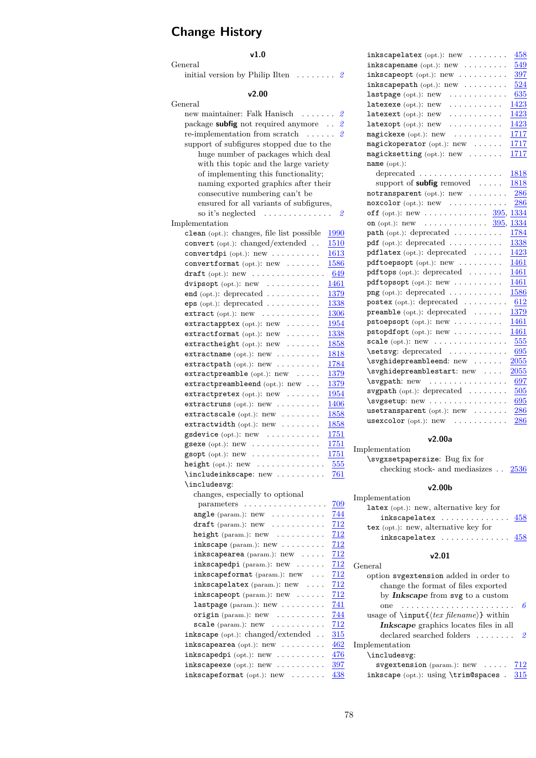# Change History

### v1.0

General

- initial version by Philip Ilten . . . . . . . . *2*

### v2.00

General

- new maintainer: Falk Hanisch . . . . . . . *2*
- package **subfig** not required anymore . . *2*
- re-implementation from scratch . . . . . . *2*
- support of subfigures stopped due to the huge number of packages which deal with this topic and the large variety of implementing this functionality; naming exported graphics after their consecutive numbering can't be ensured for all variants of subfigures, so it's neglected . . . . . . . . . . . . . . . *2*

Implementation

- `clean` (opt.): changes, file list possible 1990
- `convert` (opt.): changed/extended . . 1510
- `convertdpi` (opt.): new . . . . . . . . . . 1613
- `convertformat` (opt.): new . . . . . . . 1586
- `draft` (opt.): new . . . . . . . . . . . . . . . 649
- `dvipsopt` (opt.): new . . . . . . . . . . . 1461
- `end` (opt.): deprecated . . . . . . . . . . . 1379
- `eps` (opt.): deprecated . . . . . . . . . . . 1338
- `extract` (opt.): new . . . . . . . . . . . . 1306
- `extractapptex` (opt.): new . . . . . . . 1954
- `extractformat` (opt.): new . . . . . . . 1338
- `extractheight` (opt.): new . . . . . . . 1858
- `extractname` (opt.): new . . . . . . . . . 1818
- `extractpath` (opt.): new . . . . . . . . . 1784
- `extractpreamble` (opt.): new . . . . . 1379
- `extractpreambleend` (opt.): new . . . 1379
- `extractpretex` (opt.): new . . . . . . . 1954
- `extractruns` (opt.): new . . . . . . . . . 1406
- `extractscale` (opt.): new . . . . . . . . 1858
- `extractwidth` (opt.): new . . . . . . . . 1858
- `gsdevice` (opt.): new . . . . . . . . . . . 1751
- `gsexe` (opt.): new . . . . . . . . . . . . . . 1751
- `gsopt` (opt.): new . . . . . . . . . . . . . . 1751
- `height` (opt.): new . . . . . . . . . . . . . . 555
- `\includeinkscape`: new . . . . . . . . . . 761
- `\includesvg`:
  - changes, especially to optional parameters . . . . . . . . . . . . . . . . . 709
  - `angle` (param.): new . . . . . . . . . . . 744
  - `draft` (param.): new . . . . . . . . . . . 712
  - `height` (param.): new . . . . . . . . . . 712
  - `inkscape` (param.): new . . . . . . . . . 712
  - `inkscapearea` (param.): new . . . . . 712
  - `inkscapedpi` (param.): new . . . . . . 712
  - `inkscapeformat` (param.): new . . . 712
  - `inkscapelatex` (param.): new . . . . 712
  - `inkscapeopt` (param.): new . . . . . . 712
  - `lastpage` (param.): new . . . . . . . . 741
  - `origin` (param.): new . . . . . . . . . . 744
  - `scale` (param.): new . . . . . . . . . . . 712
- `inkscape` (opt.): changed/extended . . 315
- `inkscapearea` (opt.): new . . . . . . . . . 462
- `inkscapedpi` (opt.): new . . . . . . . . . . 476
- `inkscapeexe` (opt.): new . . . . . . . . . . 397
- `inkscapeformat` (opt.): new . . . . . . . 438
- `inkscapelatex` (opt.): new . . . . . . . . 458
- `inkscapename` (opt.): new . . . . . . . . . 549
- `inkscapeopt` (opt.): new . . . . . . . . . . 397
- `inkscapepath` (opt.): new . . . . . . . . . 524
- `lastpage` (opt.): new . . . . . . . . . . . . 635
- `latexexe` (opt.): new . . . . . . . . . . . 1423
- `latexext` (opt.): new . . . . . . . . . . . 1423
- `latexopt` (opt.): new . . . . . . . . . . . 1423
- `magickexe` (opt.): new . . . . . . . . . . 1717
- `magickoperator` (opt.): new . . . . . . 1717
- `magicksetting` (opt.): new . . . . . . . 1717
- `name` (opt.):
  - deprecated . . . . . . . . . . . . . . . . . 1818
  - support of **subfig** removed . . . . . 1818
- `notransparent` (opt.): new . . . . . . . . 286
- `noxcolor` (opt.): new . . . . . . . . . . . . 286
- `off` (opt.): new . . . . . . . . . . . . . 395, 1334
- `on` (opt.): new . . . . . . . . . . . . . 395, 1334
- `path` (opt.): deprecated . . . . . . . . . . 1784
- `pdf` (opt.): deprecated . . . . . . . . . . . 1338
- `pdflatex` (opt.): deprecated . . . . . . 1423
- `pdftoepsopt` (opt.): new . . . . . . . . . 1461
- `pdftops` (opt.): deprecated . . . . . . . 1461
- `pdftopsopt` (opt.): new . . . . . . . . . . 1461
- `png` (opt.): deprecated . . . . . . . . . . . 1586
- `postex` (opt.): deprecated . . . . . . . . . 612
- `preamble` (opt.): deprecated . . . . . . 1379
- `pstoepsopt` (opt.): new . . . . . . . . . . 1461
- `pstopdfopt` (opt.): new . . . . . . . . . . 1461
- `scale` (opt.): new . . . . . . . . . . . . . . . 555
- `\setsvg`: deprecated . . . . . . . . . . . . 695
- `\svghidepreambleend`: new . . . . . . 2055
- `\svghidepreamblestart`: new . . . . 2055
- `\svgpath`: new . . . . . . . . . . . . . . . . 697
- `svgpath` (opt.): deprecated . . . . . . . . 505
- `\svgsetup`: new . . . . . . . . . . . . . . . . 695
- `usetransparent` (opt.): new . . . . . . . 286
- `usexcolor` (opt.): new . . . . . . . . . . . . 286

### v2.00a

Implementation

- `\svgxsetpapersize`: Bug fix for checking stock- and mediasizes . . 2536

### v2.00b

Implementation

- `latex` (opt.): new, alternative key for `inkscapelatex` . . . . . . . . . . . . . . . 458
- `tex` (opt.): new, alternative key for `inkscapelatex` . . . . . . . . . . . . . . . 458

### v2.01

General

- option `svgextension` added in order to change the format of files exported by ***Inkscape*** from `svg` to a custom one . . . . . . . . . . . . . . . . . . . . . . . *6*
- usage of `\input{⟨tex filename⟩}` within ***Inkscape*** graphics locates files in all declared searched folders . . . . . . . . *2*

Implementation

- `\includesvg`:
  - `svgextension` (param.): new . . . . . 712
- `inkscape` (opt.): using `\trim@spaces` . 315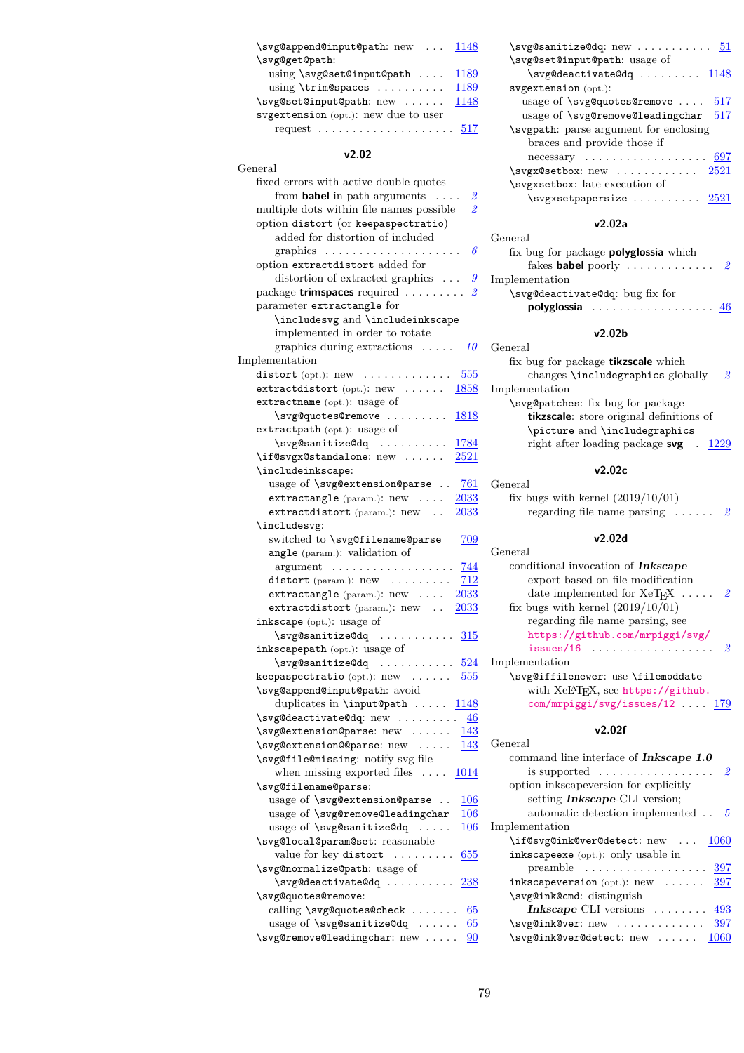\svg@append@input@path: new . . . 1148
\svg@get@path:
  using \svg@set@input@path . . . . 1189
  using \trim@spaces . . . . . . . . . . 1189
\svg@set@input@path: new . . . . . . 1148
svgextension (opt.): new due to user request . . . . . . . . . . . . . . . . . . . . 517

### v2.02

General
- fixed errors with active double quotes from **babel** in path arguments . . . . 2
- multiple dots within file names possible 2
- option distort (or keepaspectratio) added for distortion of included graphics . . . . . . . . . . . . . . . . . . . . 6
- option extractdistort added for distortion of extracted graphics . . . 9
- package **trimspaces** required . . . . . . . . . 2
- parameter extractangle for \includesvg and \includeinkscape implemented in order to rotate graphics during extractions . . . . . 10

Implementation
- distort (opt.): new . . . . . . . . . . . . . 555
- extractdistort (opt.): new . . . . . . 1858
- extractname (opt.): usage of \svg@quotes@remove . . . . . . . . . 1818
- extractpath (opt.): usage of \svg@sanitize@dq . . . . . . . . . . 1784
- \if@svgx@standalone: new . . . . . . 2521
- \includeinkscape:
  - usage of \svg@extension@parse . . 761
  - extractangle (param.): new . . . . 2033
  - extractdistort (param.): new . . 2033
- \includesvg:
  - switched to \svg@filename@parse 709
  - angle (param.): validation of argument . . . . . . . . . . . . . . . . . . 744
  - distort (param.): new . . . . . . . . . 712
  - extractangle (param.): new . . . . 2033
  - extractdistort (param.): new . . 2033
- inkscape (opt.): usage of \svg@sanitize@dq . . . . . . . . . . . 315
- inkscapepath (opt.): usage of \svg@sanitize@dq . . . . . . . . . . . 524
- keepaspectratio (opt.): new . . . . . . 555
- \svg@append@input@path: avoid duplicates in \input@path . . . . . 1148
- \svg@deactivate@dq: new . . . . . . . . . 46
- \svg@extension@parse: new . . . . . . 143
- \svg@extension@@parse: new . . . . . 143
- \svg@file@missing: notify svg file when missing exported files . . . . 1014
- \svg@filename@parse:
  - usage of \svg@extension@parse . . 106
  - usage of \svg@remove@leadingchar 106
  - usage of \svg@sanitize@dq . . . . . 106
- \svg@local@param@set: reasonable value for key distort . . . . . . . . . 655
- \svg@normalize@path: usage of \svg@deactivate@dq . . . . . . . . . . 238
- \svg@quotes@remove:
  - calling \svg@quotes@check . . . . . . . 65
  - usage of \svg@sanitize@dq . . . . . . 65
- \svg@remove@leadingchar: new . . . . . 90
- \svg@sanitize@dq: new . . . . . . . . . . . 51
- \svg@set@input@path: usage of \svg@deactivate@dq . . . . . . . . . 1148
- svgextension (opt.):
  - usage of \svg@quotes@remove . . . . 517
  - usage of \svg@remove@leadingchar 517
- \svgpath: parse argument for enclosing braces and provide those if necessary . . . . . . . . . . . . . . . . . . 697
- \svgx@setbox: new . . . . . . . . . . . . 2521
- \svgxsetbox: late execution of \svgxsetpapersize . . . . . . . . . . 2521

### v2.02a

General
- fix bug for package **polyglossia** which fakes **babel** poorly . . . . . . . . . . . . . 2

Implementation
- \svg@deactivate@dq: bug fix for **polyglossia** . . . . . . . . . . . . . . . . . . 46

### v2.02b

General
- fix bug for package **tikzscale** which changes \includegraphics globally 2

Implementation
- \svg@patches: fix bug for package **tikzscale**: store original definitions of \picture and \includegraphics right after loading package **svg** . 1229

### v2.02c

General
- fix bugs with kernel (2019/10/01) regarding file name parsing . . . . . . 2

### v2.02d

General
- conditional invocation of ***Inkscape*** export based on file modification date implemented for XeTeX . . . . . 2
- fix bugs with kernel (2019/10/01) regarding file name parsing, see https://github.com/mrpiggi/svg/issues/16 . . . . . . . . . . . . . . . . . . 2

Implementation
- \svg@iffilenewer: use \filemoddate with XeLaTeX, see https://github.com/mrpiggi/svg/issues/12 . . . . 179

### v2.02f

General
- command line interface of ***Inkscape 1.0*** is supported . . . . . . . . . . . . . . . . 2
- option inkscapeversion for explicitly setting ***Inkscape***-CLI version; automatic detection implemented . . 5

Implementation
- \if@svg@ink@ver@detect: new . . . 1060
- inkscapeexe (opt.): only usable in preamble . . . . . . . . . . . . . . . . . 397
- inkscapeversion (opt.): new . . . . . . 397
- \svg@ink@cmd: distinguish ***Inkscape*** CLI versions . . . . . . . . 493
- \svg@ink@ver: new . . . . . . . . . . . . . 397
- \svg@ink@ver@detect: new . . . . . . 1060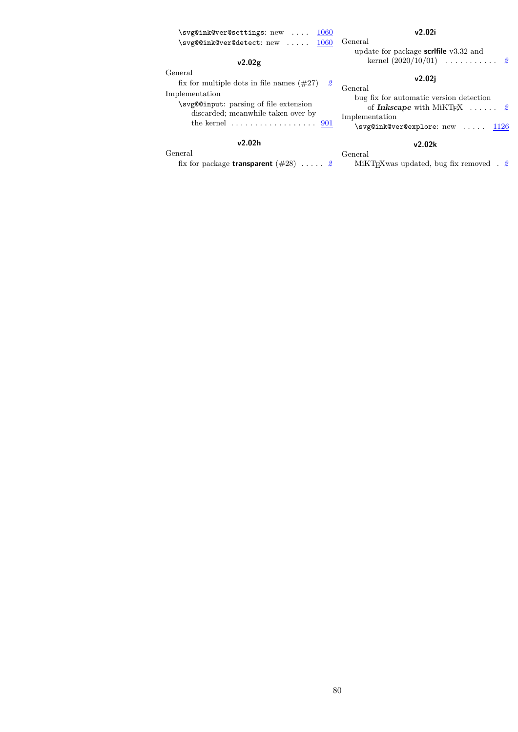\svg@ink@ver@settings: new . . . . 1060

\svg@@ink@ver@detect: new . . . . . 1060

### v2.02g

General

fix for multiple dots in file names (#27) 2

Implementation

\svg@@input: parsing of file extension discarded; meanwhile taken over by the kernel . . . . . . . . . . . . . . . . . . 901

### v2.02h

General

fix for package **transparent** (#28) . . . . . 2

### v2.02i

General

update for package **scrlfile** v3.32 and kernel (2020/10/01) . . . . . . . . . . . 2

### v2.02j

General

bug fix for automatic version detection of ***Inkscape*** with MiKTEX . . . . . . 2

Implementation

\svg@ink@ver@explore: new . . . . . 1126

### v2.02k

General

MiKTEXwas updated, bug fix removed . 2